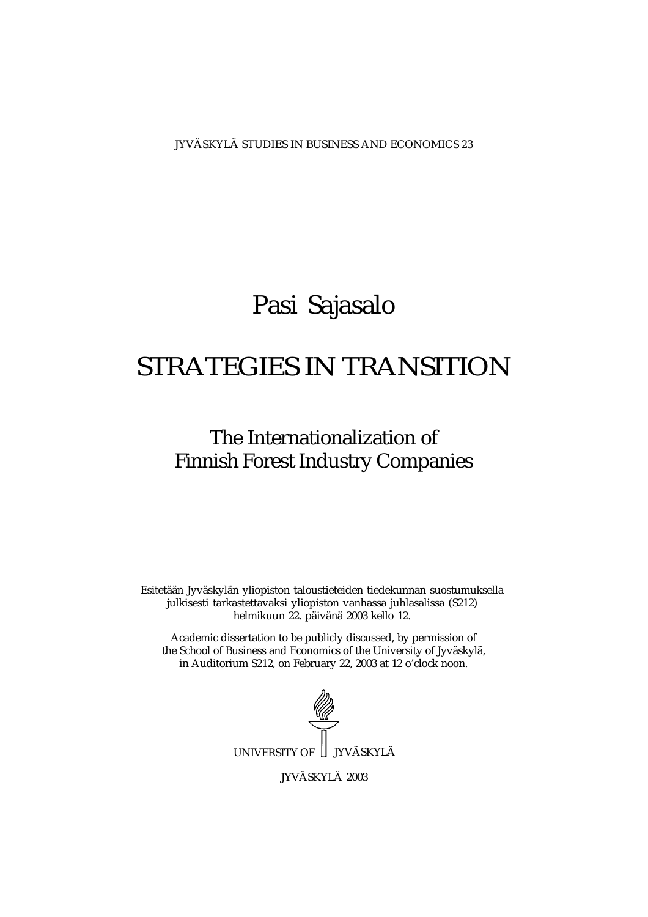JYVÄSKYLÄ STUDIES IN BUSINESS AND ECONOMICS 23

# Pasi Sajasalo

# STRATEGIES IN TRANSITION

## The Internationalization of Finnish Forest Industry Companies

Esitetään Jyväskylän yliopiston taloustieteiden tiedekunnan suostumuksella julkisesti tarkastettavaksi yliopiston vanhassa juhlasalissa (S212) helmikuun 22. päivänä 2003 kello 12.

Academic dissertation to be publicly discussed, by permission of the School of Business and Economics of the University of Jyväskylä, in Auditorium S212, on February 22, 2003 at 12 o'clock noon.

UNIVERSITY OF JYVÄSKYLÄ

JYVÄSKYLÄ 2003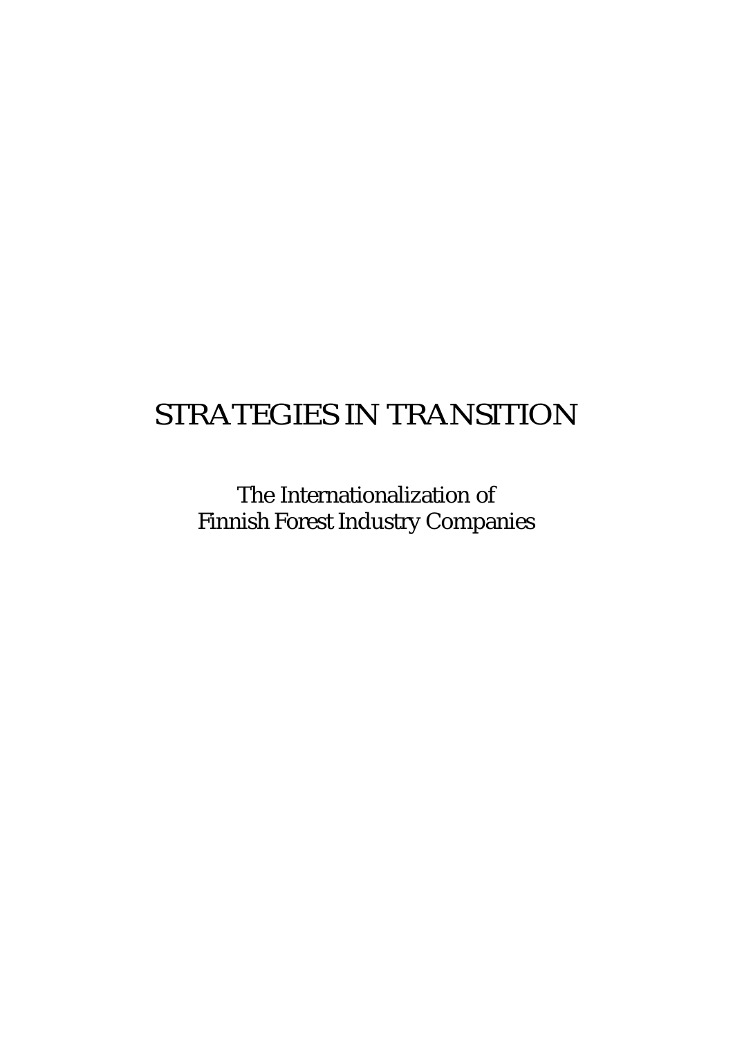# STRATEGIES IN TRANSITION

The Internationalization of
Finnish Forest Industry Companies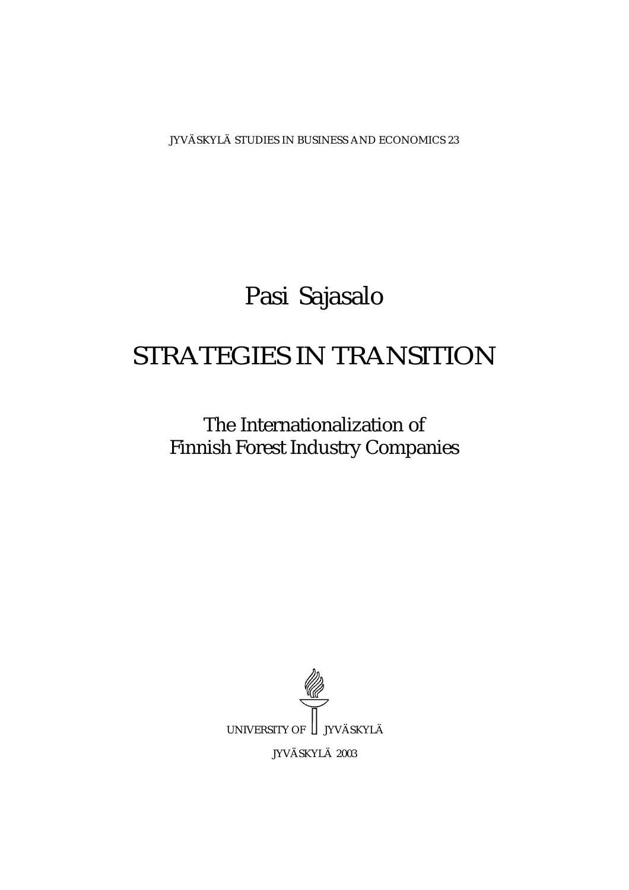JYVÄSKYLÄ STUDIES IN BUSINESS AND ECONOMICS 23

Pasi Sajasalo

# STRATEGIES IN TRANSITION

## The Internationalization of Finnish Forest Industry Companies

UNIVERSITY OF JYVÄSKYLÄ

JYVÄSKYLÄ 2003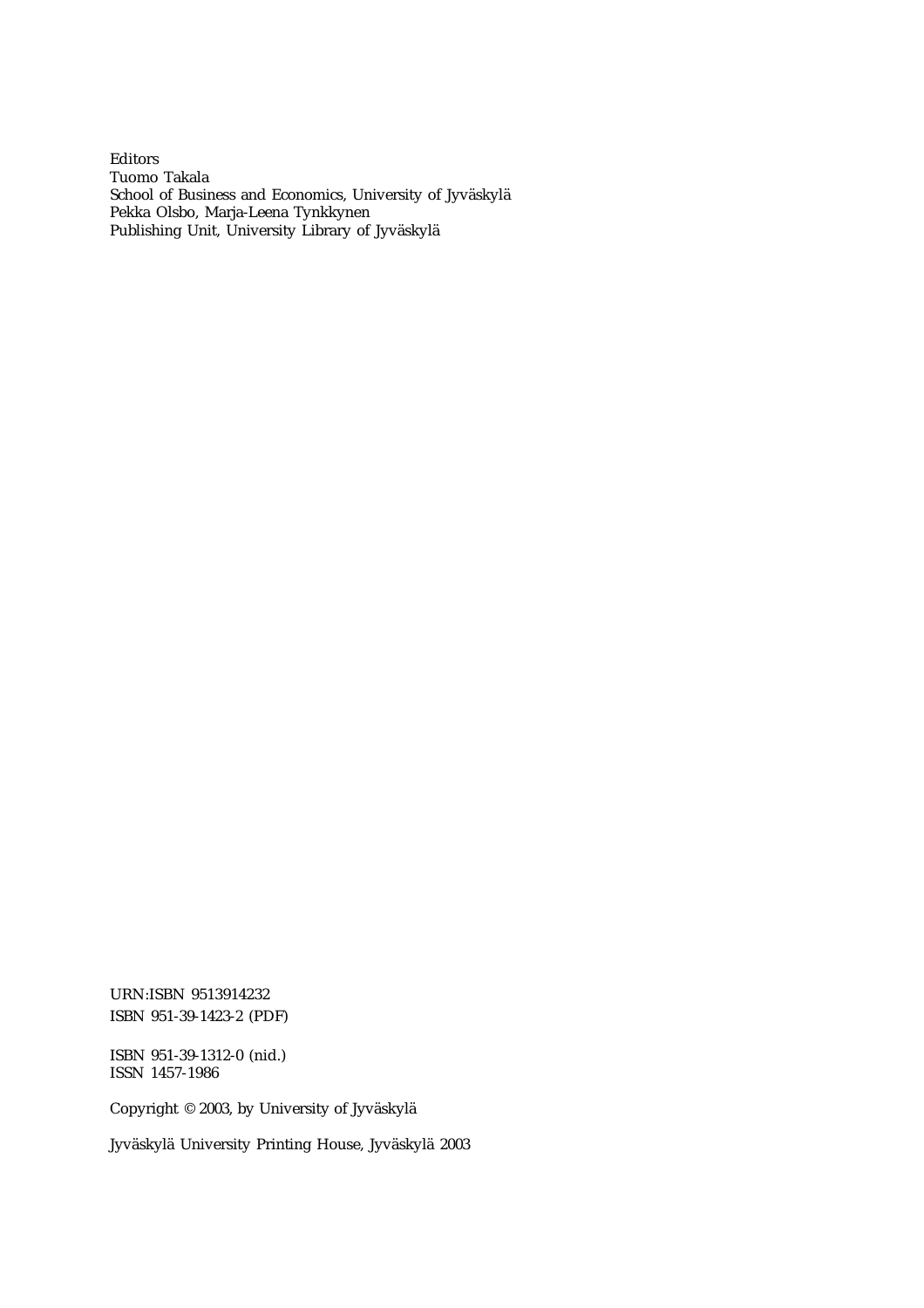Editors
Tuomo Takala
School of Business and Economics, University of Jyväskylä
Pekka Olsbo, Marja-Leena Tynkkynen
Publishing Unit, University Library of Jyväskylä

URN:ISBN 9513914232
ISBN 951-39-1423-2 (PDF)

ISBN 951-39-1312-0 (nid.)
ISSN 1457-1986

Copyright © 2003, by University of Jyväskylä

Jyväskylä University Printing House, Jyväskylä 2003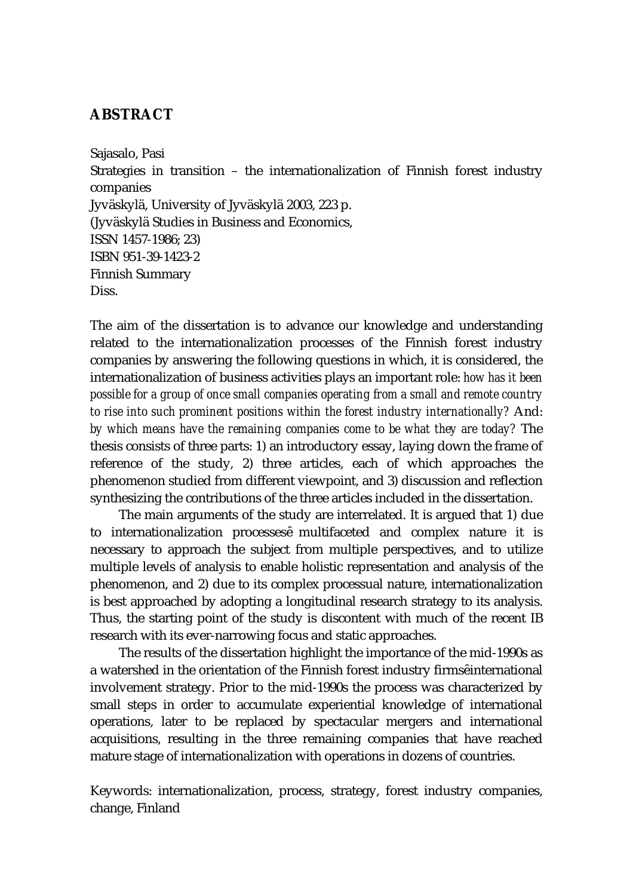## ABSTRACT

Sajasalo, Pasi
Strategies in transition – the internationalization of Finnish forest industry companies
Jyväskylä, University of Jyväskylä 2003, 223 p.
(Jyväskylä Studies in Business and Economics,
ISSN 1457-1986; 23)
ISBN 951-39-1423-2
Finnish Summary
Diss.

The aim of the dissertation is to advance our knowledge and understanding related to the internationalization processes of the Finnish forest industry companies by answering the following questions in which, it is considered, the internationalization of business activities plays an important role: *how has it been possible for a group of once small companies operating from a small and remote country to rise into such prominent positions within the forest industry internationally?* And: *by which means have the remaining companies come to be what they are today?* The thesis consists of three parts: 1) an introductory essay, laying down the frame of reference of the study, 2) three articles, each of which approaches the phenomenon studied from different viewpoint, and 3) discussion and reflection synthesizing the contributions of the three articles included in the dissertation.

The main arguments of the study are interrelated. It is argued that 1) due to internationalization processesê multifaceted and complex nature it is necessary to approach the subject from multiple perspectives, and to utilize multiple levels of analysis to enable holistic representation and analysis of the phenomenon, and 2) due to its complex processual nature, internationalization is best approached by adopting a longitudinal research strategy to its analysis. Thus, the starting point of the study is discontent with much of the recent IB research with its ever-narrowing focus and static approaches.

The results of the dissertation highlight the importance of the mid-1990s as a watershed in the orientation of the Finnish forest industry firmsêinternational involvement strategy. Prior to the mid-1990s the process was characterized by small steps in order to accumulate experiential knowledge of international operations, later to be replaced by spectacular mergers and international acquisitions, resulting in the three remaining companies that have reached mature stage of internationalization with operations in dozens of countries.

Keywords: internationalization, process, strategy, forest industry companies, change, Finland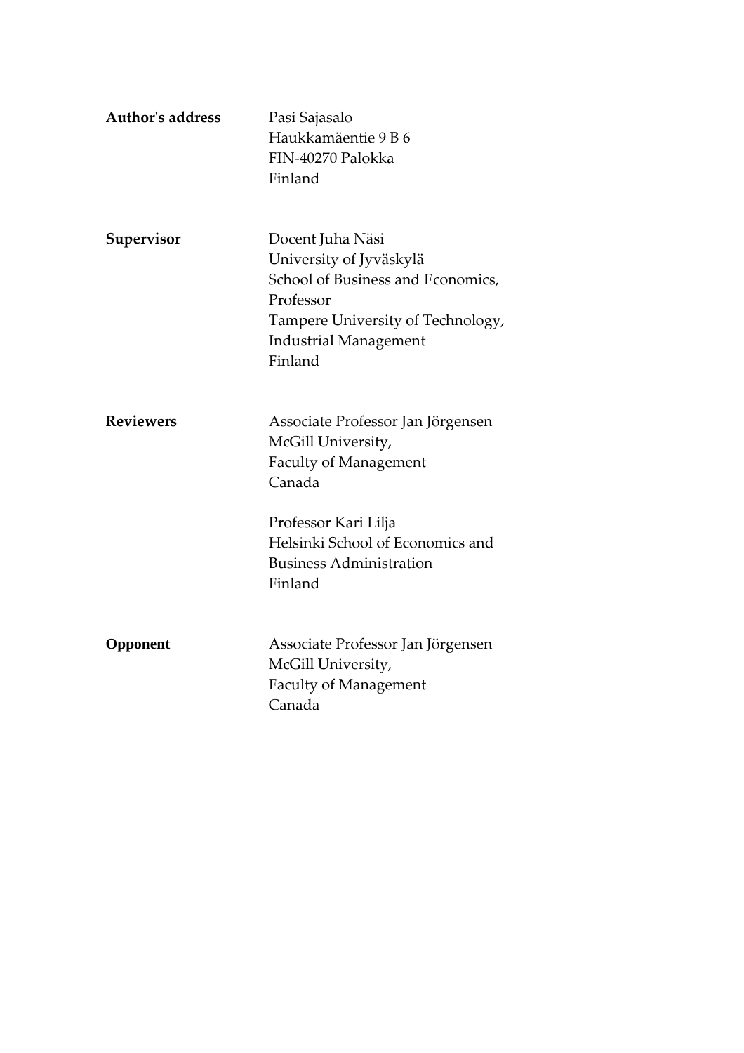**Author's address** Pasi Sajasalo
Haukkamäentie 9 B 6
FIN-40270 Palokka
Finland

**Supervisor** Docent Juha Näsi
University of Jyväskylä
School of Business and Economics,
Professor
Tampere University of Technology,
Industrial Management
Finland

**Reviewers** Associate Professor Jan Jörgensen
McGill University,
Faculty of Management
Canada

Professor Kari Lilja
Helsinki School of Economics and
Business Administration
Finland

**Opponent** Associate Professor Jan Jörgensen
McGill University,
Faculty of Management
Canada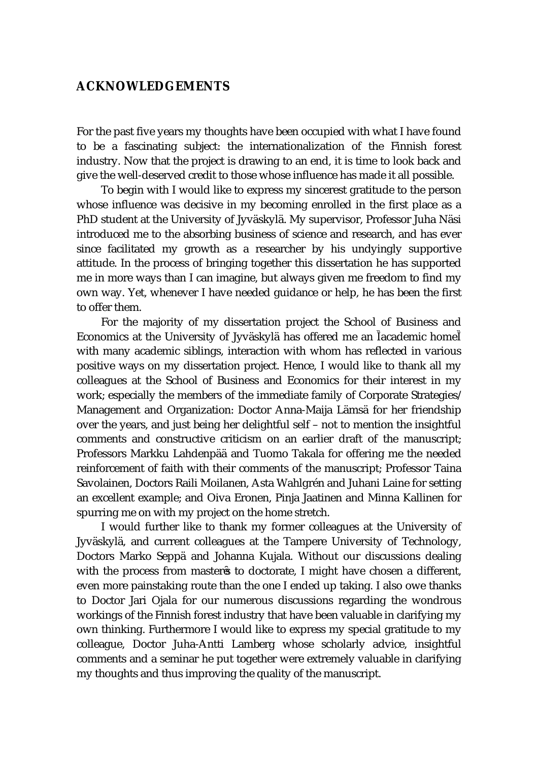# ACKNOWLEDGEMENTS

For the past five years my thoughts have been occupied with what I have found to be a fascinating subject: the internationalization of the Finnish forest industry. Now that the project is drawing to an end, it is time to look back and give the well-deserved credit to those whose influence has made it all possible.

To begin with I would like to express my sincerest gratitude to the person whose influence was decisive in my becoming enrolled in the first place as a PhD student at the University of Jyväskylä. My supervisor, Professor Juha Näsi introduced me to the absorbing business of science and research, and has ever since facilitated my growth as a researcher by his undyingly supportive attitude. In the process of bringing together this dissertation he has supported me in more ways than I can imagine, but always given me freedom to find my own way. Yet, whenever I have needed guidance or help, he has been the first to offer them.

For the majority of my dissertation project the School of Business and Economics at the University of Jyväskylä has offered me an "academic home" with many academic siblings, interaction with whom has reflected in various positive ways on my dissertation project. Hence, I would like to thank all my colleagues at the School of Business and Economics for their interest in my work; especially the members of the immediate family of Corporate Strategies/Management and Organization: Doctor Anna-Maija Lämsä for her friendship over the years, and just being her delightful self – not to mention the insightful comments and constructive criticism on an earlier draft of the manuscript; Professors Markku Lahdenpää and Tuomo Takala for offering me the needed reinforcement of faith with their comments of the manuscript; Professor Taina Savolainen, Doctors Raili Moilanen, Asta Wahlgrén and Juhani Laine for setting an excellent example; and Oiva Eronen, Pinja Jaatinen and Minna Kallinen for spurring me on with my project on the home stretch.

I would further like to thank my former colleagues at the University of Jyväskylä, and current colleagues at the Tampere University of Technology, Doctors Marko Seppä and Johanna Kujala. Without our discussions dealing with the process from master's to doctorate, I might have chosen a different, even more painstaking route than the one I ended up taking. I also owe thanks to Doctor Jari Ojala for our numerous discussions regarding the wondrous workings of the Finnish forest industry that have been valuable in clarifying my own thinking. Furthermore I would like to express my special gratitude to my colleague, Doctor Juha-Antti Lamberg whose scholarly advice, insightful comments and a seminar he put together were extremely valuable in clarifying my thoughts and thus improving the quality of the manuscript.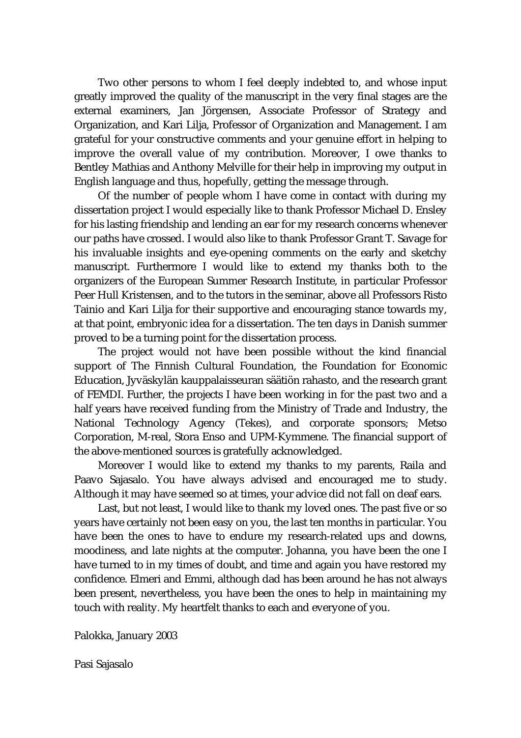Two other persons to whom I feel deeply indebted to, and whose input greatly improved the quality of the manuscript in the very final stages are the external examiners, Jan Jörgensen, Associate Professor of Strategy and Organization, and Kari Lilja, Professor of Organization and Management. I am grateful for your constructive comments and your genuine effort in helping to improve the overall value of my contribution. Moreover, I owe thanks to Bentley Mathias and Anthony Melville for their help in improving my output in English language and thus, hopefully, getting the message through.

Of the number of people whom I have come in contact with during my dissertation project I would especially like to thank Professor Michael D. Ensley for his lasting friendship and lending an ear for my research concerns whenever our paths have crossed. I would also like to thank Professor Grant T. Savage for his invaluable insights and eye-opening comments on the early and sketchy manuscript. Furthermore I would like to extend my thanks both to the organizers of the European Summer Research Institute, in particular Professor Peer Hull Kristensen, and to the tutors in the seminar, above all Professors Risto Tainio and Kari Lilja for their supportive and encouraging stance towards my, at that point, embryonic idea for a dissertation. The ten days in Danish summer proved to be a turning point for the dissertation process.

The project would not have been possible without the kind financial support of The Finnish Cultural Foundation, the Foundation for Economic Education, Jyväskylän kauppalaisseuran säätiön rahasto, and the research grant of FEMDI. Further, the projects I have been working in for the past two and a half years have received funding from the Ministry of Trade and Industry, the National Technology Agency (Tekes), and corporate sponsors; Metso Corporation, M-real, Stora Enso and UPM-Kymmene. The financial support of the above-mentioned sources is gratefully acknowledged.

Moreover I would like to extend my thanks to my parents, Raila and Paavo Sajasalo. You have always advised and encouraged me to study. Although it may have seemed so at times, your advice did not fall on deaf ears.

Last, but not least, I would like to thank my loved ones. The past five or so years have certainly not been easy on you, the last ten months in particular. You have been the ones to have to endure my research-related ups and downs, moodiness, and late nights at the computer. Johanna, you have been the one I have turned to in my times of doubt, and time and again you have restored my confidence. Elmeri and Emmi, although dad has been around he has not always been present, nevertheless, you have been the ones to help in maintaining my touch with reality. My heartfelt thanks to each and everyone of you.

Palokka, January 2003

Pasi Sajasalo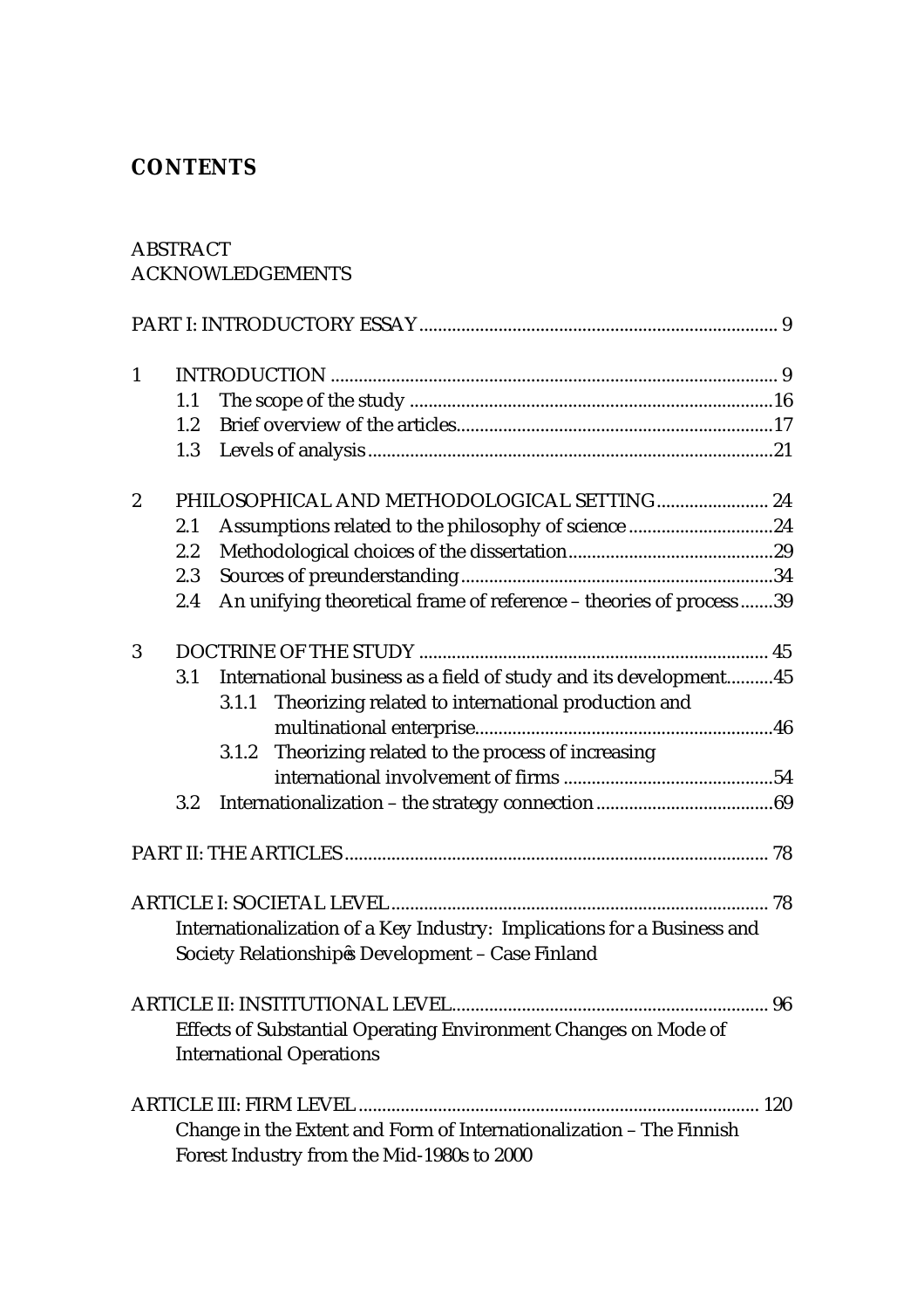# CONTENTS

ABSTRACT
ACKNOWLEDGEMENTS

PART I: INTRODUCTORY ESSAY ........................................................................... 9

1 INTRODUCTION ............................................................................................ 9
  1.1 The scope of the study ............................................................................16
  1.2 Brief overview of the articles..................................................................17
  1.3 Levels of analysis .....................................................................................21

2 PHILOSOPHICAL AND METHODOLOGICAL SETTING ....................... 24
  2.1 Assumptions related to the philosophy of science ..............................24
  2.2 Methodological choices of the dissertation...........................................29
  2.3 Sources of preunderstanding .................................................................34
  2.4 An unifying theoretical frame of reference – theories of process .......39

3 DOCTRINE OF THE STUDY ........................................................................ 45
  3.1 International business as a field of study and its development..........45
    3.1.1 Theorizing related to international production and multinational enterprise...............................................................46
    3.1.2 Theorizing related to the process of increasing international involvement of firms ............................................54
  3.2 Internationalization – the strategy connection .....................................69

PART II: THE ARTICLES ........................................................................................ 78

ARTICLE I: SOCIETAL LEVEL ............................................................................... 78
  Internationalization of a Key Industry: Implications for a Business and Society Relationship's Development – Case Finland

ARTICLE II: INSTITUTIONAL LEVEL.................................................................. 96
  Effects of Substantial Operating Environment Changes on Mode of International Operations

ARTICLE III: FIRM LEVEL .................................................................................... 120
  Change in the Extent and Form of Internationalization – The Finnish Forest Industry from the Mid-1980s to 2000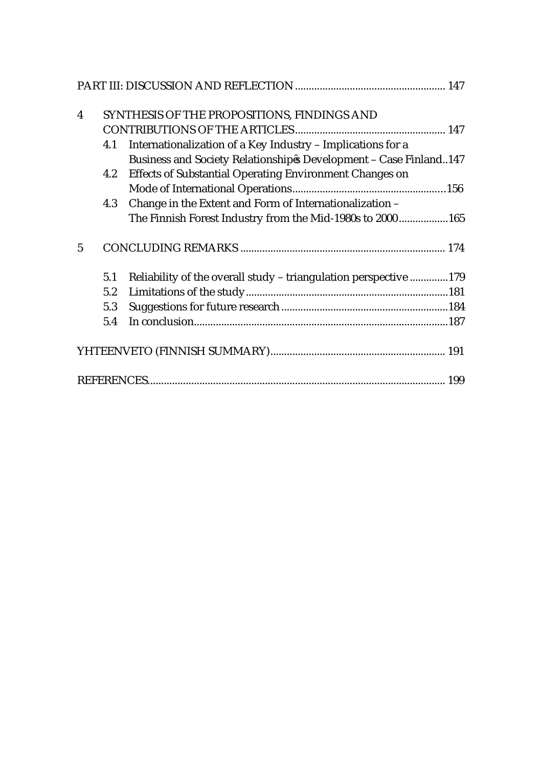PART III: DISCUSSION AND REFLECTION ....................................................... 147

4 SYNTHESIS OF THE PROPOSITIONS, FINDINGS AND CONTRIBUTIONS OF THE ARTICLES....................................................... 147
  - 4.1 Internationalization of a Key Industry – Implications for a Business and Society Relationship's Development – Case Finland..147
  - 4.2 Effects of Substantial Operating Environment Changes on Mode of International Operations........................................................156
  - 4.3 Change in the Extent and Form of Internationalization – The Finnish Forest Industry from the Mid-1980s to 2000..................165

5 CONCLUDING REMARKS ........................................................................... 174
  - 5.1 Reliability of the overall study – triangulation perspective .............179
  - 5.2 Limitations of the study..........................................................................181
  - 5.3 Suggestions for future research .............................................................184
  - 5.4 In conclusion.............................................................................................187

YHTEENVETO (FINNISH SUMMARY)................................................................ 191

REFERENCES............................................................................................................ 199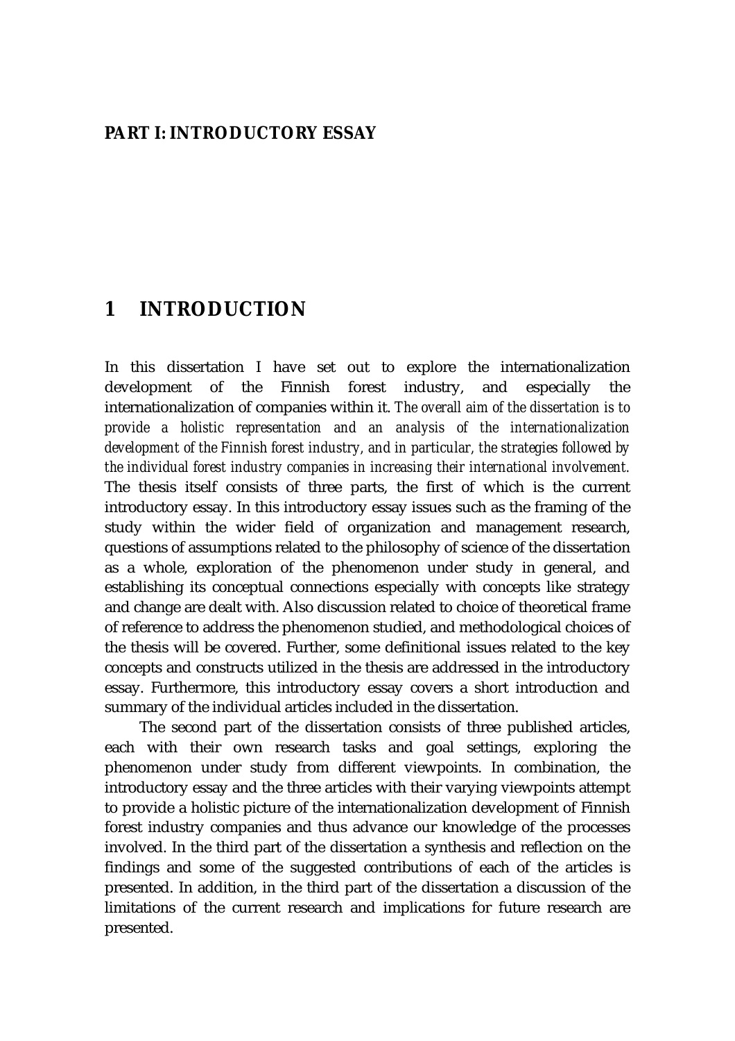**PART I: INTRODUCTORY ESSAY**

# 1 INTRODUCTION

In this dissertation I have set out to explore the internationalization development of the Finnish forest industry, and especially the internationalization of companies within it. *The overall aim of the dissertation is to provide a holistic representation and an analysis of the internationalization development of the Finnish forest industry, and in particular, the strategies followed by the individual forest industry companies in increasing their international involvement.* The thesis itself consists of three parts, the first of which is the current introductory essay. In this introductory essay issues such as the framing of the study within the wider field of organization and management research, questions of assumptions related to the philosophy of science of the dissertation as a whole, exploration of the phenomenon under study in general, and establishing its conceptual connections especially with concepts like strategy and change are dealt with. Also discussion related to choice of theoretical frame of reference to address the phenomenon studied, and methodological choices of the thesis will be covered. Further, some definitional issues related to the key concepts and constructs utilized in the thesis are addressed in the introductory essay. Furthermore, this introductory essay covers a short introduction and summary of the individual articles included in the dissertation.

The second part of the dissertation consists of three published articles, each with their own research tasks and goal settings, exploring the phenomenon under study from different viewpoints. In combination, the introductory essay and the three articles with their varying viewpoints attempt to provide a holistic picture of the internationalization development of Finnish forest industry companies and thus advance our knowledge of the processes involved. In the third part of the dissertation a synthesis and reflection on the findings and some of the suggested contributions of each of the articles is presented. In addition, in the third part of the dissertation a discussion of the limitations of the current research and implications for future research are presented.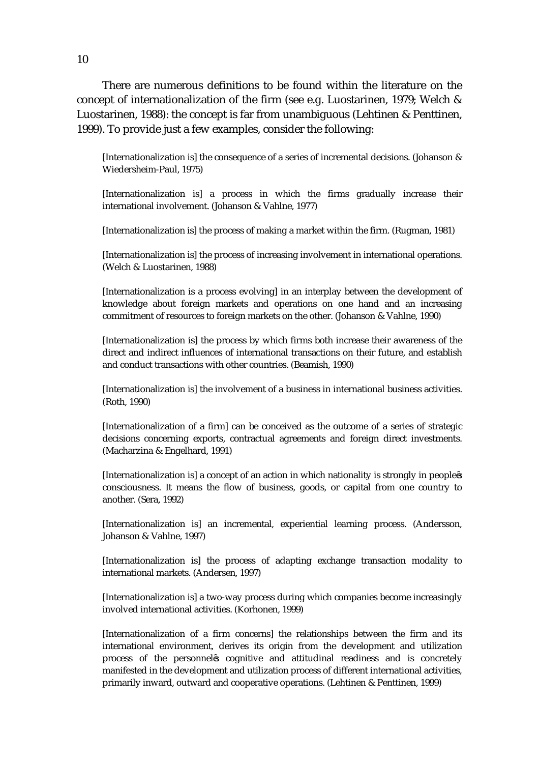There are numerous definitions to be found within the literature on the concept of internationalization of the firm (see e.g. Luostarinen, 1979; Welch & Luostarinen, 1988): the concept is far from unambiguous (Lehtinen & Penttinen, 1999). To provide just a few examples, consider the following:

> [Internationalization is] the consequence of a series of incremental decisions. (Johanson & Wiedersheim-Paul, 1975)

> [Internationalization is] a process in which the firms gradually increase their international involvement. (Johanson & Vahlne, 1977)

> [Internationalization is] the process of making a market within the firm. (Rugman, 1981)

> [Internationalization is] the process of increasing involvement in international operations. (Welch & Luostarinen, 1988)

> [Internationalization is a process evolving] in an interplay between the development of knowledge about foreign markets and operations on one hand and an increasing commitment of resources to foreign markets on the other. (Johanson & Vahlne, 1990)

> [Internationalization is] the process by which firms both increase their awareness of the direct and indirect influences of international transactions on their future, and establish and conduct transactions with other countries. (Beamish, 1990)

> [Internationalization is] the involvement of a business in international business activities. (Roth, 1990)

> [Internationalization of a firm] can be conceived as the outcome of a series of strategic decisions concerning exports, contractual agreements and foreign direct investments. (Macharzina & Engelhard, 1991)

> [Internationalization is] a concept of an action in which nationality is strongly in people's consciousness. It means the flow of business, goods, or capital from one country to another. (Sera, 1992)

> [Internationalization is] an incremental, experiential learning process. (Andersson, Johanson & Vahlne, 1997)

> [Internationalization is] the process of adapting exchange transaction modality to international markets. (Andersen, 1997)

> [Internationalization is] a two-way process during which companies become increasingly involved international activities. (Korhonen, 1999)

> [Internationalization of a firm concerns] the relationships between the firm and its international environment, derives its origin from the development and utilization process of the personnel's cognitive and attitudinal readiness and is concretely manifested in the development and utilization process of different international activities, primarily inward, outward and cooperative operations. (Lehtinen & Penttinen, 1999)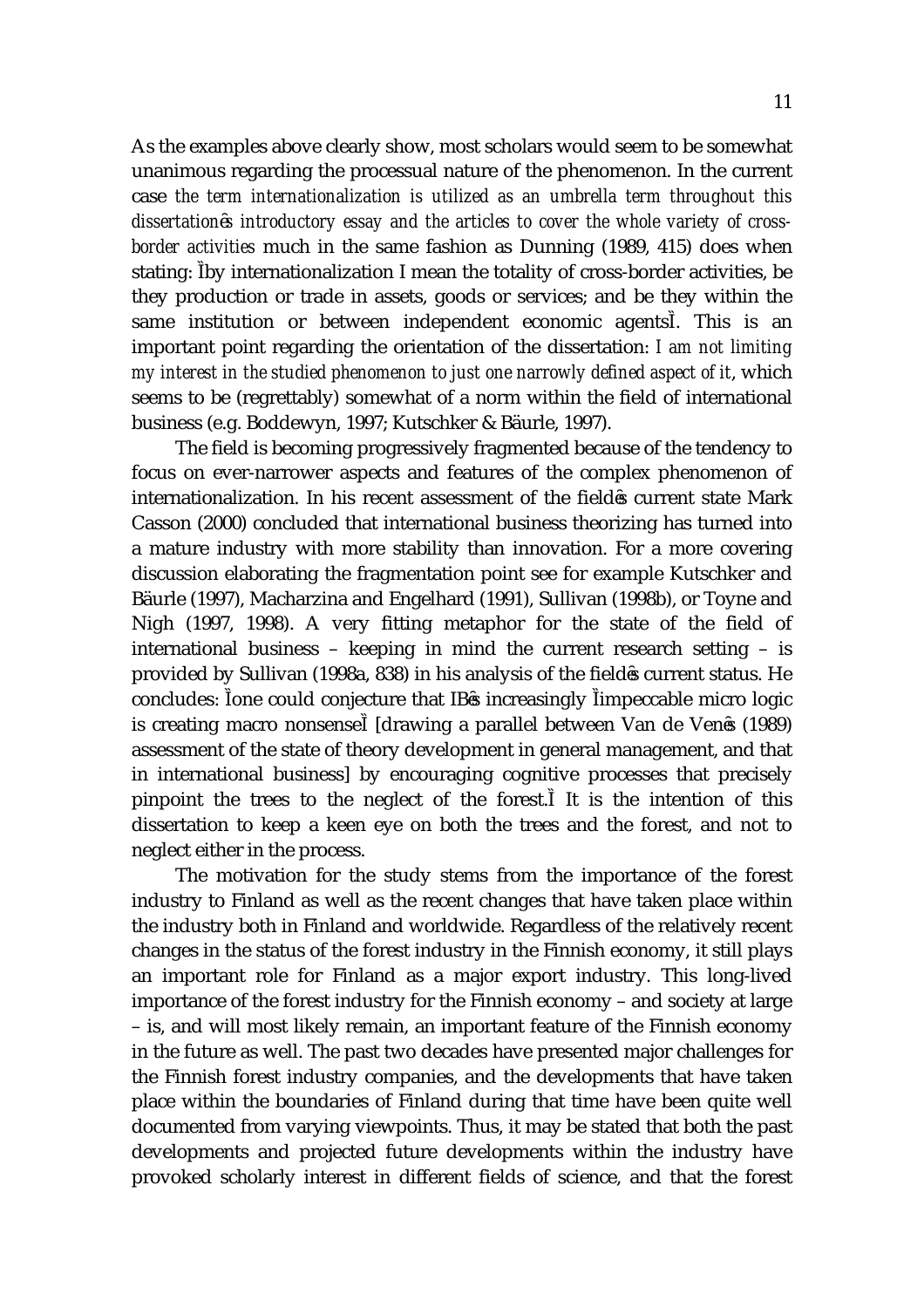As the examples above clearly show, most scholars would seem to be somewhat unanimous regarding the processual nature of the phenomenon. In the current case *the term internationalization is utilized as an umbrella term throughout this dissertation's introductory essay and the articles to cover the whole variety of cross-border activities* much in the same fashion as Dunning (1989, 415) does when stating: "by internationalization I mean the totality of cross-border activities, be they production or trade in assets, goods or services; and be they within the same institution or between independent economic agents". This is an important point regarding the orientation of the dissertation: *I am not limiting my interest in the studied phenomenon to just one narrowly defined aspect of it*, which seems to be (regrettably) somewhat of a norm within the field of international business (e.g. Boddewyn, 1997; Kutschker & Bäurle, 1997).

The field is becoming progressively fragmented because of the tendency to focus on ever-narrower aspects and features of the complex phenomenon of internationalization. In his recent assessment of the field's current state Mark Casson (2000) concluded that international business theorizing has turned into a mature industry with more stability than innovation. For a more covering discussion elaborating the fragmentation point see for example Kutschker and Bäurle (1997), Macharzina and Engelhard (1991), Sullivan (1998b), or Toyne and Nigh (1997, 1998). A very fitting metaphor for the state of the field of international business – keeping in mind the current research setting – is provided by Sullivan (1998a, 838) in his analysis of the field's current status. He concludes: "one could conjecture that IB's increasingly 'impeccable micro logic is creating macro nonsense' [drawing a parallel between Van de Ven's (1989) assessment of the state of theory development in general management, and that in international business] by encouraging cognitive processes that precisely pinpoint the trees to the neglect of the forest." It is the intention of this dissertation to keep a keen eye on both the trees and the forest, and not to neglect either in the process.

The motivation for the study stems from the importance of the forest industry to Finland as well as the recent changes that have taken place within the industry both in Finland and worldwide. Regardless of the relatively recent changes in the status of the forest industry in the Finnish economy, it still plays an important role for Finland as a major export industry. This long-lived importance of the forest industry for the Finnish economy – and society at large – is, and will most likely remain, an important feature of the Finnish economy in the future as well. The past two decades have presented major challenges for the Finnish forest industry companies, and the developments that have taken place within the boundaries of Finland during that time have been quite well documented from varying viewpoints. Thus, it may be stated that both the past developments and projected future developments within the industry have provoked scholarly interest in different fields of science, and that the forest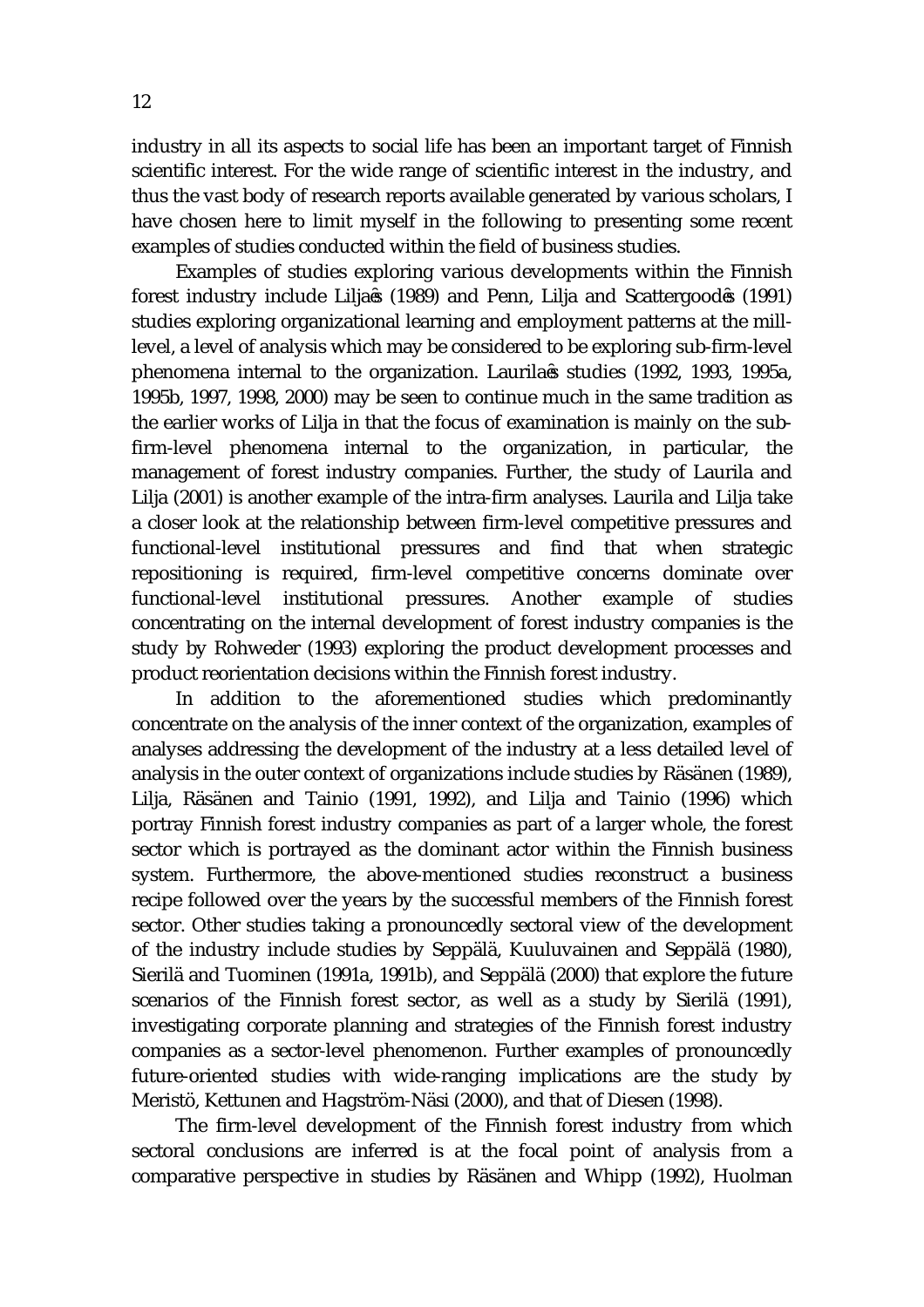industry in all its aspects to social life has been an important target of Finnish scientific interest. For the wide range of scientific interest in the industry, and thus the vast body of research reports available generated by various scholars, I have chosen here to limit myself in the following to presenting some recent examples of studies conducted within the field of business studies.

Examples of studies exploring various developments within the Finnish forest industry include Lilja's (1989) and Penn, Lilja and Scattergood's (1991) studies exploring organizational learning and employment patterns at the mill-level, a level of analysis which may be considered to be exploring sub-firm-level phenomena internal to the organization. Laurila's studies (1992, 1993, 1995a, 1995b, 1997, 1998, 2000) may be seen to continue much in the same tradition as the earlier works of Lilja in that the focus of examination is mainly on the sub-firm-level phenomena internal to the organization, in particular, the management of forest industry companies. Further, the study of Laurila and Lilja (2001) is another example of the intra-firm analyses. Laurila and Lilja take a closer look at the relationship between firm-level competitive pressures and functional-level institutional pressures and find that when strategic repositioning is required, firm-level competitive concerns dominate over functional-level institutional pressures. Another example of studies concentrating on the internal development of forest industry companies is the study by Rohweder (1993) exploring the product development processes and product reorientation decisions within the Finnish forest industry.

In addition to the aforementioned studies which predominantly concentrate on the analysis of the inner context of the organization, examples of analyses addressing the development of the industry at a less detailed level of analysis in the outer context of organizations include studies by Räsänen (1989), Lilja, Räsänen and Tainio (1991, 1992), and Lilja and Tainio (1996) which portray Finnish forest industry companies as part of a larger whole, the forest sector which is portrayed as the dominant actor within the Finnish business system. Furthermore, the above-mentioned studies reconstruct a business recipe followed over the years by the successful members of the Finnish forest sector. Other studies taking a pronouncedly sectoral view of the development of the industry include studies by Seppälä, Kuuluvainen and Seppälä (1980), Sierilä and Tuominen (1991a, 1991b), and Seppälä (2000) that explore the future scenarios of the Finnish forest sector, as well as a study by Sierilä (1991), investigating corporate planning and strategies of the Finnish forest industry companies as a sector-level phenomenon. Further examples of pronouncedly future-oriented studies with wide-ranging implications are the study by Meristö, Kettunen and Hagström-Näsi (2000), and that of Diesen (1998).

The firm-level development of the Finnish forest industry from which sectoral conclusions are inferred is at the focal point of analysis from a comparative perspective in studies by Räsänen and Whipp (1992), Huolman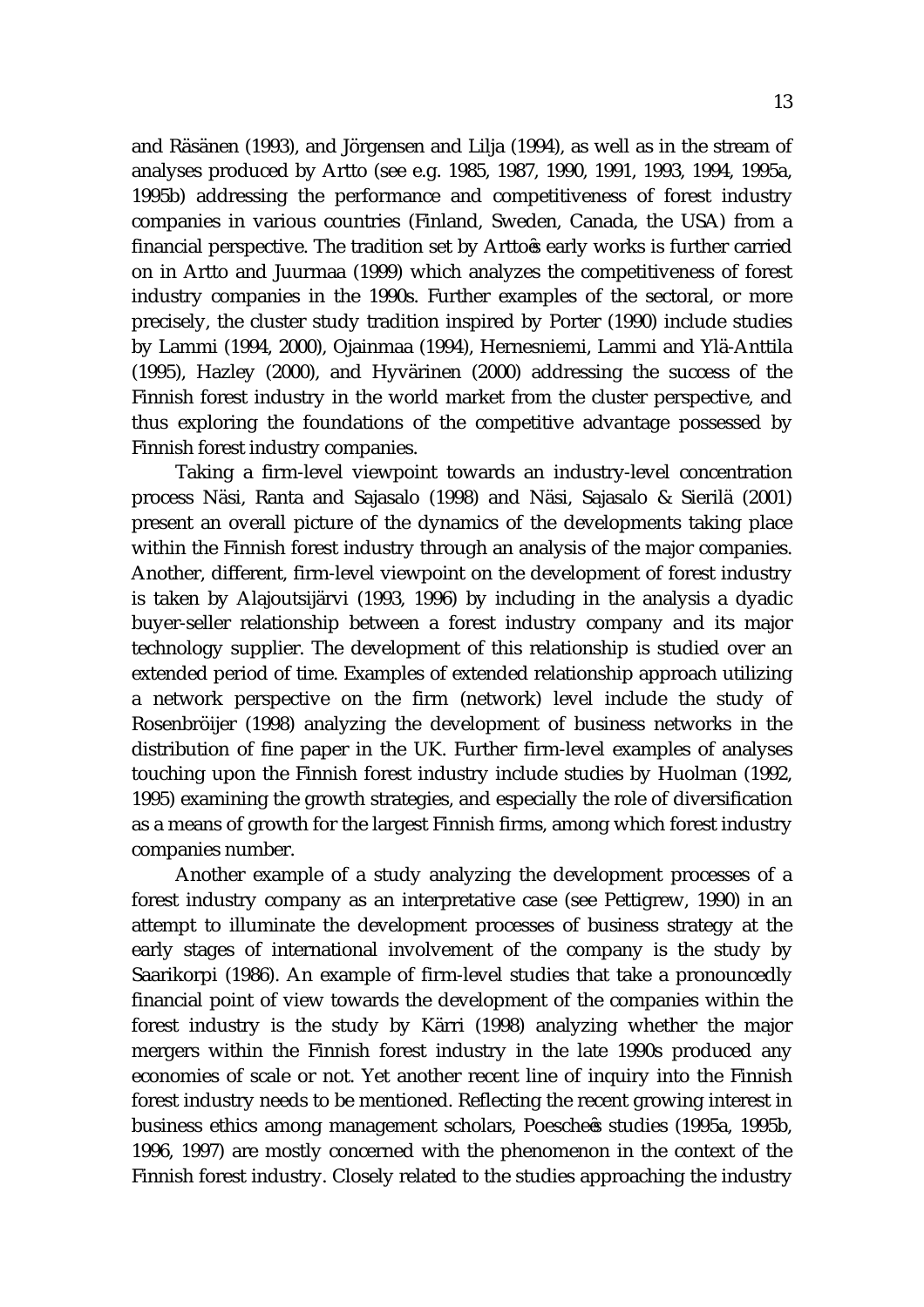and Räsänen (1993), and Jörgensen and Lilja (1994), as well as in the stream of analyses produced by Artto (see e.g. 1985, 1987, 1990, 1991, 1993, 1994, 1995a, 1995b) addressing the performance and competitiveness of forest industry companies in various countries (Finland, Sweden, Canada, the USA) from a financial perspective. The tradition set by Artto's early works is further carried on in Artto and Juurmaa (1999) which analyzes the competitiveness of forest industry companies in the 1990s. Further examples of the sectoral, or more precisely, the cluster study tradition inspired by Porter (1990) include studies by Lammi (1994, 2000), Ojainmaa (1994), Hernesniemi, Lammi and Ylä-Anttila (1995), Hazley (2000), and Hyvärinen (2000) addressing the success of the Finnish forest industry in the world market from the cluster perspective, and thus exploring the foundations of the competitive advantage possessed by Finnish forest industry companies.

Taking a firm-level viewpoint towards an industry-level concentration process Näsi, Ranta and Sajasalo (1998) and Näsi, Sajasalo & Sierilä (2001) present an overall picture of the dynamics of the developments taking place within the Finnish forest industry through an analysis of the major companies. Another, different, firm-level viewpoint on the development of forest industry is taken by Alajoutsijärvi (1993, 1996) by including in the analysis a dyadic buyer-seller relationship between a forest industry company and its major technology supplier. The development of this relationship is studied over an extended period of time. Examples of extended relationship approach utilizing a network perspective on the firm (network) level include the study of Rosenbröijer (1998) analyzing the development of business networks in the distribution of fine paper in the UK. Further firm-level examples of analyses touching upon the Finnish forest industry include studies by Huolman (1992, 1995) examining the growth strategies, and especially the role of diversification as a means of growth for the largest Finnish firms, among which forest industry companies number.

Another example of a study analyzing the development processes of a forest industry company as an interpretative case (see Pettigrew, 1990) in an attempt to illuminate the development processes of business strategy at the early stages of international involvement of the company is the study by Saarikorpi (1986). An example of firm-level studies that take a pronouncedly financial point of view towards the development of the companies within the forest industry is the study by Kärri (1998) analyzing whether the major mergers within the Finnish forest industry in the late 1990s produced any economies of scale or not. Yet another recent line of inquiry into the Finnish forest industry needs to be mentioned. Reflecting the recent growing interest in business ethics among management scholars, Poeschee's studies (1995a, 1995b, 1996, 1997) are mostly concerned with the phenomenon in the context of the Finnish forest industry. Closely related to the studies approaching the industry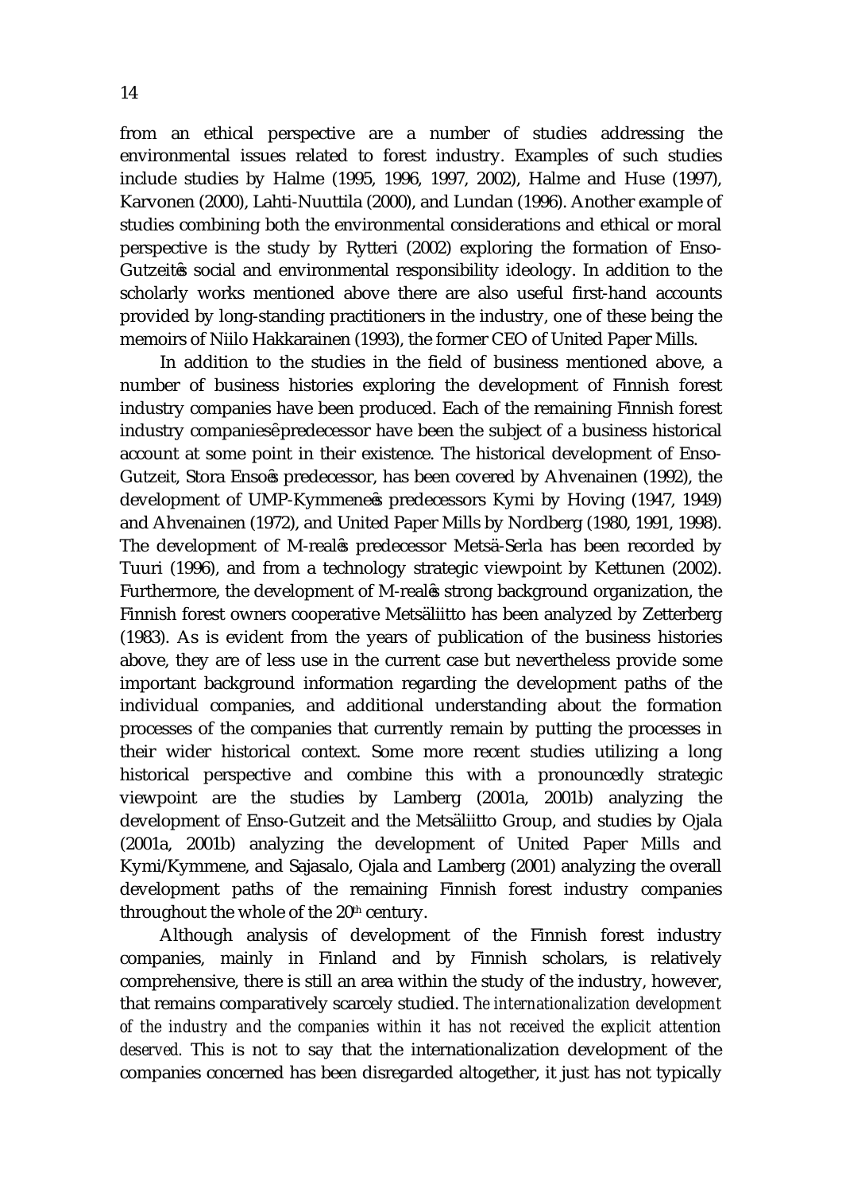from an ethical perspective are a number of studies addressing the environmental issues related to forest industry. Examples of such studies include studies by Halme (1995, 1996, 1997, 2002), Halme and Huse (1997), Karvonen (2000), Lahti-Nuuttila (2000), and Lundan (1996). Another example of studies combining both the environmental considerations and ethical or moral perspective is the study by Rytteri (2002) exploring the formation of Enso-Gutzeit's social and environmental responsibility ideology. In addition to the scholarly works mentioned above there are also useful first-hand accounts provided by long-standing practitioners in the industry, one of these being the memoirs of Niilo Hakkarainen (1993), the former CEO of United Paper Mills.

In addition to the studies in the field of business mentioned above, a number of business histories exploring the development of Finnish forest industry companies have been produced. Each of the remaining Finnish forest industry companies' predecessor have been the subject of a business historical account at some point in their existence. The historical development of Enso-Gutzeit, Stora Enso's predecessor, has been covered by Ahvenainen (1992), the development of UMP-Kymmene's predecessors Kymi by Hoving (1947, 1949) and Ahvenainen (1972), and United Paper Mills by Nordberg (1980, 1991, 1998). The development of M-real's predecessor Metsä-Serla has been recorded by Tuuri (1996), and from a technology strategic viewpoint by Kettunen (2002). Furthermore, the development of M-real's strong background organization, the Finnish forest owners cooperative Metsäliitto has been analyzed by Zetterberg (1983). As is evident from the years of publication of the business histories above, they are of less use in the current case but nevertheless provide some important background information regarding the development paths of the individual companies, and additional understanding about the formation processes of the companies that currently remain by putting the processes in their wider historical context. Some more recent studies utilizing a long historical perspective and combine this with a pronouncedly strategic viewpoint are the studies by Lamberg (2001a, 2001b) analyzing the development of Enso-Gutzeit and the Metsäliitto Group, and studies by Ojala (2001a, 2001b) analyzing the development of United Paper Mills and Kymi/Kymmene, and Sajasalo, Ojala and Lamberg (2001) analyzing the overall development paths of the remaining Finnish forest industry companies throughout the whole of the 20th century.

Although analysis of development of the Finnish forest industry companies, mainly in Finland and by Finnish scholars, is relatively comprehensive, there is still an area within the study of the industry, however, that remains comparatively scarcely studied. *The internationalization development of the industry and the companies within it has not received the explicit attention deserved.* This is not to say that the internationalization development of the companies concerned has been disregarded altogether, it just has not typically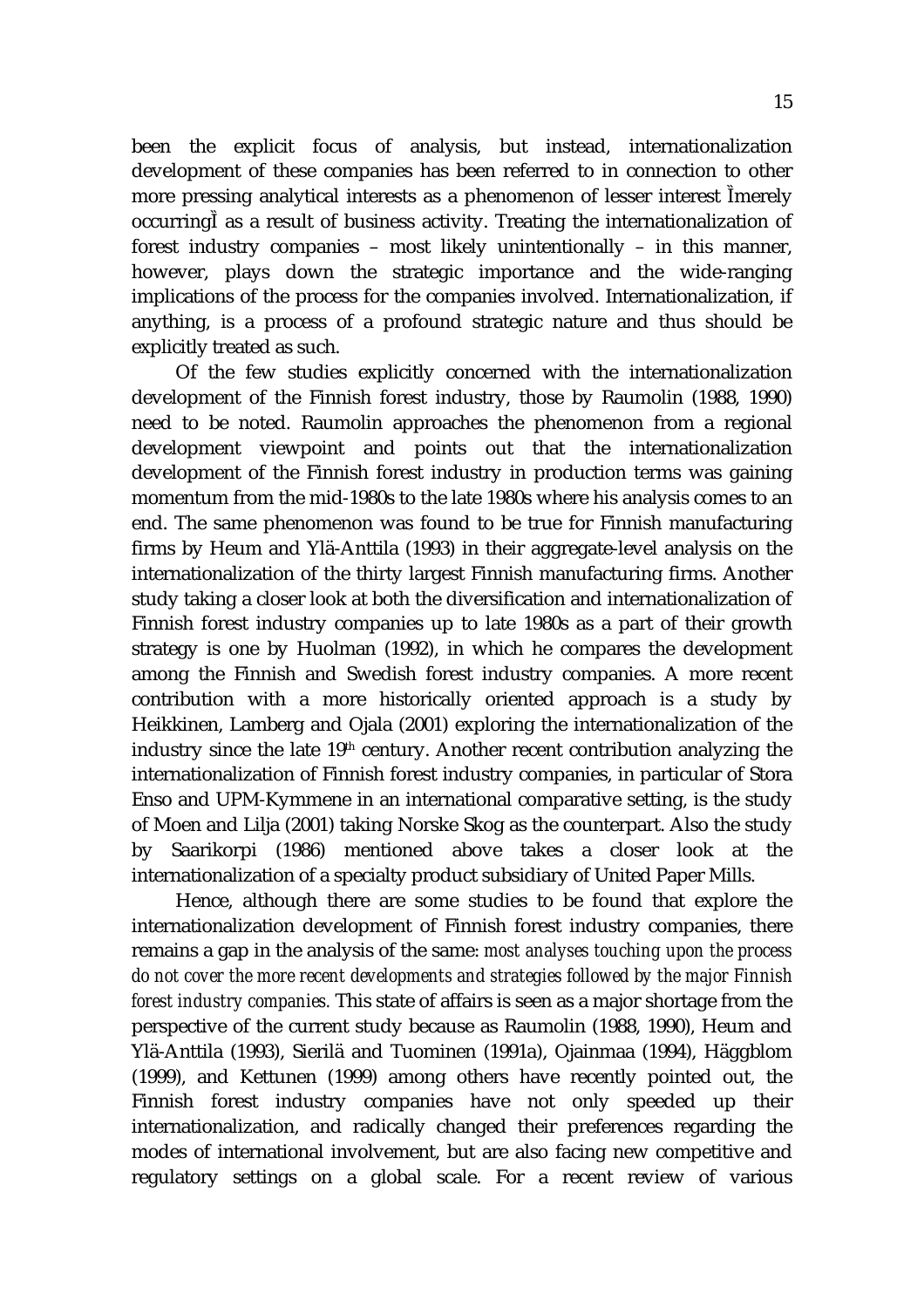been the explicit focus of analysis, but instead, internationalization development of these companies has been referred to in connection to other more pressing analytical interests as a phenomenon of lesser interest Ìmerely occurringÌ as a result of business activity. Treating the internationalization of forest industry companies – most likely unintentionally – in this manner, however, plays down the strategic importance and the wide-ranging implications of the process for the companies involved. Internationalization, if anything, is a process of a profound strategic nature and thus should be explicitly treated as such.

Of the few studies explicitly concerned with the internationalization development of the Finnish forest industry, those by Raumolin (1988, 1990) need to be noted. Raumolin approaches the phenomenon from a regional development viewpoint and points out that the internationalization development of the Finnish forest industry in production terms was gaining momentum from the mid-1980s to the late 1980s where his analysis comes to an end. The same phenomenon was found to be true for Finnish manufacturing firms by Heum and Ylä-Anttila (1993) in their aggregate-level analysis on the internationalization of the thirty largest Finnish manufacturing firms. Another study taking a closer look at both the diversification and internationalization of Finnish forest industry companies up to late 1980s as a part of their growth strategy is one by Huolman (1992), in which he compares the development among the Finnish and Swedish forest industry companies. A more recent contribution with a more historically oriented approach is a study by Heikkinen, Lamberg and Ojala (2001) exploring the internationalization of the industry since the late 19th century. Another recent contribution analyzing the internationalization of Finnish forest industry companies, in particular of Stora Enso and UPM-Kymmene in an international comparative setting, is the study of Moen and Lilja (2001) taking Norske Skog as the counterpart. Also the study by Saarikorpi (1986) mentioned above takes a closer look at the internationalization of a specialty product subsidiary of United Paper Mills.

Hence, although there are some studies to be found that explore the internationalization development of Finnish forest industry companies, there remains a gap in the analysis of the same: *most analyses touching upon the process do not cover the more recent developments and strategies followed by the major Finnish forest industry companies.* This state of affairs is seen as a major shortage from the perspective of the current study because as Raumolin (1988, 1990), Heum and Ylä-Anttila (1993), Sierilä and Tuominen (1991a), Ojainmaa (1994), Häggblom (1999), and Kettunen (1999) among others have recently pointed out, the Finnish forest industry companies have not only speeded up their internationalization, and radically changed their preferences regarding the modes of international involvement, but are also facing new competitive and regulatory settings on a global scale. For a recent review of various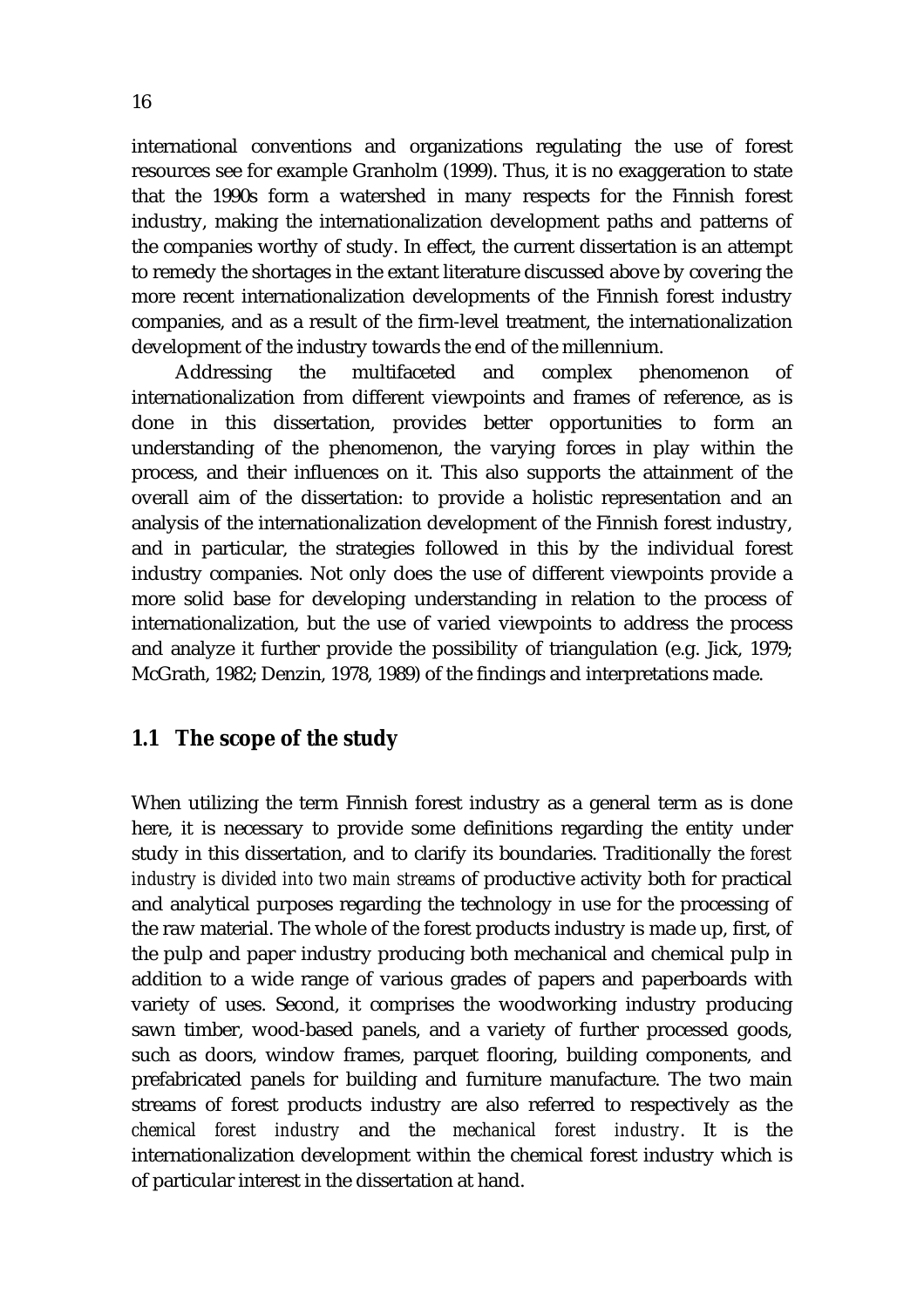international conventions and organizations regulating the use of forest resources see for example Granholm (1999). Thus, it is no exaggeration to state that the 1990s form a watershed in many respects for the Finnish forest industry, making the internationalization development paths and patterns of the companies worthy of study. In effect, the current dissertation is an attempt to remedy the shortages in the extant literature discussed above by covering the more recent internationalization developments of the Finnish forest industry companies, and as a result of the firm-level treatment, the internationalization development of the industry towards the end of the millennium.

Addressing the multifaceted and complex phenomenon of internationalization from different viewpoints and frames of reference, as is done in this dissertation, provides better opportunities to form an understanding of the phenomenon, the varying forces in play within the process, and their influences on it. This also supports the attainment of the overall aim of the dissertation: to provide a holistic representation and an analysis of the internationalization development of the Finnish forest industry, and in particular, the strategies followed in this by the individual forest industry companies. Not only does the use of different viewpoints provide a more solid base for developing understanding in relation to the process of internationalization, but the use of varied viewpoints to address the process and analyze it further provide the possibility of triangulation (e.g. Jick, 1979; McGrath, 1982; Denzin, 1978, 1989) of the findings and interpretations made.

## 1.1 The scope of the study

When utilizing the term Finnish forest industry as a general term as is done here, it is necessary to provide some definitions regarding the entity under study in this dissertation, and to clarify its boundaries. Traditionally the *forest industry is divided into two main streams* of productive activity both for practical and analytical purposes regarding the technology in use for the processing of the raw material. The whole of the forest products industry is made up, first, of the pulp and paper industry producing both mechanical and chemical pulp in addition to a wide range of various grades of papers and paperboards with variety of uses. Second, it comprises the woodworking industry producing sawn timber, wood-based panels, and a variety of further processed goods, such as doors, window frames, parquet flooring, building components, and prefabricated panels for building and furniture manufacture. The two main streams of forest products industry are also referred to respectively as the *chemical forest industry* and the *mechanical forest industry*. It is the internationalization development within the chemical forest industry which is of particular interest in the dissertation at hand.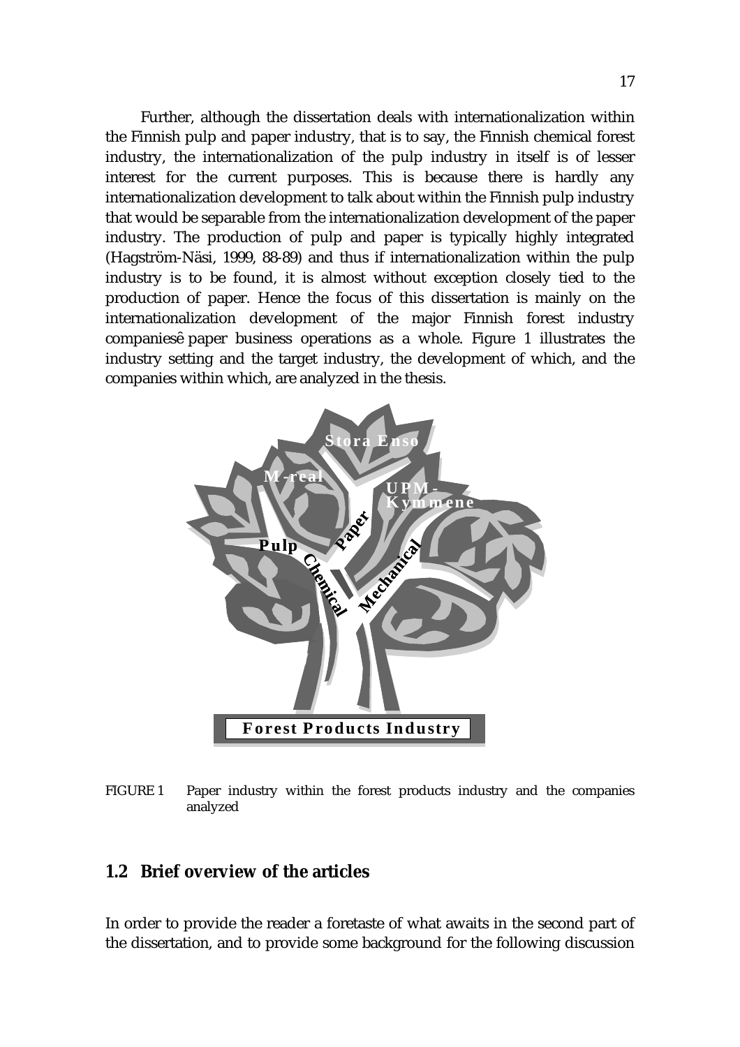Further, although the dissertation deals with internationalization within the Finnish pulp and paper industry, that is to say, the Finnish chemical forest industry, the internationalization of the pulp industry in itself is of lesser interest for the current purposes. This is because there is hardly any internationalization development to talk about within the Finnish pulp industry that would be separable from the internationalization development of the paper industry. The production of pulp and paper is typically highly integrated (Hagström-Näsi, 1999, 88-89) and thus if internationalization within the pulp industry is to be found, it is almost without exception closely tied to the production of paper. Hence the focus of this dissertation is mainly on the internationalization development of the major Finnish forest industry companiesê paper business operations as a whole. Figure 1 illustrates the industry setting and the target industry, the development of which, and the companies within which, are analyzed in the thesis.

FIGURE 1 Paper industry within the forest products industry and the companies analyzed

## 1.2 Brief overview of the articles

In order to provide the reader a foretaste of what awaits in the second part of the dissertation, and to provide some background for the following discussion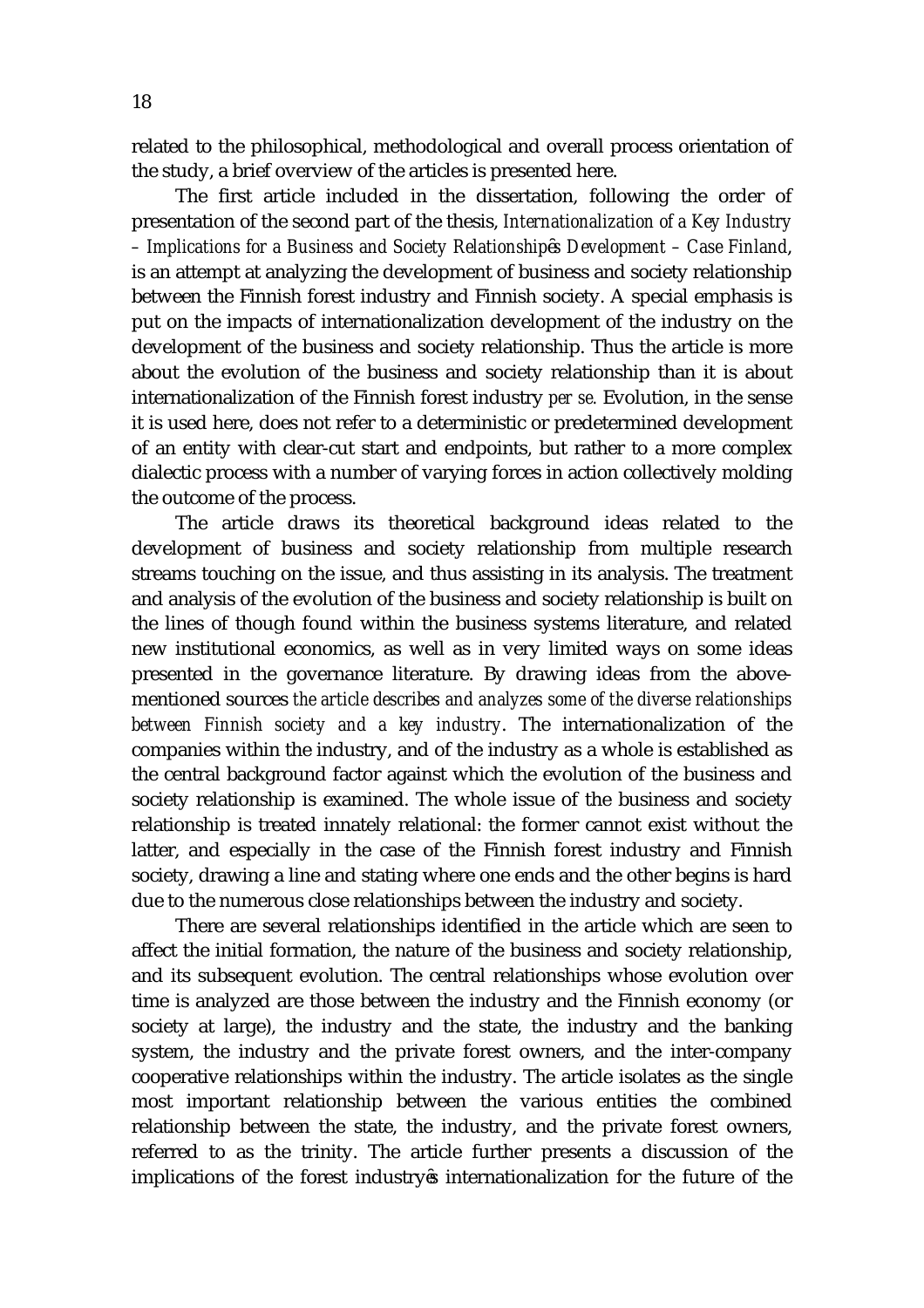related to the philosophical, methodological and overall process orientation of the study, a brief overview of the articles is presented here.

The first article included in the dissertation, following the order of presentation of the second part of the thesis, *Internationalization of a Key Industry – Implications for a Business and Society Relationship's Development – Case Finland*, is an attempt at analyzing the development of business and society relationship between the Finnish forest industry and Finnish society. A special emphasis is put on the impacts of internationalization development of the industry on the development of the business and society relationship. Thus the article is more about the evolution of the business and society relationship than it is about internationalization of the Finnish forest industry *per se*. Evolution, in the sense it is used here, does not refer to a deterministic or predetermined development of an entity with clear-cut start and endpoints, but rather to a more complex dialectic process with a number of varying forces in action collectively molding the outcome of the process.

The article draws its theoretical background ideas related to the development of business and society relationship from multiple research streams touching on the issue, and thus assisting in its analysis. The treatment and analysis of the evolution of the business and society relationship is built on the lines of though found within the business systems literature, and related new institutional economics, as well as in very limited ways on some ideas presented in the governance literature. By drawing ideas from the above-mentioned sources *the article describes and analyzes some of the diverse relationships between Finnish society and a key industry*. The internationalization of the companies within the industry, and of the industry as a whole is established as the central background factor against which the evolution of the business and society relationship is examined. The whole issue of the business and society relationship is treated innately relational: the former cannot exist without the latter, and especially in the case of the Finnish forest industry and Finnish society, drawing a line and stating where one ends and the other begins is hard due to the numerous close relationships between the industry and society.

There are several relationships identified in the article which are seen to affect the initial formation, the nature of the business and society relationship, and its subsequent evolution. The central relationships whose evolution over time is analyzed are those between the industry and the Finnish economy (or society at large), the industry and the state, the industry and the banking system, the industry and the private forest owners, and the inter-company cooperative relationships within the industry. The article isolates as the single most important relationship between the various entities the combined relationship between the state, the industry, and the private forest owners, referred to as the trinity. The article further presents a discussion of the implications of the forest industry's internationalization for the future of the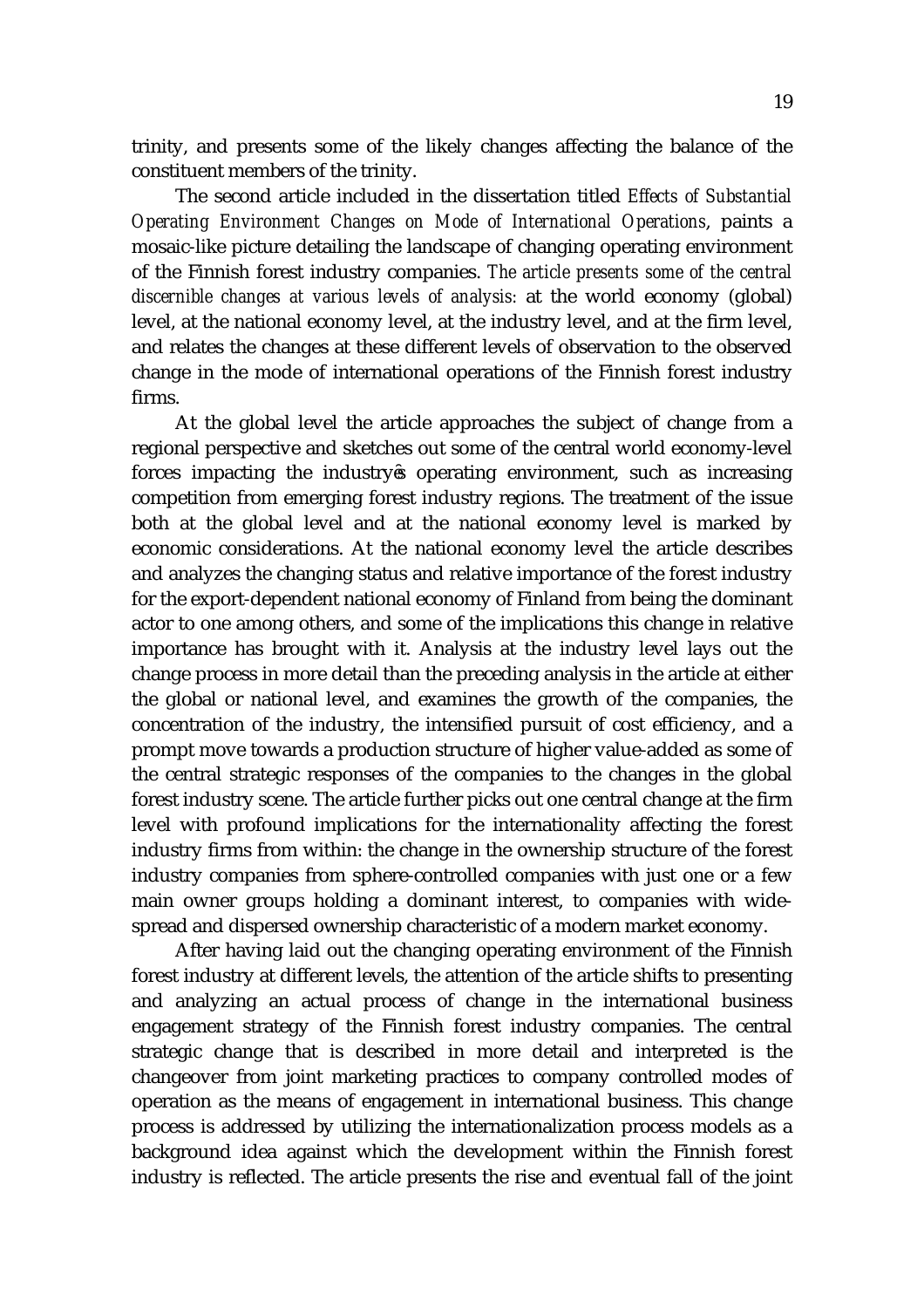trinity, and presents some of the likely changes affecting the balance of the constituent members of the trinity.

The second article included in the dissertation titled *Effects of Substantial Operating Environment Changes on Mode of International Operations*, paints a mosaic-like picture detailing the landscape of changing operating environment of the Finnish forest industry companies. *The article presents some of the central discernible changes at various levels of analysis:* at the world economy (global) level, at the national economy level, at the industry level, and at the firm level, and relates the changes at these different levels of observation to the observed change in the mode of international operations of the Finnish forest industry firms.

At the global level the article approaches the subject of change from a regional perspective and sketches out some of the central world economy-level forces impacting the industry's operating environment, such as increasing competition from emerging forest industry regions. The treatment of the issue both at the global level and at the national economy level is marked by economic considerations. At the national economy level the article describes and analyzes the changing status and relative importance of the forest industry for the export-dependent national economy of Finland from being the dominant actor to one among others, and some of the implications this change in relative importance has brought with it. Analysis at the industry level lays out the change process in more detail than the preceding analysis in the article at either the global or national level, and examines the growth of the companies, the concentration of the industry, the intensified pursuit of cost efficiency, and a prompt move towards a production structure of higher value-added as some of the central strategic responses of the companies to the changes in the global forest industry scene. The article further picks out one central change at the firm level with profound implications for the internationality affecting the forest industry firms from within: the change in the ownership structure of the forest industry companies from sphere-controlled companies with just one or a few main owner groups holding a dominant interest, to companies with wide-spread and dispersed ownership characteristic of a modern market economy.

After having laid out the changing operating environment of the Finnish forest industry at different levels, the attention of the article shifts to presenting and analyzing an actual process of change in the international business engagement strategy of the Finnish forest industry companies. The central strategic change that is described in more detail and interpreted is the changeover from joint marketing practices to company controlled modes of operation as the means of engagement in international business. This change process is addressed by utilizing the internationalization process models as a background idea against which the development within the Finnish forest industry is reflected. The article presents the rise and eventual fall of the joint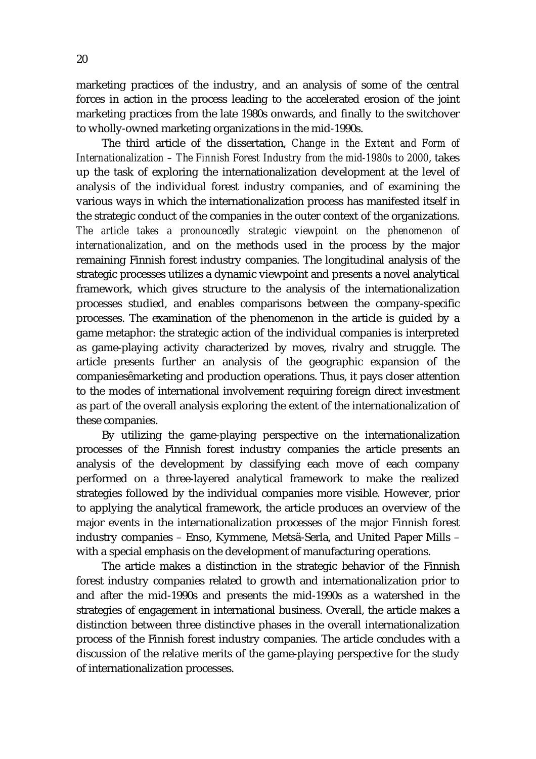marketing practices of the industry, and an analysis of some of the central forces in action in the process leading to the accelerated erosion of the joint marketing practices from the late 1980s onwards, and finally to the switchover to wholly-owned marketing organizations in the mid-1990s.

The third article of the dissertation, *Change in the Extent and Form of Internationalization – The Finnish Forest Industry from the mid-1980s to 2000*, takes up the task of exploring the internationalization development at the level of analysis of the individual forest industry companies, and of examining the various ways in which the internationalization process has manifested itself in the strategic conduct of the companies in the outer context of the organizations. *The article takes a pronouncedly strategic viewpoint on the phenomenon of internationalization*, and on the methods used in the process by the major remaining Finnish forest industry companies. The longitudinal analysis of the strategic processes utilizes a dynamic viewpoint and presents a novel analytical framework, which gives structure to the analysis of the internationalization processes studied, and enables comparisons between the company-specific processes. The examination of the phenomenon in the article is guided by a game metaphor: the strategic action of the individual companies is interpreted as game-playing activity characterized by moves, rivalry and struggle. The article presents further an analysis of the geographic expansion of the companiesêmarketing and production operations. Thus, it pays closer attention to the modes of international involvement requiring foreign direct investment as part of the overall analysis exploring the extent of the internationalization of these companies.

By utilizing the game-playing perspective on the internationalization processes of the Finnish forest industry companies the article presents an analysis of the development by classifying each move of each company performed on a three-layered analytical framework to make the realized strategies followed by the individual companies more visible. However, prior to applying the analytical framework, the article produces an overview of the major events in the internationalization processes of the major Finnish forest industry companies – Enso, Kymmene, Metsä-Serla, and United Paper Mills – with a special emphasis on the development of manufacturing operations.

The article makes a distinction in the strategic behavior of the Finnish forest industry companies related to growth and internationalization prior to and after the mid-1990s and presents the mid-1990s as a watershed in the strategies of engagement in international business. Overall, the article makes a distinction between three distinctive phases in the overall internationalization process of the Finnish forest industry companies. The article concludes with a discussion of the relative merits of the game-playing perspective for the study of internationalization processes.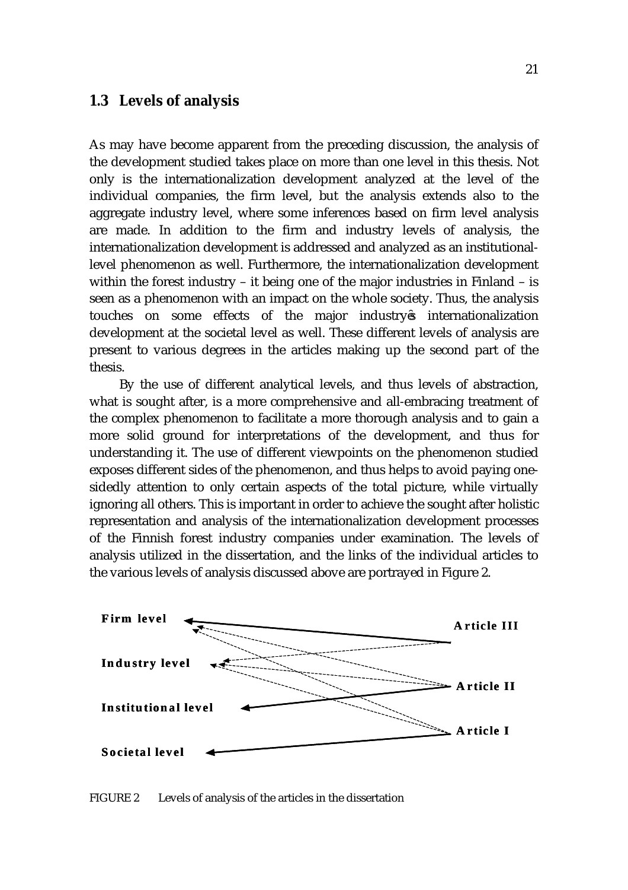## 1.3 Levels of analysis

As may have become apparent from the preceding discussion, the analysis of the development studied takes place on more than one level in this thesis. Not only is the internationalization development analyzed at the level of the individual companies, the firm level, but the analysis extends also to the aggregate industry level, where some inferences based on firm level analysis are made. In addition to the firm and industry levels of analysis, the internationalization development is addressed and analyzed as an institutional-level phenomenon as well. Furthermore, the internationalization development within the forest industry – it being one of the major industries in Finland – is seen as a phenomenon with an impact on the whole society. Thus, the analysis touches on some effects of the major industry's internationalization development at the societal level as well. These different levels of analysis are present to various degrees in the articles making up the second part of the thesis.

By the use of different analytical levels, and thus levels of abstraction, what is sought after, is a more comprehensive and all-embracing treatment of the complex phenomenon to facilitate a more thorough analysis and to gain a more solid ground for interpretations of the development, and thus for understanding it. The use of different viewpoints on the phenomenon studied exposes different sides of the phenomenon, and thus helps to avoid paying one-sidedly attention to only certain aspects of the total picture, while virtually ignoring all others. This is important in order to achieve the sought after holistic representation and analysis of the internationalization development processes of the Finnish forest industry companies under examination. The levels of analysis utilized in the dissertation, and the links of the individual articles to the various levels of analysis discussed above are portrayed in Figure 2.

**Firm level** | **Industry level** | **Institutional level** | **Societal level**

**Article III** | **Article II** | **Article I**

FIGURE 2 Levels of analysis of the articles in the dissertation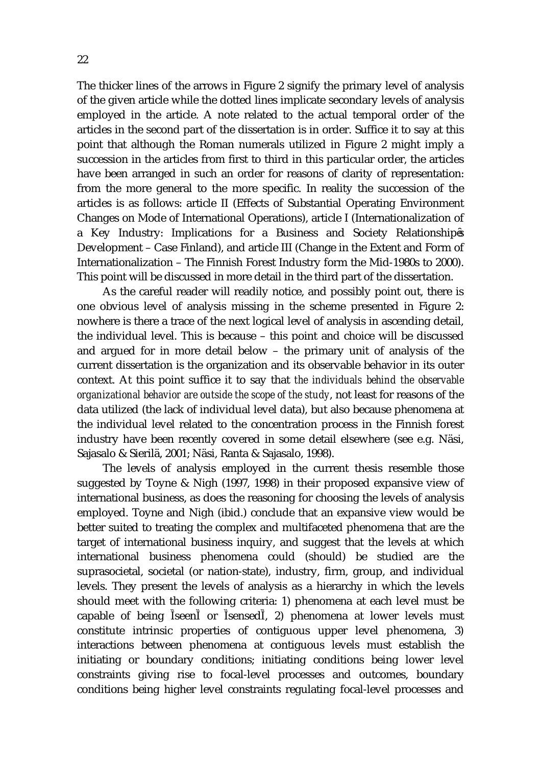The thicker lines of the arrows in Figure 2 signify the primary level of analysis of the given article while the dotted lines implicate secondary levels of analysis employed in the article. A note related to the actual temporal order of the articles in the second part of the dissertation is in order. Suffice it to say at this point that although the Roman numerals utilized in Figure 2 might imply a succession in the articles from first to third in this particular order, the articles have been arranged in such an order for reasons of clarity of representation: from the more general to the more specific. In reality the succession of the articles is as follows: article II (Effects of Substantial Operating Environment Changes on Mode of International Operations), article I (Internationalization of a Key Industry: Implications for a Business and Society Relationshipęs Development – Case Finland), and article III (Change in the Extent and Form of Internationalization – The Finnish Forest Industry form the Mid-1980s to 2000). This point will be discussed in more detail in the third part of the dissertation.

As the careful reader will readily notice, and possibly point out, there is one obvious level of analysis missing in the scheme presented in Figure 2: nowhere is there a trace of the next logical level of analysis in ascending detail, the individual level. This is because – this point and choice will be discussed and argued for in more detail below – the primary unit of analysis of the current dissertation is the organization and its observable behavior in its outer context. At this point suffice it to say that *the individuals behind the observable organizational behavior are outside the scope of the study*, not least for reasons of the data utilized (the lack of individual level data), but also because phenomena at the individual level related to the concentration process in the Finnish forest industry have been recently covered in some detail elsewhere (see e.g. Näsi, Sajasalo & Sierilä, 2001; Näsi, Ranta & Sajasalo, 1998).

The levels of analysis employed in the current thesis resemble those suggested by Toyne & Nigh (1997, 1998) in their proposed expansive view of international business, as does the reasoning for choosing the levels of analysis employed. Toyne and Nigh (ibid.) conclude that an expansive view would be better suited to treating the complex and multifaceted phenomena that are the target of international business inquiry, and suggest that the levels at which international business phenomena could (should) be studied are the suprasocietal, societal (or nation-state), industry, firm, group, and individual levels. They present the levels of analysis as a hierarchy in which the levels should meet with the following criteria: 1) phenomena at each level must be capable of being ÌseenÌ or ÌsensedÌ, 2) phenomena at lower levels must constitute intrinsic properties of contiguous upper level phenomena, 3) interactions between phenomena at contiguous levels must establish the initiating or boundary conditions; initiating conditions being lower level constraints giving rise to focal-level processes and outcomes, boundary conditions being higher level constraints regulating focal-level processes and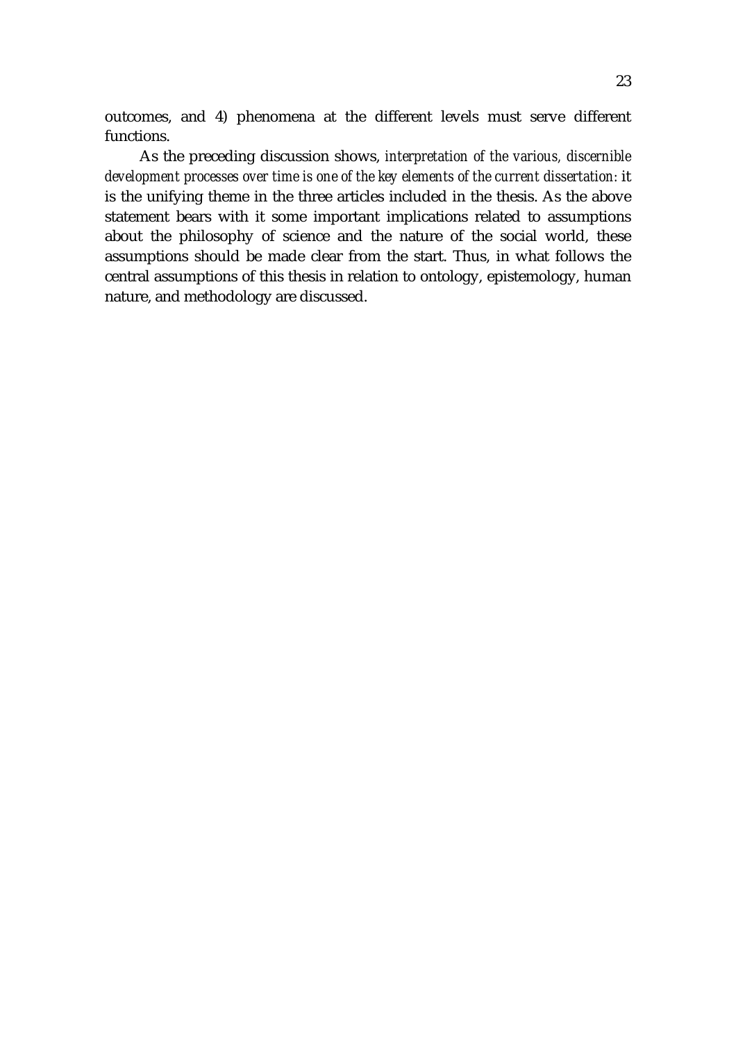outcomes, and 4) phenomena at the different levels must serve different functions.

As the preceding discussion shows, *interpretation of the various, discernible development processes over time is one of the key elements of the current dissertation:* it is the unifying theme in the three articles included in the thesis. As the above statement bears with it some important implications related to assumptions about the philosophy of science and the nature of the social world, these assumptions should be made clear from the start. Thus, in what follows the central assumptions of this thesis in relation to ontology, epistemology, human nature, and methodology are discussed.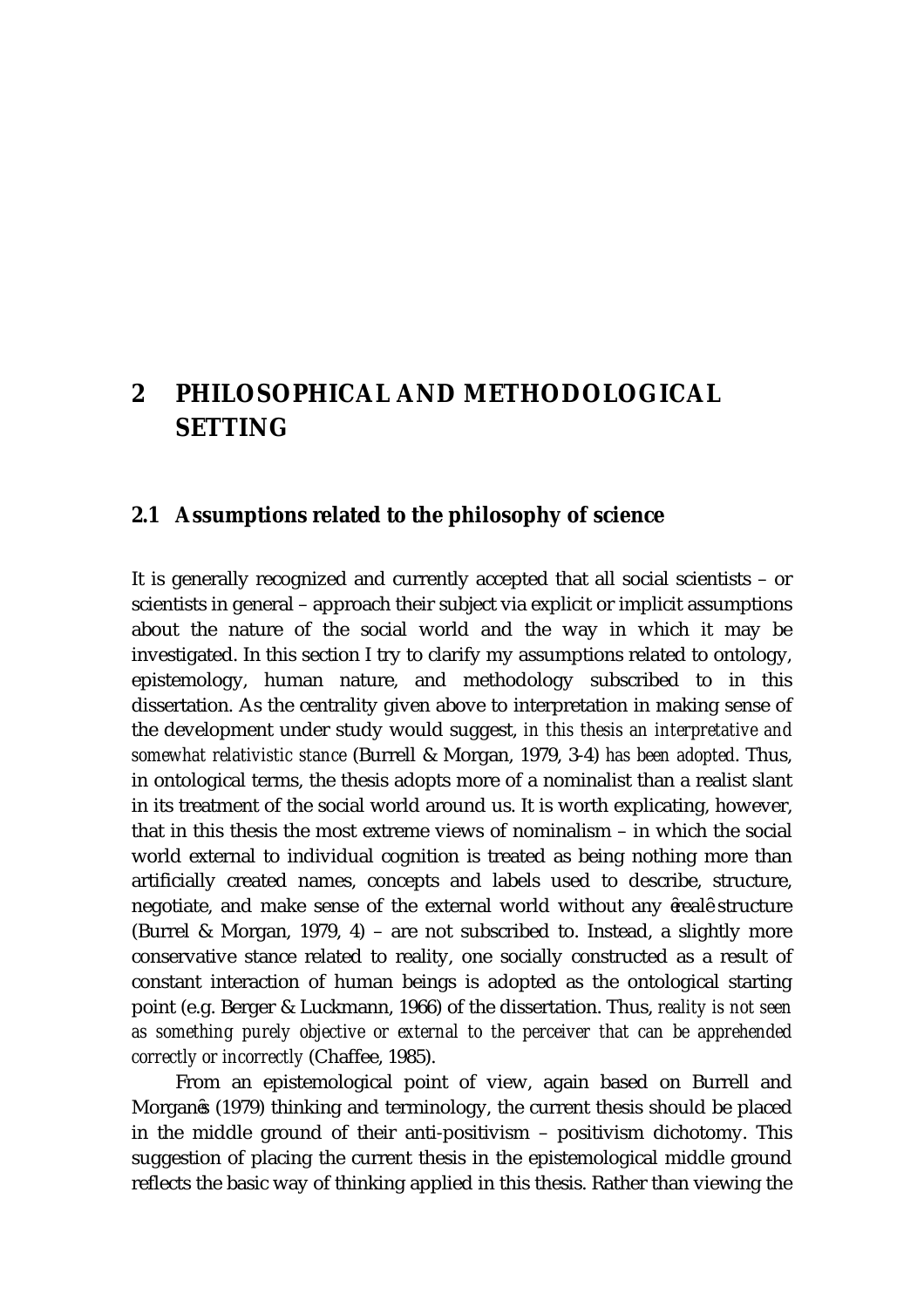# 2 PHILOSOPHICAL AND METHODOLOGICAL SETTING

## 2.1 Assumptions related to the philosophy of science

It is generally recognized and currently accepted that all social scientists – or scientists in general – approach their subject via explicit or implicit assumptions about the nature of the social world and the way in which it may be investigated. In this section I try to clarify my assumptions related to ontology, epistemology, human nature, and methodology subscribed to in this dissertation. As the centrality given above to interpretation in making sense of the development under study would suggest, *in this thesis an interpretative and somewhat relativistic stance* (Burrell & Morgan, 1979, 3-4) *has been adopted*. Thus, in ontological terms, the thesis adopts more of a nominalist than a realist slant in its treatment of the social world around us. It is worth explicating, however, that in this thesis the most extreme views of nominalism – in which the social world external to individual cognition is treated as being nothing more than artificially created names, concepts and labels used to describe, structure, negotiate, and make sense of the external world without any êrealê structure (Burrel & Morgan, 1979, 4) – are not subscribed to. Instead, a slightly more conservative stance related to reality, one socially constructed as a result of constant interaction of human beings is adopted as the ontological starting point (e.g. Berger & Luckmann, 1966) of the dissertation. Thus, *reality is not seen as something purely objective or external to the perceiver that can be apprehended correctly or incorrectly* (Chaffee, 1985).

From an epistemological point of view, again based on Burrell and Morganês (1979) thinking and terminology, the current thesis should be placed in the middle ground of their anti-positivism – positivism dichotomy. This suggestion of placing the current thesis in the epistemological middle ground reflects the basic way of thinking applied in this thesis. Rather than viewing the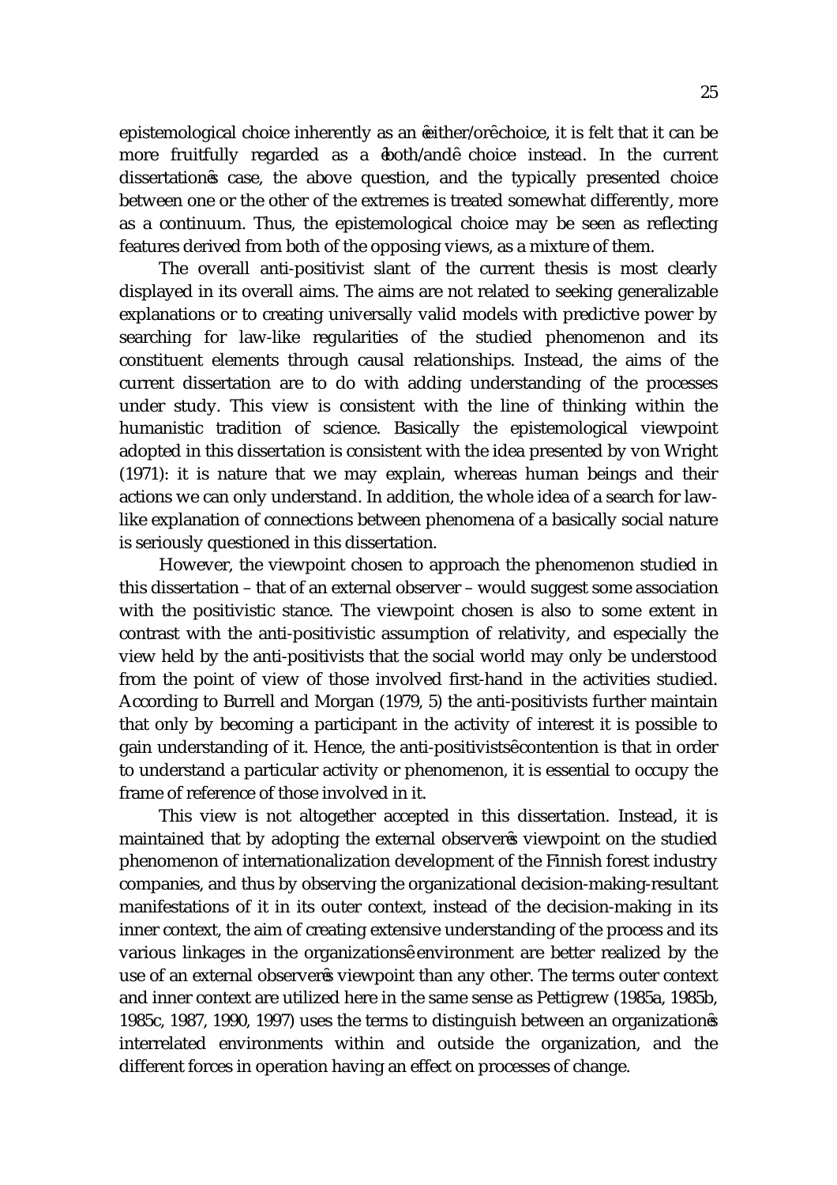epistemological choice inherently as an 'either/or' choice, it is felt that it can be more fruitfully regarded as a 'both/and' choice instead. In the current dissertation's case, the above question, and the typically presented choice between one or the other of the extremes is treated somewhat differently, more as a continuum. Thus, the epistemological choice may be seen as reflecting features derived from both of the opposing views, as a mixture of them.

The overall anti-positivist slant of the current thesis is most clearly displayed in its overall aims. The aims are not related to seeking generalizable explanations or to creating universally valid models with predictive power by searching for law-like regularities of the studied phenomenon and its constituent elements through causal relationships. Instead, the aims of the current dissertation are to do with adding understanding of the processes under study. This view is consistent with the line of thinking within the humanistic tradition of science. Basically the epistemological viewpoint adopted in this dissertation is consistent with the idea presented by von Wright (1971): it is nature that we may explain, whereas human beings and their actions we can only understand. In addition, the whole idea of a search for law-like explanation of connections between phenomena of a basically social nature is seriously questioned in this dissertation.

However, the viewpoint chosen to approach the phenomenon studied in this dissertation – that of an external observer – would suggest some association with the positivistic stance. The viewpoint chosen is also to some extent in contrast with the anti-positivistic assumption of relativity, and especially the view held by the anti-positivists that the social world may only be understood from the point of view of those involved first-hand in the activities studied. According to Burrell and Morgan (1979, 5) the anti-positivists further maintain that only by becoming a participant in the activity of interest it is possible to gain understanding of it. Hence, the anti-positivists' contention is that in order to understand a particular activity or phenomenon, it is essential to occupy the frame of reference of those involved in it.

This view is not altogether accepted in this dissertation. Instead, it is maintained that by adopting the external observer's viewpoint on the studied phenomenon of internationalization development of the Finnish forest industry companies, and thus by observing the organizational decision-making-resultant manifestations of it in its outer context, instead of the decision-making in its inner context, the aim of creating extensive understanding of the process and its various linkages in the organizations' environment are better realized by the use of an external observer's viewpoint than any other. The terms outer context and inner context are utilized here in the same sense as Pettigrew (1985a, 1985b, 1985c, 1987, 1990, 1997) uses the terms to distinguish between an organization's interrelated environments within and outside the organization, and the different forces in operation having an effect on processes of change.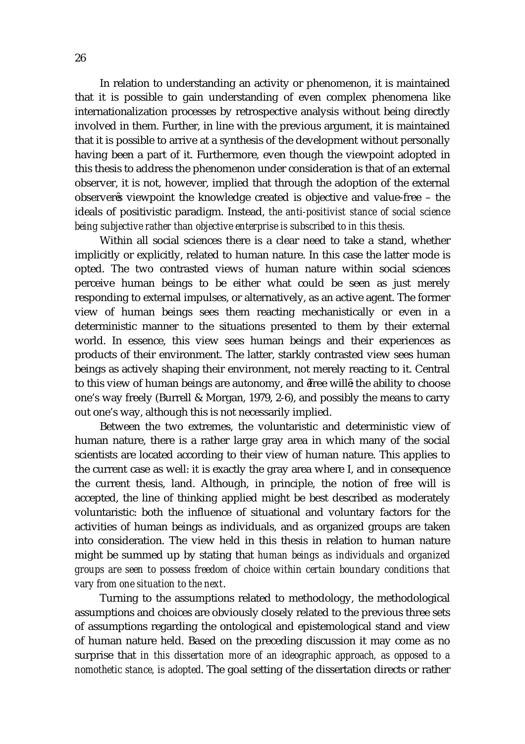In relation to understanding an activity or phenomenon, it is maintained that it is possible to gain understanding of even complex phenomena like internationalization processes by retrospective analysis without being directly involved in them. Further, in line with the previous argument, it is maintained that it is possible to arrive at a synthesis of the development without personally having been a part of it. Furthermore, even though the viewpoint adopted in this thesis to address the phenomenon under consideration is that of an external observer, it is not, however, implied that through the adoption of the external observer's viewpoint the knowledge created is objective and value-free – the ideals of positivistic paradigm. Instead, *the anti-positivist stance of social science being subjective rather than objective enterprise is subscribed to in this thesis.*

Within all social sciences there is a clear need to take a stand, whether implicitly or explicitly, related to human nature. In this case the latter mode is opted. The two contrasted views of human nature within social sciences perceive human beings to be either what could be seen as just merely responding to external impulses, or alternatively, as an active agent. The former view of human beings sees them reacting mechanistically or even in a deterministic manner to the situations presented to them by their external world. In essence, this view sees human beings and their experiences as products of their environment. The latter, starkly contrasted view sees human beings as actively shaping their environment, not merely reacting to it. Central to this view of human beings are autonomy, and 'free will', the ability to choose one's way freely (Burrell & Morgan, 1979, 2-6), and possibly the means to carry out one's way, although this is not necessarily implied.

Between the two extremes, the voluntaristic and deterministic view of human nature, there is a rather large gray area in which many of the social scientists are located according to their view of human nature. This applies to the current case as well: it is exactly the gray area where I, and in consequence the current thesis, land. Although, in principle, the notion of free will is accepted, the line of thinking applied might be best described as moderately voluntaristic: both the influence of situational and voluntary factors for the activities of human beings as individuals, and as organized groups are taken into consideration. The view held in this thesis in relation to human nature might be summed up by stating that *human beings as individuals and organized groups are seen to possess freedom of choice within certain boundary conditions that vary from one situation to the next*.

Turning to the assumptions related to methodology, the methodological assumptions and choices are obviously closely related to the previous three sets of assumptions regarding the ontological and epistemological stand and view of human nature held. Based on the preceding discussion it may come as no surprise that *in this dissertation more of an ideographic approach, as opposed to a nomothetic stance, is adopted*. The goal setting of the dissertation directs or rather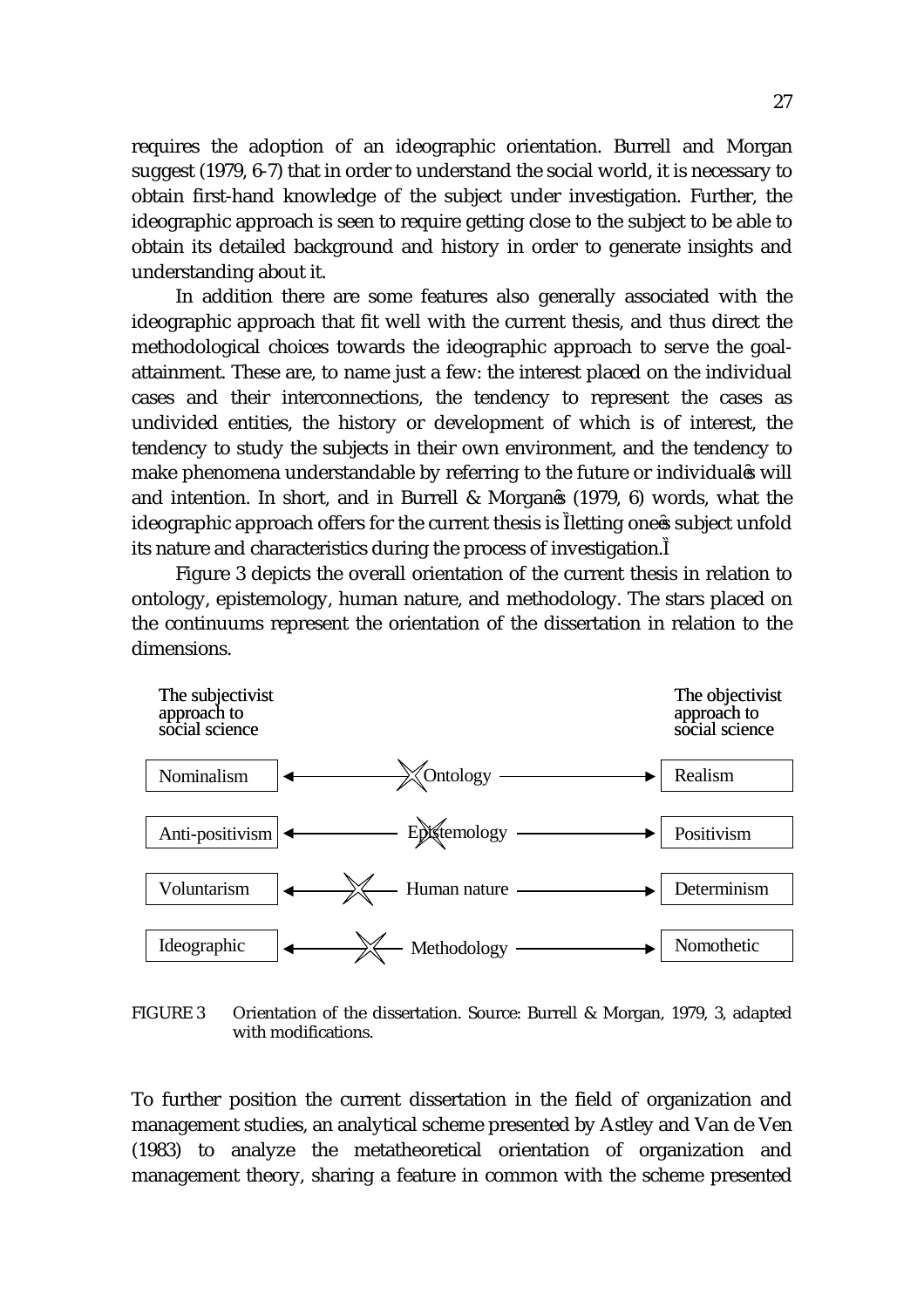requires the adoption of an ideographic orientation. Burrell and Morgan suggest (1979, 6-7) that in order to understand the social world, it is necessary to obtain first-hand knowledge of the subject under investigation. Further, the ideographic approach is seen to require getting close to the subject to be able to obtain its detailed background and history in order to generate insights and understanding about it.

In addition there are some features also generally associated with the ideographic approach that fit well with the current thesis, and thus direct the methodological choices towards the ideographic approach to serve the goal-attainment. These are, to name just a few: the interest placed on the individual cases and their interconnections, the tendency to represent the cases as undivided entities, the history or development of which is of interest, the tendency to study the subjects in their own environment, and the tendency to make phenomena understandable by referring to the future or individual's will and intention. In short, and in Burrell & Morgan's (1979, 6) words, what the ideographic approach offers for the current thesis is "letting one's subject unfold its nature and characteristics during the process of investigation."

Figure 3 depicts the overall orientation of the current thesis in relation to ontology, epistemology, human nature, and methodology. The stars placed on the continuums represent the orientation of the dissertation in relation to the dimensions.

| The subjectivist approach to social science | | The objectivist approach to social science |
|---|---|---|
| Nominalism | ← Ontology → | Realism |
| Anti-positivism | ← Epistemology → | Positivism |
| Voluntarism | ← Human nature → | Determinism |
| Ideographic | ← Methodology → | Nomothetic |

FIGURE 3 Orientation of the dissertation. Source: Burrell & Morgan, 1979, 3, adapted with modifications.

To further position the current dissertation in the field of organization and management studies, an analytical scheme presented by Astley and Van de Ven (1983) to analyze the metatheoretical orientation of organization and management theory, sharing a feature in common with the scheme presented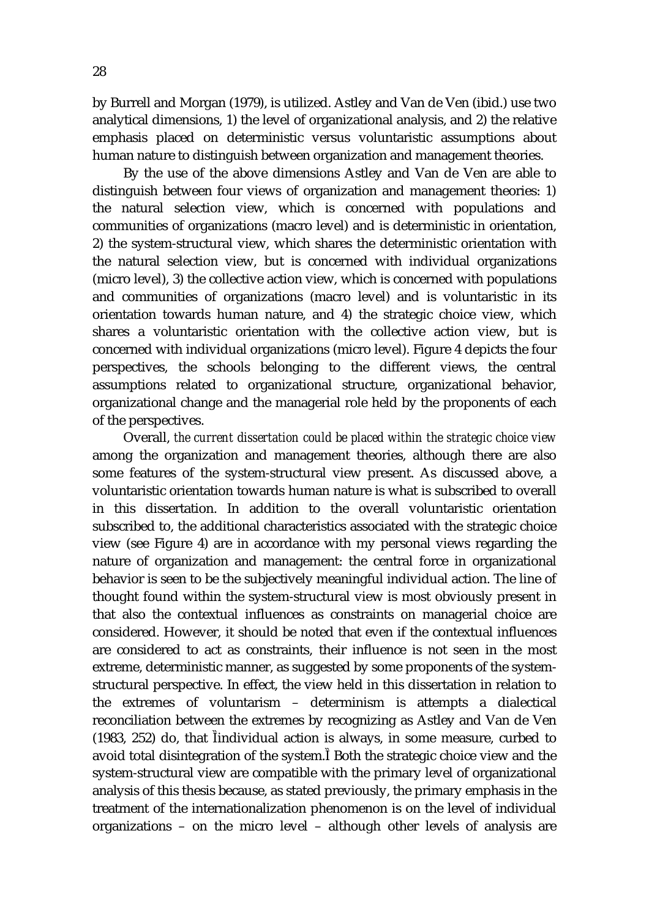by Burrell and Morgan (1979), is utilized. Astley and Van de Ven (ibid.) use two analytical dimensions, 1) the level of organizational analysis, and 2) the relative emphasis placed on deterministic versus voluntaristic assumptions about human nature to distinguish between organization and management theories.

By the use of the above dimensions Astley and Van de Ven are able to distinguish between four views of organization and management theories: 1) the natural selection view, which is concerned with populations and communities of organizations (macro level) and is deterministic in orientation, 2) the system-structural view, which shares the deterministic orientation with the natural selection view, but is concerned with individual organizations (micro level), 3) the collective action view, which is concerned with populations and communities of organizations (macro level) and is voluntaristic in its orientation towards human nature, and 4) the strategic choice view, which shares a voluntaristic orientation with the collective action view, but is concerned with individual organizations (micro level). Figure 4 depicts the four perspectives, the schools belonging to the different views, the central assumptions related to organizational structure, organizational behavior, organizational change and the managerial role held by the proponents of each of the perspectives.

Overall, *the current dissertation could be placed within the strategic choice view* among the organization and management theories, although there are also some features of the system-structural view present. As discussed above, a voluntaristic orientation towards human nature is what is subscribed to overall in this dissertation. In addition to the overall voluntaristic orientation subscribed to, the additional characteristics associated with the strategic choice view (see Figure 4) are in accordance with my personal views regarding the nature of organization and management: the central force in organizational behavior is seen to be the subjectively meaningful individual action. The line of thought found within the system-structural view is most obviously present in that also the contextual influences as constraints on managerial choice are considered. However, it should be noted that even if the contextual influences are considered to act as constraints, their influence is not seen in the most extreme, deterministic manner, as suggested by some proponents of the system-structural perspective. In effect, the view held in this dissertation in relation to the extremes of voluntarism – determinism is attempts a dialectical reconciliation between the extremes by recognizing as Astley and Van de Ven (1983, 252) do, that "individual action is always, in some measure, curbed to avoid total disintegration of the system." Both the strategic choice view and the system-structural view are compatible with the primary level of organizational analysis of this thesis because, as stated previously, the primary emphasis in the treatment of the internationalization phenomenon is on the level of individual organizations – on the micro level – although other levels of analysis are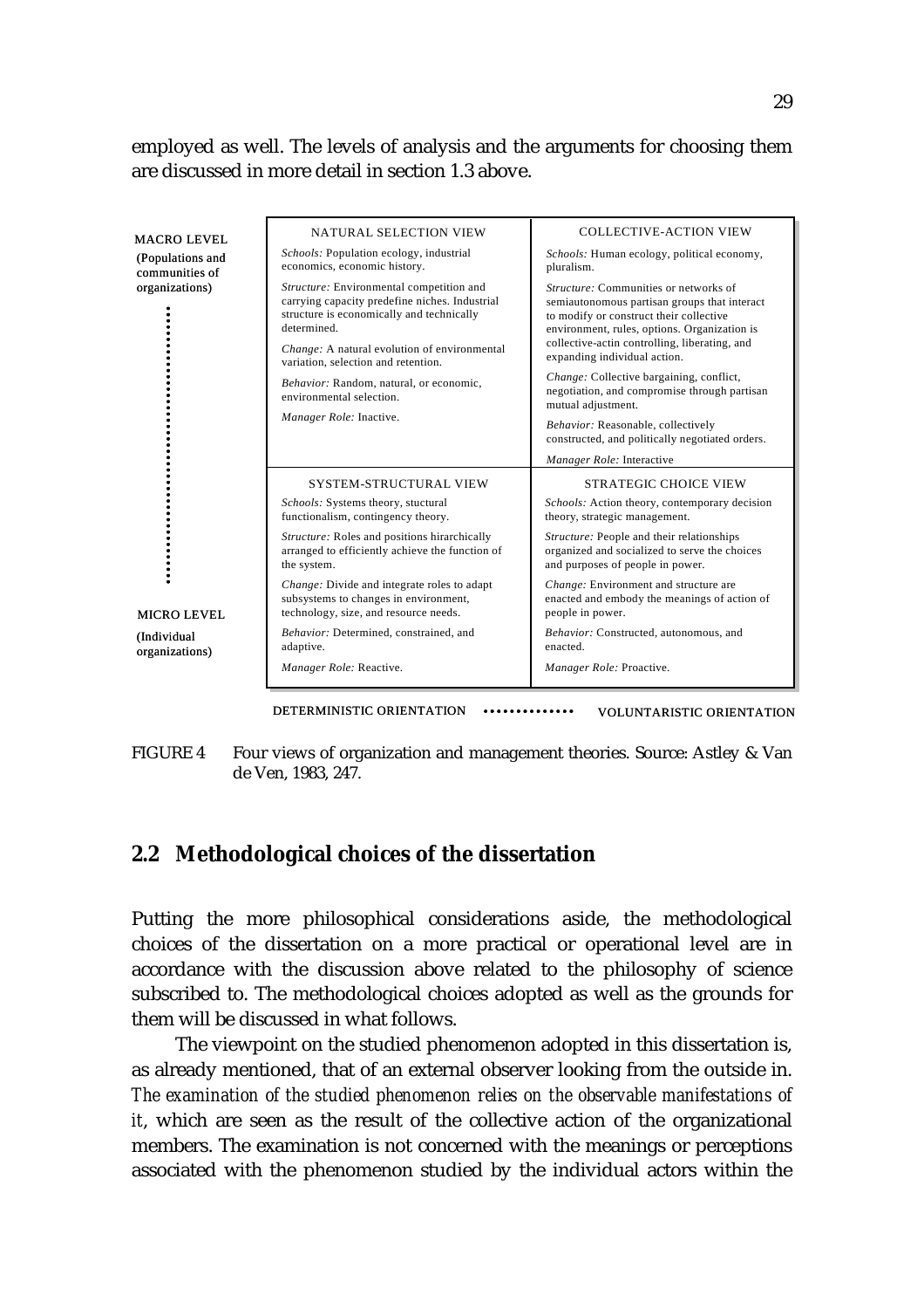employed as well. The levels of analysis and the arguments for choosing them are discussed in more detail in section 1.3 above.

| | DETERMINISTIC ORIENTATION | VOLUNTARISTIC ORIENTATION |
|---|---|---|
| MACRO LEVEL (Populations and communities of organizations) | NATURAL SELECTION VIEW<br>*Schools:* Population ecology, industrial economics, economic history.<br>*Structure:* Environmental competition and carrying capacity predefine niches. Industrial structure is economically and technically determined.<br>*Change:* A natural evolution of environmental variation, selection and retention.<br>*Behavior:* Random, natural, or economic, environmental selection.<br>*Manager Role:* Inactive. | COLLECTIVE-ACTION VIEW<br>*Schools:* Human ecology, political economy, pluralism.<br>*Structure:* Communities or networks of semiautonomous partisan groups that interact to modify or construct their collective environment, rules, options. Organization is collective-actin controlling, liberating, and expanding individual action.<br>*Change:* Collective bargaining, conflict, negotiation, and compromise through partisan mutual adjustment.<br>*Behavior:* Reasonable, collectively constructed, and politically negotiated orders.<br>*Manager Role:* Interactive |
| MICRO LEVEL (Individual organizations) | SYSTEM-STRUCTURAL VIEW<br>*Schools:* Systems theory, stuctural functionalism, contingency theory.<br>*Structure:* Roles and positions hirarchically arranged to efficiently achieve the function of the system.<br>*Change:* Divide and integrate roles to adapt subsystems to changes in environment, technology, size, and resource needs.<br>*Behavior:* Determined, constrained, and adaptive.<br>*Manager Role:* Reactive. | STRATEGIC CHOICE VIEW<br>*Schools:* Action theory, contemporary decision theory, strategic management.<br>*Structure:* People and their relationships organized and socialized to serve the choices and purposes of people in power.<br>*Change:* Environment and structure are enacted and embody the meanings of action of people in power.<br>*Behavior:* Constructed, autonomous, and enacted.<br>*Manager Role:* Proactive. |

FIGURE 4 Four views of organization and management theories. Source: Astley & Van de Ven, 1983, 247.

## 2.2 Methodological choices of the dissertation

Putting the more philosophical considerations aside, the methodological choices of the dissertation on a more practical or operational level are in accordance with the discussion above related to the philosophy of science subscribed to. The methodological choices adopted as well as the grounds for them will be discussed in what follows.

The viewpoint on the studied phenomenon adopted in this dissertation is, as already mentioned, that of an external observer looking from the outside in. *The examination of the studied phenomenon relies on the observable manifestations of it*, which are seen as the result of the collective action of the organizational members. The examination is not concerned with the meanings or perceptions associated with the phenomenon studied by the individual actors within the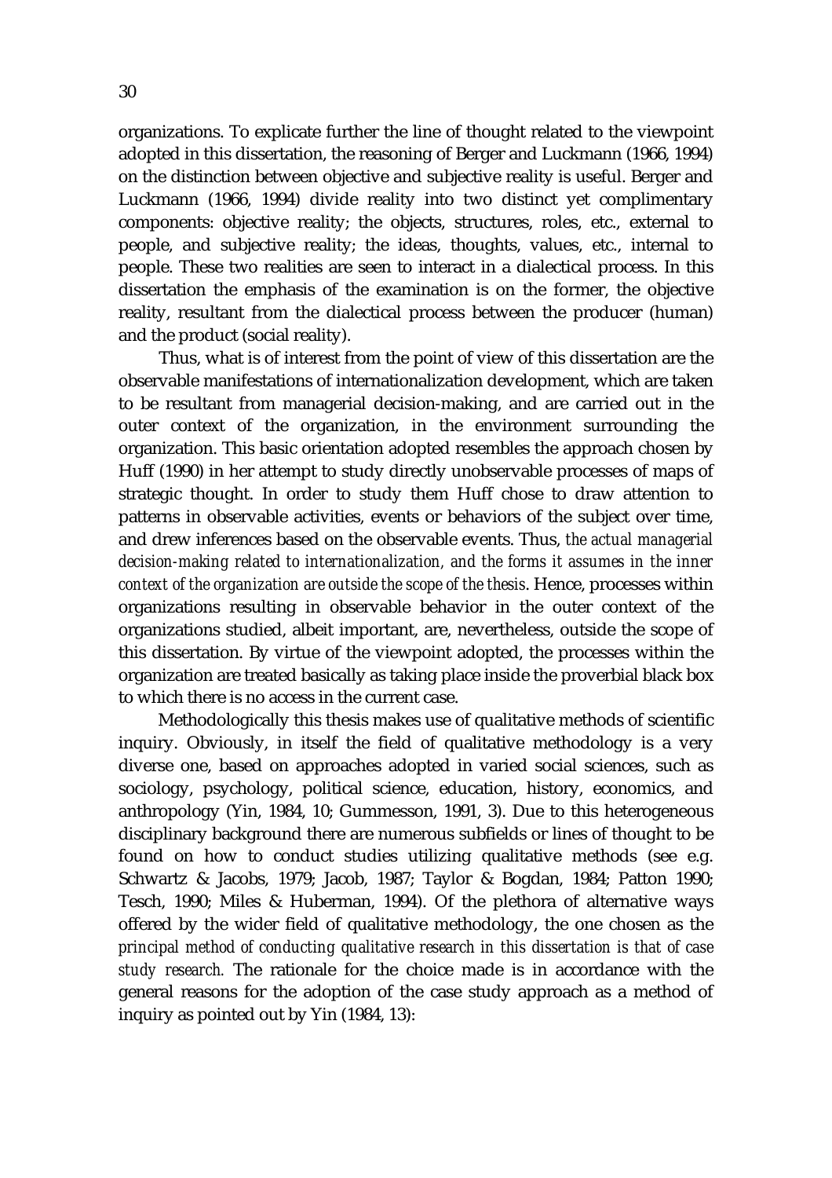organizations. To explicate further the line of thought related to the viewpoint adopted in this dissertation, the reasoning of Berger and Luckmann (1966, 1994) on the distinction between objective and subjective reality is useful. Berger and Luckmann (1966, 1994) divide reality into two distinct yet complimentary components: objective reality; the objects, structures, roles, etc., external to people, and subjective reality; the ideas, thoughts, values, etc., internal to people. These two realities are seen to interact in a dialectical process. In this dissertation the emphasis of the examination is on the former, the objective reality, resultant from the dialectical process between the producer (human) and the product (social reality).

Thus, what is of interest from the point of view of this dissertation are the observable manifestations of internationalization development, which are taken to be resultant from managerial decision-making, and are carried out in the outer context of the organization, in the environment surrounding the organization. This basic orientation adopted resembles the approach chosen by Huff (1990) in her attempt to study directly unobservable processes of maps of strategic thought. In order to study them Huff chose to draw attention to patterns in observable activities, events or behaviors of the subject over time, and drew inferences based on the observable events. Thus, *the actual managerial decision-making related to internationalization, and the forms it assumes in the inner context of the organization are outside the scope of the thesis*. Hence, processes within organizations resulting in observable behavior in the outer context of the organizations studied, albeit important, are, nevertheless, outside the scope of this dissertation. By virtue of the viewpoint adopted, the processes within the organization are treated basically as taking place inside the proverbial black box to which there is no access in the current case.

Methodologically this thesis makes use of qualitative methods of scientific inquiry. Obviously, in itself the field of qualitative methodology is a very diverse one, based on approaches adopted in varied social sciences, such as sociology, psychology, political science, education, history, economics, and anthropology (Yin, 1984, 10; Gummesson, 1991, 3). Due to this heterogeneous disciplinary background there are numerous subfields or lines of thought to be found on how to conduct studies utilizing qualitative methods (see e.g. Schwartz & Jacobs, 1979; Jacob, 1987; Taylor & Bogdan, 1984; Patton 1990; Tesch, 1990; Miles & Huberman, 1994). Of the plethora of alternative ways offered by the wider field of qualitative methodology, the one chosen as the *principal method of conducting qualitative research in this dissertation is that of case study research.* The rationale for the choice made is in accordance with the general reasons for the adoption of the case study approach as a method of inquiry as pointed out by Yin (1984, 13):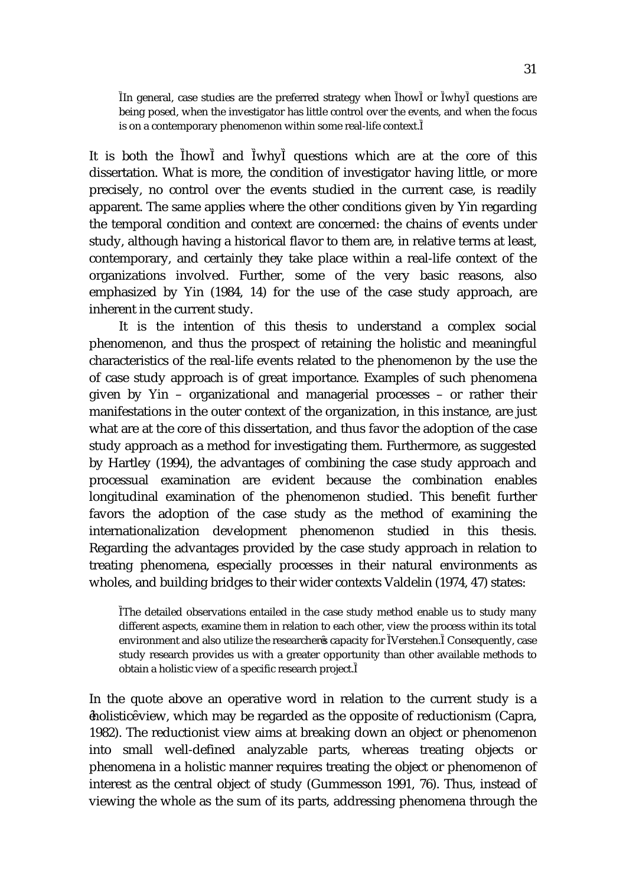> "In general, case studies are the preferred strategy when "how" or "why" questions are being posed, when the investigator has little control over the events, and when the focus is on a contemporary phenomenon within some real-life context."

It is both the "how" and "why" questions which are at the core of this dissertation. What is more, the condition of investigator having little, or more precisely, no control over the events studied in the current case, is readily apparent. The same applies where the other conditions given by Yin regarding the temporal condition and context are concerned: the chains of events under study, although having a historical flavor to them are, in relative terms at least, contemporary, and certainly they take place within a real-life context of the organizations involved. Further, some of the very basic reasons, also emphasized by Yin (1984, 14) for the use of the case study approach, are inherent in the current study.

It is the intention of this thesis to understand a complex social phenomenon, and thus the prospect of retaining the holistic and meaningful characteristics of the real-life events related to the phenomenon by the use the of case study approach is of great importance. Examples of such phenomena given by Yin – organizational and managerial processes – or rather their manifestations in the outer context of the organization, in this instance, are just what are at the core of this dissertation, and thus favor the adoption of the case study approach as a method for investigating them. Furthermore, as suggested by Hartley (1994), the advantages of combining the case study approach and processual examination are evident because the combination enables longitudinal examination of the phenomenon studied. This benefit further favors the adoption of the case study as the method of examining the internationalization development phenomenon studied in this thesis. Regarding the advantages provided by the case study approach in relation to treating phenomena, especially processes in their natural environments as wholes, and building bridges to their wider contexts Valdelin (1974, 47) states:

> "The detailed observations entailed in the case study method enable us to study many different aspects, examine them in relation to each other, view the process within its total environment and also utilize the researcher's capacity for "Verstehen." Consequently, case study research provides us with a greater opportunity than other available methods to obtain a holistic view of a specific research project."

In the quote above an operative word in relation to the current study is a 'holistic' view, which may be regarded as the opposite of reductionism (Capra, 1982). The reductionist view aims at breaking down an object or phenomenon into small well-defined analyzable parts, whereas treating objects or phenomena in a holistic manner requires treating the object or phenomenon of interest as the central object of study (Gummesson 1991, 76). Thus, instead of viewing the whole as the sum of its parts, addressing phenomena through the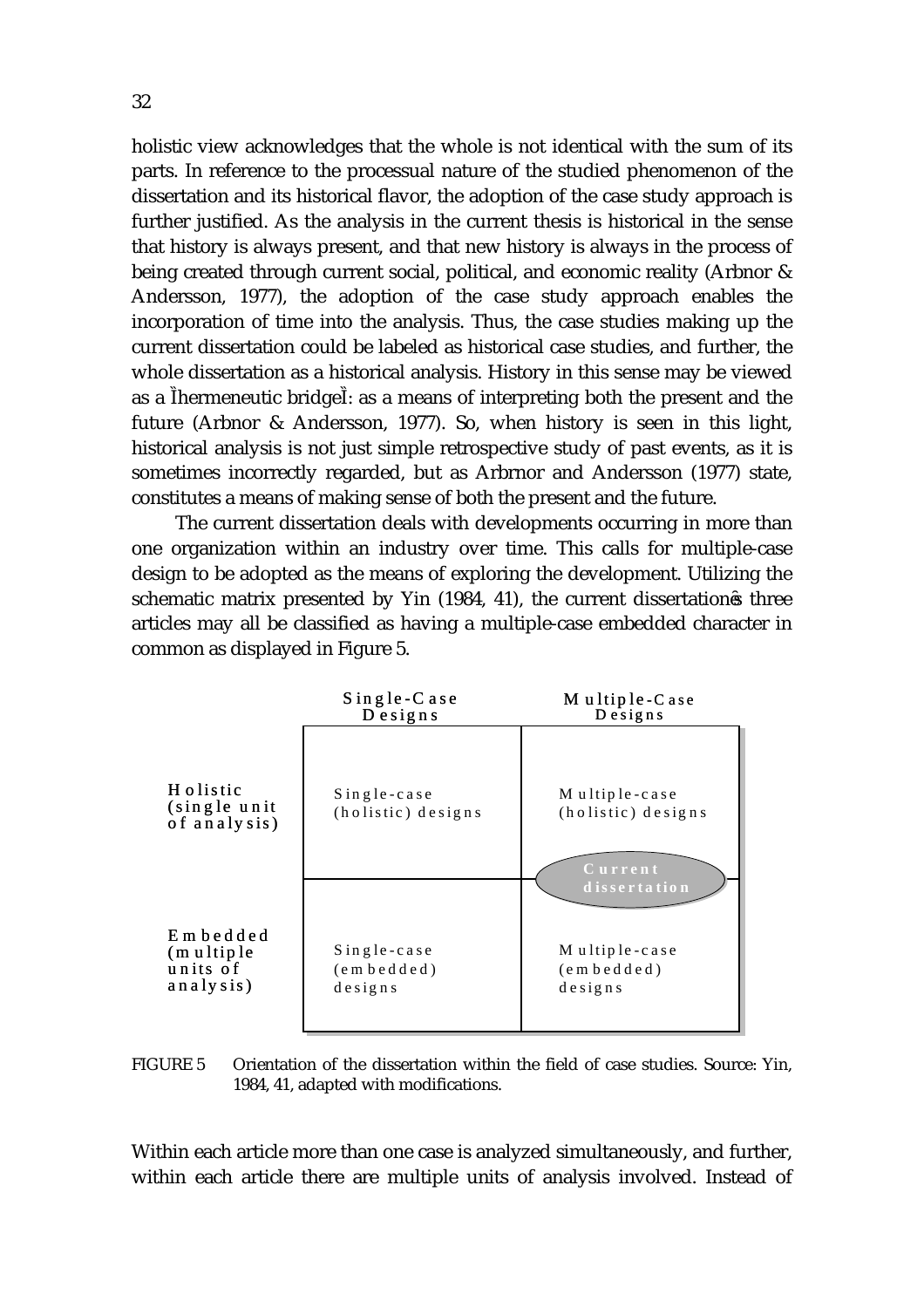holistic view acknowledges that the whole is not identical with the sum of its parts. In reference to the processual nature of the studied phenomenon of the dissertation and its historical flavor, the adoption of the case study approach is further justified. As the analysis in the current thesis is historical in the sense that history is always present, and that new history is always in the process of being created through current social, political, and economic reality (Arbnor & Andersson, 1977), the adoption of the case study approach enables the incorporation of time into the analysis. Thus, the case studies making up the current dissertation could be labeled as historical case studies, and further, the whole dissertation as a historical analysis. History in this sense may be viewed as a "hermeneutic bridge": as a means of interpreting both the present and the future (Arbnor & Andersson, 1977). So, when history is seen in this light, historical analysis is not just simple retrospective study of past events, as it is sometimes incorrectly regarded, but as Arbrnor and Andersson (1977) state, constitutes a means of making sense of both the present and the future.

The current dissertation deals with developments occurring in more than one organization within an industry over time. This calls for multiple-case design to be adopted as the means of exploring the development. Utilizing the schematic matrix presented by Yin (1984, 41), the current dissertation's three articles may all be classified as having a multiple-case embedded character in common as displayed in Figure 5.

| | Single-Case Designs | Multiple-Case Designs |
|---|---|---|
| Holistic (single unit of analysis) | Single-case (holistic) designs | Multiple-case (holistic) designs |
| | | Current dissertation |
| Embedded (multiple units of analysis) | Single-case (embedded) designs | Multiple-case (embedded) designs |

FIGURE 5 Orientation of the dissertation within the field of case studies. Source: Yin, 1984, 41, adapted with modifications.

Within each article more than one case is analyzed simultaneously, and further, within each article there are multiple units of analysis involved. Instead of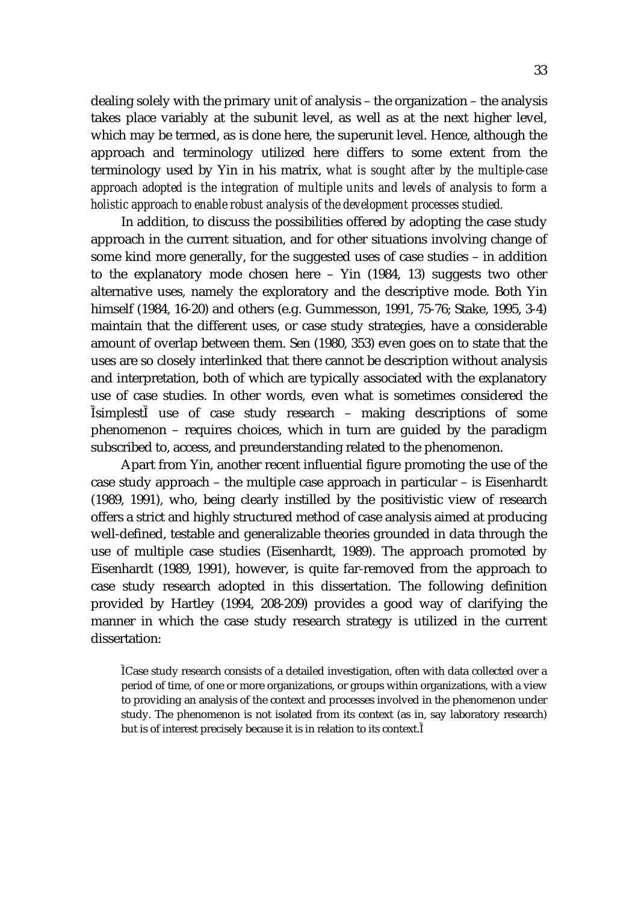dealing solely with the primary unit of analysis – the organization – the analysis takes place variably at the subunit level, as well as at the next higher level, which may be termed, as is done here, the superunit level. Hence, although the approach and terminology utilized here differs to some extent from the terminology used by Yin in his matrix, *what is sought after by the multiple-case approach adopted is the integration of multiple units and levels of analysis to form a holistic approach to enable robust analysis of the development processes studied.*

In addition, to discuss the possibilities offered by adopting the case study approach in the current situation, and for other situations involving change of some kind more generally, for the suggested uses of case studies – in addition to the explanatory mode chosen here – Yin (1984, 13) suggests two other alternative uses, namely the exploratory and the descriptive mode. Both Yin himself (1984, 16-20) and others (e.g. Gummesson, 1991, 75-76; Stake, 1995, 3-4) maintain that the different uses, or case study strategies, have a considerable amount of overlap between them. Sen (1980, 353) even goes on to state that the uses are so closely interlinked that there cannot be description without analysis and interpretation, both of which are typically associated with the explanatory use of case studies. In other words, even what is sometimes considered the ÌsimplestÌ use of case study research – making descriptions of some phenomenon – requires choices, which in turn are guided by the paradigm subscribed to, access, and preunderstanding related to the phenomenon.

Apart from Yin, another recent influential figure promoting the use of the case study approach – the multiple case approach in particular – is Eisenhardt (1989, 1991), who, being clearly instilled by the positivistic view of research offers a strict and highly structured method of case analysis aimed at producing well-defined, testable and generalizable theories grounded in data through the use of multiple case studies (Eisenhardt, 1989). The approach promoted by Eisenhardt (1989, 1991), however, is quite far-removed from the approach to case study research adopted in this dissertation. The following definition provided by Hartley (1994, 208-209) provides a good way of clarifying the manner in which the case study research strategy is utilized in the current dissertation:

> ÌCase study research consists of a detailed investigation, often with data collected over a period of time, of one or more organizations, or groups within organizations, with a view to providing an analysis of the context and processes involved in the phenomenon under study. The phenomenon is not isolated from its context (as in, say laboratory research) but is of interest precisely because it is in relation to its context.Ì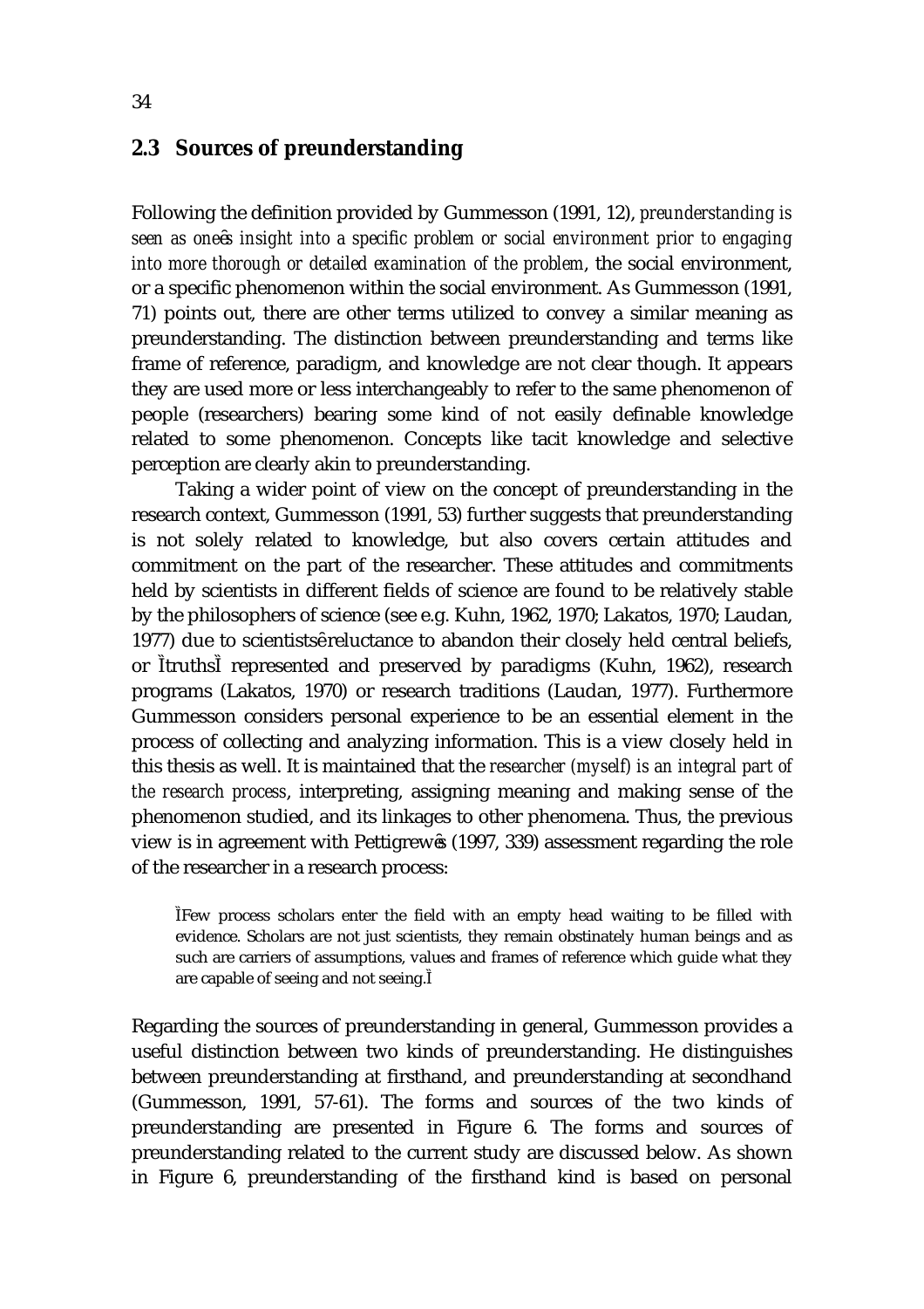## 2.3 Sources of preunderstanding

Following the definition provided by Gummesson (1991, 12), *preunderstanding is seen as one's insight into a specific problem or social environment prior to engaging into more thorough or detailed examination of the problem*, the social environment, or a specific phenomenon within the social environment. As Gummesson (1991, 71) points out, there are other terms utilized to convey a similar meaning as preunderstanding. The distinction between preunderstanding and terms like frame of reference, paradigm, and knowledge are not clear though. It appears they are used more or less interchangeably to refer to the same phenomenon of people (researchers) bearing some kind of not easily definable knowledge related to some phenomenon. Concepts like tacit knowledge and selective perception are clearly akin to preunderstanding.

Taking a wider point of view on the concept of preunderstanding in the research context, Gummesson (1991, 53) further suggests that preunderstanding is not solely related to knowledge, but also covers certain attitudes and commitment on the part of the researcher. These attitudes and commitments held by scientists in different fields of science are found to be relatively stable by the philosophers of science (see e.g. Kuhn, 1962, 1970; Lakatos, 1970; Laudan, 1977) due to scientists' reluctance to abandon their closely held central beliefs, or "truths" represented and preserved by paradigms (Kuhn, 1962), research programs (Lakatos, 1970) or research traditions (Laudan, 1977). Furthermore Gummesson considers personal experience to be an essential element in the process of collecting and analyzing information. This is a view closely held in this thesis as well. It is maintained that the *researcher (myself) is an integral part of the research process*, interpreting, assigning meaning and making sense of the phenomenon studied, and its linkages to other phenomena. Thus, the previous view is in agreement with Pettigrew's (1997, 339) assessment regarding the role of the researcher in a research process:

> "Few process scholars enter the field with an empty head waiting to be filled with evidence. Scholars are not just scientists, they remain obstinately human beings and as such are carriers of assumptions, values and frames of reference which guide what they are capable of seeing and not seeing."

Regarding the sources of preunderstanding in general, Gummesson provides a useful distinction between two kinds of preunderstanding. He distinguishes between preunderstanding at firsthand, and preunderstanding at secondhand (Gummesson, 1991, 57-61). The forms and sources of the two kinds of preunderstanding are presented in Figure 6. The forms and sources of preunderstanding related to the current study are discussed below. As shown in Figure 6, preunderstanding of the firsthand kind is based on personal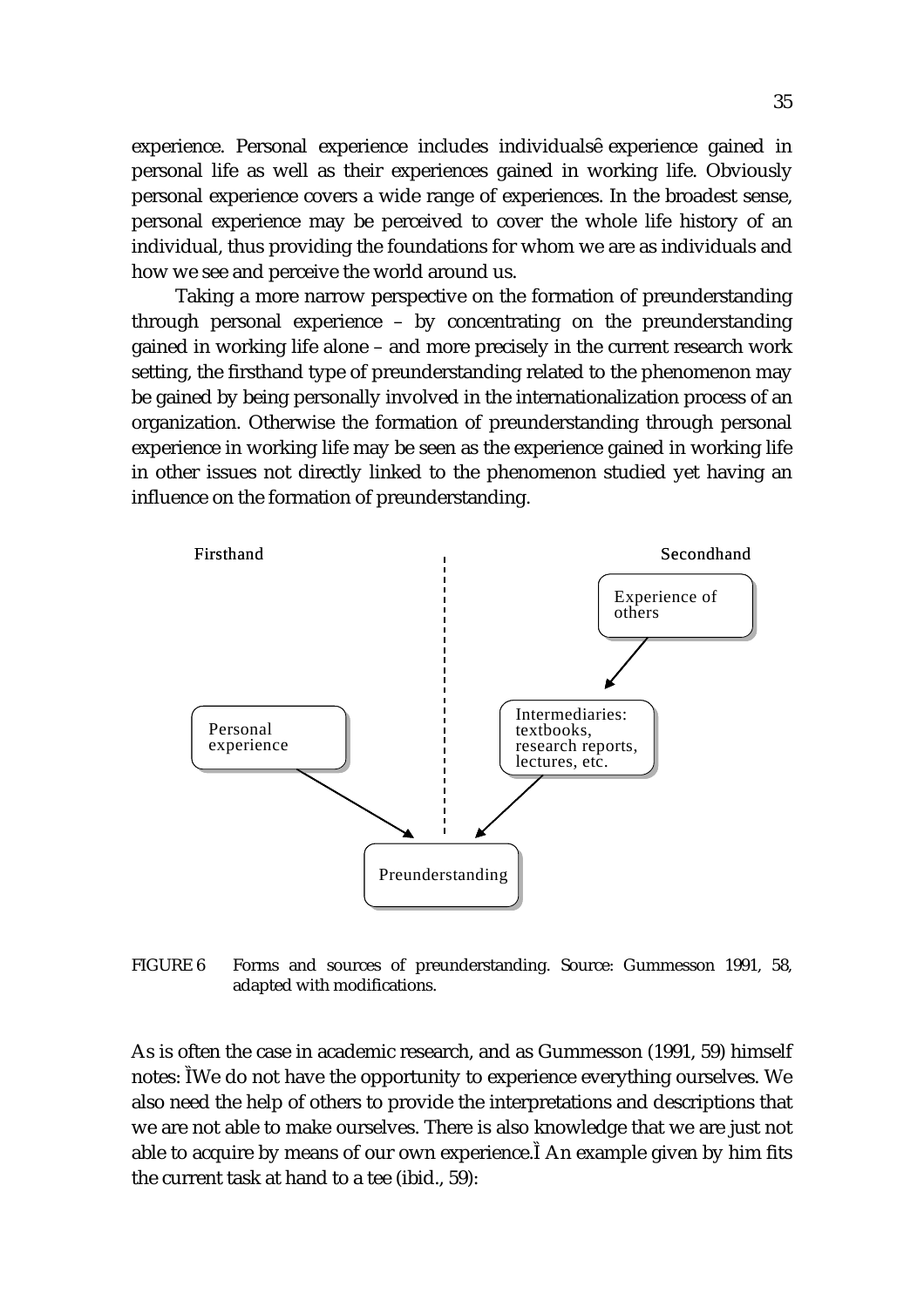experience. Personal experience includes individualsê experience gained in personal life as well as their experiences gained in working life. Obviously personal experience covers a wide range of experiences. In the broadest sense, personal experience may be perceived to cover the whole life history of an individual, thus providing the foundations for whom we are as individuals and how we see and perceive the world around us.

Taking a more narrow perspective on the formation of preunderstanding through personal experience – by concentrating on the preunderstanding gained in working life alone – and more precisely in the current research work setting, the firsthand type of preunderstanding related to the phenomenon may be gained by being personally involved in the internationalization process of an organization. Otherwise the formation of preunderstanding through personal experience in working life may be seen as the experience gained in working life in other issues not directly linked to the phenomenon studied yet having an influence on the formation of preunderstanding.

Firsthand | Secondhand

Experience of others

Personal experience

Intermediaries: textbooks, research reports, lectures, etc.

Preunderstanding

FIGURE 6 Forms and sources of preunderstanding. Source: Gummesson 1991, 58, adapted with modifications.

As is often the case in academic research, and as Gummesson (1991, 59) himself notes: ÌWe do not have the opportunity to experience everything ourselves. We also need the help of others to provide the interpretations and descriptions that we are not able to make ourselves. There is also knowledge that we are just not able to acquire by means of our own experience.Ì An example given by him fits the current task at hand to a tee (ibid., 59):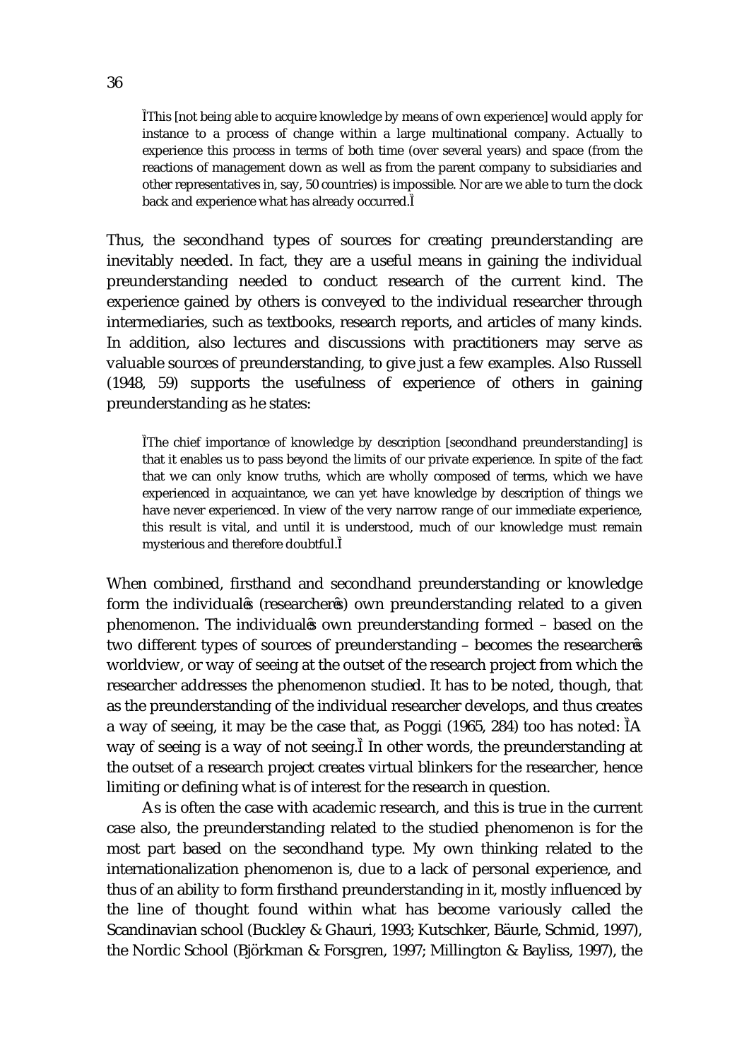"This [not being able to acquire knowledge by means of own experience] would apply for instance to a process of change within a large multinational company. Actually to experience this process in terms of both time (over several years) and space (from the reactions of management down as well as from the parent company to subsidiaries and other representatives in, say, 50 countries) is impossible. Nor are we able to turn the clock back and experience what has already occurred."

Thus, the secondhand types of sources for creating preunderstanding are inevitably needed. In fact, they are a useful means in gaining the individual preunderstanding needed to conduct research of the current kind. The experience gained by others is conveyed to the individual researcher through intermediaries, such as textbooks, research reports, and articles of many kinds. In addition, also lectures and discussions with practitioners may serve as valuable sources of preunderstanding, to give just a few examples. Also Russell (1948, 59) supports the usefulness of experience of others in gaining preunderstanding as he states:

"The chief importance of knowledge by description [secondhand preunderstanding] is that it enables us to pass beyond the limits of our private experience. In spite of the fact that we can only know truths, which are wholly composed of terms, which we have experienced in acquaintance, we can yet have knowledge by description of things we have never experienced. In view of the very narrow range of our immediate experience, this result is vital, and until it is understood, much of our knowledge must remain mysterious and therefore doubtful."

When combined, firsthand and secondhand preunderstanding or knowledge form the individual's (researcher's) own preunderstanding related to a given phenomenon. The individual's own preunderstanding formed – based on the two different types of sources of preunderstanding – becomes the researcher's worldview, or way of seeing at the outset of the research project from which the researcher addresses the phenomenon studied. It has to be noted, though, that as the preunderstanding of the individual researcher develops, and thus creates a way of seeing, it may be the case that, as Poggi (1965, 284) too has noted: "A way of seeing is a way of not seeing." In other words, the preunderstanding at the outset of a research project creates virtual blinkers for the researcher, hence limiting or defining what is of interest for the research in question.

As is often the case with academic research, and this is true in the current case also, the preunderstanding related to the studied phenomenon is for the most part based on the secondhand type. My own thinking related to the internationalization phenomenon is, due to a lack of personal experience, and thus of an ability to form firsthand preunderstanding in it, mostly influenced by the line of thought found within what has become variously called the Scandinavian school (Buckley & Ghauri, 1993; Kutschker, Bäurle, Schmid, 1997), the Nordic School (Björkman & Forsgren, 1997; Millington & Bayliss, 1997), the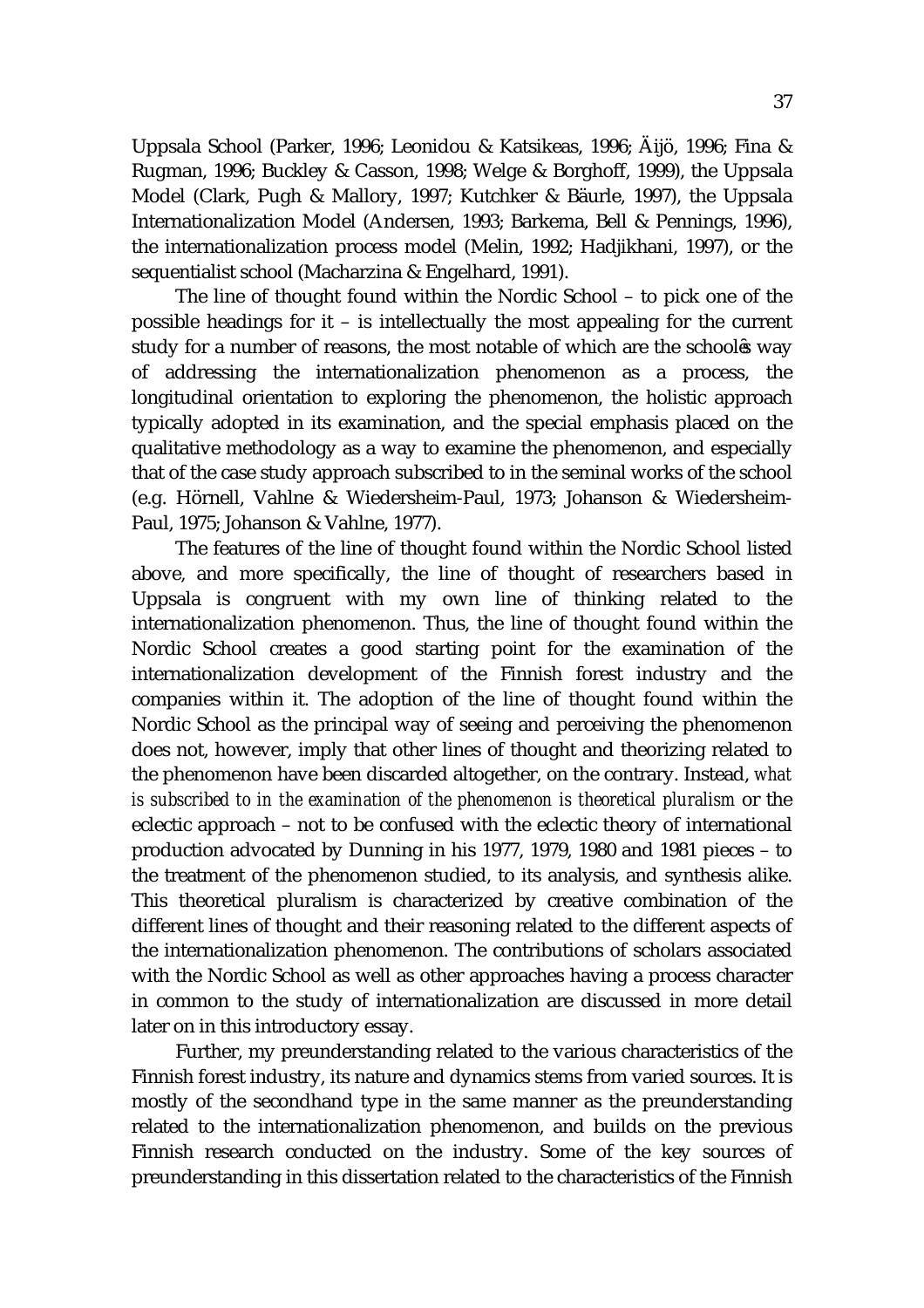Uppsala School (Parker, 1996; Leonidou & Katsikeas, 1996; Äijö, 1996; Fina & Rugman, 1996; Buckley & Casson, 1998; Welge & Borghoff, 1999), the Uppsala Model (Clark, Pugh & Mallory, 1997; Kutchker & Bäurle, 1997), the Uppsala Internationalization Model (Andersen, 1993; Barkema, Bell & Pennings, 1996), the internationalization process model (Melin, 1992; Hadjikhani, 1997), or the sequentialist school (Macharzina & Engelhard, 1991).

The line of thought found within the Nordic School – to pick one of the possible headings for it – is intellectually the most appealing for the current study for a number of reasons, the most notable of which are the school's way of addressing the internationalization phenomenon as a process, the longitudinal orientation to exploring the phenomenon, the holistic approach typically adopted in its examination, and the special emphasis placed on the qualitative methodology as a way to examine the phenomenon, and especially that of the case study approach subscribed to in the seminal works of the school (e.g. Hörnell, Vahlne & Wiedersheim-Paul, 1973; Johanson & Wiedersheim-Paul, 1975; Johanson & Vahlne, 1977).

The features of the line of thought found within the Nordic School listed above, and more specifically, the line of thought of researchers based in Uppsala is congruent with my own line of thinking related to the internationalization phenomenon. Thus, the line of thought found within the Nordic School creates a good starting point for the examination of the internationalization development of the Finnish forest industry and the companies within it. The adoption of the line of thought found within the Nordic School as the principal way of seeing and perceiving the phenomenon does not, however, imply that other lines of thought and theorizing related to the phenomenon have been discarded altogether, on the contrary. Instead, *what is subscribed to in the examination of the phenomenon is theoretical pluralism* or the eclectic approach – not to be confused with the eclectic theory of international production advocated by Dunning in his 1977, 1979, 1980 and 1981 pieces – to the treatment of the phenomenon studied, to its analysis, and synthesis alike. This theoretical pluralism is characterized by creative combination of the different lines of thought and their reasoning related to the different aspects of the internationalization phenomenon. The contributions of scholars associated with the Nordic School as well as other approaches having a process character in common to the study of internationalization are discussed in more detail later on in this introductory essay.

Further, my preunderstanding related to the various characteristics of the Finnish forest industry, its nature and dynamics stems from varied sources. It is mostly of the secondhand type in the same manner as the preunderstanding related to the internationalization phenomenon, and builds on the previous Finnish research conducted on the industry. Some of the key sources of preunderstanding in this dissertation related to the characteristics of the Finnish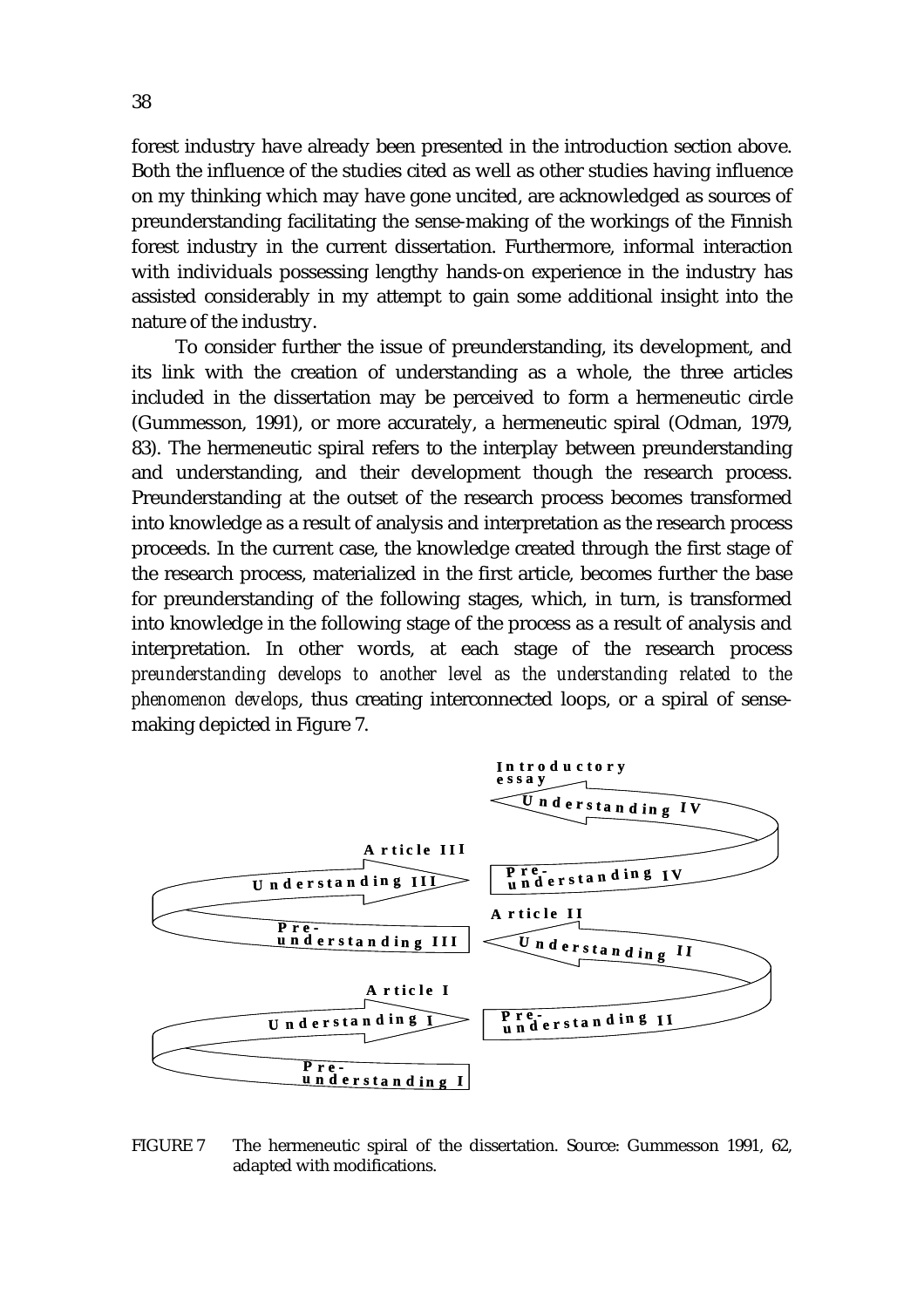forest industry have already been presented in the introduction section above. Both the influence of the studies cited as well as other studies having influence on my thinking which may have gone uncited, are acknowledged as sources of preunderstanding facilitating the sense-making of the workings of the Finnish forest industry in the current dissertation. Furthermore, informal interaction with individuals possessing lengthy hands-on experience in the industry has assisted considerably in my attempt to gain some additional insight into the nature of the industry.

To consider further the issue of preunderstanding, its development, and its link with the creation of understanding as a whole, the three articles included in the dissertation may be perceived to form a hermeneutic circle (Gummesson, 1991), or more accurately, a hermeneutic spiral (Odman, 1979, 83). The hermeneutic spiral refers to the interplay between preunderstanding and understanding, and their development though the research process. Preunderstanding at the outset of the research process becomes transformed into knowledge as a result of analysis and interpretation as the research process proceeds. In the current case, the knowledge created through the first stage of the research process, materialized in the first article, becomes further the base for preunderstanding of the following stages, which, in turn, is transformed into knowledge in the following stage of the process as a result of analysis and interpretation. In other words, at each stage of the research process *preunderstanding develops to another level as the understanding related to the phenomenon develops*, thus creating interconnected loops, or a spiral of sense-making depicted in Figure 7.

Introductory essay

Understanding IV

Pre-understanding IV

Article III

Understanding III

Pre-understanding III

Article II

Understanding II

Pre-understanding II

Article I

Understanding I

Pre-understanding I

FIGURE 7 The hermeneutic spiral of the dissertation. Source: Gummesson 1991, 62, adapted with modifications.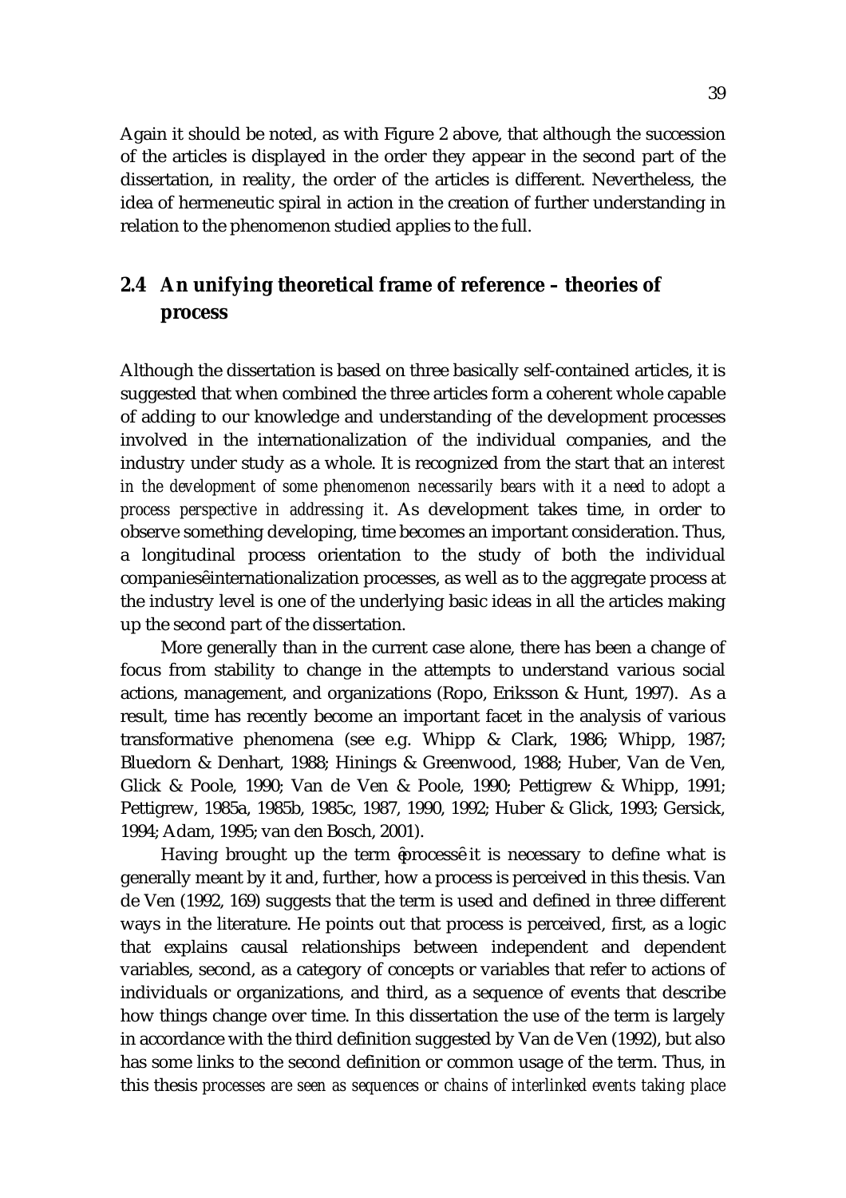Again it should be noted, as with Figure 2 above, that although the succession of the articles is displayed in the order they appear in the second part of the dissertation, in reality, the order of the articles is different. Nevertheless, the idea of hermeneutic spiral in action in the creation of further understanding in relation to the phenomenon studied applies to the full.

## 2.4 An unifying theoretical frame of reference – theories of process

Although the dissertation is based on three basically self-contained articles, it is suggested that when combined the three articles form a coherent whole capable of adding to our knowledge and understanding of the development processes involved in the internationalization of the individual companies, and the industry under study as a whole. It is recognized from the start that an *interest in the development of some phenomenon necessarily bears with it a need to adopt a process perspective in addressing it*. As development takes time, in order to observe something developing, time becomes an important consideration. Thus, a longitudinal process orientation to the study of both the individual companiesêinternationalization processes, as well as to the aggregate process at the industry level is one of the underlying basic ideas in all the articles making up the second part of the dissertation.

More generally than in the current case alone, there has been a change of focus from stability to change in the attempts to understand various social actions, management, and organizations (Ropo, Eriksson & Hunt, 1997). As a result, time has recently become an important facet in the analysis of various transformative phenomena (see e.g. Whipp & Clark, 1986; Whipp, 1987; Bluedorn & Denhart, 1988; Hinings & Greenwood, 1988; Huber, Van de Ven, Glick & Poole, 1990; Van de Ven & Poole, 1990; Pettigrew & Whipp, 1991; Pettigrew, 1985a, 1985b, 1985c, 1987, 1990, 1992; Huber & Glick, 1993; Gersick, 1994; Adam, 1995; van den Bosch, 2001).

Having brought up the term êprocessê it is necessary to define what is generally meant by it and, further, how a process is perceived in this thesis. Van de Ven (1992, 169) suggests that the term is used and defined in three different ways in the literature. He points out that process is perceived, first, as a logic that explains causal relationships between independent and dependent variables, second, as a category of concepts or variables that refer to actions of individuals or organizations, and third, as a sequence of events that describe how things change over time. In this dissertation the use of the term is largely in accordance with the third definition suggested by Van de Ven (1992), but also has some links to the second definition or common usage of the term. Thus, in this thesis *processes are seen as sequences or chains of interlinked events taking place*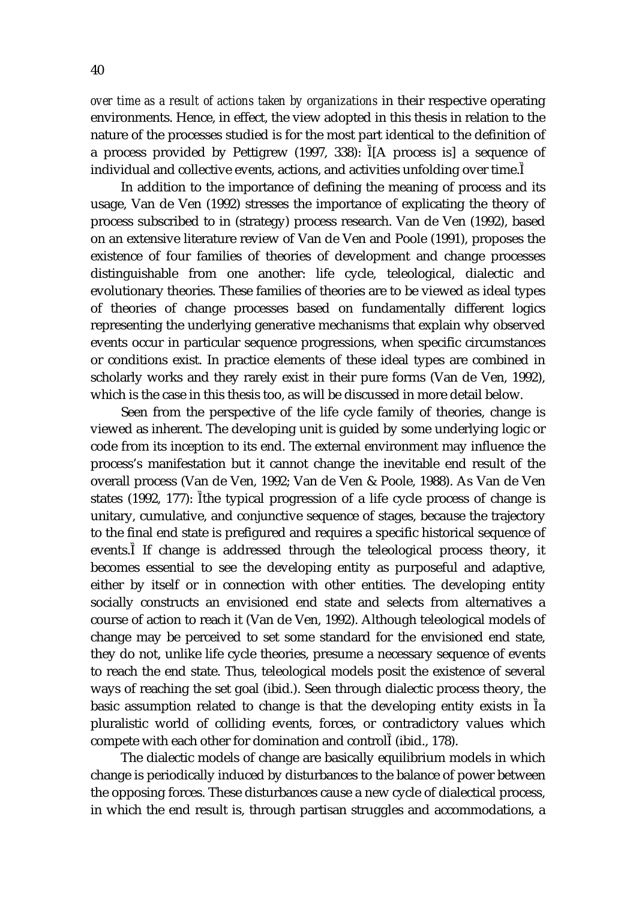*over time as a result of actions taken by organizations* in their respective operating environments. Hence, in effect, the view adopted in this thesis in relation to the nature of the processes studied is for the most part identical to the definition of a process provided by Pettigrew (1997, 338): Ì[A process is] a sequence of individual and collective events, actions, and activities unfolding over time.Ì

In addition to the importance of defining the meaning of process and its usage, Van de Ven (1992) stresses the importance of explicating the theory of process subscribed to in (strategy) process research. Van de Ven (1992), based on an extensive literature review of Van de Ven and Poole (1991), proposes the existence of four families of theories of development and change processes distinguishable from one another: life cycle, teleological, dialectic and evolutionary theories. These families of theories are to be viewed as ideal types of theories of change processes based on fundamentally different logics representing the underlying generative mechanisms that explain why observed events occur in particular sequence progressions, when specific circumstances or conditions exist. In practice elements of these ideal types are combined in scholarly works and they rarely exist in their pure forms (Van de Ven, 1992), which is the case in this thesis too, as will be discussed in more detail below.

Seen from the perspective of the life cycle family of theories, change is viewed as inherent. The developing unit is guided by some underlying logic or code from its inception to its end. The external environment may influence the process's manifestation but it cannot change the inevitable end result of the overall process (Van de Ven, 1992; Van de Ven & Poole, 1988). As Van de Ven states (1992, 177): Ìthe typical progression of a life cycle process of change is unitary, cumulative, and conjunctive sequence of stages, because the trajectory to the final end state is prefigured and requires a specific historical sequence of events.Ì If change is addressed through the teleological process theory, it becomes essential to see the developing entity as purposeful and adaptive, either by itself or in connection with other entities. The developing entity socially constructs an envisioned end state and selects from alternatives a course of action to reach it (Van de Ven, 1992). Although teleological models of change may be perceived to set some standard for the envisioned end state, they do not, unlike life cycle theories, presume a necessary sequence of events to reach the end state. Thus, teleological models posit the existence of several ways of reaching the set goal (ibid.). Seen through dialectic process theory, the basic assumption related to change is that the developing entity exists in Ìa pluralistic world of colliding events, forces, or contradictory values which compete with each other for domination and controlÌ (ibid., 178).

The dialectic models of change are basically equilibrium models in which change is periodically induced by disturbances to the balance of power between the opposing forces. These disturbances cause a new cycle of dialectical process, in which the end result is, through partisan struggles and accommodations, a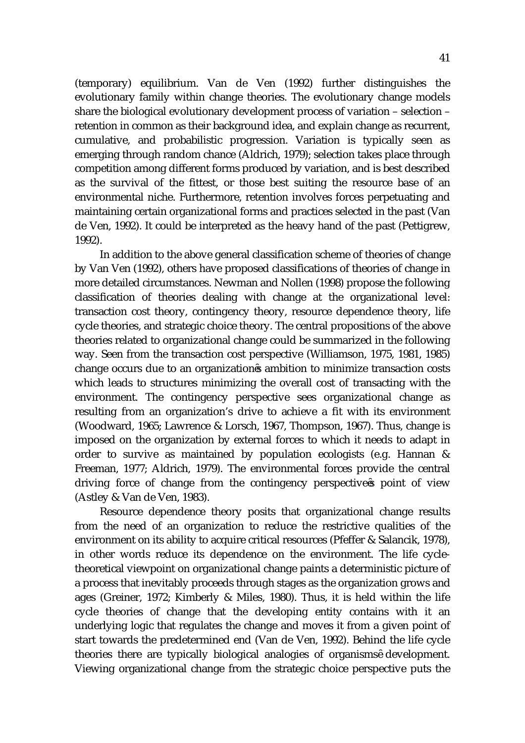(temporary) equilibrium. Van de Ven (1992) further distinguishes the evolutionary family within change theories. The evolutionary change models share the biological evolutionary development process of variation – selection – retention in common as their background idea, and explain change as recurrent, cumulative, and probabilistic progression. Variation is typically seen as emerging through random chance (Aldrich, 1979); selection takes place through competition among different forms produced by variation, and is best described as the survival of the fittest, or those best suiting the resource base of an environmental niche. Furthermore, retention involves forces perpetuating and maintaining certain organizational forms and practices selected in the past (Van de Ven, 1992). It could be interpreted as the heavy hand of the past (Pettigrew, 1992).

In addition to the above general classification scheme of theories of change by Van Ven (1992), others have proposed classifications of theories of change in more detailed circumstances. Newman and Nollen (1998) propose the following classification of theories dealing with change at the organizational level: transaction cost theory, contingency theory, resource dependence theory, life cycle theories, and strategic choice theory. The central propositions of the above theories related to organizational change could be summarized in the following way. Seen from the transaction cost perspective (Williamson, 1975, 1981, 1985) change occurs due to an organizationęs ambition to minimize transaction costs which leads to structures minimizing the overall cost of transacting with the environment. The contingency perspective sees organizational change as resulting from an organization's drive to achieve a fit with its environment (Woodward, 1965; Lawrence & Lorsch, 1967, Thompson, 1967). Thus, change is imposed on the organization by external forces to which it needs to adapt in order to survive as maintained by population ecologists (e.g. Hannan & Freeman, 1977; Aldrich, 1979). The environmental forces provide the central driving force of change from the contingency perspectiveęs point of view (Astley & Van de Ven, 1983).

Resource dependence theory posits that organizational change results from the need of an organization to reduce the restrictive qualities of the environment on its ability to acquire critical resources (Pfeffer & Salancik, 1978), in other words reduce its dependence on the environment. The life cycle-theoretical viewpoint on organizational change paints a deterministic picture of a process that inevitably proceeds through stages as the organization grows and ages (Greiner, 1972; Kimberly & Miles, 1980). Thus, it is held within the life cycle theories of change that the developing entity contains with it an underlying logic that regulates the change and moves it from a given point of start towards the predetermined end (Van de Ven, 1992). Behind the life cycle theories there are typically biological analogies of organismsę development. Viewing organizational change from the strategic choice perspective puts the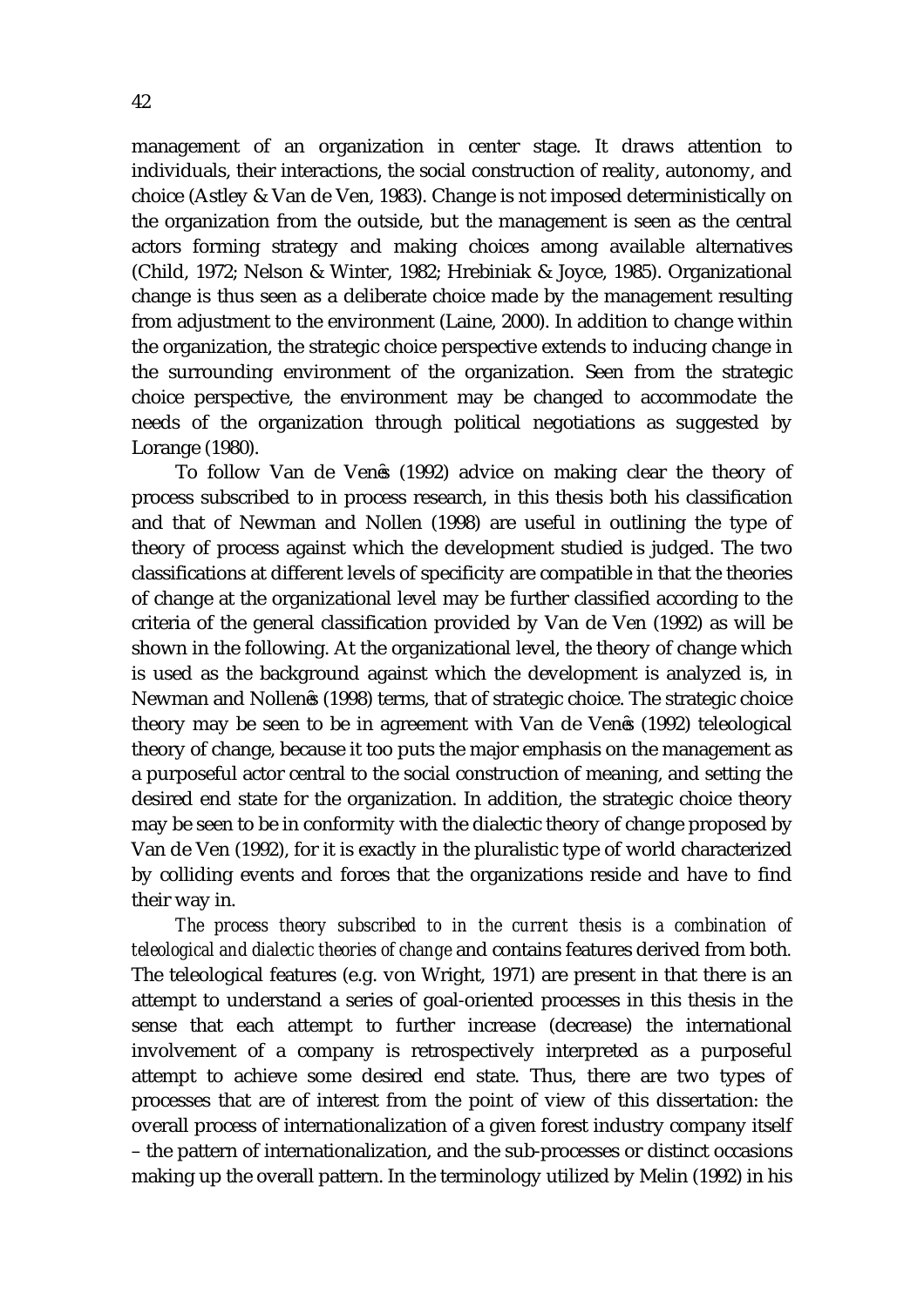management of an organization in center stage. It draws attention to individuals, their interactions, the social construction of reality, autonomy, and choice (Astley & Van de Ven, 1983). Change is not imposed deterministically on the organization from the outside, but the management is seen as the central actors forming strategy and making choices among available alternatives (Child, 1972; Nelson & Winter, 1982; Hrebiniak & Joyce, 1985). Organizational change is thus seen as a deliberate choice made by the management resulting from adjustment to the environment (Laine, 2000). In addition to change within the organization, the strategic choice perspective extends to inducing change in the surrounding environment of the organization. Seen from the strategic choice perspective, the environment may be changed to accommodate the needs of the organization through political negotiations as suggested by Lorange (1980).

To follow Van de Ven's (1992) advice on making clear the theory of process subscribed to in process research, in this thesis both his classification and that of Newman and Nollen (1998) are useful in outlining the type of theory of process against which the development studied is judged. The two classifications at different levels of specificity are compatible in that the theories of change at the organizational level may be further classified according to the criteria of the general classification provided by Van de Ven (1992) as will be shown in the following. At the organizational level, the theory of change which is used as the background against which the development is analyzed is, in Newman and Nollen's (1998) terms, that of strategic choice. The strategic choice theory may be seen to be in agreement with Van de Ven's (1992) teleological theory of change, because it too puts the major emphasis on the management as a purposeful actor central to the social construction of meaning, and setting the desired end state for the organization. In addition, the strategic choice theory may be seen to be in conformity with the dialectic theory of change proposed by Van de Ven (1992), for it is exactly in the pluralistic type of world characterized by colliding events and forces that the organizations reside and have to find their way in.

*The process theory subscribed to in the current thesis is a combination of teleological and dialectic theories of change* and contains features derived from both. The teleological features (e.g. von Wright, 1971) are present in that there is an attempt to understand a series of goal-oriented processes in this thesis in the sense that each attempt to further increase (decrease) the international involvement of a company is retrospectively interpreted as a purposeful attempt to achieve some desired end state. Thus, there are two types of processes that are of interest from the point of view of this dissertation: the overall process of internationalization of a given forest industry company itself – the pattern of internationalization, and the sub-processes or distinct occasions making up the overall pattern. In the terminology utilized by Melin (1992) in his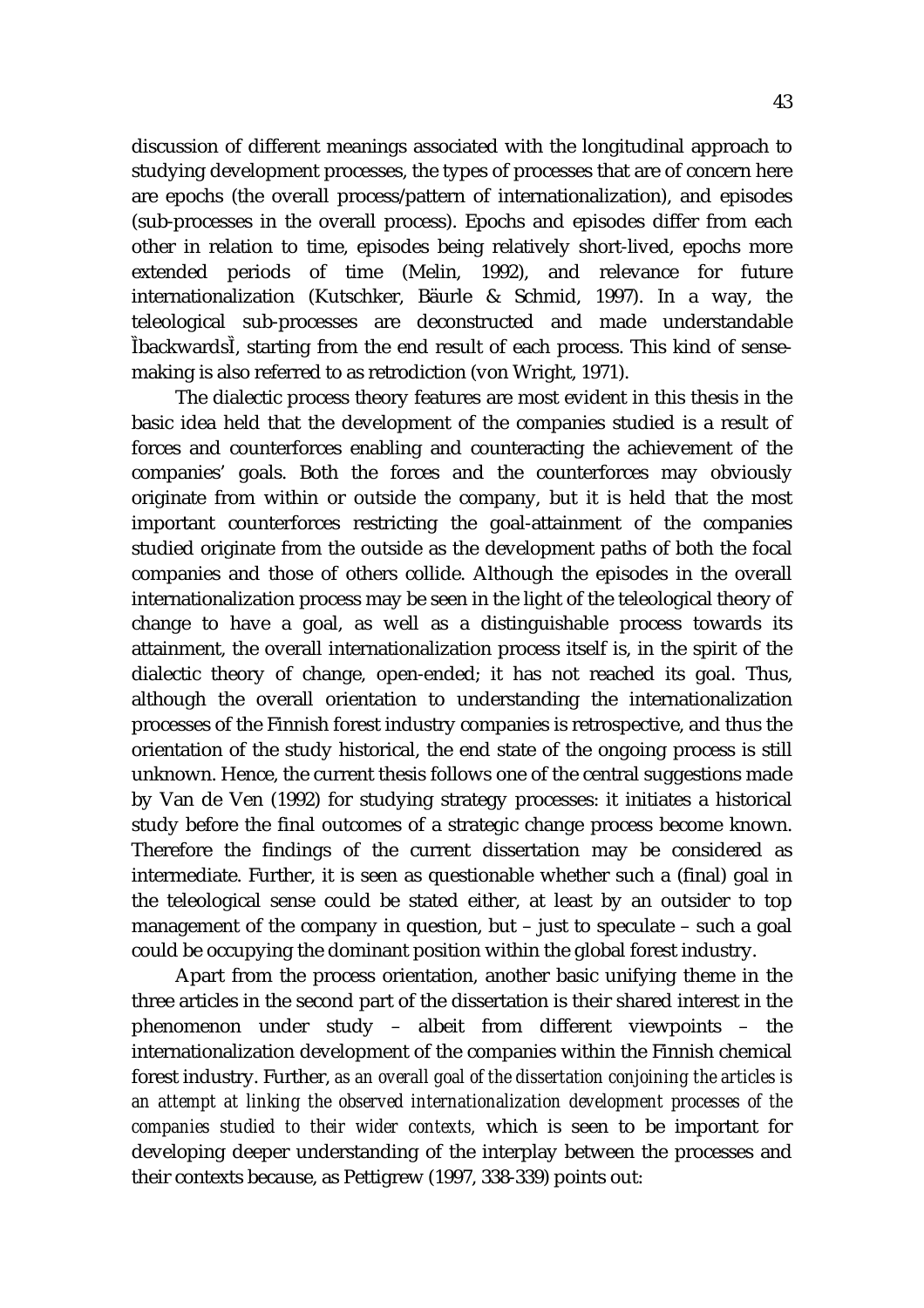discussion of different meanings associated with the longitudinal approach to studying development processes, the types of processes that are of concern here are epochs (the overall process/pattern of internationalization), and episodes (sub-processes in the overall process). Epochs and episodes differ from each other in relation to time, episodes being relatively short-lived, epochs more extended periods of time (Melin, 1992), and relevance for future internationalization (Kutschker, Bäurle & Schmid, 1997). In a way, the teleological sub-processes are deconstructed and made understandable ÌbackwardsÌ, starting from the end result of each process. This kind of sense-making is also referred to as retrodiction (von Wright, 1971).

The dialectic process theory features are most evident in this thesis in the basic idea held that the development of the companies studied is a result of forces and counterforces enabling and counteracting the achievement of the companies' goals. Both the forces and the counterforces may obviously originate from within or outside the company, but it is held that the most important counterforces restricting the goal-attainment of the companies studied originate from the outside as the development paths of both the focal companies and those of others collide. Although the episodes in the overall internationalization process may be seen in the light of the teleological theory of change to have a goal, as well as a distinguishable process towards its attainment, the overall internationalization process itself is, in the spirit of the dialectic theory of change, open-ended; it has not reached its goal. Thus, although the overall orientation to understanding the internationalization processes of the Finnish forest industry companies is retrospective, and thus the orientation of the study historical, the end state of the ongoing process is still unknown. Hence, the current thesis follows one of the central suggestions made by Van de Ven (1992) for studying strategy processes: it initiates a historical study before the final outcomes of a strategic change process become known. Therefore the findings of the current dissertation may be considered as intermediate. Further, it is seen as questionable whether such a (final) goal in the teleological sense could be stated either, at least by an outsider to top management of the company in question, but – just to speculate – such a goal could be occupying the dominant position within the global forest industry.

Apart from the process orientation, another basic unifying theme in the three articles in the second part of the dissertation is their shared interest in the phenomenon under study – albeit from different viewpoints – the internationalization development of the companies within the Finnish chemical forest industry. Further, *as an overall goal of the dissertation conjoining the articles is an attempt at linking the observed internationalization development processes of the companies studied to their wider contexts,* which is seen to be important for developing deeper understanding of the interplay between the processes and their contexts because, as Pettigrew (1997, 338-339) points out: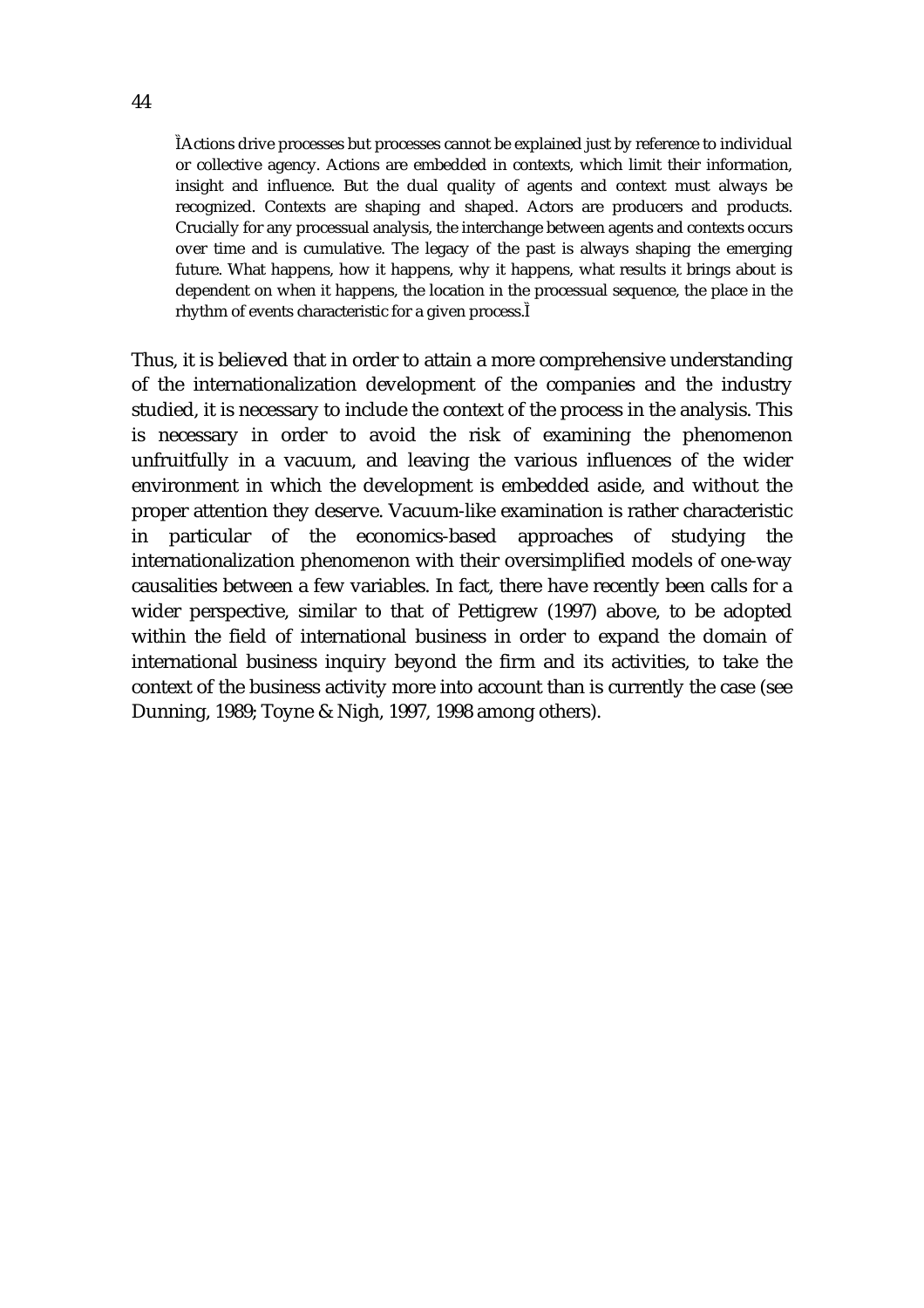> "Actions drive processes but processes cannot be explained just by reference to individual or collective agency. Actions are embedded in contexts, which limit their information, insight and influence. But the dual quality of agents and context must always be recognized. Contexts are shaping and shaped. Actors are producers and products. Crucially for any processual analysis, the interchange between agents and contexts occurs over time and is cumulative. The legacy of the past is always shaping the emerging future. What happens, how it happens, why it happens, what results it brings about is dependent on when it happens, the location in the processual sequence, the place in the rhythm of events characteristic for a given process."

Thus, it is believed that in order to attain a more comprehensive understanding of the internationalization development of the companies and the industry studied, it is necessary to include the context of the process in the analysis. This is necessary in order to avoid the risk of examining the phenomenon unfruitfully in a vacuum, and leaving the various influences of the wider environment in which the development is embedded aside, and without the proper attention they deserve. Vacuum-like examination is rather characteristic in particular of the economics-based approaches of studying the internationalization phenomenon with their oversimplified models of one-way causalities between a few variables. In fact, there have recently been calls for a wider perspective, similar to that of Pettigrew (1997) above, to be adopted within the field of international business in order to expand the domain of international business inquiry beyond the firm and its activities, to take the context of the business activity more into account than is currently the case (see Dunning, 1989; Toyne & Nigh, 1997, 1998 among others).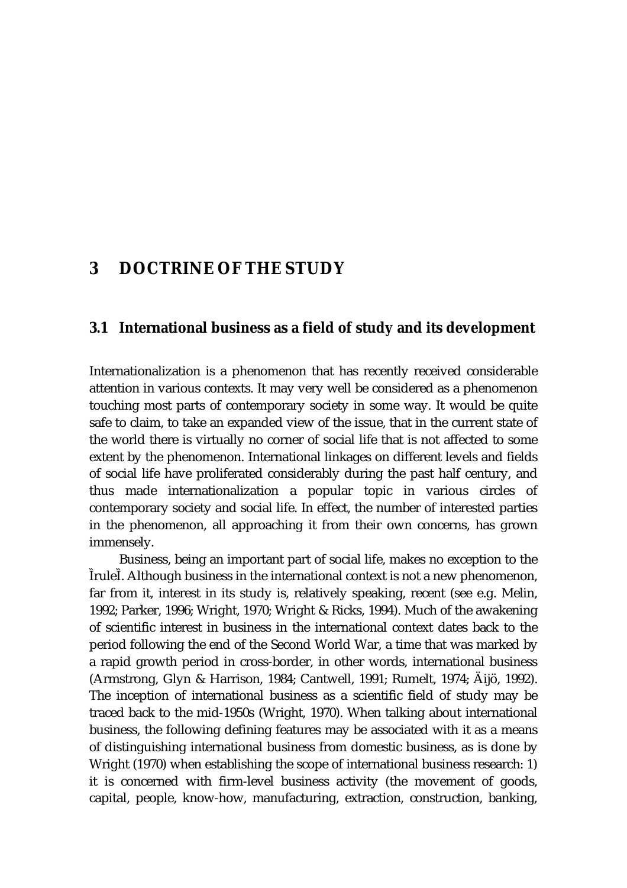# 3 DOCTRINE OF THE STUDY

## 3.1 International business as a field of study and its development

Internationalization is a phenomenon that has recently received considerable attention in various contexts. It may very well be considered as a phenomenon touching most parts of contemporary society in some way. It would be quite safe to claim, to take an expanded view of the issue, that in the current state of the world there is virtually no corner of social life that is not affected to some extent by the phenomenon. International linkages on different levels and fields of social life have proliferated considerably during the past half century, and thus made internationalization a popular topic in various circles of contemporary society and social life. In effect, the number of interested parties in the phenomenon, all approaching it from their own concerns, has grown immensely.

Business, being an important part of social life, makes no exception to the ÌruleÎ. Although business in the international context is not a new phenomenon, far from it, interest in its study is, relatively speaking, recent (see e.g. Melin, 1992; Parker, 1996; Wright, 1970; Wright & Ricks, 1994). Much of the awakening of scientific interest in business in the international context dates back to the period following the end of the Second World War, a time that was marked by a rapid growth period in cross-border, in other words, international business (Armstrong, Glyn & Harrison, 1984; Cantwell, 1991; Rumelt, 1974; Äijö, 1992). The inception of international business as a scientific field of study may be traced back to the mid-1950s (Wright, 1970). When talking about international business, the following defining features may be associated with it as a means of distinguishing international business from domestic business, as is done by Wright (1970) when establishing the scope of international business research: 1) it is concerned with firm-level business activity (the movement of goods, capital, people, know-how, manufacturing, extraction, construction, banking,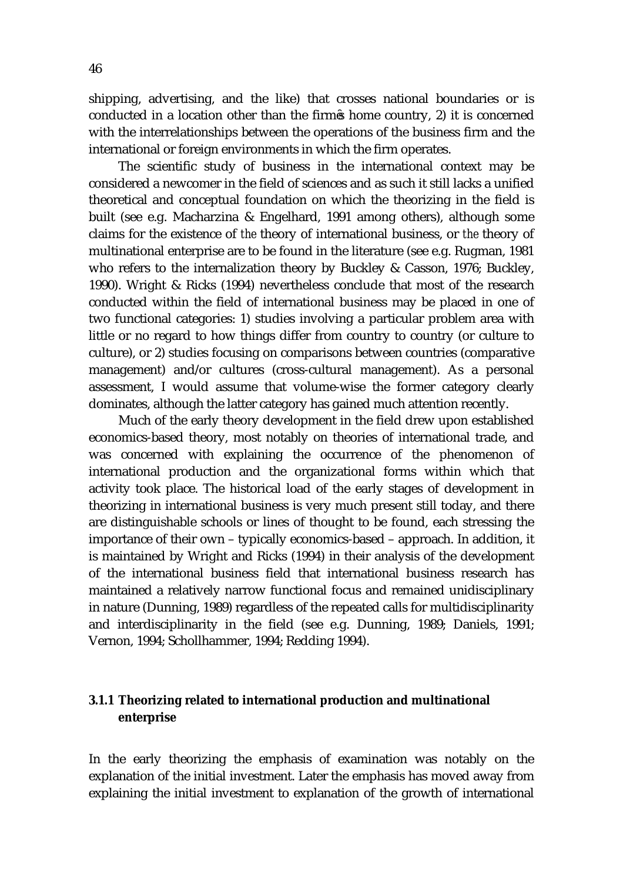shipping, advertising, and the like) that crosses national boundaries or is conducted in a location other than the firm's home country, 2) it is concerned with the interrelationships between the operations of the business firm and the international or foreign environments in which the firm operates.

The scientific study of business in the international context may be considered a newcomer in the field of sciences and as such it still lacks a unified theoretical and conceptual foundation on which the theorizing in the field is built (see e.g. Macharzina & Engelhard, 1991 among others), although some claims for the existence of *the* theory of international business, or *the* theory of multinational enterprise are to be found in the literature (see e.g. Rugman, 1981 who refers to the internalization theory by Buckley & Casson, 1976; Buckley, 1990). Wright & Ricks (1994) nevertheless conclude that most of the research conducted within the field of international business may be placed in one of two functional categories: 1) studies involving a particular problem area with little or no regard to how things differ from country to country (or culture to culture), or 2) studies focusing on comparisons between countries (comparative management) and/or cultures (cross-cultural management). As a personal assessment, I would assume that volume-wise the former category clearly dominates, although the latter category has gained much attention recently.

Much of the early theory development in the field drew upon established economics-based theory, most notably on theories of international trade, and was concerned with explaining the occurrence of the phenomenon of international production and the organizational forms within which that activity took place. The historical load of the early stages of development in theorizing in international business is very much present still today, and there are distinguishable schools or lines of thought to be found, each stressing the importance of their own – typically economics-based – approach. In addition, it is maintained by Wright and Ricks (1994) in their analysis of the development of the international business field that international business research has maintained a relatively narrow functional focus and remained unidisciplinary in nature (Dunning, 1989) regardless of the repeated calls for multidisciplinarity and interdisciplinarity in the field (see e.g. Dunning, 1989; Daniels, 1991; Vernon, 1994; Schollhammer, 1994; Redding 1994).

### 3.1.1 Theorizing related to international production and multinational enterprise

In the early theorizing the emphasis of examination was notably on the explanation of the initial investment. Later the emphasis has moved away from explaining the initial investment to explanation of the growth of international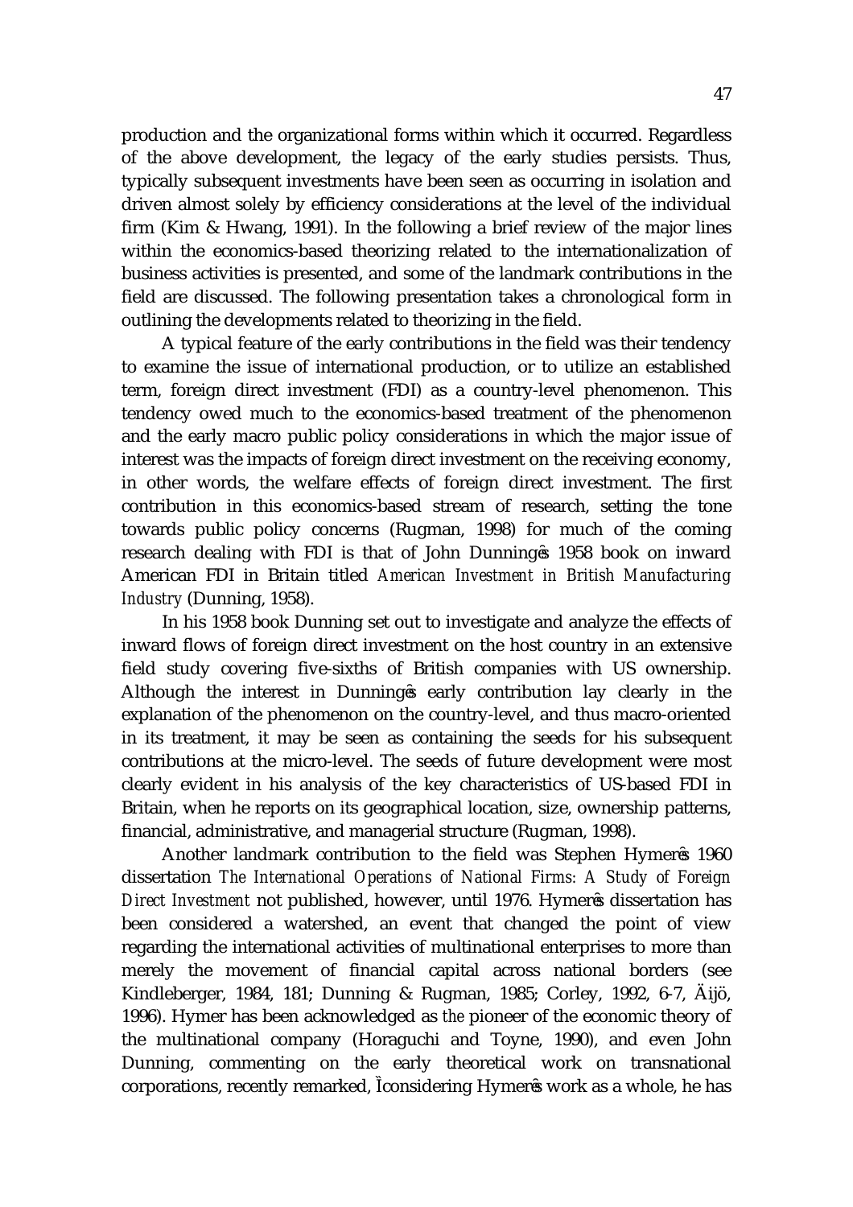production and the organizational forms within which it occurred. Regardless of the above development, the legacy of the early studies persists. Thus, typically subsequent investments have been seen as occurring in isolation and driven almost solely by efficiency considerations at the level of the individual firm (Kim & Hwang, 1991). In the following a brief review of the major lines within the economics-based theorizing related to the internationalization of business activities is presented, and some of the landmark contributions in the field are discussed. The following presentation takes a chronological form in outlining the developments related to theorizing in the field.

A typical feature of the early contributions in the field was their tendency to examine the issue of international production, or to utilize an established term, foreign direct investment (FDI) as a country-level phenomenon. This tendency owed much to the economics-based treatment of the phenomenon and the early macro public policy considerations in which the major issue of interest was the impacts of foreign direct investment on the receiving economy, in other words, the welfare effects of foreign direct investment. The first contribution in this economics-based stream of research, setting the tone towards public policy concerns (Rugman, 1998) for much of the coming research dealing with FDI is that of John Dunning's 1958 book on inward American FDI in Britain titled *American Investment in British Manufacturing Industry* (Dunning, 1958).

In his 1958 book Dunning set out to investigate and analyze the effects of inward flows of foreign direct investment on the host country in an extensive field study covering five-sixths of British companies with US ownership. Although the interest in Dunning's early contribution lay clearly in the explanation of the phenomenon on the country-level, and thus macro-oriented in its treatment, it may be seen as containing the seeds for his subsequent contributions at the micro-level. The seeds of future development were most clearly evident in his analysis of the key characteristics of US-based FDI in Britain, when he reports on its geographical location, size, ownership patterns, financial, administrative, and managerial structure (Rugman, 1998).

Another landmark contribution to the field was Stephen Hymer's 1960 dissertation *The International Operations of National Firms: A Study of Foreign Direct Investment* not published, however, until 1976. Hymer's dissertation has been considered a watershed, an event that changed the point of view regarding the international activities of multinational enterprises to more than merely the movement of financial capital across national borders (see Kindleberger, 1984, 181; Dunning & Rugman, 1985; Corley, 1992, 6-7, Äijö, 1996). Hymer has been acknowledged as *the* pioneer of the economic theory of the multinational company (Horaguchi and Toyne, 1990), and even John Dunning, commenting on the early theoretical work on transnational corporations, recently remarked, "considering Hymer's work as a whole, he has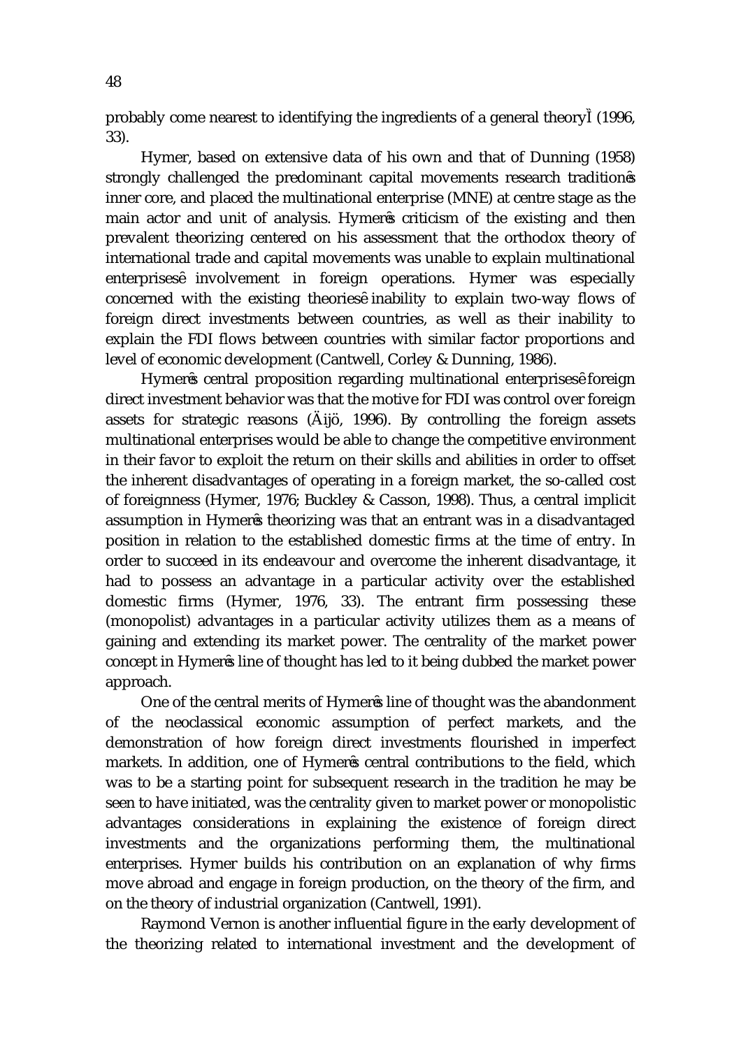probably come nearest to identifying the ingredients of a general theoryÌ (1996, 33).

Hymer, based on extensive data of his own and that of Dunning (1958) strongly challenged the predominant capital movements research traditionê s inner core, and placed the multinational enterprise (MNE) at centre stage as the main actor and unit of analysis. Hymerê s criticism of the existing and then prevalent theorizing centered on his assessment that the orthodox theory of international trade and capital movements was unable to explain multinational enterprisesê involvement in foreign operations. Hymer was especially concerned with the existing theoriesê inability to explain two-way flows of foreign direct investments between countries, as well as their inability to explain the FDI flows between countries with similar factor proportions and level of economic development (Cantwell, Corley & Dunning, 1986).

Hymerê s central proposition regarding multinational enterprisesê foreign direct investment behavior was that the motive for FDI was control over foreign assets for strategic reasons (Äijö, 1996). By controlling the foreign assets multinational enterprises would be able to change the competitive environment in their favor to exploit the return on their skills and abilities in order to offset the inherent disadvantages of operating in a foreign market, the so-called cost of foreignness (Hymer, 1976; Buckley & Casson, 1998). Thus, a central implicit assumption in Hymerê s theorizing was that an entrant was in a disadvantaged position in relation to the established domestic firms at the time of entry. In order to succeed in its endeavour and overcome the inherent disadvantage, it had to possess an advantage in a particular activity over the established domestic firms (Hymer, 1976, 33). The entrant firm possessing these (monopolist) advantages in a particular activity utilizes them as a means of gaining and extending its market power. The centrality of the market power concept in Hymerê s line of thought has led to it being dubbed the market power approach.

One of the central merits of Hymerê s line of thought was the abandonment of the neoclassical economic assumption of perfect markets, and the demonstration of how foreign direct investments flourished in imperfect markets. In addition, one of Hymerê s central contributions to the field, which was to be a starting point for subsequent research in the tradition he may be seen to have initiated, was the centrality given to market power or monopolistic advantages considerations in explaining the existence of foreign direct investments and the organizations performing them, the multinational enterprises. Hymer builds his contribution on an explanation of why firms move abroad and engage in foreign production, on the theory of the firm, and on the theory of industrial organization (Cantwell, 1991).

Raymond Vernon is another influential figure in the early development of the theorizing related to international investment and the development of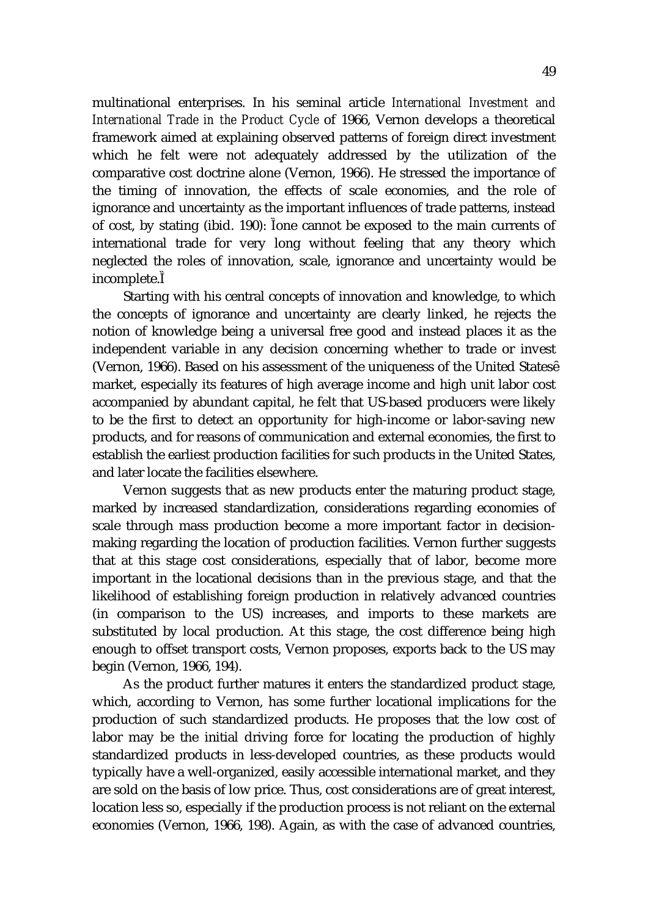multinational enterprises. In his seminal article *International Investment and International Trade in the Product Cycle* of 1966, Vernon develops a theoretical framework aimed at explaining observed patterns of foreign direct investment which he felt were not adequately addressed by the utilization of the comparative cost doctrine alone (Vernon, 1966). He stressed the importance of the timing of innovation, the effects of scale economies, and the role of ignorance and uncertainty as the important influences of trade patterns, instead of cost, by stating (ibid. 190): Ȉone cannot be exposed to the main currents of international trade for very long without feeling that any theory which neglected the roles of innovation, scale, ignorance and uncertainty would be incomplete.Ȉ

Starting with his central concepts of innovation and knowledge, to which the concepts of ignorance and uncertainty are clearly linked, he rejects the notion of knowledge being a universal free good and instead places it as the independent variable in any decision concerning whether to trade or invest (Vernon, 1966). Based on his assessment of the uniqueness of the United Statesê market, especially its features of high average income and high unit labor cost accompanied by abundant capital, he felt that US-based producers were likely to be the first to detect an opportunity for high-income or labor-saving new products, and for reasons of communication and external economies, the first to establish the earliest production facilities for such products in the United States, and later locate the facilities elsewhere.

Vernon suggests that as new products enter the maturing product stage, marked by increased standardization, considerations regarding economies of scale through mass production become a more important factor in decision-making regarding the location of production facilities. Vernon further suggests that at this stage cost considerations, especially that of labor, become more important in the locational decisions than in the previous stage, and that the likelihood of establishing foreign production in relatively advanced countries (in comparison to the US) increases, and imports to these markets are substituted by local production. At this stage, the cost difference being high enough to offset transport costs, Vernon proposes, exports back to the US may begin (Vernon, 1966, 194).

As the product further matures it enters the standardized product stage, which, according to Vernon, has some further locational implications for the production of such standardized products. He proposes that the low cost of labor may be the initial driving force for locating the production of highly standardized products in less-developed countries, as these products would typically have a well-organized, easily accessible international market, and they are sold on the basis of low price. Thus, cost considerations are of great interest, location less so, especially if the production process is not reliant on the external economies (Vernon, 1966, 198). Again, as with the case of advanced countries,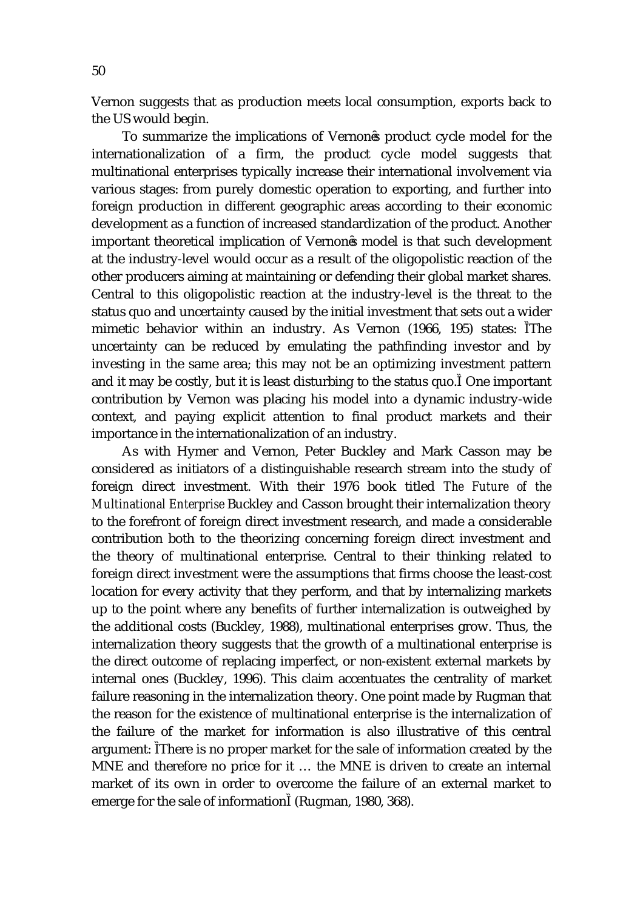Vernon suggests that as production meets local consumption, exports back to the US would begin.

To summarize the implications of Vernon's product cycle model for the internationalization of a firm, the product cycle model suggests that multinational enterprises typically increase their international involvement via various stages: from purely domestic operation to exporting, and further into foreign production in different geographic areas according to their economic development as a function of increased standardization of the product. Another important theoretical implication of Vernon's model is that such development at the industry-level would occur as a result of the oligopolistic reaction of the other producers aiming at maintaining or defending their global market shares. Central to this oligopolistic reaction at the industry-level is the threat to the status quo and uncertainty caused by the initial investment that sets out a wider mimetic behavior within an industry. As Vernon (1966, 195) states: "The uncertainty can be reduced by emulating the pathfinding investor and by investing in the same area; this may not be an optimizing investment pattern and it may be costly, but it is least disturbing to the status quo." One important contribution by Vernon was placing his model into a dynamic industry-wide context, and paying explicit attention to final product markets and their importance in the internationalization of an industry.

As with Hymer and Vernon, Peter Buckley and Mark Casson may be considered as initiators of a distinguishable research stream into the study of foreign direct investment. With their 1976 book titled *The Future of the Multinational Enterprise* Buckley and Casson brought their internalization theory to the forefront of foreign direct investment research, and made a considerable contribution both to the theorizing concerning foreign direct investment and the theory of multinational enterprise. Central to their thinking related to foreign direct investment were the assumptions that firms choose the least-cost location for every activity that they perform, and that by internalizing markets up to the point where any benefits of further internalization is outweighed by the additional costs (Buckley, 1988), multinational enterprises grow. Thus, the internalization theory suggests that the growth of a multinational enterprise is the direct outcome of replacing imperfect, or non-existent external markets by internal ones (Buckley, 1996). This claim accentuates the centrality of market failure reasoning in the internalization theory. One point made by Rugman that the reason for the existence of multinational enterprise is the internalization of the failure of the market for information is also illustrative of this central argument: "There is no proper market for the sale of information created by the MNE and therefore no price for it … the MNE is driven to create an internal market of its own in order to overcome the failure of an external market to emerge for the sale of information" (Rugman, 1980, 368).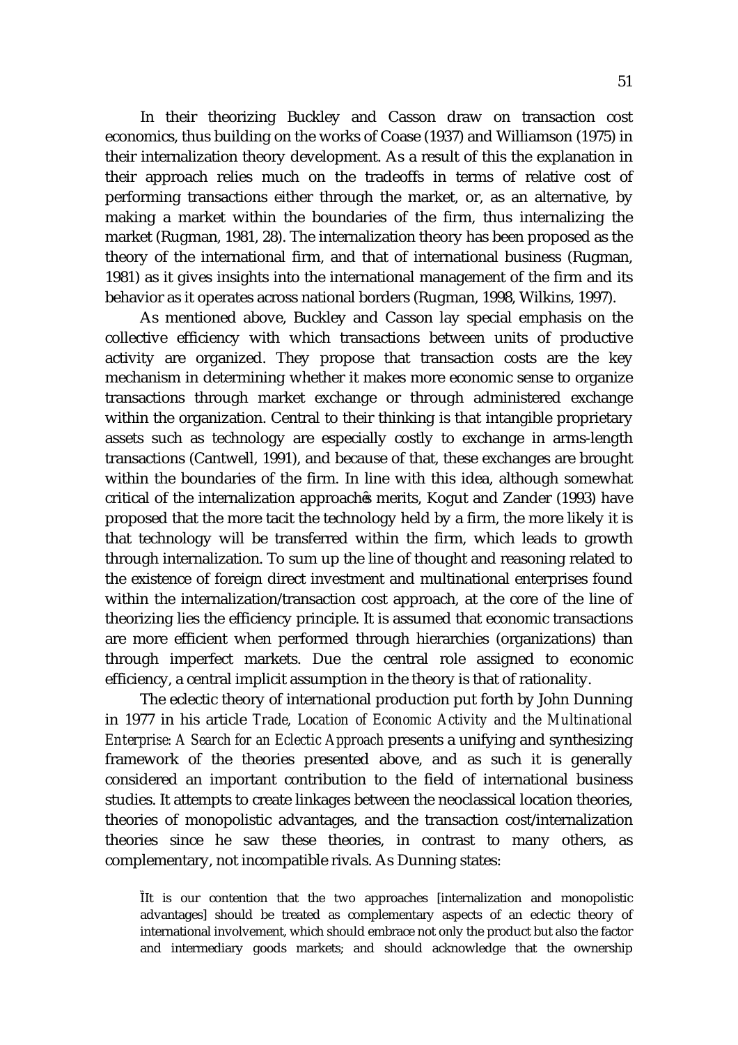In their theorizing Buckley and Casson draw on transaction cost economics, thus building on the works of Coase (1937) and Williamson (1975) in their internalization theory development. As a result of this the explanation in their approach relies much on the tradeoffs in terms of relative cost of performing transactions either through the market, or, as an alternative, by making a market within the boundaries of the firm, thus internalizing the market (Rugman, 1981, 28). The internalization theory has been proposed as the theory of the international firm, and that of international business (Rugman, 1981) as it gives insights into the international management of the firm and its behavior as it operates across national borders (Rugman, 1998, Wilkins, 1997).

As mentioned above, Buckley and Casson lay special emphasis on the collective efficiency with which transactions between units of productive activity are organized. They propose that transaction costs are the key mechanism in determining whether it makes more economic sense to organize transactions through market exchange or through administered exchange within the organization. Central to their thinking is that intangible proprietary assets such as technology are especially costly to exchange in arms-length transactions (Cantwell, 1991), and because of that, these exchanges are brought within the boundaries of the firm. In line with this idea, although somewhat critical of the internalization approach's merits, Kogut and Zander (1993) have proposed that the more tacit the technology held by a firm, the more likely it is that technology will be transferred within the firm, which leads to growth through internalization. To sum up the line of thought and reasoning related to the existence of foreign direct investment and multinational enterprises found within the internalization/transaction cost approach, at the core of the line of theorizing lies the efficiency principle. It is assumed that economic transactions are more efficient when performed through hierarchies (organizations) than through imperfect markets. Due the central role assigned to economic efficiency, a central implicit assumption in the theory is that of rationality.

The eclectic theory of international production put forth by John Dunning in 1977 in his article *Trade, Location of Economic Activity and the Multinational Enterprise: A Search for an Eclectic Approach* presents a unifying and synthesizing framework of the theories presented above, and as such it is generally considered an important contribution to the field of international business studies. It attempts to create linkages between the neoclassical location theories, theories of monopolistic advantages, and the transaction cost/internalization theories since he saw these theories, in contrast to many others, as complementary, not incompatible rivals. As Dunning states:

> "It is our contention that the two approaches [internalization and monopolistic advantages] should be treated as complementary aspects of an eclectic theory of international involvement, which should embrace not only the product but also the factor and intermediary goods markets; and should acknowledge that the ownership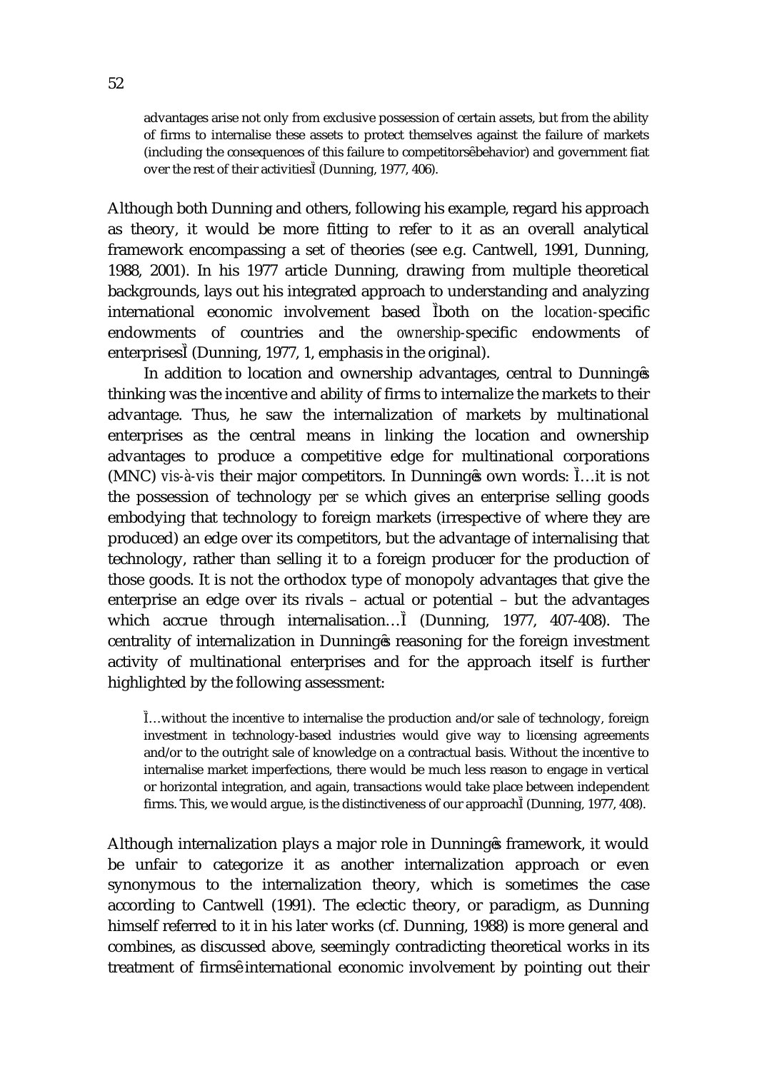advantages arise not only from exclusive possession of certain assets, but from the ability of firms to internalise these assets to protect themselves against the failure of markets (including the consequences of this failure to competitors' behavior) and government fiat over the rest of their activities" (Dunning, 1977, 406).

Although both Dunning and others, following his example, regard his approach as theory, it would be more fitting to refer to it as an overall analytical framework encompassing a set of theories (see e.g. Cantwell, 1991, Dunning, 1988, 2001). In his 1977 article Dunning, drawing from multiple theoretical backgrounds, lays out his integrated approach to understanding and analyzing international economic involvement based "both on the *location*-specific endowments of countries and the *ownership*-specific endowments of enterprises" (Dunning, 1977, 1, emphasis in the original).

In addition to location and ownership advantages, central to Dunning's thinking was the incentive and ability of firms to internalize the markets to their advantage. Thus, he saw the internalization of markets by multinational enterprises as the central means in linking the location and ownership advantages to produce a competitive edge for multinational corporations (MNC) *vis-à-vis* their major competitors. In Dunning's own words: "…it is not the possession of technology *per se* which gives an enterprise selling goods embodying that technology to foreign markets (irrespective of where they are produced) an edge over its competitors, but the advantage of internalising that technology, rather than selling it to a foreign producer for the production of those goods. It is not the orthodox type of monopoly advantages that give the enterprise an edge over its rivals – actual or potential – but the advantages which accrue through internalisation…" (Dunning, 1977, 407-408). The centrality of internalization in Dunning's reasoning for the foreign investment activity of multinational enterprises and for the approach itself is further highlighted by the following assessment:

> "…without the incentive to internalise the production and/or sale of technology, foreign investment in technology-based industries would give way to licensing agreements and/or to the outright sale of knowledge on a contractual basis. Without the incentive to internalise market imperfections, there would be much less reason to engage in vertical or horizontal integration, and again, transactions would take place between independent firms. This, we would argue, is the distinctiveness of our approach" (Dunning, 1977, 408).

Although internalization plays a major role in Dunning's framework, it would be unfair to categorize it as another internalization approach or even synonymous to the internalization theory, which is sometimes the case according to Cantwell (1991). The eclectic theory, or paradigm, as Dunning himself referred to it in his later works (cf. Dunning, 1988) is more general and combines, as discussed above, seemingly contradicting theoretical works in its treatment of firms' international economic involvement by pointing out their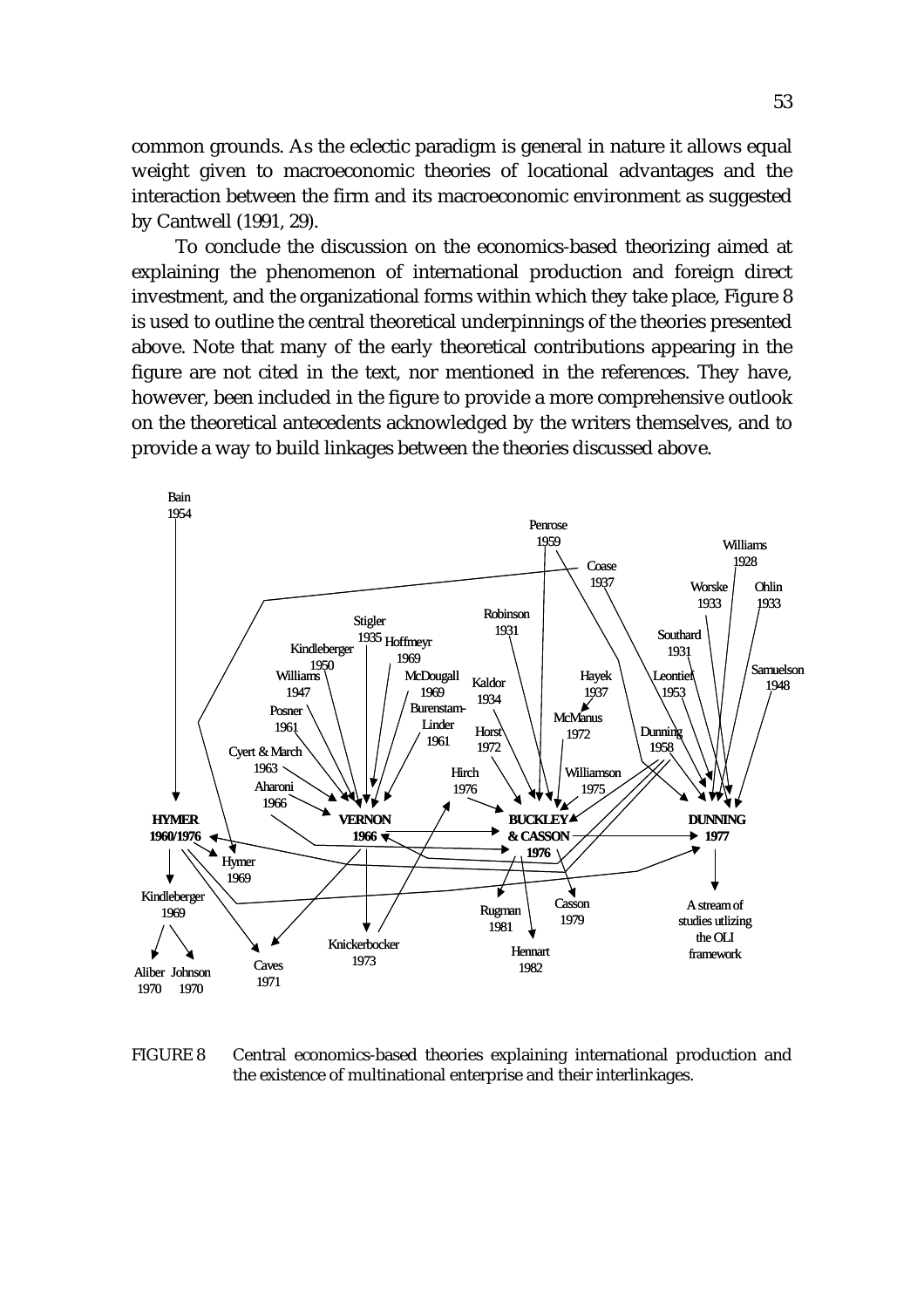common grounds. As the eclectic paradigm is general in nature it allows equal weight given to macroeconomic theories of locational advantages and the interaction between the firm and its macroeconomic environment as suggested by Cantwell (1991, 29).

To conclude the discussion on the economics-based theorizing aimed at explaining the phenomenon of international production and foreign direct investment, and the organizational forms within which they take place, Figure 8 is used to outline the central theoretical underpinnings of the theories presented above. Note that many of the early theoretical contributions appearing in the figure are not cited in the text, nor mentioned in the references. They have, however, been included in the figure to provide a more comprehensive outlook on the theoretical antecedents acknowledged by the writers themselves, and to provide a way to build linkages between the theories discussed above.

Bain 1954 | Penrose 1959 | Williams 1928 | Coase 1937 | Worske 1933 | Ohlin 1933 | Robinson 1931 | Stigler 1935 | Hoffmeyr 1969 | Kindleberger 1950 | Southard 1931 | Samuelson 1948 | Williams 1947 | McDougall 1969 | Kaldor 1934 | Hayek 1937 | Leontief 1953 | Burenstam-Linder 1961 | Posner 1961 | McManus 1972 | Horst 1972 | Dunning 1958 | Cyert & March 1963 | Hirch 1976 | Williamson 1975 | Aharoni 1966 | **HYMER 1960/1976** | **VERNON 1966** | **BUCKLEY & CASSON 1976** | **DUNNING 1977** | Hymer 1969 | Kindleberger 1969 | Casson 1979 | Rugman 1981 | A stream of studies utlizing the OLI framework | Knickerbocker 1973 | Hennart 1982 | Caves 1971 | Aliber 1970 | Johnson 1970

FIGURE 8 Central economics-based theories explaining international production and the existence of multinational enterprise and their interlinkages.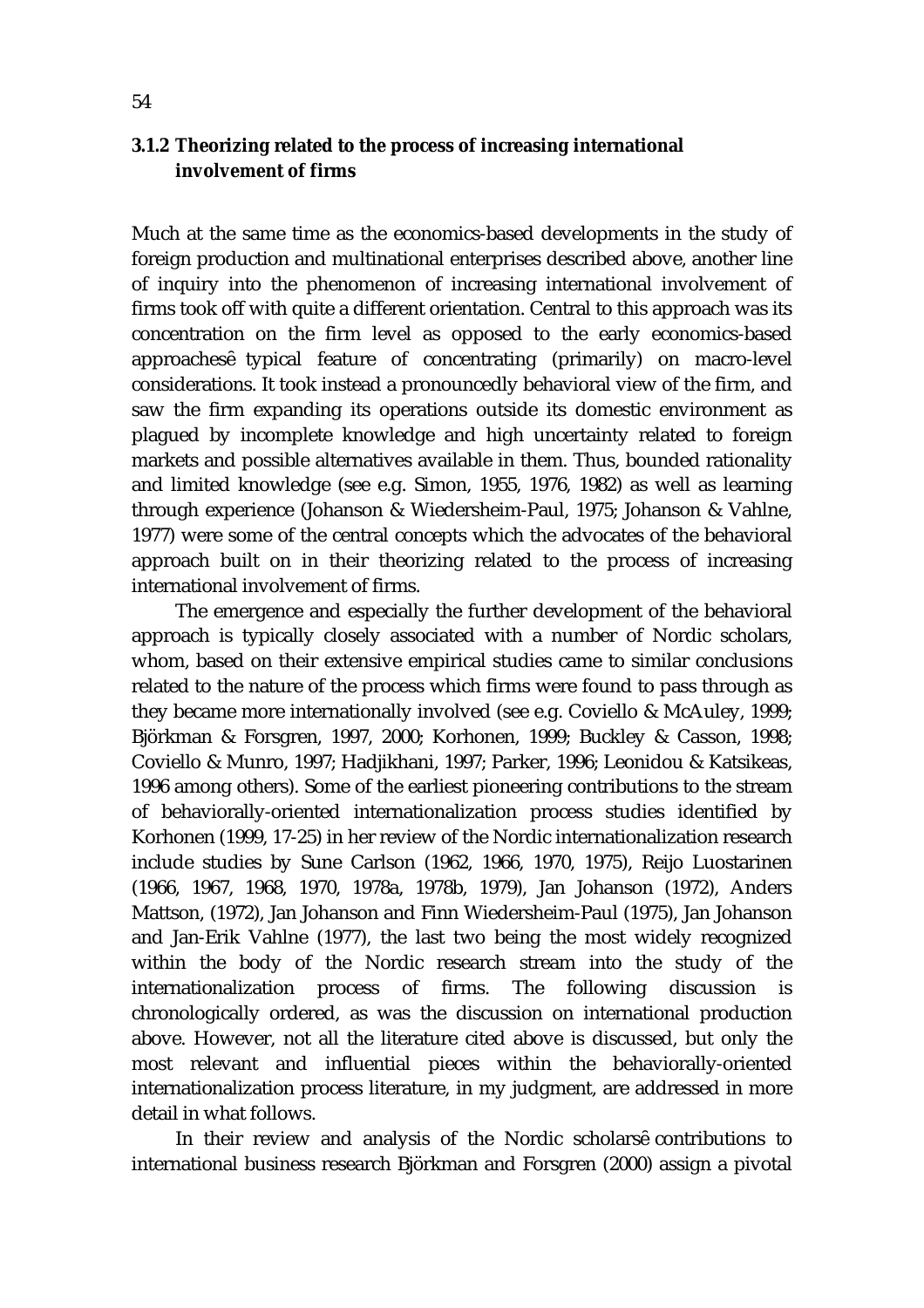### 3.1.2 Theorizing related to the process of increasing international involvement of firms

Much at the same time as the economics-based developments in the study of foreign production and multinational enterprises described above, another line of inquiry into the phenomenon of increasing international involvement of firms took off with quite a different orientation. Central to this approach was its concentration on the firm level as opposed to the early economics-based approachesê typical feature of concentrating (primarily) on macro-level considerations. It took instead a pronouncedly behavioral view of the firm, and saw the firm expanding its operations outside its domestic environment as plagued by incomplete knowledge and high uncertainty related to foreign markets and possible alternatives available in them. Thus, bounded rationality and limited knowledge (see e.g. Simon, 1955, 1976, 1982) as well as learning through experience (Johanson & Wiedersheim-Paul, 1975; Johanson & Vahlne, 1977) were some of the central concepts which the advocates of the behavioral approach built on in their theorizing related to the process of increasing international involvement of firms.

The emergence and especially the further development of the behavioral approach is typically closely associated with a number of Nordic scholars, whom, based on their extensive empirical studies came to similar conclusions related to the nature of the process which firms were found to pass through as they became more internationally involved (see e.g. Coviello & McAuley, 1999; Björkman & Forsgren, 1997, 2000; Korhonen, 1999; Buckley & Casson, 1998; Coviello & Munro, 1997; Hadjikhani, 1997; Parker, 1996; Leonidou & Katsikeas, 1996 among others). Some of the earliest pioneering contributions to the stream of behaviorally-oriented internationalization process studies identified by Korhonen (1999, 17-25) in her review of the Nordic internationalization research include studies by Sune Carlson (1962, 1966, 1970, 1975), Reijo Luostarinen (1966, 1967, 1968, 1970, 1978a, 1978b, 1979), Jan Johanson (1972), Anders Mattson, (1972), Jan Johanson and Finn Wiedersheim-Paul (1975), Jan Johanson and Jan-Erik Vahlne (1977), the last two being the most widely recognized within the body of the Nordic research stream into the study of the internationalization process of firms. The following discussion is chronologically ordered, as was the discussion on international production above. However, not all the literature cited above is discussed, but only the most relevant and influential pieces within the behaviorally-oriented internationalization process literature, in my judgment, are addressed in more detail in what follows.

In their review and analysis of the Nordic scholarsê contributions to international business research Björkman and Forsgren (2000) assign a pivotal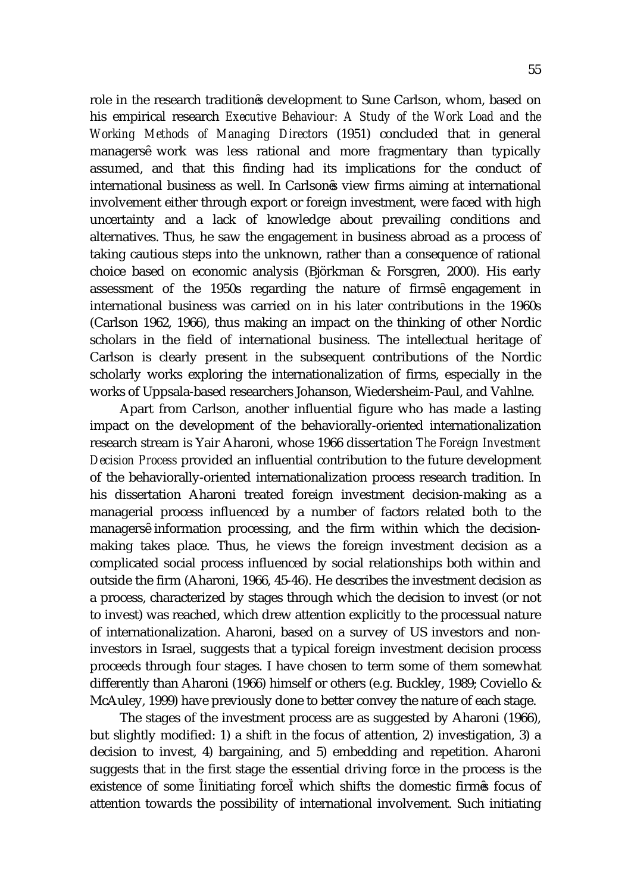role in the research tradition's development to Sune Carlson, whom, based on his empirical research *Executive Behaviour: A Study of the Work Load and the Working Methods of Managing Directors* (1951) concluded that in general managers' work was less rational and more fragmentary than typically assumed, and that this finding had its implications for the conduct of international business as well. In Carlson's view firms aiming at international involvement either through export or foreign investment, were faced with high uncertainty and a lack of knowledge about prevailing conditions and alternatives. Thus, he saw the engagement in business abroad as a process of taking cautious steps into the unknown, rather than a consequence of rational choice based on economic analysis (Björkman & Forsgren, 2000). His early assessment of the 1950s regarding the nature of firms' engagement in international business was carried on in his later contributions in the 1960s (Carlson 1962, 1966), thus making an impact on the thinking of other Nordic scholars in the field of international business. The intellectual heritage of Carlson is clearly present in the subsequent contributions of the Nordic scholarly works exploring the internationalization of firms, especially in the works of Uppsala-based researchers Johanson, Wiedersheim-Paul, and Vahlne.

Apart from Carlson, another influential figure who has made a lasting impact on the development of the behaviorally-oriented internationalization research stream is Yair Aharoni, whose 1966 dissertation *The Foreign Investment Decision Process* provided an influential contribution to the future development of the behaviorally-oriented internationalization process research tradition. In his dissertation Aharoni treated foreign investment decision-making as a managerial process influenced by a number of factors related both to the managers' information processing, and the firm within which the decision-making takes place. Thus, he views the foreign investment decision as a complicated social process influenced by social relationships both within and outside the firm (Aharoni, 1966, 45-46). He describes the investment decision as a process, characterized by stages through which the decision to invest (or not to invest) was reached, which drew attention explicitly to the processual nature of internationalization. Aharoni, based on a survey of US investors and non-investors in Israel, suggests that a typical foreign investment decision process proceeds through four stages. I have chosen to term some of them somewhat differently than Aharoni (1966) himself or others (e.g. Buckley, 1989; Coviello & McAuley, 1999) have previously done to better convey the nature of each stage.

The stages of the investment process are as suggested by Aharoni (1966), but slightly modified: 1) a shift in the focus of attention, 2) investigation, 3) a decision to invest, 4) bargaining, and 5) embedding and repetition. Aharoni suggests that in the first stage the essential driving force in the process is the existence of some "initiating force" which shifts the domestic firm's focus of attention towards the possibility of international involvement. Such initiating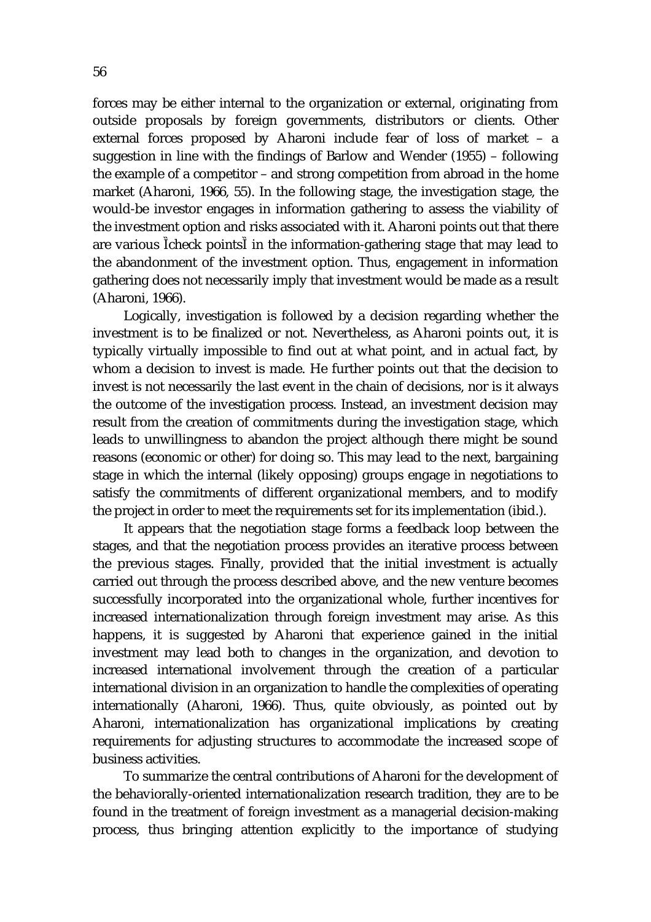forces may be either internal to the organization or external, originating from outside proposals by foreign governments, distributors or clients. Other external forces proposed by Aharoni include fear of loss of market – a suggestion in line with the findings of Barlow and Wender (1955) – following the example of a competitor – and strong competition from abroad in the home market (Aharoni, 1966, 55). In the following stage, the investigation stage, the would-be investor engages in information gathering to assess the viability of the investment option and risks associated with it. Aharoni points out that there are various Ìcheck pointsÌ in the information-gathering stage that may lead to the abandonment of the investment option. Thus, engagement in information gathering does not necessarily imply that investment would be made as a result (Aharoni, 1966).

Logically, investigation is followed by a decision regarding whether the investment is to be finalized or not. Nevertheless, as Aharoni points out, it is typically virtually impossible to find out at what point, and in actual fact, by whom a decision to invest is made. He further points out that the decision to invest is not necessarily the last event in the chain of decisions, nor is it always the outcome of the investigation process. Instead, an investment decision may result from the creation of commitments during the investigation stage, which leads to unwillingness to abandon the project although there might be sound reasons (economic or other) for doing so. This may lead to the next, bargaining stage in which the internal (likely opposing) groups engage in negotiations to satisfy the commitments of different organizational members, and to modify the project in order to meet the requirements set for its implementation (ibid.).

It appears that the negotiation stage forms a feedback loop between the stages, and that the negotiation process provides an iterative process between the previous stages. Finally, provided that the initial investment is actually carried out through the process described above, and the new venture becomes successfully incorporated into the organizational whole, further incentives for increased internationalization through foreign investment may arise. As this happens, it is suggested by Aharoni that experience gained in the initial investment may lead both to changes in the organization, and devotion to increased international involvement through the creation of a particular international division in an organization to handle the complexities of operating internationally (Aharoni, 1966). Thus, quite obviously, as pointed out by Aharoni, internationalization has organizational implications by creating requirements for adjusting structures to accommodate the increased scope of business activities.

To summarize the central contributions of Aharoni for the development of the behaviorally-oriented internationalization research tradition, they are to be found in the treatment of foreign investment as a managerial decision-making process, thus bringing attention explicitly to the importance of studying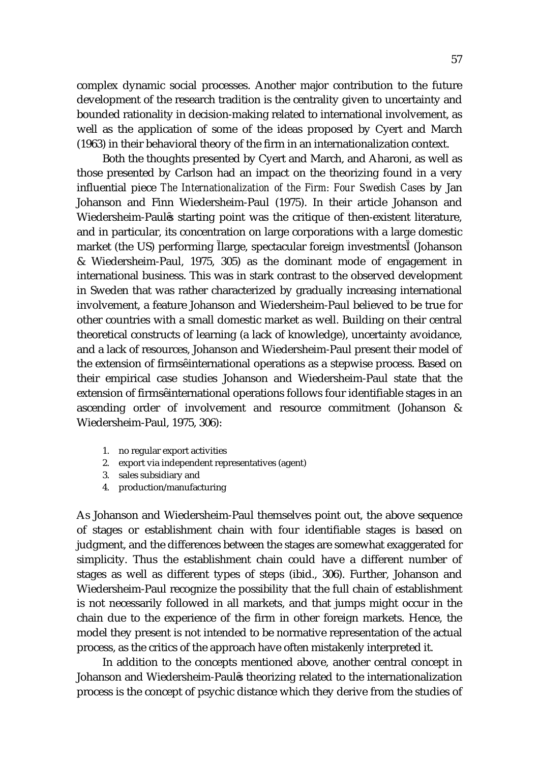complex dynamic social processes. Another major contribution to the future development of the research tradition is the centrality given to uncertainty and bounded rationality in decision-making related to international involvement, as well as the application of some of the ideas proposed by Cyert and March (1963) in their behavioral theory of the firm in an internationalization context.

Both the thoughts presented by Cyert and March, and Aharoni, as well as those presented by Carlson had an impact on the theorizing found in a very influential piece *The Internationalization of the Firm: Four Swedish Cases* by Jan Johanson and Finn Wiedersheim-Paul (1975). In their article Johanson and Wiedersheim-Paul's starting point was the critique of then-existent literature, and in particular, its concentration on large corporations with a large domestic market (the US) performing "large, spectacular foreign investments" (Johanson & Wiedersheim-Paul, 1975, 305) as the dominant mode of engagement in international business. This was in stark contrast to the observed development in Sweden that was rather characterized by gradually increasing international involvement, a feature Johanson and Wiedersheim-Paul believed to be true for other countries with a small domestic market as well. Building on their central theoretical constructs of learning (a lack of knowledge), uncertainty avoidance, and a lack of resources, Johanson and Wiedersheim-Paul present their model of the extension of firms' international operations as a stepwise process. Based on their empirical case studies Johanson and Wiedersheim-Paul state that the extension of firms' international operations follows four identifiable stages in an ascending order of involvement and resource commitment (Johanson & Wiedersheim-Paul, 1975, 306):

1. no regular export activities
2. export via independent representatives (agent)
3. sales subsidiary and
4. production/manufacturing

As Johanson and Wiedersheim-Paul themselves point out, the above sequence of stages or establishment chain with four identifiable stages is based on judgment, and the differences between the stages are somewhat exaggerated for simplicity. Thus the establishment chain could have a different number of stages as well as different types of steps (ibid., 306). Further, Johanson and Wiedersheim-Paul recognize the possibility that the full chain of establishment is not necessarily followed in all markets, and that jumps might occur in the chain due to the experience of the firm in other foreign markets. Hence, the model they present is not intended to be normative representation of the actual process, as the critics of the approach have often mistakenly interpreted it.

In addition to the concepts mentioned above, another central concept in Johanson and Wiedersheim-Paul's theorizing related to the internationalization process is the concept of psychic distance which they derive from the studies of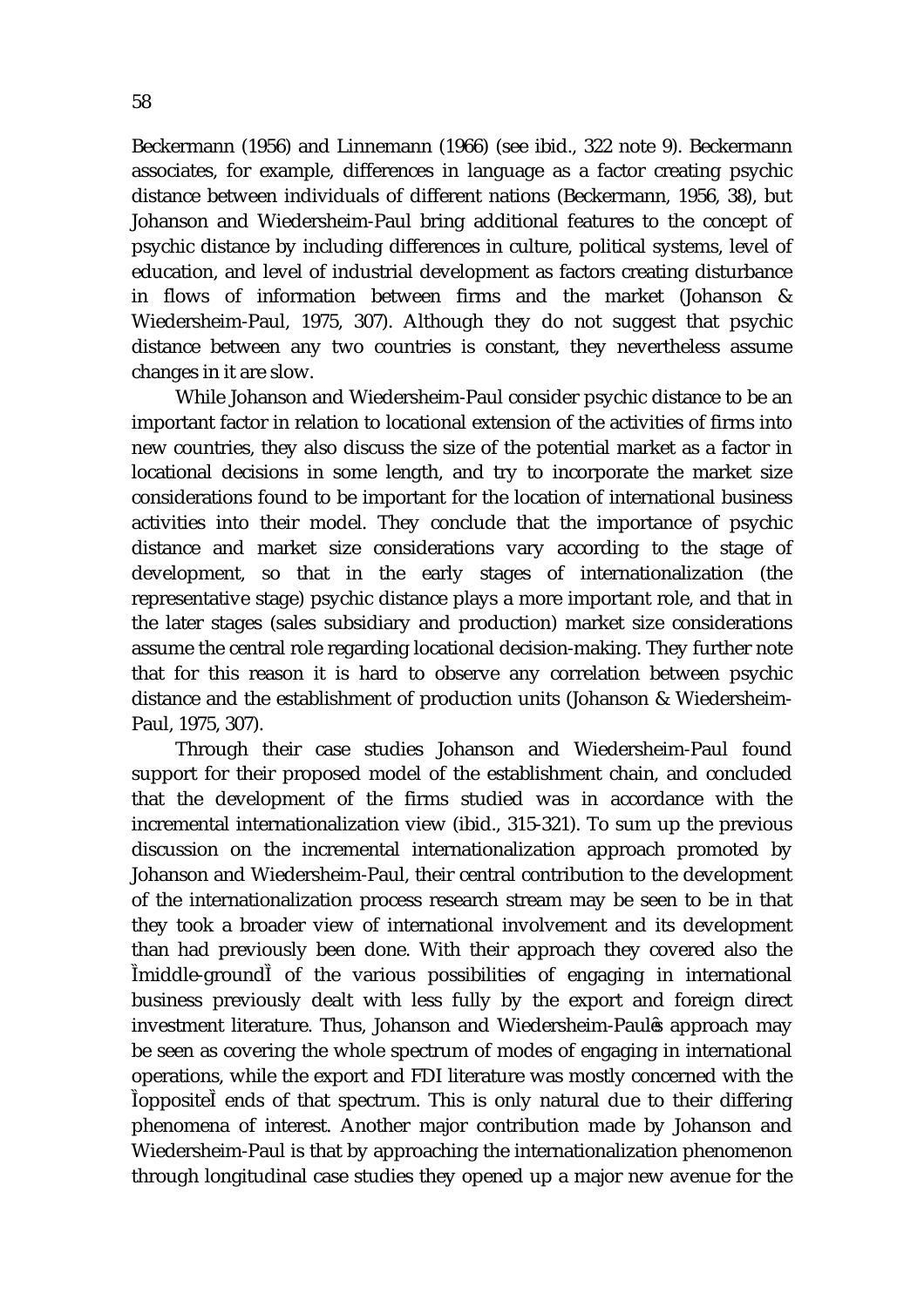Beckermann (1956) and Linnemann (1966) (see ibid., 322 note 9). Beckermann associates, for example, differences in language as a factor creating psychic distance between individuals of different nations (Beckermann, 1956, 38), but Johanson and Wiedersheim-Paul bring additional features to the concept of psychic distance by including differences in culture, political systems, level of education, and level of industrial development as factors creating disturbance in flows of information between firms and the market (Johanson & Wiedersheim-Paul, 1975, 307). Although they do not suggest that psychic distance between any two countries is constant, they nevertheless assume changes in it are slow.

While Johanson and Wiedersheim-Paul consider psychic distance to be an important factor in relation to locational extension of the activities of firms into new countries, they also discuss the size of the potential market as a factor in locational decisions in some length, and try to incorporate the market size considerations found to be important for the location of international business activities into their model. They conclude that the importance of psychic distance and market size considerations vary according to the stage of development, so that in the early stages of internationalization (the representative stage) psychic distance plays a more important role, and that in the later stages (sales subsidiary and production) market size considerations assume the central role regarding locational decision-making. They further note that for this reason it is hard to observe any correlation between psychic distance and the establishment of production units (Johanson & Wiedersheim-Paul, 1975, 307).

Through their case studies Johanson and Wiedersheim-Paul found support for their proposed model of the establishment chain, and concluded that the development of the firms studied was in accordance with the incremental internationalization view (ibid., 315-321). To sum up the previous discussion on the incremental internationalization approach promoted by Johanson and Wiedersheim-Paul, their central contribution to the development of the internationalization process research stream may be seen to be in that they took a broader view of international involvement and its development than had previously been done. With their approach they covered also the "middle-ground" of the various possibilities of engaging in international business previously dealt with less fully by the export and foreign direct investment literature. Thus, Johanson and Wiedersheim-Paul's approach may be seen as covering the whole spectrum of modes of engaging in international operations, while the export and FDI literature was mostly concerned with the "opposite" ends of that spectrum. This is only natural due to their differing phenomena of interest. Another major contribution made by Johanson and Wiedersheim-Paul is that by approaching the internationalization phenomenon through longitudinal case studies they opened up a major new avenue for the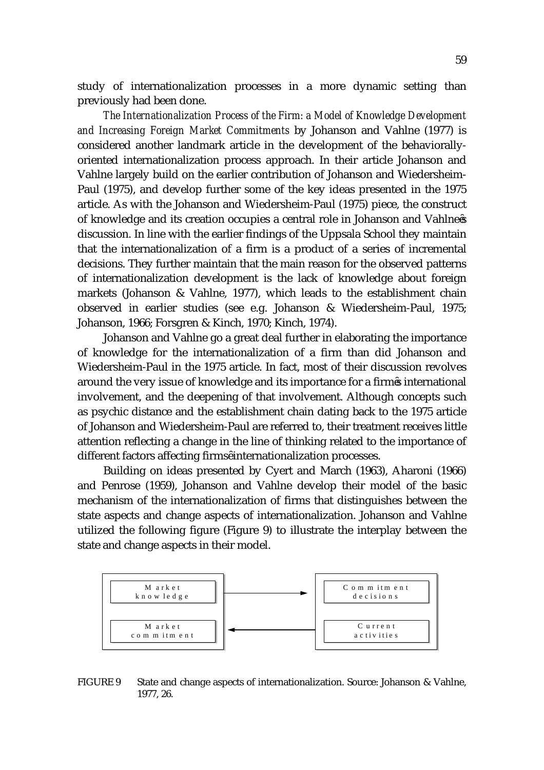study of internationalization processes in a more dynamic setting than previously had been done.

*The Internationalization Process of the Firm: a Model of Knowledge Development and Increasing Foreign Market Commitments* by Johanson and Vahlne (1977) is considered another landmark article in the development of the behaviorally-oriented internationalization process approach. In their article Johanson and Vahlne largely build on the earlier contribution of Johanson and Wiedersheim-Paul (1975), and develop further some of the key ideas presented in the 1975 article. As with the Johanson and Wiedersheim-Paul (1975) piece, the construct of knowledge and its creation occupies a central role in Johanson and Vahlne's discussion. In line with the earlier findings of the Uppsala School they maintain that the internationalization of a firm is a product of a series of incremental decisions. They further maintain that the main reason for the observed patterns of internationalization development is the lack of knowledge about foreign markets (Johanson & Vahlne, 1977), which leads to the establishment chain observed in earlier studies (see e.g. Johanson & Wiedersheim-Paul, 1975; Johanson, 1966; Forsgren & Kinch, 1970; Kinch, 1974).

Johanson and Vahlne go a great deal further in elaborating the importance of knowledge for the internationalization of a firm than did Johanson and Wiedersheim-Paul in the 1975 article. In fact, most of their discussion revolves around the very issue of knowledge and its importance for a firm's international involvement, and the deepening of that involvement. Although concepts such as psychic distance and the establishment chain dating back to the 1975 article of Johanson and Wiedersheim-Paul are referred to, their treatment receives little attention reflecting a change in the line of thinking related to the importance of different factors affecting firms' internationalization processes.

Building on ideas presented by Cyert and March (1963), Aharoni (1966) and Penrose (1959), Johanson and Vahlne develop their model of the basic mechanism of the internationalization of firms that distinguishes between the state aspects and change aspects of internationalization. Johanson and Vahlne utilized the following figure (Figure 9) to illustrate the interplay between the state and change aspects in their model.

| State aspects | | Change aspects |
|---|---|---|
| Market knowledge | → | Commitment decisions |
| Market commitment | ← | Current activities |

FIGURE 9 State and change aspects of internationalization. Source: Johanson & Vahlne, 1977, 26.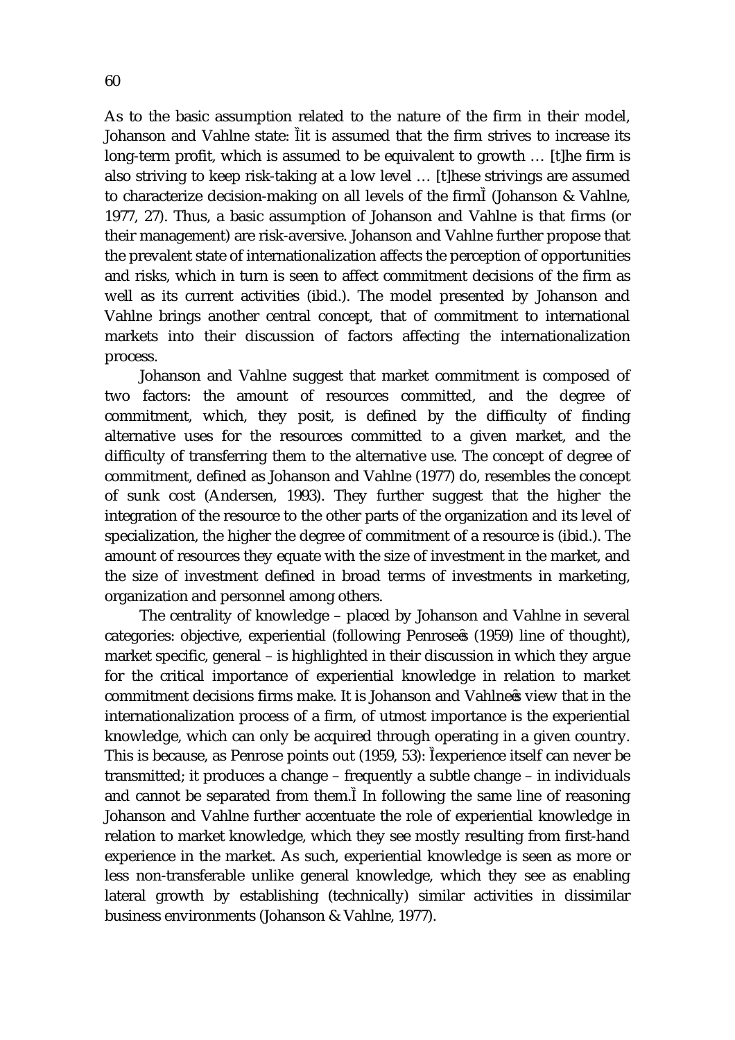As to the basic assumption related to the nature of the firm in their model, Johanson and Vahlne state: "it is assumed that the firm strives to increase its long-term profit, which is assumed to be equivalent to growth … [t]he firm is also striving to keep risk-taking at a low level … [t]hese strivings are assumed to characterize decision-making on all levels of the firm" (Johanson & Vahlne, 1977, 27). Thus, a basic assumption of Johanson and Vahlne is that firms (or their management) are risk-aversive. Johanson and Vahlne further propose that the prevalent state of internationalization affects the perception of opportunities and risks, which in turn is seen to affect commitment decisions of the firm as well as its current activities (ibid.). The model presented by Johanson and Vahlne brings another central concept, that of commitment to international markets into their discussion of factors affecting the internationalization process.

Johanson and Vahlne suggest that market commitment is composed of two factors: the amount of resources committed, and the degree of commitment, which, they posit, is defined by the difficulty of finding alternative uses for the resources committed to a given market, and the difficulty of transferring them to the alternative use. The concept of degree of commitment, defined as Johanson and Vahlne (1977) do, resembles the concept of sunk cost (Andersen, 1993). They further suggest that the higher the integration of the resource to the other parts of the organization and its level of specialization, the higher the degree of commitment of a resource is (ibid.). The amount of resources they equate with the size of investment in the market, and the size of investment defined in broad terms of investments in marketing, organization and personnel among others.

The centrality of knowledge – placed by Johanson and Vahlne in several categories: objective, experiential (following Penrose's (1959) line of thought), market specific, general – is highlighted in their discussion in which they argue for the critical importance of experiential knowledge in relation to market commitment decisions firms make. It is Johanson and Vahlne's view that in the internationalization process of a firm, of utmost importance is the experiential knowledge, which can only be acquired through operating in a given country. This is because, as Penrose points out (1959, 53): "experience itself can never be transmitted; it produces a change – frequently a subtle change – in individuals and cannot be separated from them." In following the same line of reasoning Johanson and Vahlne further accentuate the role of experiential knowledge in relation to market knowledge, which they see mostly resulting from first-hand experience in the market. As such, experiential knowledge is seen as more or less non-transferable unlike general knowledge, which they see as enabling lateral growth by establishing (technically) similar activities in dissimilar business environments (Johanson & Vahlne, 1977).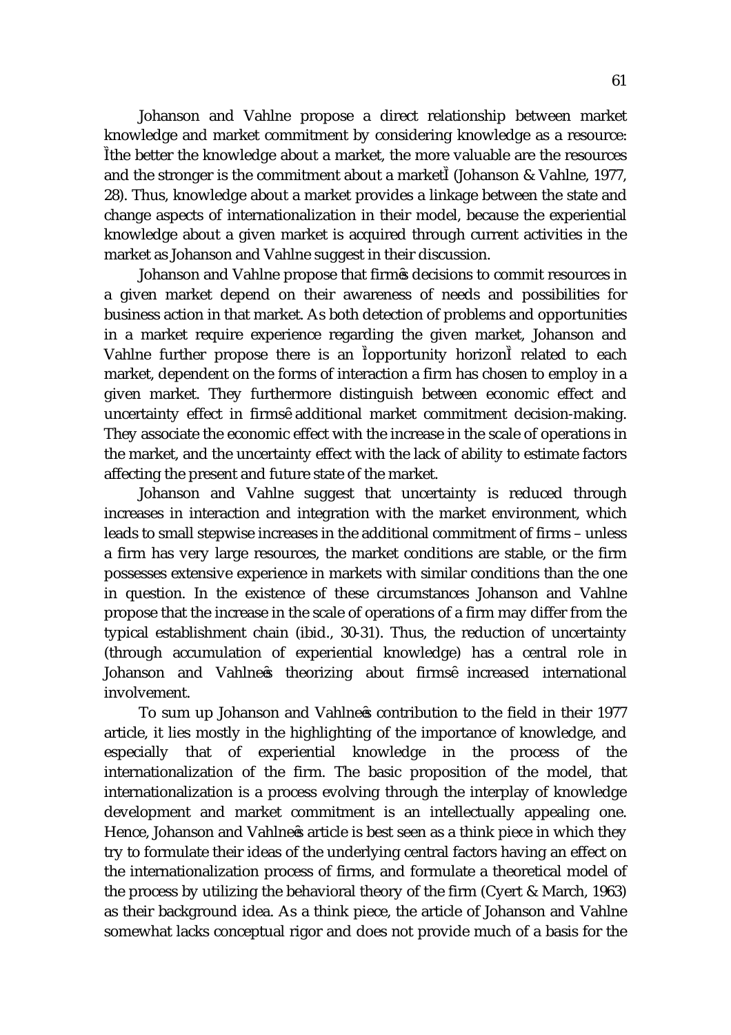Johanson and Vahlne propose a direct relationship between market knowledge and market commitment by considering knowledge as a resource: "the better the knowledge about a market, the more valuable are the resources and the stronger is the commitment about a market" (Johanson & Vahlne, 1977, 28). Thus, knowledge about a market provides a linkage between the state and change aspects of internationalization in their model, because the experiential knowledge about a given market is acquired through current activities in the market as Johanson and Vahlne suggest in their discussion.

Johanson and Vahlne propose that firms' decisions to commit resources in a given market depend on their awareness of needs and possibilities for business action in that market. As both detection of problems and opportunities in a market require experience regarding the given market, Johanson and Vahlne further propose there is an "opportunity horizon" related to each market, dependent on the forms of interaction a firm has chosen to employ in a given market. They furthermore distinguish between economic effect and uncertainty effect in firms' additional market commitment decision-making. They associate the economic effect with the increase in the scale of operations in the market, and the uncertainty effect with the lack of ability to estimate factors affecting the present and future state of the market.

Johanson and Vahlne suggest that uncertainty is reduced through increases in interaction and integration with the market environment, which leads to small stepwise increases in the additional commitment of firms – unless a firm has very large resources, the market conditions are stable, or the firm possesses extensive experience in markets with similar conditions than the one in question. In the existence of these circumstances Johanson and Vahlne propose that the increase in the scale of operations of a firm may differ from the typical establishment chain (ibid., 30-31). Thus, the reduction of uncertainty (through accumulation of experiential knowledge) has a central role in Johanson and Vahlne's theorizing about firms' increased international involvement.

To sum up Johanson and Vahlne's contribution to the field in their 1977 article, it lies mostly in the highlighting of the importance of knowledge, and especially that of experiential knowledge in the process of the internationalization of the firm. The basic proposition of the model, that internationalization is a process evolving through the interplay of knowledge development and market commitment is an intellectually appealing one. Hence, Johanson and Vahlne's article is best seen as a think piece in which they try to formulate their ideas of the underlying central factors having an effect on the internationalization process of firms, and formulate a theoretical model of the process by utilizing the behavioral theory of the firm (Cyert & March, 1963) as their background idea. As a think piece, the article of Johanson and Vahlne somewhat lacks conceptual rigor and does not provide much of a basis for the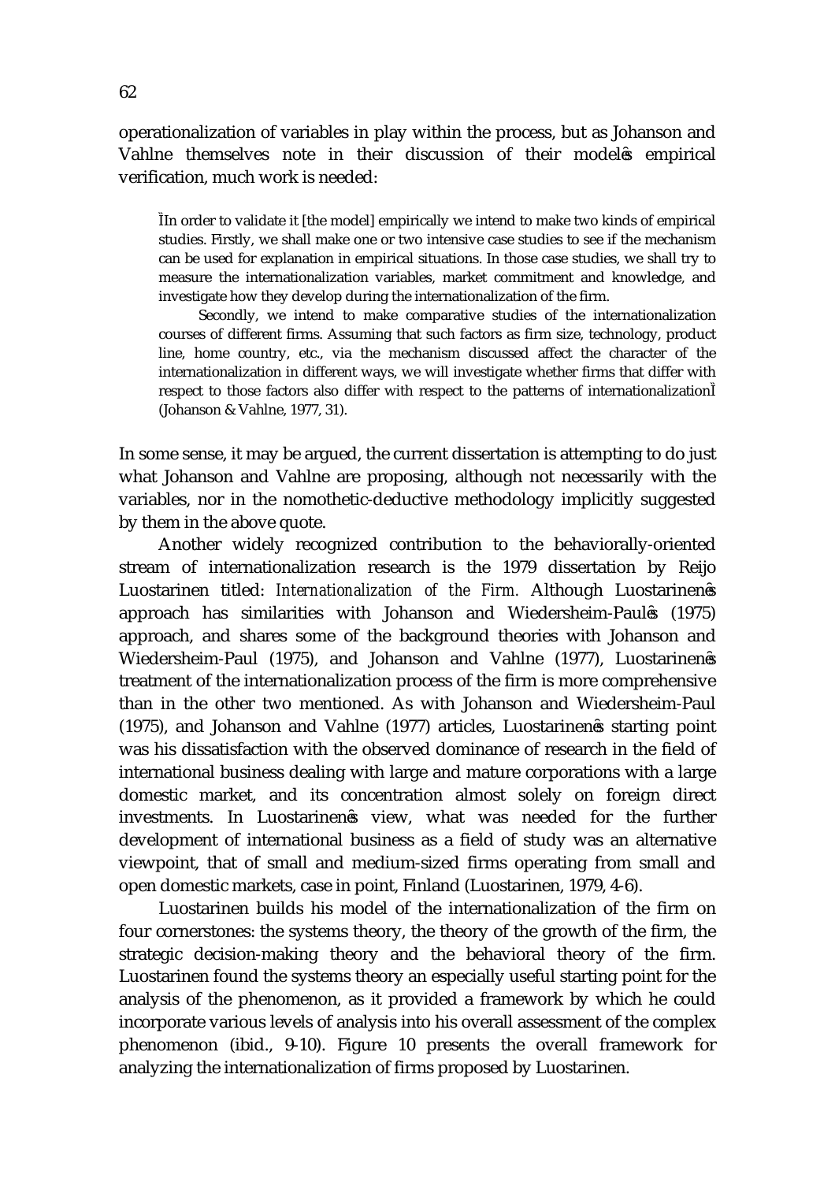operationalization of variables in play within the process, but as Johanson and Vahlne themselves note in their discussion of their model's empirical verification, much work is needed:

> "In order to validate it [the model] empirically we intend to make two kinds of empirical studies. Firstly, we shall make one or two intensive case studies to see if the mechanism can be used for explanation in empirical situations. In those case studies, we shall try to measure the internationalization variables, market commitment and knowledge, and investigate how they develop during the internationalization of the firm.
>
> Secondly, we intend to make comparative studies of the internationalization courses of different firms. Assuming that such factors as firm size, technology, product line, home country, etc., via the mechanism discussed affect the character of the internationalization in different ways, we will investigate whether firms that differ with respect to those factors also differ with respect to the patterns of internationalization" (Johanson & Vahlne, 1977, 31).

In some sense, it may be argued, the current dissertation is attempting to do just what Johanson and Vahlne are proposing, although not necessarily with the variables, nor in the nomothetic-deductive methodology implicitly suggested by them in the above quote.

Another widely recognized contribution to the behaviorally-oriented stream of internationalization research is the 1979 dissertation by Reijo Luostarinen titled: *Internationalization of the Firm.* Although Luostarinen's approach has similarities with Johanson and Wiedersheim-Paul's (1975) approach, and shares some of the background theories with Johanson and Wiedersheim-Paul (1975), and Johanson and Vahlne (1977), Luostarinen's treatment of the internationalization process of the firm is more comprehensive than in the other two mentioned. As with Johanson and Wiedersheim-Paul (1975), and Johanson and Vahlne (1977) articles, Luostarinen's starting point was his dissatisfaction with the observed dominance of research in the field of international business dealing with large and mature corporations with a large domestic market, and its concentration almost solely on foreign direct investments. In Luostarinen's view, what was needed for the further development of international business as a field of study was an alternative viewpoint, that of small and medium-sized firms operating from small and open domestic markets, case in point, Finland (Luostarinen, 1979, 4-6).

Luostarinen builds his model of the internationalization of the firm on four cornerstones: the systems theory, the theory of the growth of the firm, the strategic decision-making theory and the behavioral theory of the firm. Luostarinen found the systems theory an especially useful starting point for the analysis of the phenomenon, as it provided a framework by which he could incorporate various levels of analysis into his overall assessment of the complex phenomenon (ibid., 9-10). Figure 10 presents the overall framework for analyzing the internationalization of firms proposed by Luostarinen.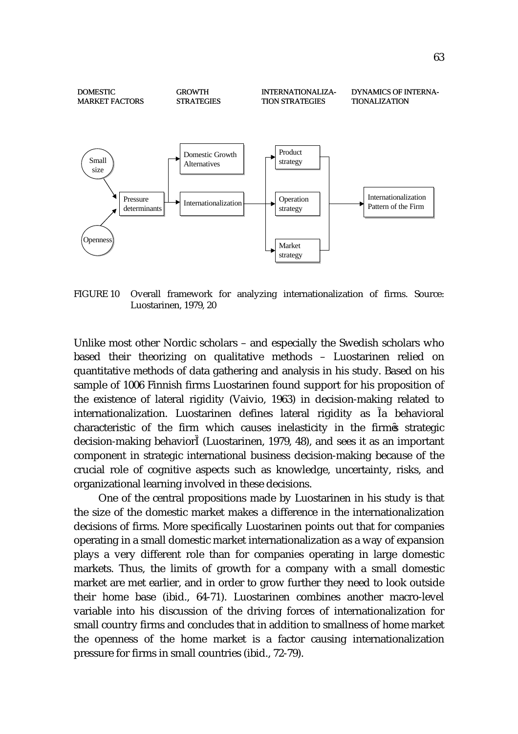DOMESTIC MARKET FACTORS | GROWTH STRATEGIES | INTERNATIONALIZATION STRATEGIES | DYNAMICS OF INTERNATIONALIZATION

- Small size → Pressure determinants
- Openness → Pressure determinants
- Pressure determinants → Domestic Growth Alternatives
- Pressure determinants → Internationalization
- Internationalization → Product strategy, Operation strategy, Market strategy
- Product strategy, Operation strategy, Market strategy → Internationalization Pattern of the Firm

FIGURE 10 Overall framework for analyzing internationalization of firms. Source: Luostarinen, 1979, 20

Unlike most other Nordic scholars – and especially the Swedish scholars who based their theorizing on qualitative methods – Luostarinen relied on quantitative methods of data gathering and analysis in his study. Based on his sample of 1006 Finnish firms Luostarinen found support for his proposition of the existence of lateral rigidity (Vaivio, 1963) in decision-making related to internationalization. Luostarinen defines lateral rigidity as "a behavioral characteristic of the firm which causes inelasticity in the firm's strategic decision-making behavior" (Luostarinen, 1979, 48), and sees it as an important component in strategic international business decision-making because of the crucial role of cognitive aspects such as knowledge, uncertainty, risks, and organizational learning involved in these decisions.

One of the central propositions made by Luostarinen in his study is that the size of the domestic market makes a difference in the internationalization decisions of firms. More specifically Luostarinen points out that for companies operating in a small domestic market internationalization as a way of expansion plays a very different role than for companies operating in large domestic markets. Thus, the limits of growth for a company with a small domestic market are met earlier, and in order to grow further they need to look outside their home base (ibid., 64-71). Luostarinen combines another macro-level variable into his discussion of the driving forces of internationalization for small country firms and concludes that in addition to smallness of home market the openness of the home market is a factor causing internationalization pressure for firms in small countries (ibid., 72-79).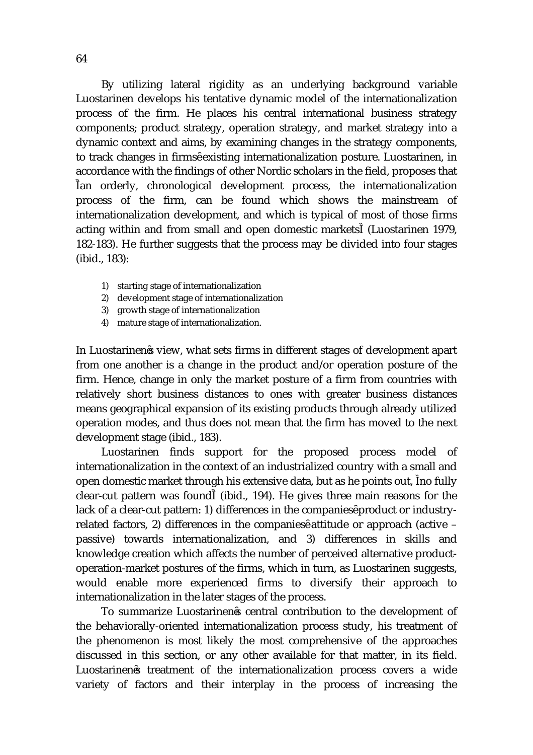By utilizing lateral rigidity as an underlying background variable Luostarinen develops his tentative dynamic model of the internationalization process of the firm. He places his central international business strategy components; product strategy, operation strategy, and market strategy into a dynamic context and aims, by examining changes in the strategy components, to track changes in firms' existing internationalization posture. Luostarinen, in accordance with the findings of other Nordic scholars in the field, proposes that "an orderly, chronological development process, the internationalization process of the firm, can be found which shows the mainstream of internationalization development, and which is typical of most of those firms acting within and from small and open domestic markets" (Luostarinen 1979, 182-183). He further suggests that the process may be divided into four stages (ibid., 183):

1) starting stage of internationalization
2) development stage of internationalization
3) growth stage of internationalization
4) mature stage of internationalization.

In Luostarinen's view, what sets firms in different stages of development apart from one another is a change in the product and/or operation posture of the firm. Hence, change in only the market posture of a firm from countries with relatively short business distances to ones with greater business distances means geographical expansion of its existing products through already utilized operation modes, and thus does not mean that the firm has moved to the next development stage (ibid., 183).

Luostarinen finds support for the proposed process model of internationalization in the context of an industrialized country with a small and open domestic market through his extensive data, but as he points out, "no fully clear-cut pattern was found" (ibid., 194). He gives three main reasons for the lack of a clear-cut pattern: 1) differences in the companies' product or industry-related factors, 2) differences in the companies' attitude or approach (active – passive) towards internationalization, and 3) differences in skills and knowledge creation which affects the number of perceived alternative product-operation-market postures of the firms, which in turn, as Luostarinen suggests, would enable more experienced firms to diversify their approach to internationalization in the later stages of the process.

To summarize Luostarinen's central contribution to the development of the behaviorally-oriented internationalization process study, his treatment of the phenomenon is most likely the most comprehensive of the approaches discussed in this section, or any other available for that matter, in its field. Luostarinen's treatment of the internationalization process covers a wide variety of factors and their interplay in the process of increasing the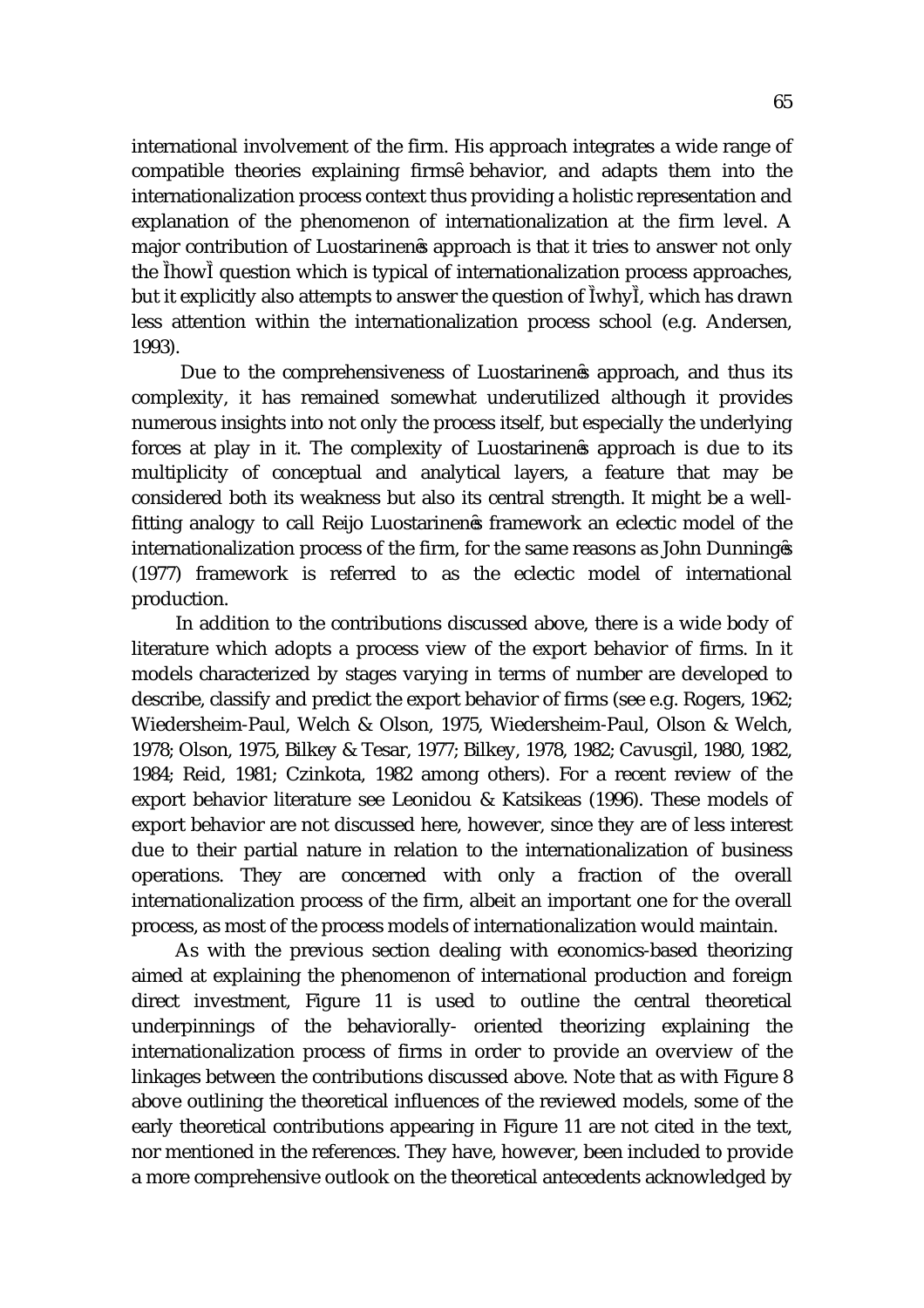international involvement of the firm. His approach integrates a wide range of compatible theories explaining firmsê behavior, and adapts them into the internationalization process context thus providing a holistic representation and explanation of the phenomenon of internationalization at the firm level. A major contribution of Luostarinenês approach is that it tries to answer not only the ÌhowÌ question which is typical of internationalization process approaches, but it explicitly also attempts to answer the question of ÌwhyÌ, which has drawn less attention within the internationalization process school (e.g. Andersen, 1993).

Due to the comprehensiveness of Luostarinenês approach, and thus its complexity, it has remained somewhat underutilized although it provides numerous insights into not only the process itself, but especially the underlying forces at play in it. The complexity of Luostarinenês approach is due to its multiplicity of conceptual and analytical layers, a feature that may be considered both its weakness but also its central strength. It might be a well-fitting analogy to call Reijo Luostarinenês framework an eclectic model of the internationalization process of the firm, for the same reasons as John Dunningês (1977) framework is referred to as the eclectic model of international production.

In addition to the contributions discussed above, there is a wide body of literature which adopts a process view of the export behavior of firms. In it models characterized by stages varying in terms of number are developed to describe, classify and predict the export behavior of firms (see e.g. Rogers, 1962; Wiedersheim-Paul, Welch & Olson, 1975, Wiedersheim-Paul, Olson & Welch, 1978; Olson, 1975, Bilkey & Tesar, 1977; Bilkey, 1978, 1982; Cavusgil, 1980, 1982, 1984; Reid, 1981; Czinkota, 1982 among others). For a recent review of the export behavior literature see Leonidou & Katsikeas (1996). These models of export behavior are not discussed here, however, since they are of less interest due to their partial nature in relation to the internationalization of business operations. They are concerned with only a fraction of the overall internationalization process of the firm, albeit an important one for the overall process, as most of the process models of internationalization would maintain.

As with the previous section dealing with economics-based theorizing aimed at explaining the phenomenon of international production and foreign direct investment, Figure 11 is used to outline the central theoretical underpinnings of the behaviorally- oriented theorizing explaining the internationalization process of firms in order to provide an overview of the linkages between the contributions discussed above. Note that as with Figure 8 above outlining the theoretical influences of the reviewed models, some of the early theoretical contributions appearing in Figure 11 are not cited in the text, nor mentioned in the references. They have, however, been included to provide a more comprehensive outlook on the theoretical antecedents acknowledged by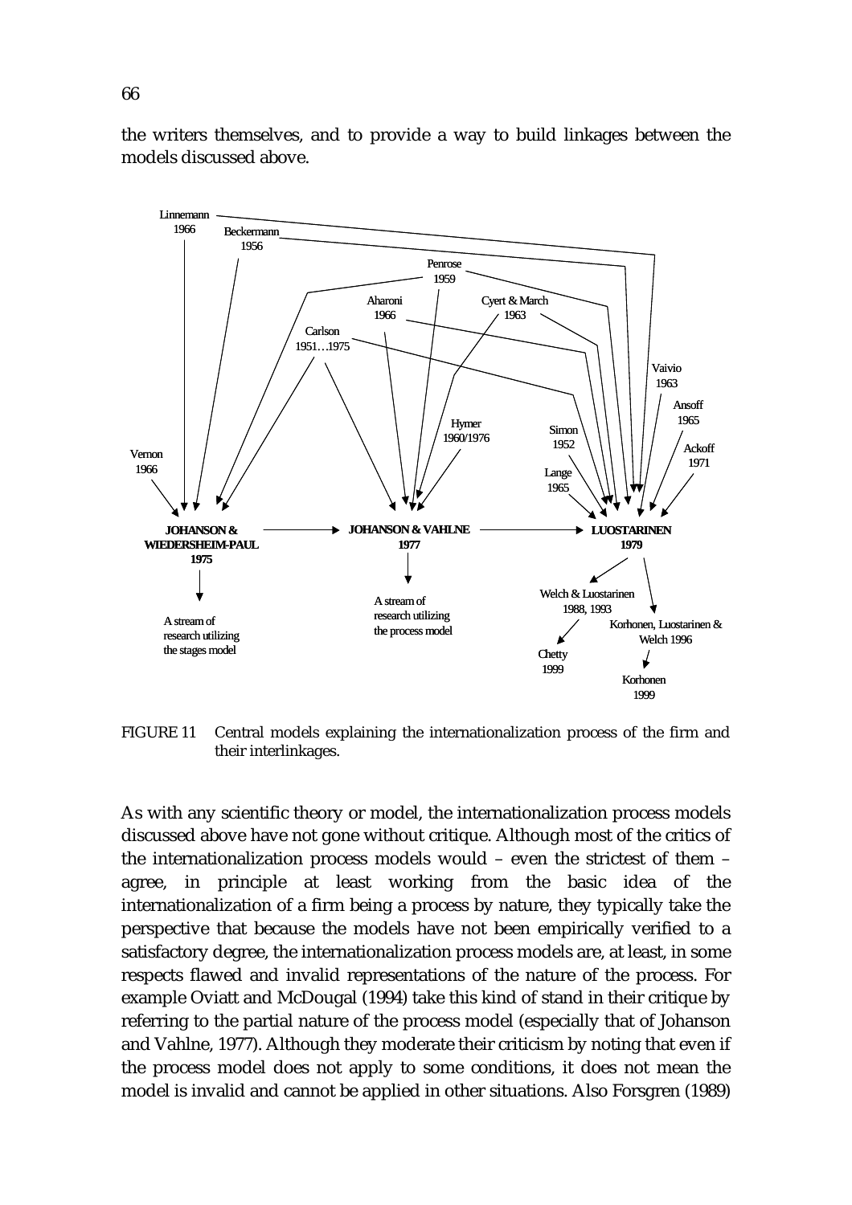the writers themselves, and to provide a way to build linkages between the models discussed above.

FIGURE 11 Central models explaining the internationalization process of the firm and their interlinkages.

As with any scientific theory or model, the internationalization process models discussed above have not gone without critique. Although most of the critics of the internationalization process models would – even the strictest of them – agree, in principle at least working from the basic idea of the internationalization of a firm being a process by nature, they typically take the perspective that because the models have not been empirically verified to a satisfactory degree, the internationalization process models are, at least, in some respects flawed and invalid representations of the nature of the process. For example Oviatt and McDougal (1994) take this kind of stand in their critique by referring to the partial nature of the process model (especially that of Johanson and Vahlne, 1977). Although they moderate their criticism by noting that even if the process model does not apply to some conditions, it does not mean the model is invalid and cannot be applied in other situations. Also Forsgren (1989)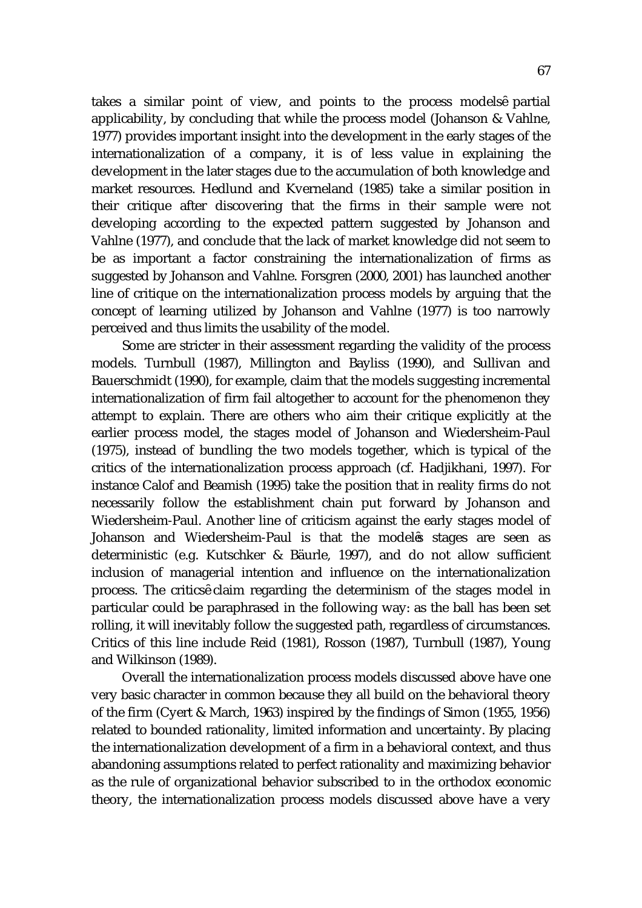takes a similar point of view, and points to the process modelsê partial applicability, by concluding that while the process model (Johanson & Vahlne, 1977) provides important insight into the development in the early stages of the internationalization of a company, it is of less value in explaining the development in the later stages due to the accumulation of both knowledge and market resources. Hedlund and Kverneland (1985) take a similar position in their critique after discovering that the firms in their sample were not developing according to the expected pattern suggested by Johanson and Vahlne (1977), and conclude that the lack of market knowledge did not seem to be as important a factor constraining the internationalization of firms as suggested by Johanson and Vahlne. Forsgren (2000, 2001) has launched another line of critique on the internationalization process models by arguing that the concept of learning utilized by Johanson and Vahlne (1977) is too narrowly perceived and thus limits the usability of the model.

Some are stricter in their assessment regarding the validity of the process models. Turnbull (1987), Millington and Bayliss (1990), and Sullivan and Bauerschmidt (1990), for example, claim that the models suggesting incremental internationalization of firm fail altogether to account for the phenomenon they attempt to explain. There are others who aim their critique explicitly at the earlier process model, the stages model of Johanson and Wiedersheim-Paul (1975), instead of bundling the two models together, which is typical of the critics of the internationalization process approach (cf. Hadjikhani, 1997). For instance Calof and Beamish (1995) take the position that in reality firms do not necessarily follow the establishment chain put forward by Johanson and Wiedersheim-Paul. Another line of criticism against the early stages model of Johanson and Wiedersheim-Paul is that the modelês stages are seen as deterministic (e.g. Kutschker & Bäurle, 1997), and do not allow sufficient inclusion of managerial intention and influence on the internationalization process. The criticsê claim regarding the determinism of the stages model in particular could be paraphrased in the following way: as the ball has been set rolling, it will inevitably follow the suggested path, regardless of circumstances. Critics of this line include Reid (1981), Rosson (1987), Turnbull (1987), Young and Wilkinson (1989).

Overall the internationalization process models discussed above have one very basic character in common because they all build on the behavioral theory of the firm (Cyert & March, 1963) inspired by the findings of Simon (1955, 1956) related to bounded rationality, limited information and uncertainty. By placing the internationalization development of a firm in a behavioral context, and thus abandoning assumptions related to perfect rationality and maximizing behavior as the rule of organizational behavior subscribed to in the orthodox economic theory, the internationalization process models discussed above have a very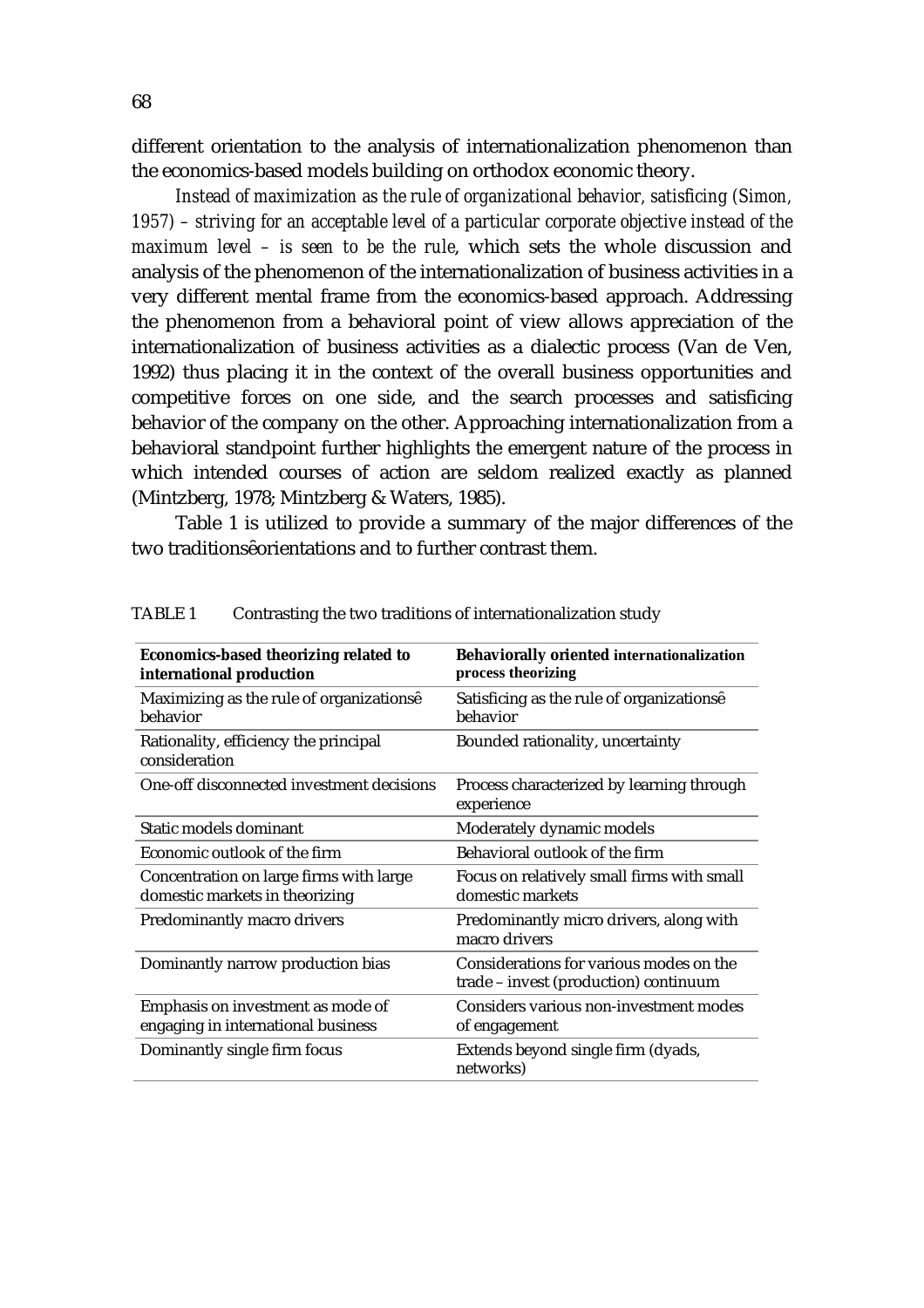different orientation to the analysis of internationalization phenomenon than the economics-based models building on orthodox economic theory.

*Instead of maximization as the rule of organizational behavior, satisficing (Simon, 1957) – striving for an acceptable level of a particular corporate objective instead of the maximum level – is seen to be the rule*, which sets the whole discussion and analysis of the phenomenon of the internationalization of business activities in a very different mental frame from the economics-based approach. Addressing the phenomenon from a behavioral point of view allows appreciation of the internationalization of business activities as a dialectic process (Van de Ven, 1992) thus placing it in the context of the overall business opportunities and competitive forces on one side, and the search processes and satisficing behavior of the company on the other. Approaching internationalization from a behavioral standpoint further highlights the emergent nature of the process in which intended courses of action are seldom realized exactly as planned (Mintzberg, 1978; Mintzberg & Waters, 1985).

Table 1 is utilized to provide a summary of the major differences of the two traditionsêorientations and to further contrast them.

TABLE 1 Contrasting the two traditions of internationalization study

| **Economics-based theorizing related to international production** | **Behaviorally oriented internationalization process theorizing** |
|---|---|
| Maximizing as the rule of organizationsê behavior | Satisficing as the rule of organizationsê behavior |
| Rationality, efficiency the principal consideration | Bounded rationality, uncertainty |
| One-off disconnected investment decisions | Process characterized by learning through experience |
| Static models dominant | Moderately dynamic models |
| Economic outlook of the firm | Behavioral outlook of the firm |
| Concentration on large firms with large domestic markets in theorizing | Focus on relatively small firms with small domestic markets |
| Predominantly macro drivers | Predominantly micro drivers, along with macro drivers |
| Dominantly narrow production bias | Considerations for various modes on the trade – invest (production) continuum |
| Emphasis on investment as mode of engaging in international business | Considers various non-investment modes of engagement |
| Dominantly single firm focus | Extends beyond single firm (dyads, networks) |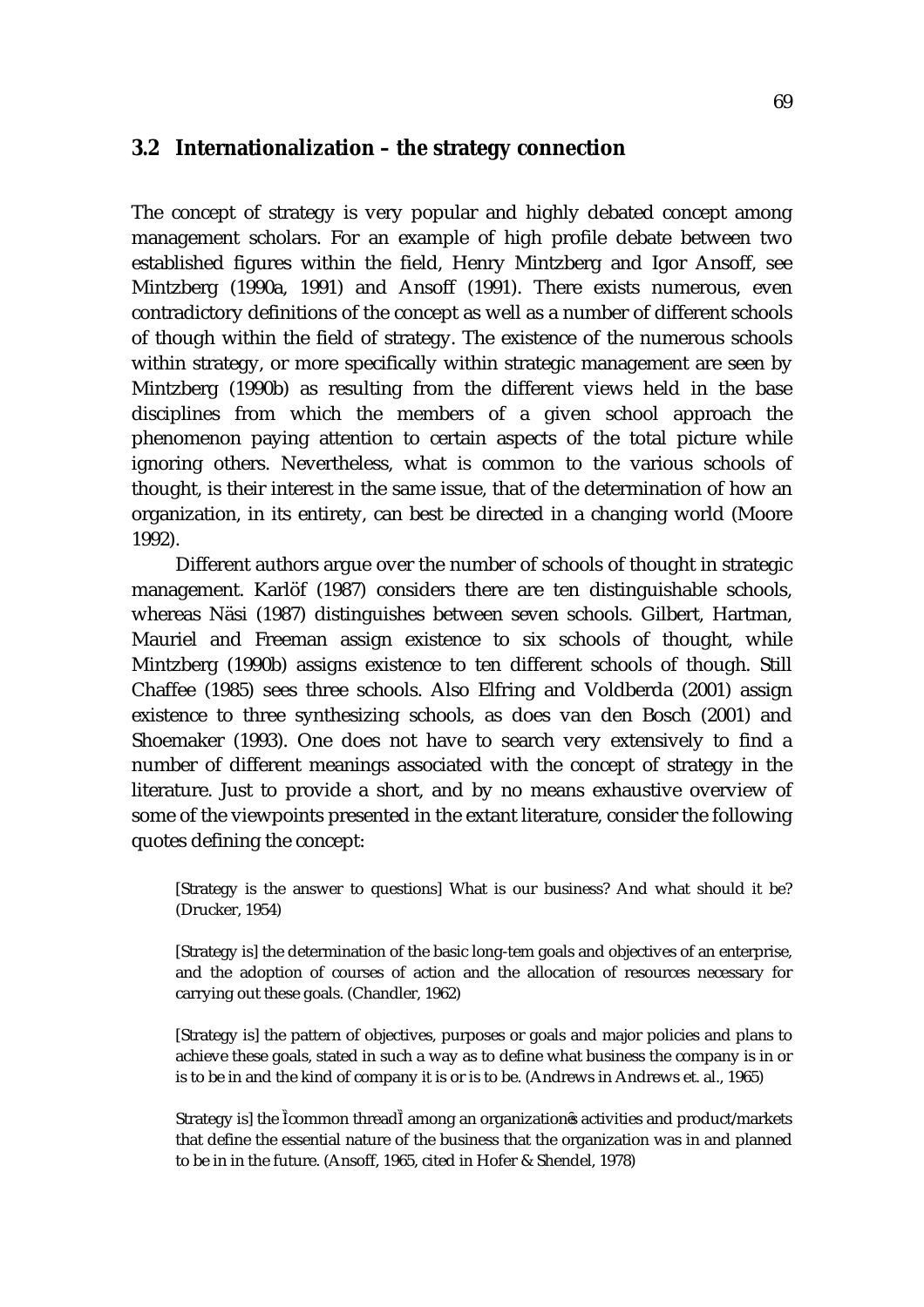## 3.2 Internationalization – the strategy connection

The concept of strategy is very popular and highly debated concept among management scholars. For an example of high profile debate between two established figures within the field, Henry Mintzberg and Igor Ansoff, see Mintzberg (1990a, 1991) and Ansoff (1991). There exists numerous, even contradictory definitions of the concept as well as a number of different schools of though within the field of strategy. The existence of the numerous schools within strategy, or more specifically within strategic management are seen by Mintzberg (1990b) as resulting from the different views held in the base disciplines from which the members of a given school approach the phenomenon paying attention to certain aspects of the total picture while ignoring others. Nevertheless, what is common to the various schools of thought, is their interest in the same issue, that of the determination of how an organization, in its entirety, can best be directed in a changing world (Moore 1992).

Different authors argue over the number of schools of thought in strategic management. Karlöf (1987) considers there are ten distinguishable schools, whereas Näsi (1987) distinguishes between seven schools. Gilbert, Hartman, Mauriel and Freeman assign existence to six schools of thought, while Mintzberg (1990b) assigns existence to ten different schools of though. Still Chaffee (1985) sees three schools. Also Elfring and Voldberda (2001) assign existence to three synthesizing schools, as does van den Bosch (2001) and Shoemaker (1993). One does not have to search very extensively to find a number of different meanings associated with the concept of strategy in the literature. Just to provide a short, and by no means exhaustive overview of some of the viewpoints presented in the extant literature, consider the following quotes defining the concept:

> [Strategy is the answer to questions] What is our business? And what should it be? (Drucker, 1954)

> [Strategy is] the determination of the basic long-tem goals and objectives of an enterprise, and the adoption of courses of action and the allocation of resources necessary for carrying out these goals. (Chandler, 1962)

> [Strategy is] the pattern of objectives, purposes or goals and major policies and plans to achieve these goals, stated in such a way as to define what business the company is in or is to be in and the kind of company it is or is to be. (Andrews in Andrews et. al., 1965)

> Strategy is] the Ìcommon threadÌ among an organizationѕ activities and product/markets that define the essential nature of the business that the organization was in and planned to be in in the future. (Ansoff, 1965, cited in Hofer & Shendel, 1978)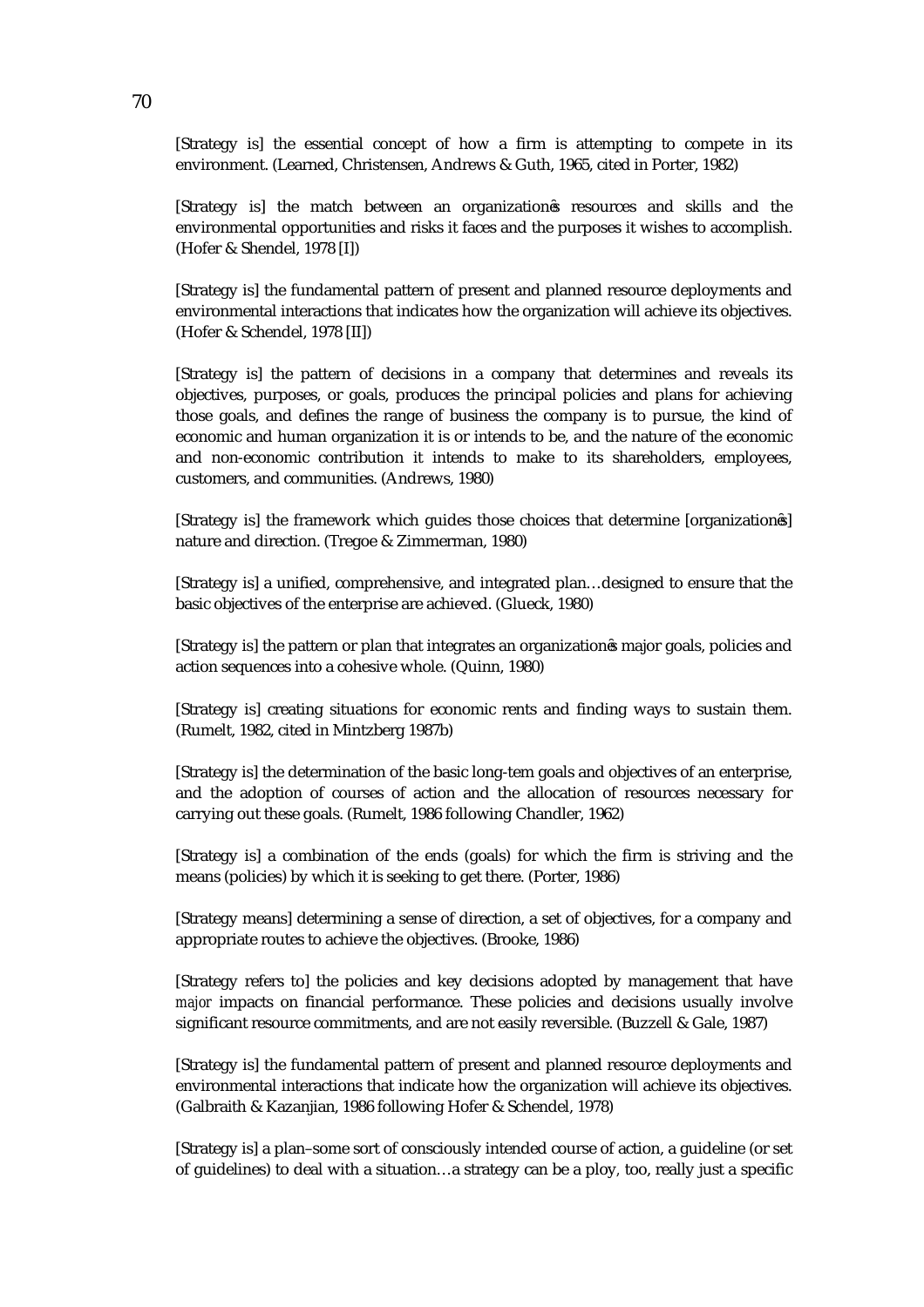[Strategy is] the essential concept of how a firm is attempting to compete in its environment. (Learned, Christensen, Andrews & Guth, 1965, cited in Porter, 1982)

[Strategy is] the match between an organization's resources and skills and the environmental opportunities and risks it faces and the purposes it wishes to accomplish. (Hofer & Shendel, 1978 [I])

[Strategy is] the fundamental pattern of present and planned resource deployments and environmental interactions that indicates how the organization will achieve its objectives. (Hofer & Schendel, 1978 [II])

[Strategy is] the pattern of decisions in a company that determines and reveals its objectives, purposes, or goals, produces the principal policies and plans for achieving those goals, and defines the range of business the company is to pursue, the kind of economic and human organization it is or intends to be, and the nature of the economic and non-economic contribution it intends to make to its shareholders, employees, customers, and communities. (Andrews, 1980)

[Strategy is] the framework which guides those choices that determine [organization's] nature and direction. (Tregoe & Zimmerman, 1980)

[Strategy is] a unified, comprehensive, and integrated plan…designed to ensure that the basic objectives of the enterprise are achieved. (Glueck, 1980)

[Strategy is] the pattern or plan that integrates an organization's major goals, policies and action sequences into a cohesive whole. (Quinn, 1980)

[Strategy is] creating situations for economic rents and finding ways to sustain them. (Rumelt, 1982, cited in Mintzberg 1987b)

[Strategy is] the determination of the basic long-tem goals and objectives of an enterprise, and the adoption of courses of action and the allocation of resources necessary for carrying out these goals. (Rumelt, 1986 following Chandler, 1962)

[Strategy is] a combination of the ends (goals) for which the firm is striving and the means (policies) by which it is seeking to get there. (Porter, 1986)

[Strategy means] determining a sense of direction, a set of objectives, for a company and appropriate routes to achieve the objectives. (Brooke, 1986)

[Strategy refers to] the policies and key decisions adopted by management that have *major* impacts on financial performance. These policies and decisions usually involve significant resource commitments, and are not easily reversible. (Buzzell & Gale, 1987)

[Strategy is] the fundamental pattern of present and planned resource deployments and environmental interactions that indicate how the organization will achieve its objectives. (Galbraith & Kazanjian, 1986 following Hofer & Schendel, 1978)

[Strategy is] a plan–some sort of consciously intended course of action, a guideline (or set of guidelines) to deal with a situation…a strategy can be a ploy, too, really just a specific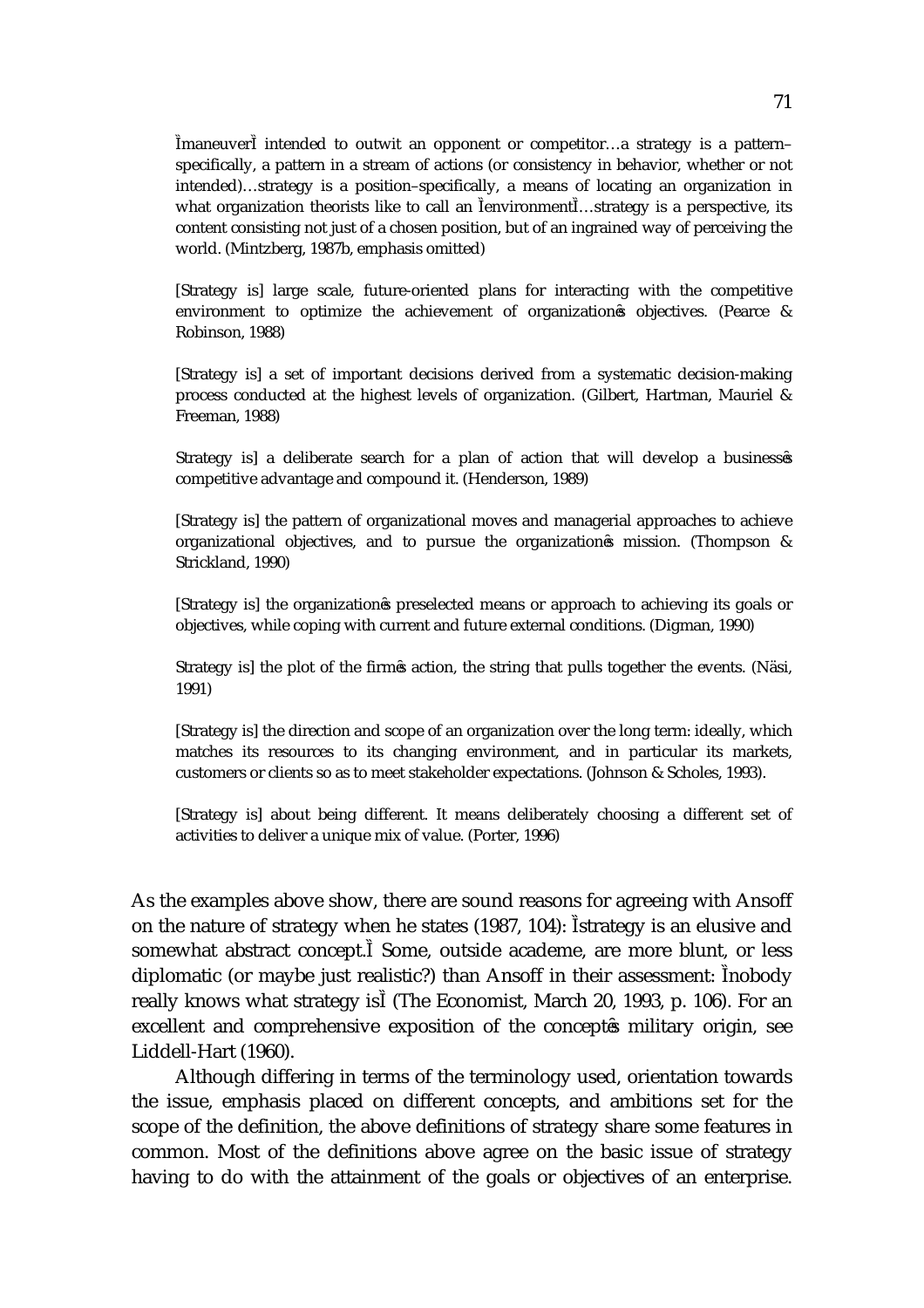> "maneuver" intended to outwit an opponent or competitor…a strategy is a pattern–specifically, a pattern in a stream of actions (or consistency in behavior, whether or not intended)…strategy is a position–specifically, a means of locating an organization in what organization theorists like to call an "environment"…strategy is a perspective, its content consisting not just of a chosen position, but of an ingrained way of perceiving the world. (Mintzberg, 1987b, emphasis omitted)

> [Strategy is] large scale, future-oriented plans for interacting with the competitive environment to optimize the achievement of organization's objectives. (Pearce & Robinson, 1988)

> [Strategy is] a set of important decisions derived from a systematic decision-making process conducted at the highest levels of organization. (Gilbert, Hartman, Mauriel & Freeman, 1988)

> Strategy is] a deliberate search for a plan of action that will develop a business's competitive advantage and compound it. (Henderson, 1989)

> [Strategy is] the pattern of organizational moves and managerial approaches to achieve organizational objectives, and to pursue the organization's mission. (Thompson & Strickland, 1990)

> [Strategy is] the organization's preselected means or approach to achieving its goals or objectives, while coping with current and future external conditions. (Digman, 1990)

> Strategy is] the plot of the firm's action, the string that pulls together the events. (Näsi, 1991)

> [Strategy is] the direction and scope of an organization over the long term: ideally, which matches its resources to its changing environment, and in particular its markets, customers or clients so as to meet stakeholder expectations. (Johnson & Scholes, 1993).

> [Strategy is] about being different. It means deliberately choosing a different set of activities to deliver a unique mix of value. (Porter, 1996)

As the examples above show, there are sound reasons for agreeing with Ansoff on the nature of strategy when he states (1987, 104): "strategy is an elusive and somewhat abstract concept." Some, outside academe, are more blunt, or less diplomatic (or maybe just realistic?) than Ansoff in their assessment: "nobody really knows what strategy is" (The Economist, March 20, 1993, p. 106). For an excellent and comprehensive exposition of the concept's military origin, see Liddell-Hart (1960).

Although differing in terms of the terminology used, orientation towards the issue, emphasis placed on different concepts, and ambitions set for the scope of the definition, the above definitions of strategy share some features in common. Most of the definitions above agree on the basic issue of strategy having to do with the attainment of the goals or objectives of an enterprise.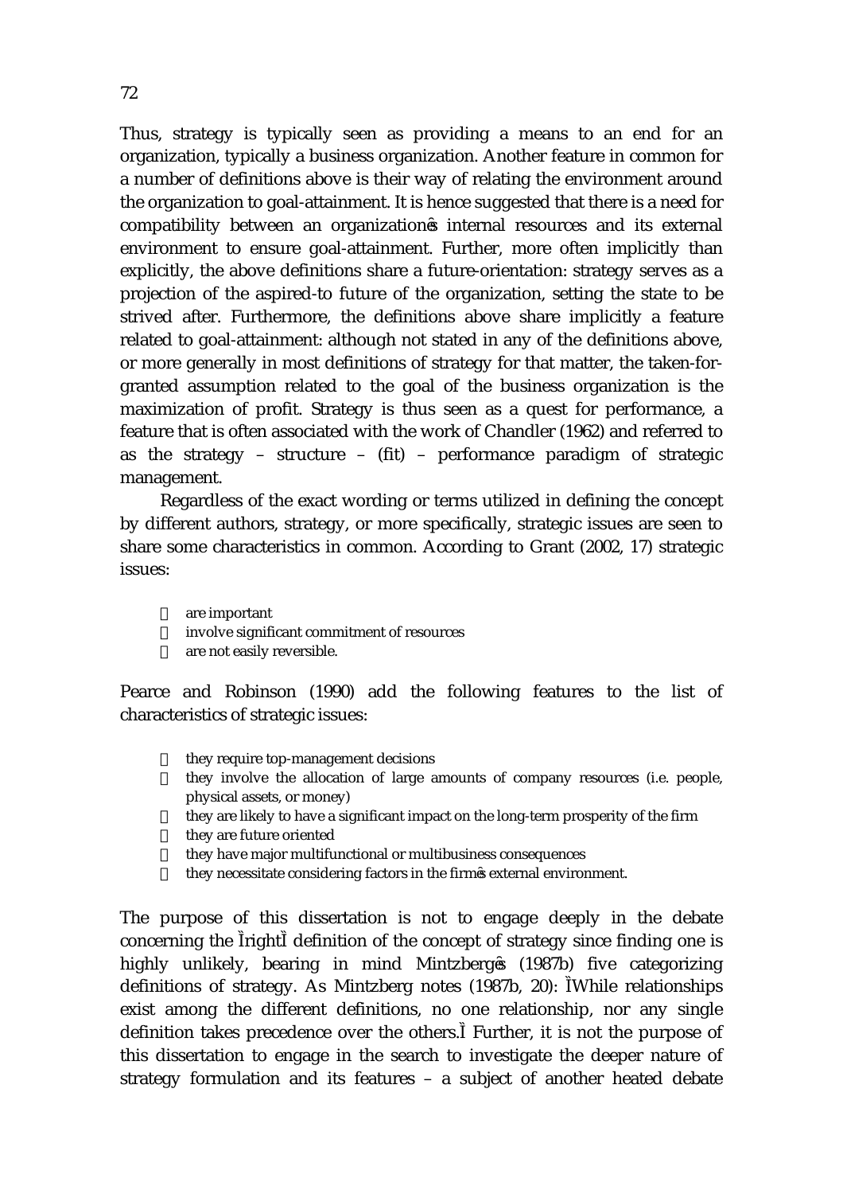Thus, strategy is typically seen as providing a means to an end for an organization, typically a business organization. Another feature in common for a number of definitions above is their way of relating the environment around the organization to goal-attainment. It is hence suggested that there is a need for compatibility between an organization's internal resources and its external environment to ensure goal-attainment. Further, more often implicitly than explicitly, the above definitions share a future-orientation: strategy serves as a projection of the aspired-to future of the organization, setting the state to be strived after. Furthermore, the definitions above share implicitly a feature related to goal-attainment: although not stated in any of the definitions above, or more generally in most definitions of strategy for that matter, the taken-for-granted assumption related to the goal of the business organization is the maximization of profit. Strategy is thus seen as a quest for performance, a feature that is often associated with the work of Chandler (1962) and referred to as the strategy – structure – (fit) – performance paradigm of strategic management.

Regardless of the exact wording or terms utilized in defining the concept by different authors, strategy, or more specifically, strategic issues are seen to share some characteristics in common. According to Grant (2002, 17) strategic issues:

- are important
- involve significant commitment of resources
- are not easily reversible.

Pearce and Robinson (1990) add the following features to the list of characteristics of strategic issues:

- they require top-management decisions
- they involve the allocation of large amounts of company resources (i.e. people, physical assets, or money)
- they are likely to have a significant impact on the long-term prosperity of the firm
- they are future oriented
- they have major multifunctional or multibusiness consequences
- they necessitate considering factors in the firm's external environment.

The purpose of this dissertation is not to engage deeply in the debate concerning the "right" definition of the concept of strategy since finding one is highly unlikely, bearing in mind Mintzberg's (1987b) five categorizing definitions of strategy. As Mintzberg notes (1987b, 20): "While relationships exist among the different definitions, no one relationship, nor any single definition takes precedence over the others." Further, it is not the purpose of this dissertation to engage in the search to investigate the deeper nature of strategy formulation and its features – a subject of another heated debate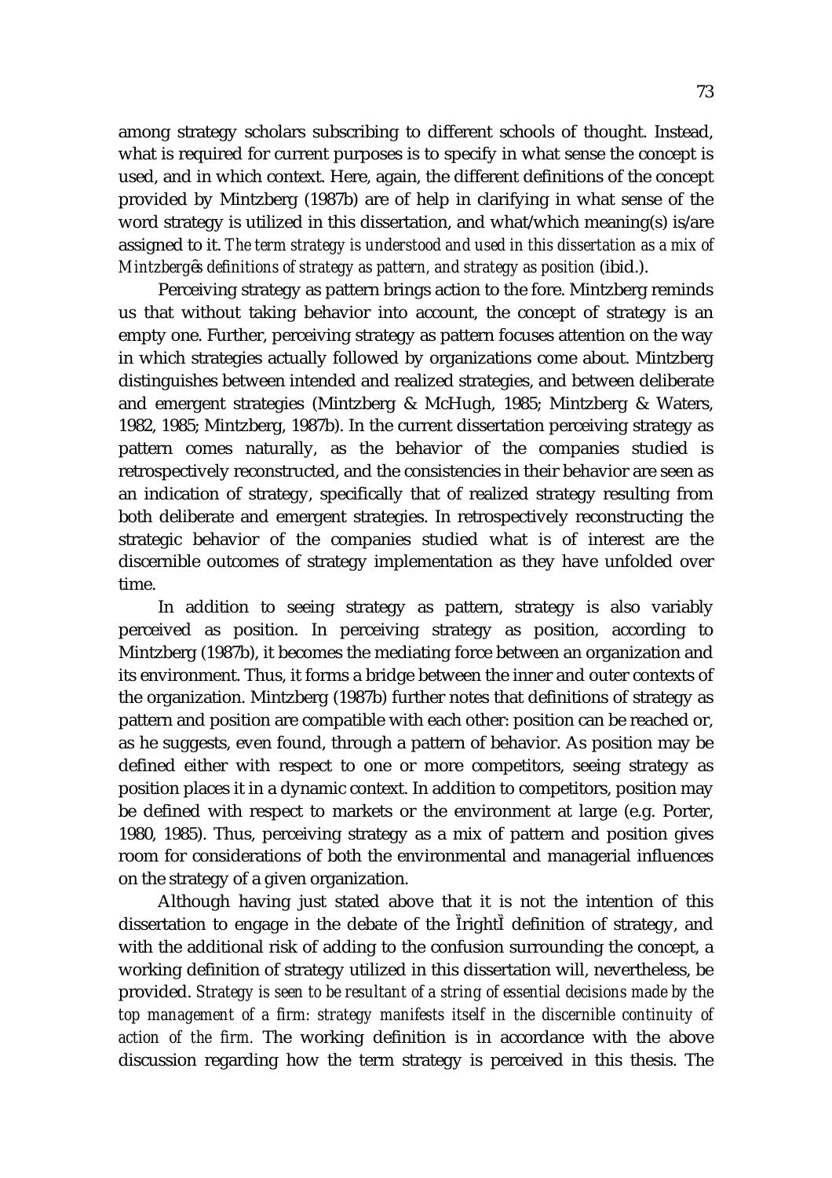among strategy scholars subscribing to different schools of thought. Instead, what is required for current purposes is to specify in what sense the concept is used, and in which context. Here, again, the different definitions of the concept provided by Mintzberg (1987b) are of help in clarifying in what sense of the word strategy is utilized in this dissertation, and what/which meaning(s) is/are assigned to it. *The term strategy is understood and used in this dissertation as a mix of Mintzberg's definitions of strategy as pattern, and strategy as position* (ibid.).

Perceiving strategy as pattern brings action to the fore. Mintzberg reminds us that without taking behavior into account, the concept of strategy is an empty one. Further, perceiving strategy as pattern focuses attention on the way in which strategies actually followed by organizations come about. Mintzberg distinguishes between intended and realized strategies, and between deliberate and emergent strategies (Mintzberg & McHugh, 1985; Mintzberg & Waters, 1982, 1985; Mintzberg, 1987b). In the current dissertation perceiving strategy as pattern comes naturally, as the behavior of the companies studied is retrospectively reconstructed, and the consistencies in their behavior are seen as an indication of strategy, specifically that of realized strategy resulting from both deliberate and emergent strategies. In retrospectively reconstructing the strategic behavior of the companies studied what is of interest are the discernible outcomes of strategy implementation as they have unfolded over time.

In addition to seeing strategy as pattern, strategy is also variably perceived as position. In perceiving strategy as position, according to Mintzberg (1987b), it becomes the mediating force between an organization and its environment. Thus, it forms a bridge between the inner and outer contexts of the organization. Mintzberg (1987b) further notes that definitions of strategy as pattern and position are compatible with each other: position can be reached or, as he suggests, even found, through a pattern of behavior. As position may be defined either with respect to one or more competitors, seeing strategy as position places it in a dynamic context. In addition to competitors, position may be defined with respect to markets or the environment at large (e.g. Porter, 1980, 1985). Thus, perceiving strategy as a mix of pattern and position gives room for considerations of both the environmental and managerial influences on the strategy of a given organization.

Although having just stated above that it is not the intention of this dissertation to engage in the debate of the "right" definition of strategy, and with the additional risk of adding to the confusion surrounding the concept, a working definition of strategy utilized in this dissertation will, nevertheless, be provided. *Strategy is seen to be resultant of a string of essential decisions made by the top management of a firm: strategy manifests itself in the discernible continuity of action of the firm.* The working definition is in accordance with the above discussion regarding how the term strategy is perceived in this thesis. The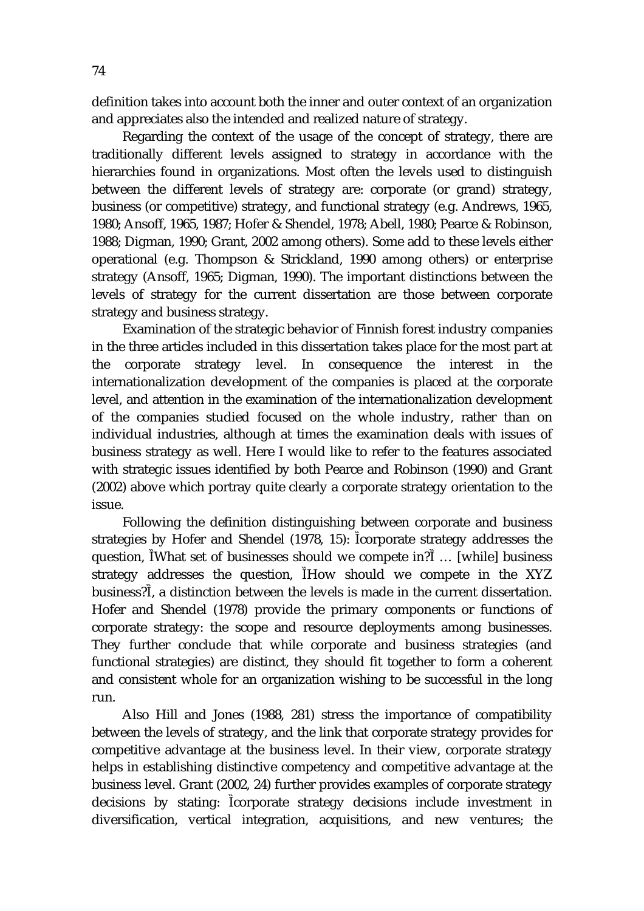definition takes into account both the inner and outer context of an organization and appreciates also the intended and realized nature of strategy.

Regarding the context of the usage of the concept of strategy, there are traditionally different levels assigned to strategy in accordance with the hierarchies found in organizations. Most often the levels used to distinguish between the different levels of strategy are: corporate (or grand) strategy, business (or competitive) strategy, and functional strategy (e.g. Andrews, 1965, 1980; Ansoff, 1965, 1987; Hofer & Shendel, 1978; Abell, 1980; Pearce & Robinson, 1988; Digman, 1990; Grant, 2002 among others). Some add to these levels either operational (e.g. Thompson & Strickland, 1990 among others) or enterprise strategy (Ansoff, 1965; Digman, 1990). The important distinctions between the levels of strategy for the current dissertation are those between corporate strategy and business strategy.

Examination of the strategic behavior of Finnish forest industry companies in the three articles included in this dissertation takes place for the most part at the corporate strategy level. In consequence the interest in the internationalization development of the companies is placed at the corporate level, and attention in the examination of the internationalization development of the companies studied focused on the whole industry, rather than on individual industries, although at times the examination deals with issues of business strategy as well. Here I would like to refer to the features associated with strategic issues identified by both Pearce and Robinson (1990) and Grant (2002) above which portray quite clearly a corporate strategy orientation to the issue.

Following the definition distinguishing between corporate and business strategies by Hofer and Shendel (1978, 15): Ìcorporate strategy addresses the question, ÌWhat set of businesses should we compete in?Ì … [while] business strategy addresses the question, ÌHow should we compete in the XYZ business?Ì, a distinction between the levels is made in the current dissertation. Hofer and Shendel (1978) provide the primary components or functions of corporate strategy: the scope and resource deployments among businesses. They further conclude that while corporate and business strategies (and functional strategies) are distinct, they should fit together to form a coherent and consistent whole for an organization wishing to be successful in the long run.

Also Hill and Jones (1988, 281) stress the importance of compatibility between the levels of strategy, and the link that corporate strategy provides for competitive advantage at the business level. In their view, corporate strategy helps in establishing distinctive competency and competitive advantage at the business level. Grant (2002, 24) further provides examples of corporate strategy decisions by stating: Ìcorporate strategy decisions include investment in diversification, vertical integration, acquisitions, and new ventures; the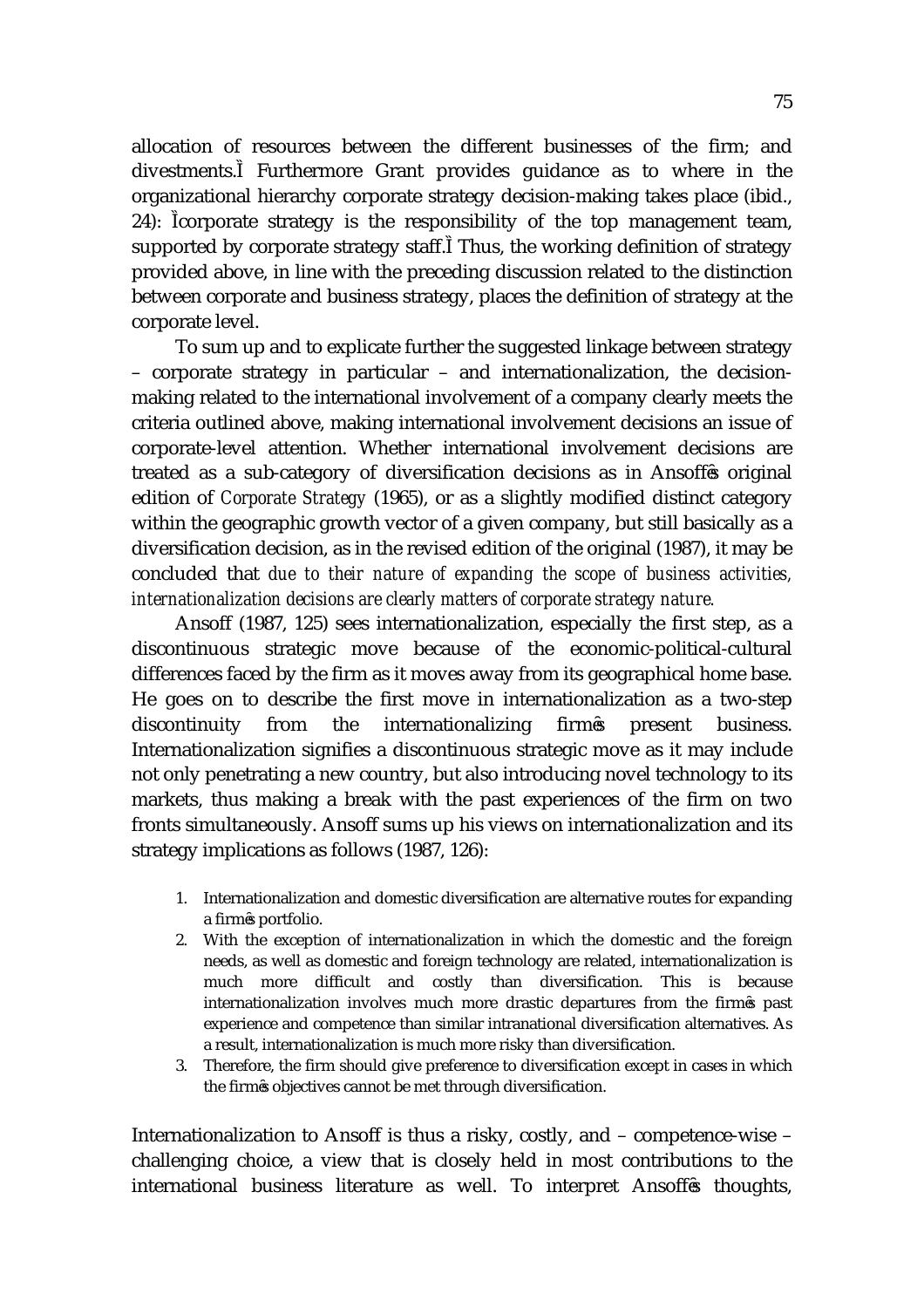allocation of resources between the different businesses of the firm; and divestments." Furthermore Grant provides guidance as to where in the organizational hierarchy corporate strategy decision-making takes place (ibid., 24): "corporate strategy is the responsibility of the top management team, supported by corporate strategy staff." Thus, the working definition of strategy provided above, in line with the preceding discussion related to the distinction between corporate and business strategy, places the definition of strategy at the corporate level.

To sum up and to explicate further the suggested linkage between strategy – corporate strategy in particular – and internationalization, the decision-making related to the international involvement of a company clearly meets the criteria outlined above, making international involvement decisions an issue of corporate-level attention. Whether international involvement decisions are treated as a sub-category of diversification decisions as in Ansoff's original edition of *Corporate Strategy* (1965), or as a slightly modified distinct category within the geographic growth vector of a given company, but still basically as a diversification decision, as in the revised edition of the original (1987), it may be concluded that *due to their nature of expanding the scope of business activities, internationalization decisions are clearly matters of corporate strategy nature*.

Ansoff (1987, 125) sees internationalization, especially the first step, as a discontinuous strategic move because of the economic-political-cultural differences faced by the firm as it moves away from its geographical home base. He goes on to describe the first move in internationalization as a two-step discontinuity from the internationalizing firm's present business. Internationalization signifies a discontinuous strategic move as it may include not only penetrating a new country, but also introducing novel technology to its markets, thus making a break with the past experiences of the firm on two fronts simultaneously. Ansoff sums up his views on internationalization and its strategy implications as follows (1987, 126):

> 1. Internationalization and domestic diversification are alternative routes for expanding a firm's portfolio.
> 2. With the exception of internationalization in which the domestic and the foreign needs, as well as domestic and foreign technology are related, internationalization is much more difficult and costly than diversification. This is because internationalization involves much more drastic departures from the firm's past experience and competence than similar intranational diversification alternatives. As a result, internationalization is much more risky than diversification.
> 3. Therefore, the firm should give preference to diversification except in cases in which the firm's objectives cannot be met through diversification.

Internationalization to Ansoff is thus a risky, costly, and – competence-wise – challenging choice, a view that is closely held in most contributions to the international business literature as well. To interpret Ansoff's thoughts,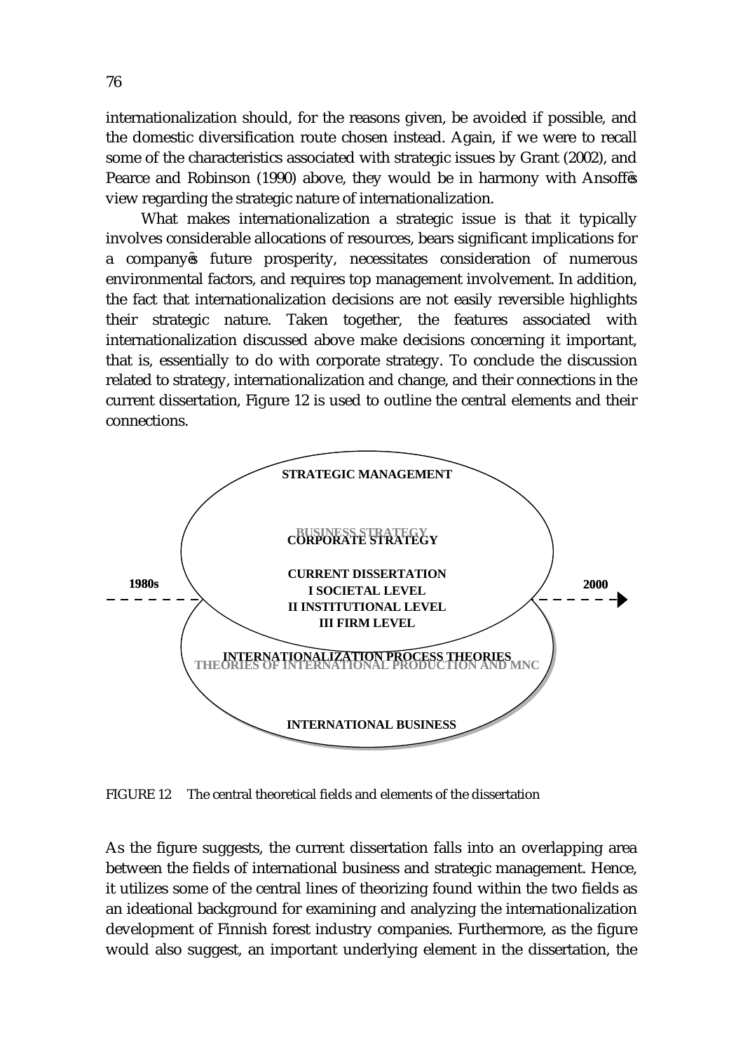internationalization should, for the reasons given, be avoided if possible, and the domestic diversification route chosen instead. Again, if we were to recall some of the characteristics associated with strategic issues by Grant (2002), and Pearce and Robinson (1990) above, they would be in harmony with Ansoff's view regarding the strategic nature of internationalization.

What makes internationalization a strategic issue is that it typically involves considerable allocations of resources, bears significant implications for a company's future prosperity, necessitates consideration of numerous environmental factors, and requires top management involvement. In addition, the fact that internationalization decisions are not easily reversible highlights their strategic nature. Taken together, the features associated with internationalization discussed above make decisions concerning it important, that is, essentially to do with corporate strategy. To conclude the discussion related to strategy, internationalization and change, and their connections in the current dissertation, Figure 12 is used to outline the central elements and their connections.

STRATEGIC MANAGEMENT

BUSINESS STRATEGY
CORPORATE STRATEGY

1980s — CURRENT DISSERTATION — 2000
I SOCIETAL LEVEL
II INSTITUTIONAL LEVEL
III FIRM LEVEL

INTERNATIONALIZATION PROCESS THEORIES
THEORIES OF INTERNATIONAL PRODUCTION AND MNC

INTERNATIONAL BUSINESS

FIGURE 12 The central theoretical fields and elements of the dissertation

As the figure suggests, the current dissertation falls into an overlapping area between the fields of international business and strategic management. Hence, it utilizes some of the central lines of theorizing found within the two fields as an ideational background for examining and analyzing the internationalization development of Finnish forest industry companies. Furthermore, as the figure would also suggest, an important underlying element in the dissertation, the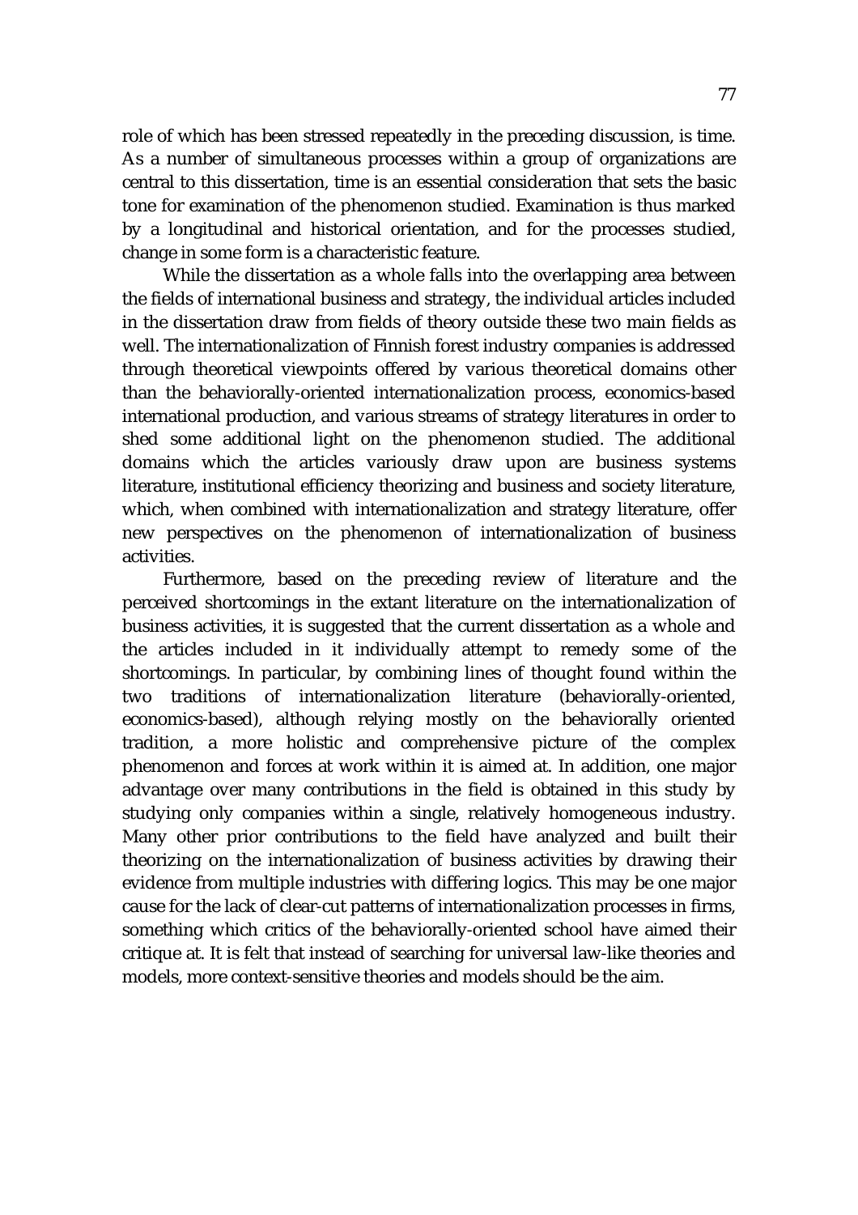role of which has been stressed repeatedly in the preceding discussion, is time. As a number of simultaneous processes within a group of organizations are central to this dissertation, time is an essential consideration that sets the basic tone for examination of the phenomenon studied. Examination is thus marked by a longitudinal and historical orientation, and for the processes studied, change in some form is a characteristic feature.

While the dissertation as a whole falls into the overlapping area between the fields of international business and strategy, the individual articles included in the dissertation draw from fields of theory outside these two main fields as well. The internationalization of Finnish forest industry companies is addressed through theoretical viewpoints offered by various theoretical domains other than the behaviorally-oriented internationalization process, economics-based international production, and various streams of strategy literatures in order to shed some additional light on the phenomenon studied. The additional domains which the articles variously draw upon are business systems literature, institutional efficiency theorizing and business and society literature, which, when combined with internationalization and strategy literature, offer new perspectives on the phenomenon of internationalization of business activities.

Furthermore, based on the preceding review of literature and the perceived shortcomings in the extant literature on the internationalization of business activities, it is suggested that the current dissertation as a whole and the articles included in it individually attempt to remedy some of the shortcomings. In particular, by combining lines of thought found within the two traditions of internationalization literature (behaviorally-oriented, economics-based), although relying mostly on the behaviorally oriented tradition, a more holistic and comprehensive picture of the complex phenomenon and forces at work within it is aimed at. In addition, one major advantage over many contributions in the field is obtained in this study by studying only companies within a single, relatively homogeneous industry. Many other prior contributions to the field have analyzed and built their theorizing on the internationalization of business activities by drawing their evidence from multiple industries with differing logics. This may be one major cause for the lack of clear-cut patterns of internationalization processes in firms, something which critics of the behaviorally-oriented school have aimed their critique at. It is felt that instead of searching for universal law-like theories and models, more context-sensitive theories and models should be the aim.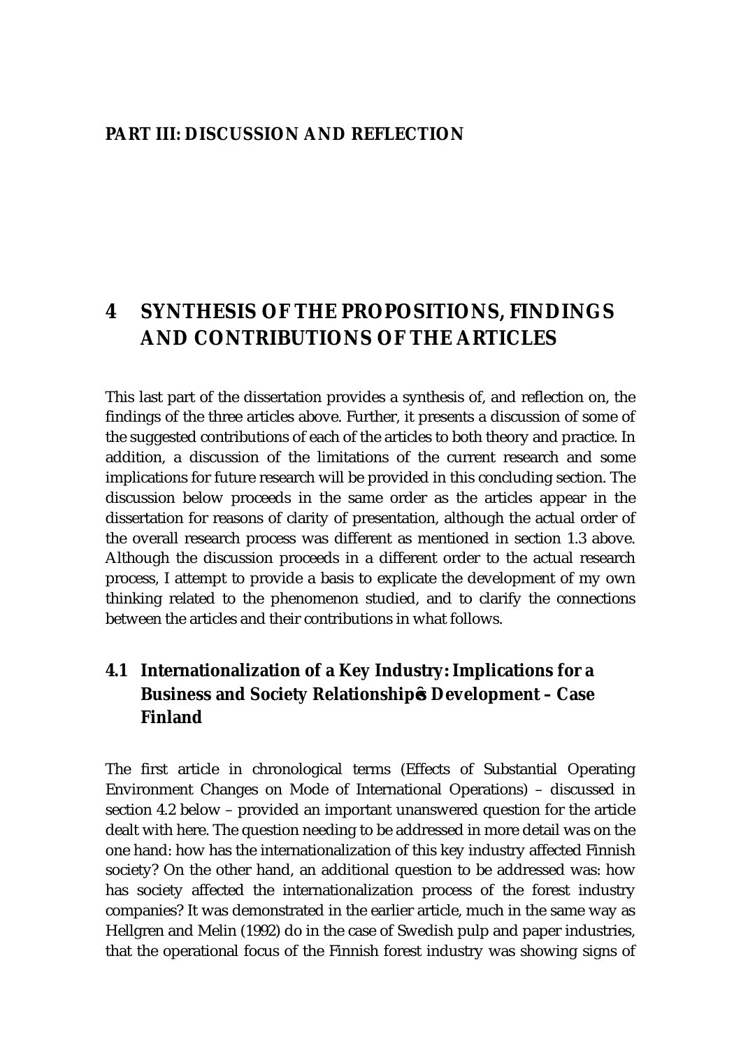# PART III: DISCUSSION AND REFLECTION

## 4 SYNTHESIS OF THE PROPOSITIONS, FINDINGS AND CONTRIBUTIONS OF THE ARTICLES

This last part of the dissertation provides a synthesis of, and reflection on, the findings of the three articles above. Further, it presents a discussion of some of the suggested contributions of each of the articles to both theory and practice. In addition, a discussion of the limitations of the current research and some implications for future research will be provided in this concluding section. The discussion below proceeds in the same order as the articles appear in the dissertation for reasons of clarity of presentation, although the actual order of the overall research process was different as mentioned in section 1.3 above. Although the discussion proceeds in a different order to the actual research process, I attempt to provide a basis to explicate the development of my own thinking related to the phenomenon studied, and to clarify the connections between the articles and their contributions in what follows.

### 4.1 Internationalization of a Key Industry: Implications for a Business and Society Relationship's Development – Case Finland

The first article in chronological terms (Effects of Substantial Operating Environment Changes on Mode of International Operations) – discussed in section 4.2 below – provided an important unanswered question for the article dealt with here. The question needing to be addressed in more detail was on the one hand: how has the internationalization of this key industry affected Finnish society? On the other hand, an additional question to be addressed was: how has society affected the internationalization process of the forest industry companies? It was demonstrated in the earlier article, much in the same way as Hellgren and Melin (1992) do in the case of Swedish pulp and paper industries, that the operational focus of the Finnish forest industry was showing signs of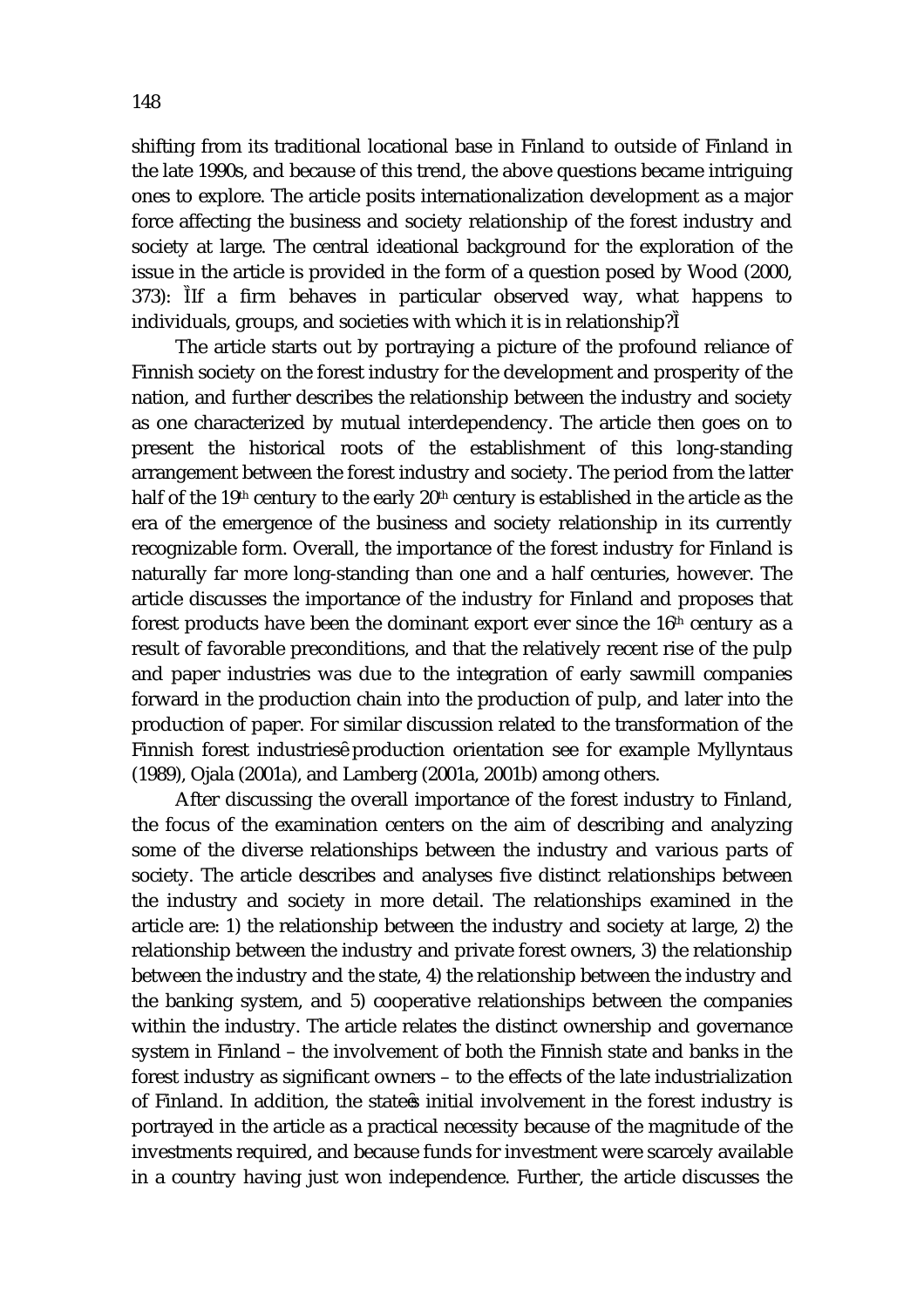shifting from its traditional locational base in Finland to outside of Finland in the late 1990s, and because of this trend, the above questions became intriguing ones to explore. The article posits internationalization development as a major force affecting the business and society relationship of the forest industry and society at large. The central ideational background for the exploration of the issue in the article is provided in the form of a question posed by Wood (2000, 373): "If a firm behaves in particular observed way, what happens to individuals, groups, and societies with which it is in relationship?"

The article starts out by portraying a picture of the profound reliance of Finnish society on the forest industry for the development and prosperity of the nation, and further describes the relationship between the industry and society as one characterized by mutual interdependency. The article then goes on to present the historical roots of the establishment of this long-standing arrangement between the forest industry and society. The period from the latter half of the 19th century to the early 20th century is established in the article as the era of the emergence of the business and society relationship in its currently recognizable form. Overall, the importance of the forest industry for Finland is naturally far more long-standing than one and a half centuries, however. The article discusses the importance of the industry for Finland and proposes that forest products have been the dominant export ever since the 16th century as a result of favorable preconditions, and that the relatively recent rise of the pulp and paper industries was due to the integration of early sawmill companies forward in the production chain into the production of pulp, and later into the production of paper. For similar discussion related to the transformation of the Finnish forest industries' production orientation see for example Myllyntaus (1989), Ojala (2001a), and Lamberg (2001a, 2001b) among others.

After discussing the overall importance of the forest industry to Finland, the focus of the examination centers on the aim of describing and analyzing some of the diverse relationships between the industry and various parts of society. The article describes and analyses five distinct relationships between the industry and society in more detail. The relationships examined in the article are: 1) the relationship between the industry and society at large, 2) the relationship between the industry and private forest owners, 3) the relationship between the industry and the state, 4) the relationship between the industry and the banking system, and 5) cooperative relationships between the companies within the industry. The article relates the distinct ownership and governance system in Finland – the involvement of both the Finnish state and banks in the forest industry as significant owners – to the effects of the late industrialization of Finland. In addition, the state's initial involvement in the forest industry is portrayed in the article as a practical necessity because of the magnitude of the investments required, and because funds for investment were scarcely available in a country having just won independence. Further, the article discusses the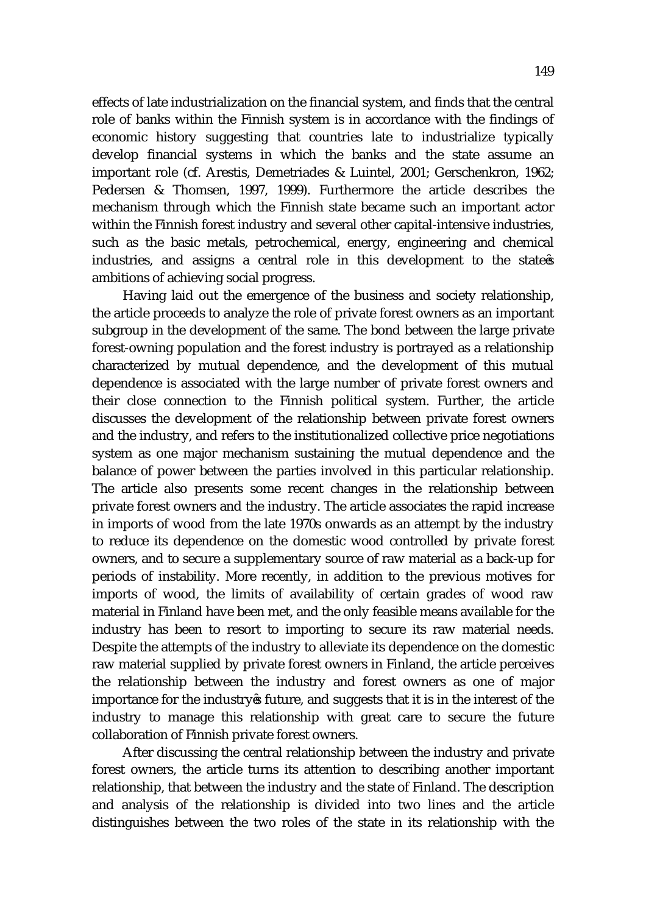effects of late industrialization on the financial system, and finds that the central role of banks within the Finnish system is in accordance with the findings of economic history suggesting that countries late to industrialize typically develop financial systems in which the banks and the state assume an important role (cf. Arestis, Demetriades & Luintel, 2001; Gerschenkron, 1962; Pedersen & Thomsen, 1997, 1999). Furthermore the article describes the mechanism through which the Finnish state became such an important actor within the Finnish forest industry and several other capital-intensive industries, such as the basic metals, petrochemical, energy, engineering and chemical industries, and assigns a central role in this development to the state's ambitions of achieving social progress.

Having laid out the emergence of the business and society relationship, the article proceeds to analyze the role of private forest owners as an important subgroup in the development of the same. The bond between the large private forest-owning population and the forest industry is portrayed as a relationship characterized by mutual dependence, and the development of this mutual dependence is associated with the large number of private forest owners and their close connection to the Finnish political system. Further, the article discusses the development of the relationship between private forest owners and the industry, and refers to the institutionalized collective price negotiations system as one major mechanism sustaining the mutual dependence and the balance of power between the parties involved in this particular relationship. The article also presents some recent changes in the relationship between private forest owners and the industry. The article associates the rapid increase in imports of wood from the late 1970s onwards as an attempt by the industry to reduce its dependence on the domestic wood controlled by private forest owners, and to secure a supplementary source of raw material as a back-up for periods of instability. More recently, in addition to the previous motives for imports of wood, the limits of availability of certain grades of wood raw material in Finland have been met, and the only feasible means available for the industry has been to resort to importing to secure its raw material needs. Despite the attempts of the industry to alleviate its dependence on the domestic raw material supplied by private forest owners in Finland, the article perceives the relationship between the industry and forest owners as one of major importance for the industry's future, and suggests that it is in the interest of the industry to manage this relationship with great care to secure the future collaboration of Finnish private forest owners.

After discussing the central relationship between the industry and private forest owners, the article turns its attention to describing another important relationship, that between the industry and the state of Finland. The description and analysis of the relationship is divided into two lines and the article distinguishes between the two roles of the state in its relationship with the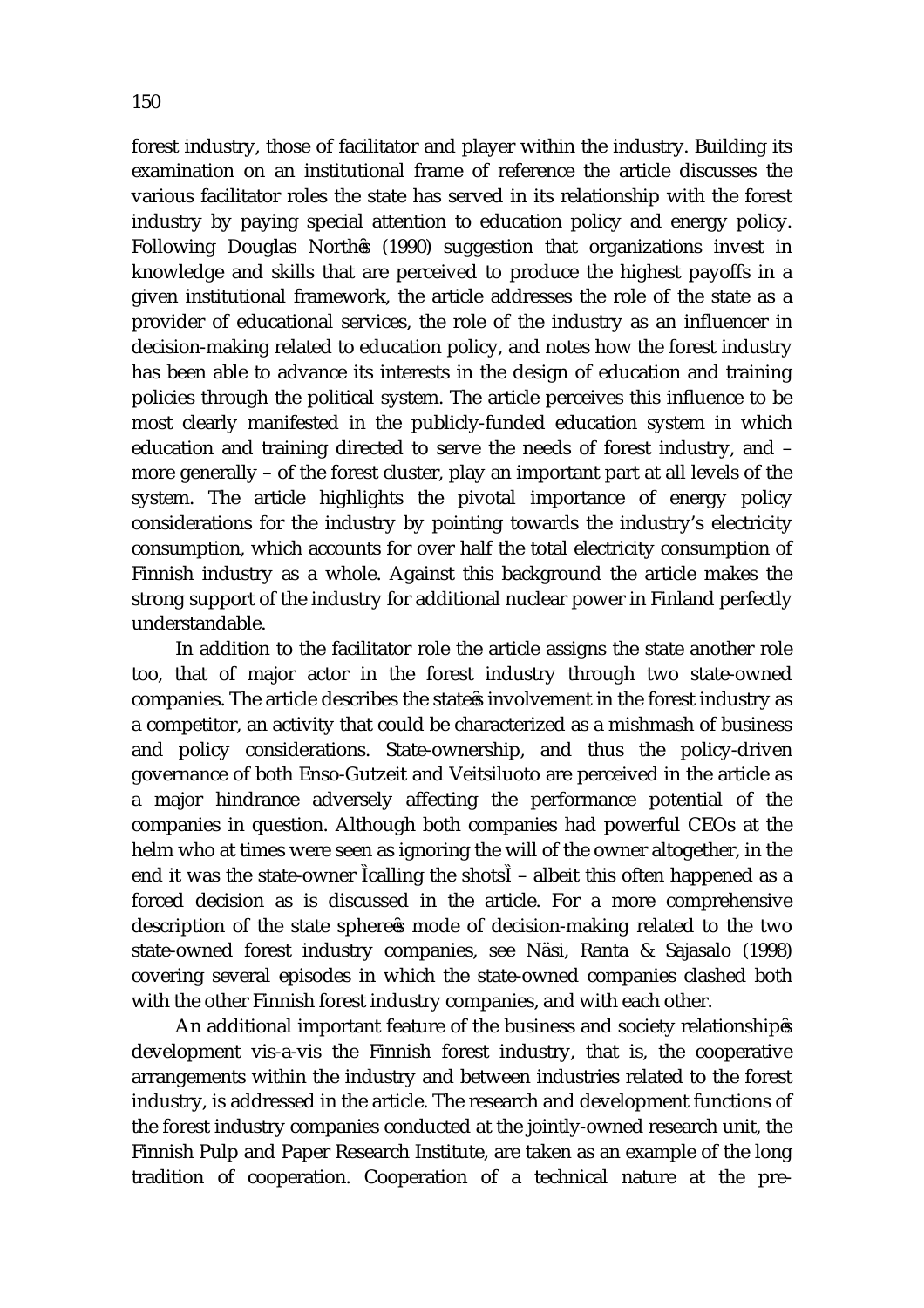forest industry, those of facilitator and player within the industry. Building its examination on an institutional frame of reference the article discusses the various facilitator roles the state has served in its relationship with the forest industry by paying special attention to education policy and energy policy. Following Douglas North's (1990) suggestion that organizations invest in knowledge and skills that are perceived to produce the highest payoffs in a given institutional framework, the article addresses the role of the state as a provider of educational services, the role of the industry as an influencer in decision-making related to education policy, and notes how the forest industry has been able to advance its interests in the design of education and training policies through the political system. The article perceives this influence to be most clearly manifested in the publicly-funded education system in which education and training directed to serve the needs of forest industry, and – more generally – of the forest cluster, play an important part at all levels of the system. The article highlights the pivotal importance of energy policy considerations for the industry by pointing towards the industry's electricity consumption, which accounts for over half the total electricity consumption of Finnish industry as a whole. Against this background the article makes the strong support of the industry for additional nuclear power in Finland perfectly understandable.

In addition to the facilitator role the article assigns the state another role too, that of major actor in the forest industry through two state-owned companies. The article describes the state's involvement in the forest industry as a competitor, an activity that could be characterized as a mishmash of business and policy considerations. State-ownership, and thus the policy-driven governance of both Enso-Gutzeit and Veitsiluoto are perceived in the article as a major hindrance adversely affecting the performance potential of the companies in question. Although both companies had powerful CEOs at the helm who at times were seen as ignoring the will of the owner altogether, in the end it was the state-owner "calling the shots" – albeit this often happened as a forced decision as is discussed in the article. For a more comprehensive description of the state sphere's mode of decision-making related to the two state-owned forest industry companies, see Näsi, Ranta & Sajasalo (1998) covering several episodes in which the state-owned companies clashed both with the other Finnish forest industry companies, and with each other.

An additional important feature of the business and society relationship's development vis-a-vis the Finnish forest industry, that is, the cooperative arrangements within the industry and between industries related to the forest industry, is addressed in the article. The research and development functions of the forest industry companies conducted at the jointly-owned research unit, the Finnish Pulp and Paper Research Institute, are taken as an example of the long tradition of cooperation. Cooperation of a technical nature at the pre-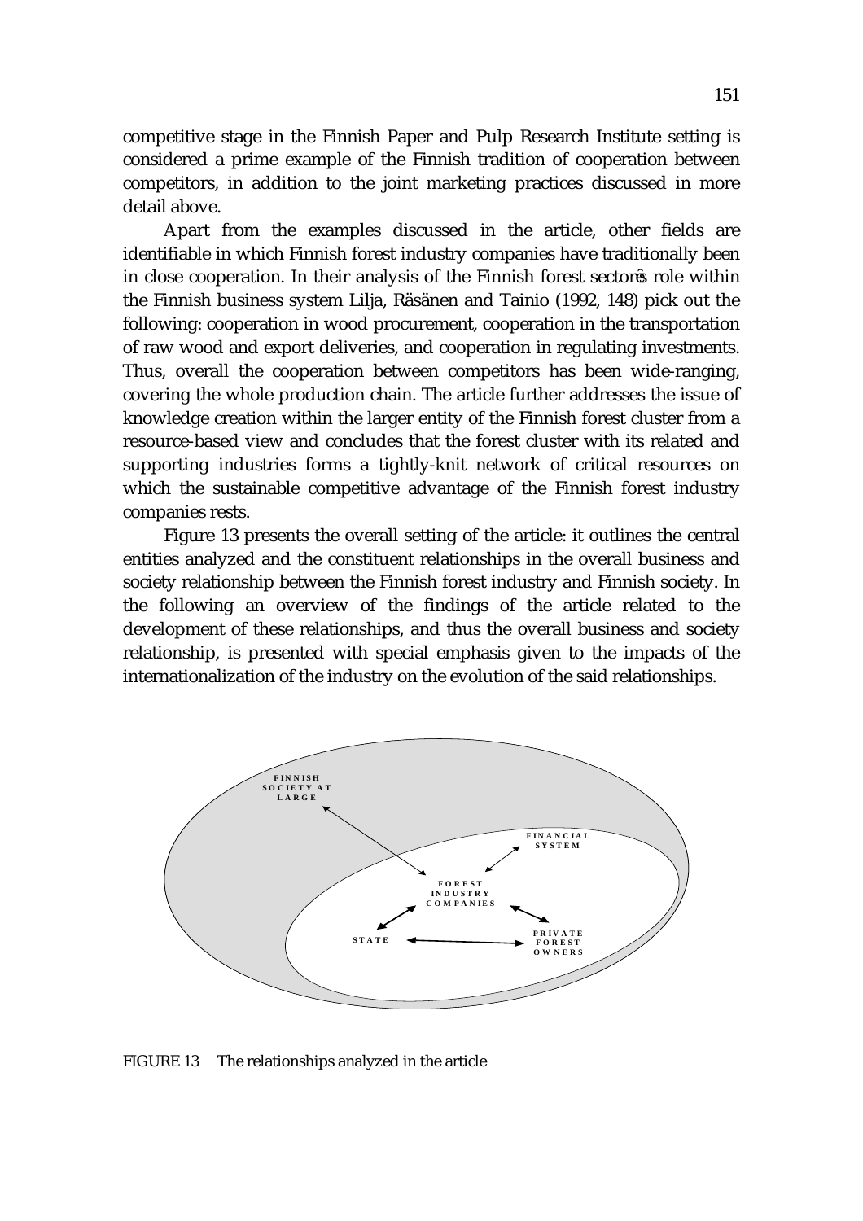competitive stage in the Finnish Paper and Pulp Research Institute setting is considered a prime example of the Finnish tradition of cooperation between competitors, in addition to the joint marketing practices discussed in more detail above.

Apart from the examples discussed in the article, other fields are identifiable in which Finnish forest industry companies have traditionally been in close cooperation. In their analysis of the Finnish forest sector's role within the Finnish business system Lilja, Räsänen and Tainio (1992, 148) pick out the following: cooperation in wood procurement, cooperation in the transportation of raw wood and export deliveries, and cooperation in regulating investments. Thus, overall the cooperation between competitors has been wide-ranging, covering the whole production chain. The article further addresses the issue of knowledge creation within the larger entity of the Finnish forest cluster from a resource-based view and concludes that the forest cluster with its related and supporting industries forms a tightly-knit network of critical resources on which the sustainable competitive advantage of the Finnish forest industry companies rests.

Figure 13 presents the overall setting of the article: it outlines the central entities analyzed and the constituent relationships in the overall business and society relationship between the Finnish forest industry and Finnish society. In the following an overview of the findings of the article related to the development of these relationships, and thus the overall business and society relationship, is presented with special emphasis given to the impacts of the internationalization of the industry on the evolution of the said relationships.

FINNISH SOCIETY AT LARGE

FINANCIAL SYSTEM

FOREST INDUSTRY COMPANIES

STATE

PRIVATE FOREST OWNERS

FIGURE 13 The relationships analyzed in the article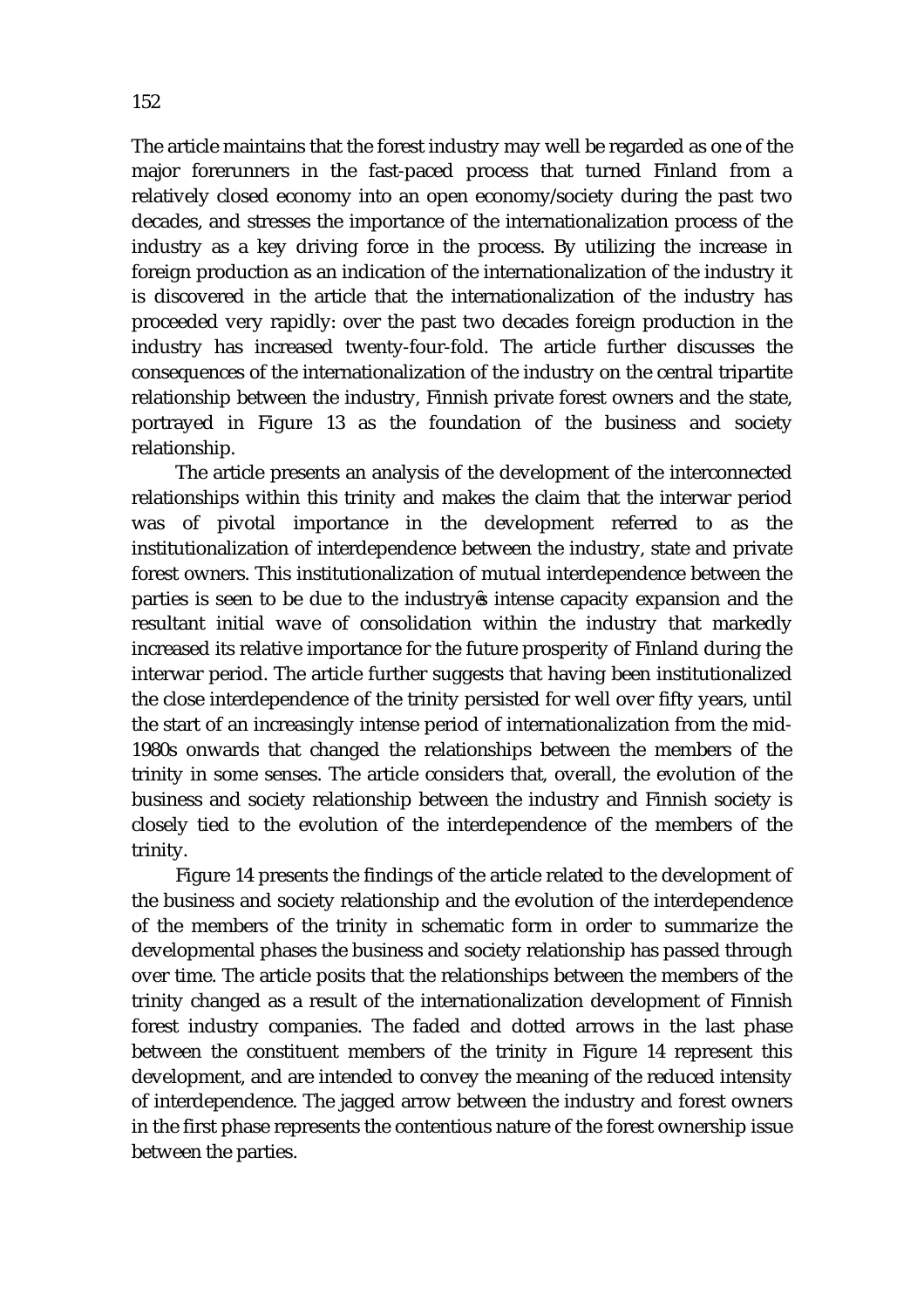The article maintains that the forest industry may well be regarded as one of the major forerunners in the fast-paced process that turned Finland from a relatively closed economy into an open economy/society during the past two decades, and stresses the importance of the internationalization process of the industry as a key driving force in the process. By utilizing the increase in foreign production as an indication of the internationalization of the industry it is discovered in the article that the internationalization of the industry has proceeded very rapidly: over the past two decades foreign production in the industry has increased twenty-four-fold. The article further discusses the consequences of the internationalization of the industry on the central tripartite relationship between the industry, Finnish private forest owners and the state, portrayed in Figure 13 as the foundation of the business and society relationship.

The article presents an analysis of the development of the interconnected relationships within this trinity and makes the claim that the interwar period was of pivotal importance in the development referred to as the institutionalization of interdependence between the industry, state and private forest owners. This institutionalization of mutual interdependence between the parties is seen to be due to the industry's intense capacity expansion and the resultant initial wave of consolidation within the industry that markedly increased its relative importance for the future prosperity of Finland during the interwar period. The article further suggests that having been institutionalized the close interdependence of the trinity persisted for well over fifty years, until the start of an increasingly intense period of internationalization from the mid-1980s onwards that changed the relationships between the members of the trinity in some senses. The article considers that, overall, the evolution of the business and society relationship between the industry and Finnish society is closely tied to the evolution of the interdependence of the members of the trinity.

Figure 14 presents the findings of the article related to the development of the business and society relationship and the evolution of the interdependence of the members of the trinity in schematic form in order to summarize the developmental phases the business and society relationship has passed through over time. The article posits that the relationships between the members of the trinity changed as a result of the internationalization development of Finnish forest industry companies. The faded and dotted arrows in the last phase between the constituent members of the trinity in Figure 14 represent this development, and are intended to convey the meaning of the reduced intensity of interdependence. The jagged arrow between the industry and forest owners in the first phase represents the contentious nature of the forest ownership issue between the parties.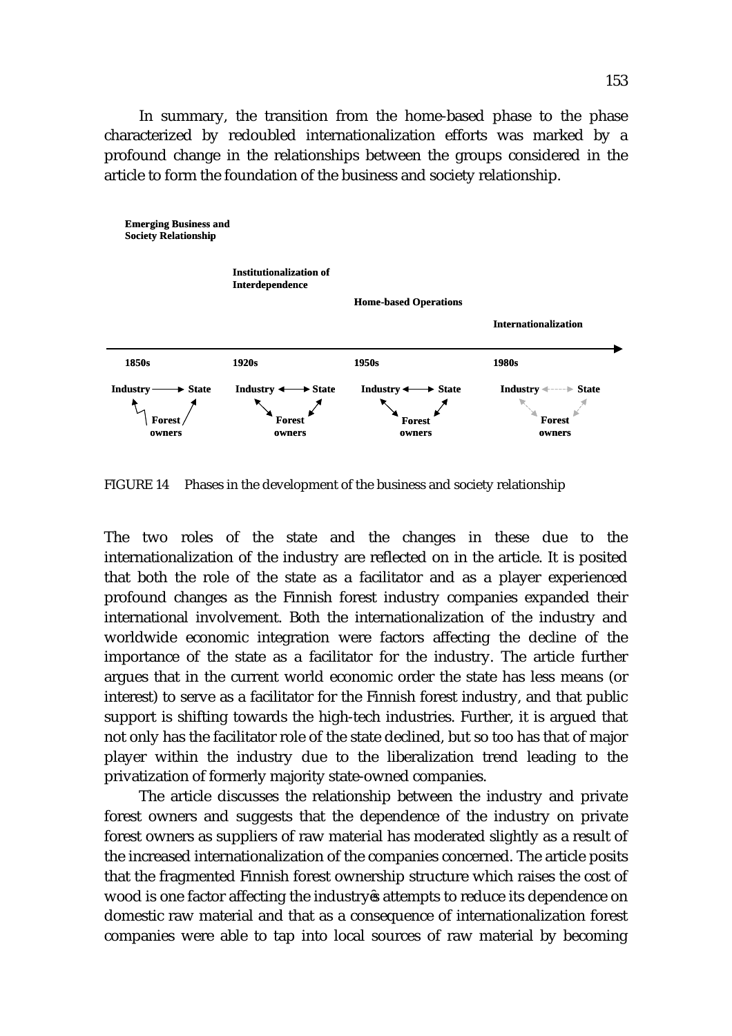In summary, the transition from the home-based phase to the phase characterized by redoubled internationalization efforts was marked by a profound change in the relationships between the groups considered in the article to form the foundation of the business and society relationship.

**Emerging Business and Society Relationship**

**Institutionalization of Interdependence**

**Home-based Operations**

**Internationalization**

| 1850s | 1920s | 1950s | 1980s |
|---|---|---|---|
| Industry → State; Forest owners | Industry ↔ State; Forest owners | Industry ↔ State; Forest owners | Industry ↔ State; Forest owners |

FIGURE 14 Phases in the development of the business and society relationship

The two roles of the state and the changes in these due to the internationalization of the industry are reflected on in the article. It is posited that both the role of the state as a facilitator and as a player experienced profound changes as the Finnish forest industry companies expanded their international involvement. Both the internationalization of the industry and worldwide economic integration were factors affecting the decline of the importance of the state as a facilitator for the industry. The article further argues that in the current world economic order the state has less means (or interest) to serve as a facilitator for the Finnish forest industry, and that public support is shifting towards the high-tech industries. Further, it is argued that not only has the facilitator role of the state declined, but so too has that of major player within the industry due to the liberalization trend leading to the privatization of formerly majority state-owned companies.

The article discusses the relationship between the industry and private forest owners and suggests that the dependence of the industry on private forest owners as suppliers of raw material has moderated slightly as a result of the increased internationalization of the companies concerned. The article posits that the fragmented Finnish forest ownership structure which raises the cost of wood is one factor affecting the industry's attempts to reduce its dependence on domestic raw material and that as a consequence of internationalization forest companies were able to tap into local sources of raw material by becoming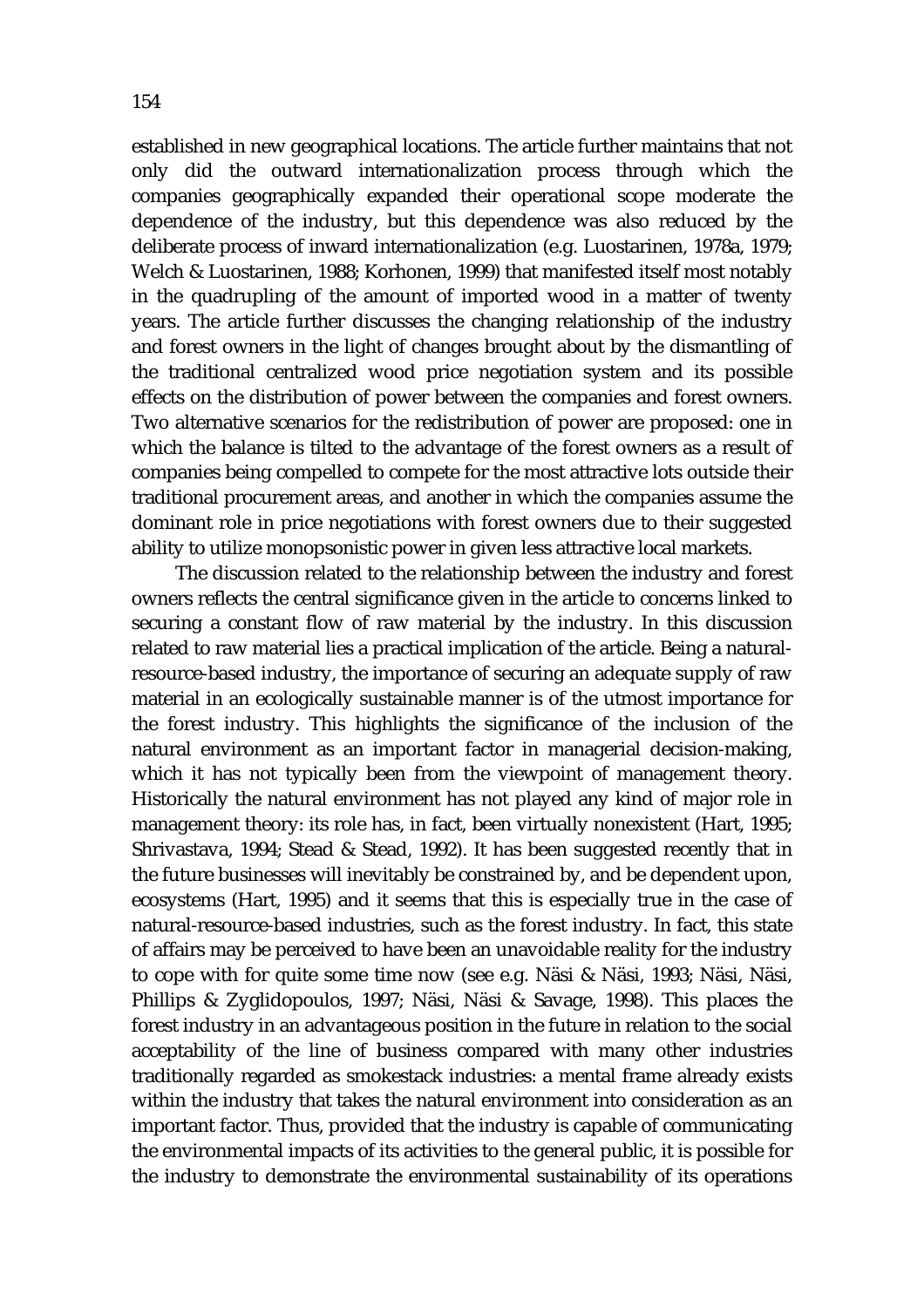established in new geographical locations. The article further maintains that not only did the outward internationalization process through which the companies geographically expanded their operational scope moderate the dependence of the industry, but this dependence was also reduced by the deliberate process of inward internationalization (e.g. Luostarinen, 1978a, 1979; Welch & Luostarinen, 1988; Korhonen, 1999) that manifested itself most notably in the quadrupling of the amount of imported wood in a matter of twenty years. The article further discusses the changing relationship of the industry and forest owners in the light of changes brought about by the dismantling of the traditional centralized wood price negotiation system and its possible effects on the distribution of power between the companies and forest owners. Two alternative scenarios for the redistribution of power are proposed: one in which the balance is tilted to the advantage of the forest owners as a result of companies being compelled to compete for the most attractive lots outside their traditional procurement areas, and another in which the companies assume the dominant role in price negotiations with forest owners due to their suggested ability to utilize monopsonistic power in given less attractive local markets.

The discussion related to the relationship between the industry and forest owners reflects the central significance given in the article to concerns linked to securing a constant flow of raw material by the industry. In this discussion related to raw material lies a practical implication of the article. Being a natural-resource-based industry, the importance of securing an adequate supply of raw material in an ecologically sustainable manner is of the utmost importance for the forest industry. This highlights the significance of the inclusion of the natural environment as an important factor in managerial decision-making, which it has not typically been from the viewpoint of management theory. Historically the natural environment has not played any kind of major role in management theory: its role has, in fact, been virtually nonexistent (Hart, 1995; Shrivastava, 1994; Stead & Stead, 1992). It has been suggested recently that in the future businesses will inevitably be constrained by, and be dependent upon, ecosystems (Hart, 1995) and it seems that this is especially true in the case of natural-resource-based industries, such as the forest industry. In fact, this state of affairs may be perceived to have been an unavoidable reality for the industry to cope with for quite some time now (see e.g. Näsi & Näsi, 1993; Näsi, Näsi, Phillips & Zyglidopoulos, 1997; Näsi, Näsi & Savage, 1998). This places the forest industry in an advantageous position in the future in relation to the social acceptability of the line of business compared with many other industries traditionally regarded as smokestack industries: a mental frame already exists within the industry that takes the natural environment into consideration as an important factor. Thus, provided that the industry is capable of communicating the environmental impacts of its activities to the general public, it is possible for the industry to demonstrate the environmental sustainability of its operations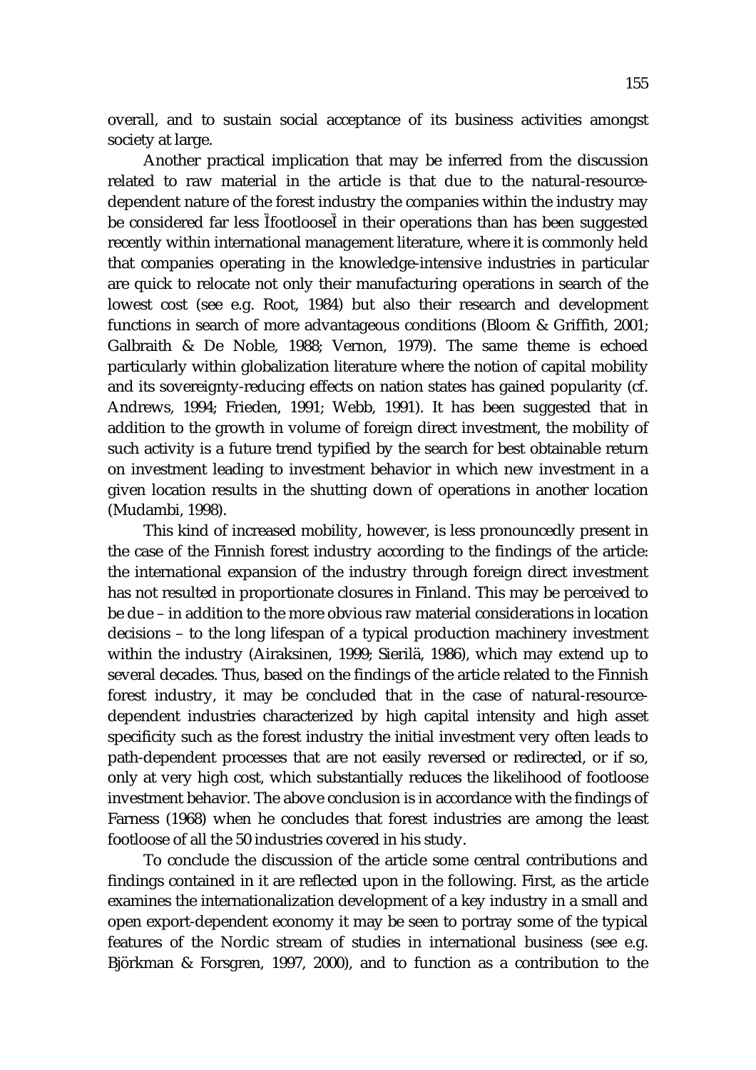overall, and to sustain social acceptance of its business activities amongst society at large.

Another practical implication that may be inferred from the discussion related to raw material in the article is that due to the natural-resource-dependent nature of the forest industry the companies within the industry may be considered far less Ìfootloosè in their operations than has been suggested recently within international management literature, where it is commonly held that companies operating in the knowledge-intensive industries in particular are quick to relocate not only their manufacturing operations in search of the lowest cost (see e.g. Root, 1984) but also their research and development functions in search of more advantageous conditions (Bloom & Griffith, 2001; Galbraith & De Noble, 1988; Vernon, 1979). The same theme is echoed particularly within globalization literature where the notion of capital mobility and its sovereignty-reducing effects on nation states has gained popularity (cf. Andrews, 1994; Frieden, 1991; Webb, 1991). It has been suggested that in addition to the growth in volume of foreign direct investment, the mobility of such activity is a future trend typified by the search for best obtainable return on investment leading to investment behavior in which new investment in a given location results in the shutting down of operations in another location (Mudambi, 1998).

This kind of increased mobility, however, is less pronouncedly present in the case of the Finnish forest industry according to the findings of the article: the international expansion of the industry through foreign direct investment has not resulted in proportionate closures in Finland. This may be perceived to be due – in addition to the more obvious raw material considerations in location decisions – to the long lifespan of a typical production machinery investment within the industry (Airaksinen, 1999; Sierilä, 1986), which may extend up to several decades. Thus, based on the findings of the article related to the Finnish forest industry, it may be concluded that in the case of natural-resource-dependent industries characterized by high capital intensity and high asset specificity such as the forest industry the initial investment very often leads to path-dependent processes that are not easily reversed or redirected, or if so, only at very high cost, which substantially reduces the likelihood of footloose investment behavior. The above conclusion is in accordance with the findings of Farness (1968) when he concludes that forest industries are among the least footloose of all the 50 industries covered in his study.

To conclude the discussion of the article some central contributions and findings contained in it are reflected upon in the following. First, as the article examines the internationalization development of a key industry in a small and open export-dependent economy it may be seen to portray some of the typical features of the Nordic stream of studies in international business (see e.g. Björkman & Forsgren, 1997, 2000), and to function as a contribution to the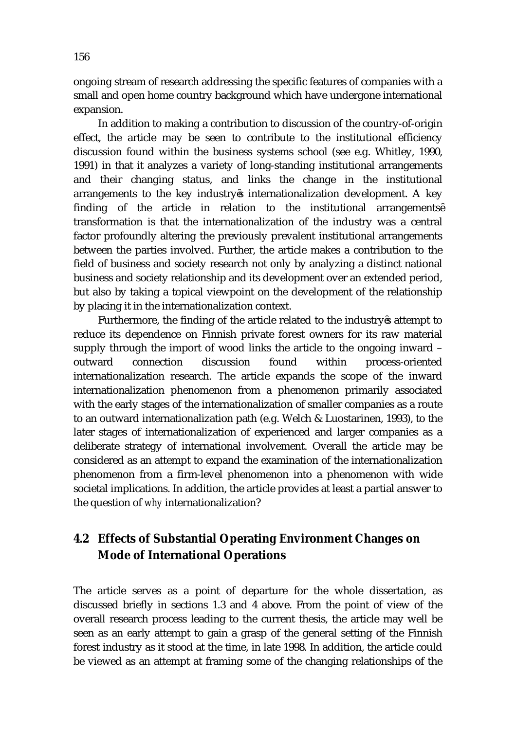ongoing stream of research addressing the specific features of companies with a small and open home country background which have undergone international expansion.

In addition to making a contribution to discussion of the country-of-origin effect, the article may be seen to contribute to the institutional efficiency discussion found within the business systems school (see e.g. Whitley, 1990, 1991) in that it analyzes a variety of long-standing institutional arrangements and their changing status, and links the change in the institutional arrangements to the key industryês internationalization development. A key finding of the article in relation to the institutional arrangementsê transformation is that the internationalization of the industry was a central factor profoundly altering the previously prevalent institutional arrangements between the parties involved. Further, the article makes a contribution to the field of business and society research not only by analyzing a distinct national business and society relationship and its development over an extended period, but also by taking a topical viewpoint on the development of the relationship by placing it in the internationalization context.

Furthermore, the finding of the article related to the industryês attempt to reduce its dependence on Finnish private forest owners for its raw material supply through the import of wood links the article to the ongoing inward – outward connection discussion found within process-oriented internationalization research. The article expands the scope of the inward internationalization phenomenon from a phenomenon primarily associated with the early stages of the internationalization of smaller companies as a route to an outward internationalization path (e.g. Welch & Luostarinen, 1993), to the later stages of internationalization of experienced and larger companies as a deliberate strategy of international involvement. Overall the article may be considered as an attempt to expand the examination of the internationalization phenomenon from a firm-level phenomenon into a phenomenon with wide societal implications. In addition, the article provides at least a partial answer to the question of *why* internationalization?

## 4.2 Effects of Substantial Operating Environment Changes on Mode of International Operations

The article serves as a point of departure for the whole dissertation, as discussed briefly in sections 1.3 and 4 above. From the point of view of the overall research process leading to the current thesis, the article may well be seen as an early attempt to gain a grasp of the general setting of the Finnish forest industry as it stood at the time, in late 1998. In addition, the article could be viewed as an attempt at framing some of the changing relationships of the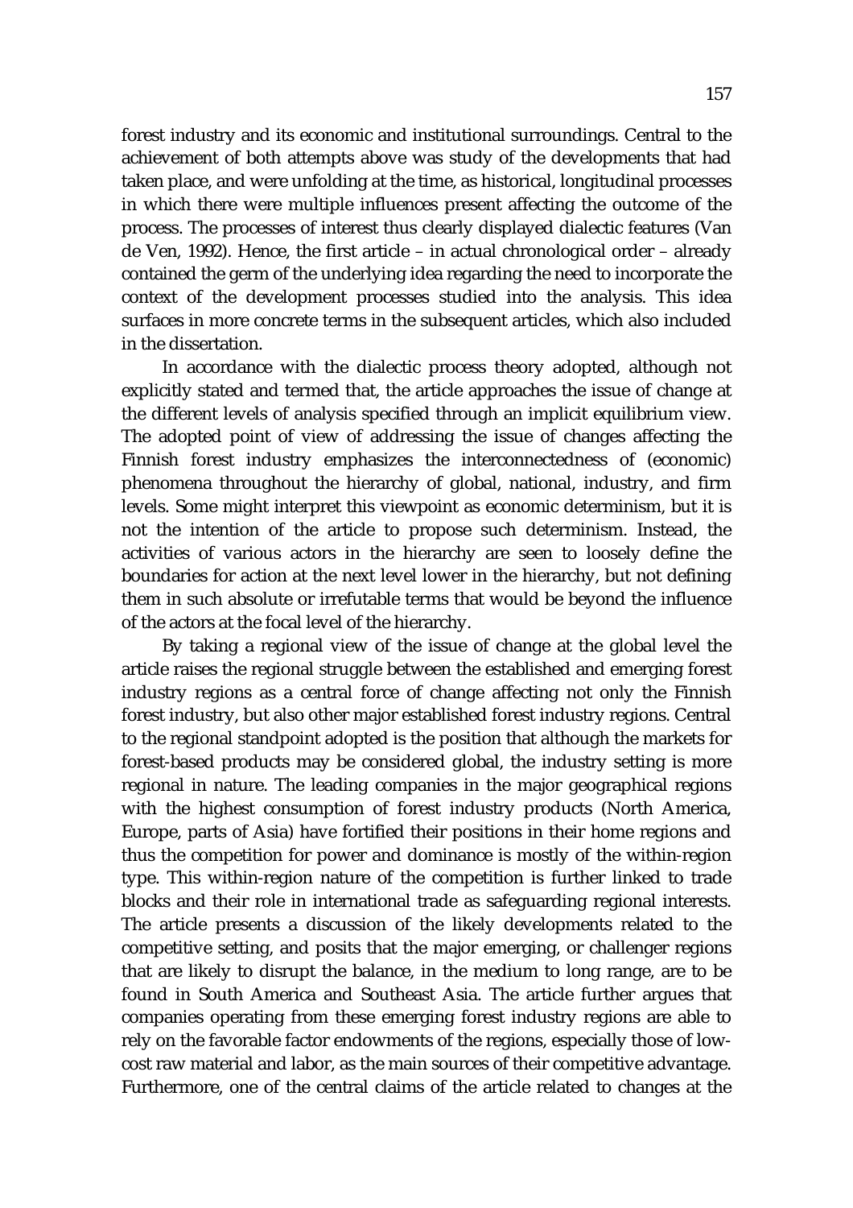forest industry and its economic and institutional surroundings. Central to the achievement of both attempts above was study of the developments that had taken place, and were unfolding at the time, as historical, longitudinal processes in which there were multiple influences present affecting the outcome of the process. The processes of interest thus clearly displayed dialectic features (Van de Ven, 1992). Hence, the first article – in actual chronological order – already contained the germ of the underlying idea regarding the need to incorporate the context of the development processes studied into the analysis. This idea surfaces in more concrete terms in the subsequent articles, which also included in the dissertation.

In accordance with the dialectic process theory adopted, although not explicitly stated and termed that, the article approaches the issue of change at the different levels of analysis specified through an implicit equilibrium view. The adopted point of view of addressing the issue of changes affecting the Finnish forest industry emphasizes the interconnectedness of (economic) phenomena throughout the hierarchy of global, national, industry, and firm levels. Some might interpret this viewpoint as economic determinism, but it is not the intention of the article to propose such determinism. Instead, the activities of various actors in the hierarchy are seen to loosely define the boundaries for action at the next level lower in the hierarchy, but not defining them in such absolute or irrefutable terms that would be beyond the influence of the actors at the focal level of the hierarchy.

By taking a regional view of the issue of change at the global level the article raises the regional struggle between the established and emerging forest industry regions as a central force of change affecting not only the Finnish forest industry, but also other major established forest industry regions. Central to the regional standpoint adopted is the position that although the markets for forest-based products may be considered global, the industry setting is more regional in nature. The leading companies in the major geographical regions with the highest consumption of forest industry products (North America, Europe, parts of Asia) have fortified their positions in their home regions and thus the competition for power and dominance is mostly of the within-region type. This within-region nature of the competition is further linked to trade blocks and their role in international trade as safeguarding regional interests. The article presents a discussion of the likely developments related to the competitive setting, and posits that the major emerging, or challenger regions that are likely to disrupt the balance, in the medium to long range, are to be found in South America and Southeast Asia. The article further argues that companies operating from these emerging forest industry regions are able to rely on the favorable factor endowments of the regions, especially those of low-cost raw material and labor, as the main sources of their competitive advantage. Furthermore, one of the central claims of the article related to changes at the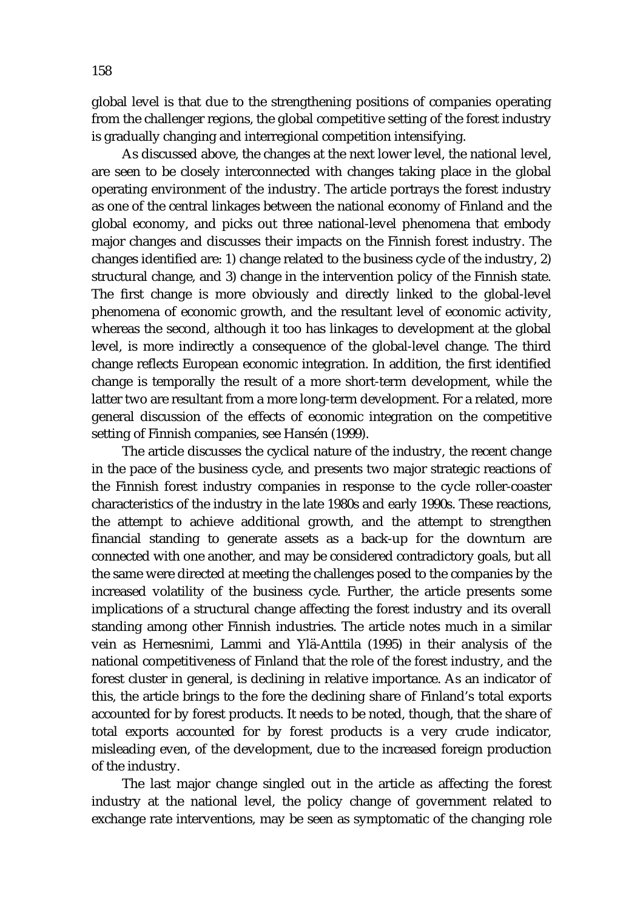global level is that due to the strengthening positions of companies operating from the challenger regions, the global competitive setting of the forest industry is gradually changing and interregional competition intensifying.

As discussed above, the changes at the next lower level, the national level, are seen to be closely interconnected with changes taking place in the global operating environment of the industry. The article portrays the forest industry as one of the central linkages between the national economy of Finland and the global economy, and picks out three national-level phenomena that embody major changes and discusses their impacts on the Finnish forest industry. The changes identified are: 1) change related to the business cycle of the industry, 2) structural change, and 3) change in the intervention policy of the Finnish state. The first change is more obviously and directly linked to the global-level phenomena of economic growth, and the resultant level of economic activity, whereas the second, although it too has linkages to development at the global level, is more indirectly a consequence of the global-level change. The third change reflects European economic integration. In addition, the first identified change is temporally the result of a more short-term development, while the latter two are resultant from a more long-term development. For a related, more general discussion of the effects of economic integration on the competitive setting of Finnish companies, see Hansén (1999).

The article discusses the cyclical nature of the industry, the recent change in the pace of the business cycle, and presents two major strategic reactions of the Finnish forest industry companies in response to the cycle roller-coaster characteristics of the industry in the late 1980s and early 1990s. These reactions, the attempt to achieve additional growth, and the attempt to strengthen financial standing to generate assets as a back-up for the downturn are connected with one another, and may be considered contradictory goals, but all the same were directed at meeting the challenges posed to the companies by the increased volatility of the business cycle. Further, the article presents some implications of a structural change affecting the forest industry and its overall standing among other Finnish industries. The article notes much in a similar vein as Hernesnimi, Lammi and Ylä-Anttila (1995) in their analysis of the national competitiveness of Finland that the role of the forest industry, and the forest cluster in general, is declining in relative importance. As an indicator of this, the article brings to the fore the declining share of Finland's total exports accounted for by forest products. It needs to be noted, though, that the share of total exports accounted for by forest products is a very crude indicator, misleading even, of the development, due to the increased foreign production of the industry.

The last major change singled out in the article as affecting the forest industry at the national level, the policy change of government related to exchange rate interventions, may be seen as symptomatic of the changing role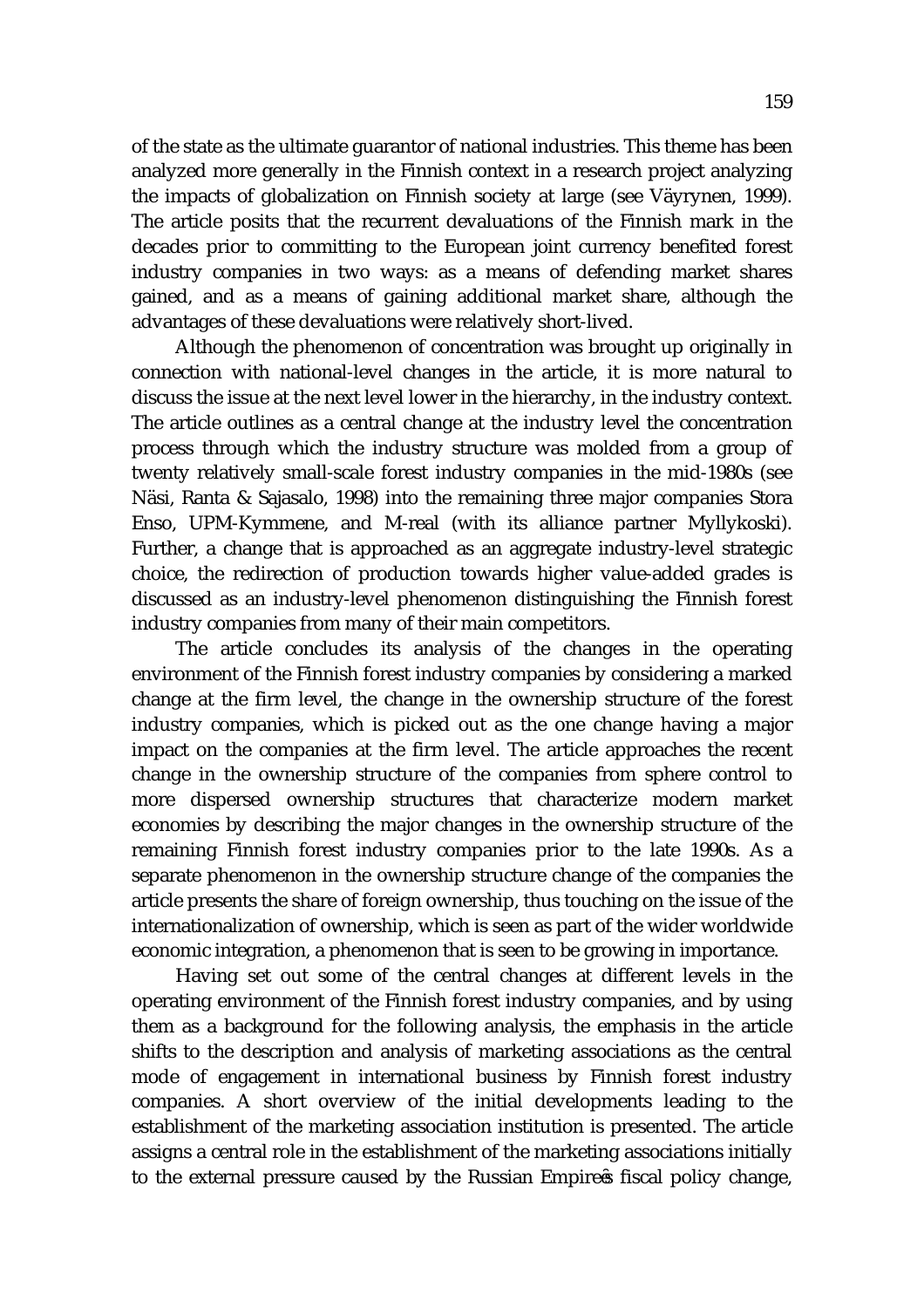of the state as the ultimate guarantor of national industries. This theme has been analyzed more generally in the Finnish context in a research project analyzing the impacts of globalization on Finnish society at large (see Väyrynen, 1999). The article posits that the recurrent devaluations of the Finnish mark in the decades prior to committing to the European joint currency benefited forest industry companies in two ways: as a means of defending market shares gained, and as a means of gaining additional market share, although the advantages of these devaluations were relatively short-lived.

Although the phenomenon of concentration was brought up originally in connection with national-level changes in the article, it is more natural to discuss the issue at the next level lower in the hierarchy, in the industry context. The article outlines as a central change at the industry level the concentration process through which the industry structure was molded from a group of twenty relatively small-scale forest industry companies in the mid-1980s (see Näsi, Ranta & Sajasalo, 1998) into the remaining three major companies Stora Enso, UPM-Kymmene, and M-real (with its alliance partner Myllykoski). Further, a change that is approached as an aggregate industry-level strategic choice, the redirection of production towards higher value-added grades is discussed as an industry-level phenomenon distinguishing the Finnish forest industry companies from many of their main competitors.

The article concludes its analysis of the changes in the operating environment of the Finnish forest industry companies by considering a marked change at the firm level, the change in the ownership structure of the forest industry companies, which is picked out as the one change having a major impact on the companies at the firm level. The article approaches the recent change in the ownership structure of the companies from sphere control to more dispersed ownership structures that characterize modern market economies by describing the major changes in the ownership structure of the remaining Finnish forest industry companies prior to the late 1990s. As a separate phenomenon in the ownership structure change of the companies the article presents the share of foreign ownership, thus touching on the issue of the internationalization of ownership, which is seen as part of the wider worldwide economic integration, a phenomenon that is seen to be growing in importance.

Having set out some of the central changes at different levels in the operating environment of the Finnish forest industry companies, and by using them as a background for the following analysis, the emphasis in the article shifts to the description and analysis of marketing associations as the central mode of engagement in international business by Finnish forest industry companies. A short overview of the initial developments leading to the establishment of the marketing association institution is presented. The article assigns a central role in the establishment of the marketing associations initially to the external pressure caused by the Russian Empire's fiscal policy change,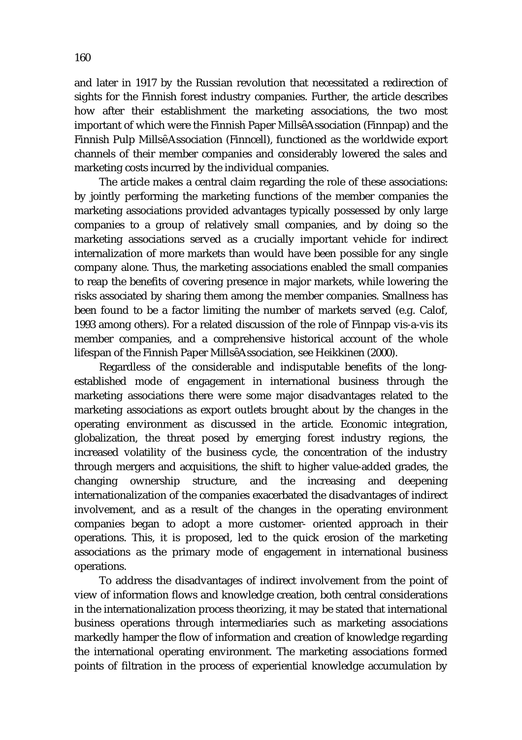and later in 1917 by the Russian revolution that necessitated a redirection of sights for the Finnish forest industry companies. Further, the article describes how after their establishment the marketing associations, the two most important of which were the Finnish Paper MillsêAssociation (Finnpap) and the Finnish Pulp MillsêAssociation (Finncell), functioned as the worldwide export channels of their member companies and considerably lowered the sales and marketing costs incurred by the individual companies.

The article makes a central claim regarding the role of these associations: by jointly performing the marketing functions of the member companies the marketing associations provided advantages typically possessed by only large companies to a group of relatively small companies, and by doing so the marketing associations served as a crucially important vehicle for indirect internalization of more markets than would have been possible for any single company alone. Thus, the marketing associations enabled the small companies to reap the benefits of covering presence in major markets, while lowering the risks associated by sharing them among the member companies. Smallness has been found to be a factor limiting the number of markets served (e.g. Calof, 1993 among others). For a related discussion of the role of Finnpap vis-a-vis its member companies, and a comprehensive historical account of the whole lifespan of the Finnish Paper MillsêAssociation, see Heikkinen (2000).

Regardless of the considerable and indisputable benefits of the long-established mode of engagement in international business through the marketing associations there were some major disadvantages related to the marketing associations as export outlets brought about by the changes in the operating environment as discussed in the article. Economic integration, globalization, the threat posed by emerging forest industry regions, the increased volatility of the business cycle, the concentration of the industry through mergers and acquisitions, the shift to higher value-added grades, the changing ownership structure, and the increasing and deepening internationalization of the companies exacerbated the disadvantages of indirect involvement, and as a result of the changes in the operating environment companies began to adopt a more customer- oriented approach in their operations. This, it is proposed, led to the quick erosion of the marketing associations as the primary mode of engagement in international business operations.

To address the disadvantages of indirect involvement from the point of view of information flows and knowledge creation, both central considerations in the internationalization process theorizing, it may be stated that international business operations through intermediaries such as marketing associations markedly hamper the flow of information and creation of knowledge regarding the international operating environment. The marketing associations formed points of filtration in the process of experiential knowledge accumulation by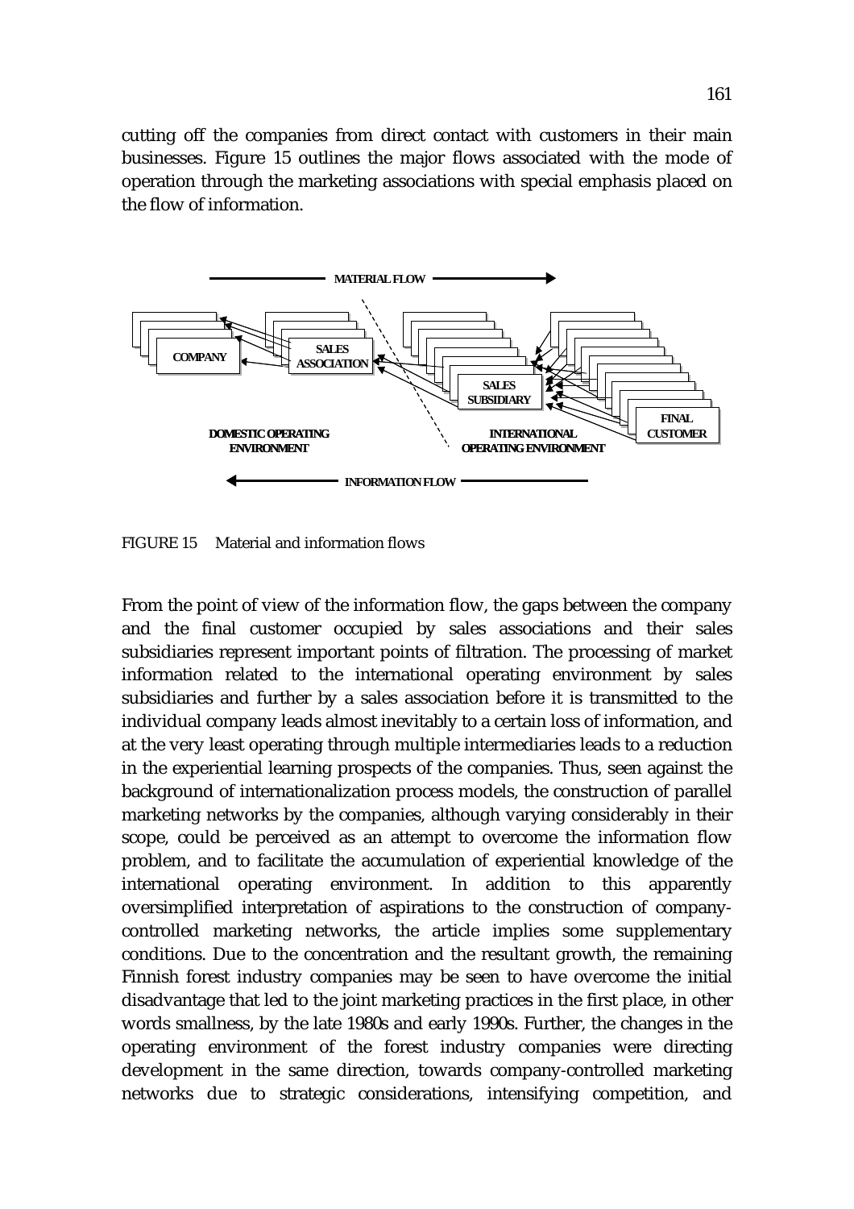cutting off the companies from direct contact with customers in their main businesses. Figure 15 outlines the major flows associated with the mode of operation through the marketing associations with special emphasis placed on the flow of information.

FIGURE 15 Material and information flows

From the point of view of the information flow, the gaps between the company and the final customer occupied by sales associations and their sales subsidiaries represent important points of filtration. The processing of market information related to the international operating environment by sales subsidiaries and further by a sales association before it is transmitted to the individual company leads almost inevitably to a certain loss of information, and at the very least operating through multiple intermediaries leads to a reduction in the experiential learning prospects of the companies. Thus, seen against the background of internationalization process models, the construction of parallel marketing networks by the companies, although varying considerably in their scope, could be perceived as an attempt to overcome the information flow problem, and to facilitate the accumulation of experiential knowledge of the international operating environment. In addition to this apparently oversimplified interpretation of aspirations to the construction of company-controlled marketing networks, the article implies some supplementary conditions. Due to the concentration and the resultant growth, the remaining Finnish forest industry companies may be seen to have overcome the initial disadvantage that led to the joint marketing practices in the first place, in other words smallness, by the late 1980s and early 1990s. Further, the changes in the operating environment of the forest industry companies were directing development in the same direction, towards company-controlled marketing networks due to strategic considerations, intensifying competition, and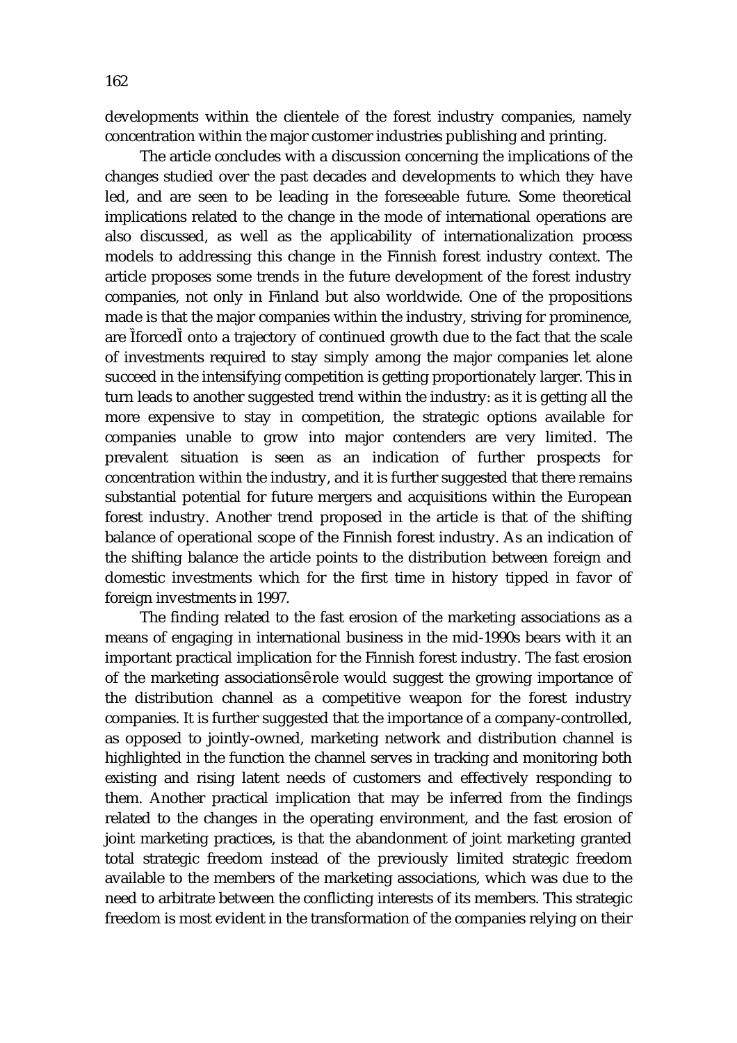developments within the clientele of the forest industry companies, namely concentration within the major customer industries publishing and printing.

The article concludes with a discussion concerning the implications of the changes studied over the past decades and developments to which they have led, and are seen to be leading in the foreseeable future. Some theoretical implications related to the change in the mode of international operations are also discussed, as well as the applicability of internationalization process models to addressing this change in the Finnish forest industry context. The article proposes some trends in the future development of the forest industry companies, not only in Finland but also worldwide. One of the propositions made is that the major companies within the industry, striving for prominence, are ÌforcedÌ onto a trajectory of continued growth due to the fact that the scale of investments required to stay simply among the major companies let alone succeed in the intensifying competition is getting proportionately larger. This in turn leads to another suggested trend within the industry: as it is getting all the more expensive to stay in competition, the strategic options available for companies unable to grow into major contenders are very limited. The prevalent situation is seen as an indication of further prospects for concentration within the industry, and it is further suggested that there remains substantial potential for future mergers and acquisitions within the European forest industry. Another trend proposed in the article is that of the shifting balance of operational scope of the Finnish forest industry. As an indication of the shifting balance the article points to the distribution between foreign and domestic investments which for the first time in history tipped in favor of foreign investments in 1997.

The finding related to the fast erosion of the marketing associations as a means of engaging in international business in the mid-1990s bears with it an important practical implication for the Finnish forest industry. The fast erosion of the marketing associationsê role would suggest the growing importance of the distribution channel as a competitive weapon for the forest industry companies. It is further suggested that the importance of a company-controlled, as opposed to jointly-owned, marketing network and distribution channel is highlighted in the function the channel serves in tracking and monitoring both existing and rising latent needs of customers and effectively responding to them. Another practical implication that may be inferred from the findings related to the changes in the operating environment, and the fast erosion of joint marketing practices, is that the abandonment of joint marketing granted total strategic freedom instead of the previously limited strategic freedom available to the members of the marketing associations, which was due to the need to arbitrate between the conflicting interests of its members. This strategic freedom is most evident in the transformation of the companies relying on their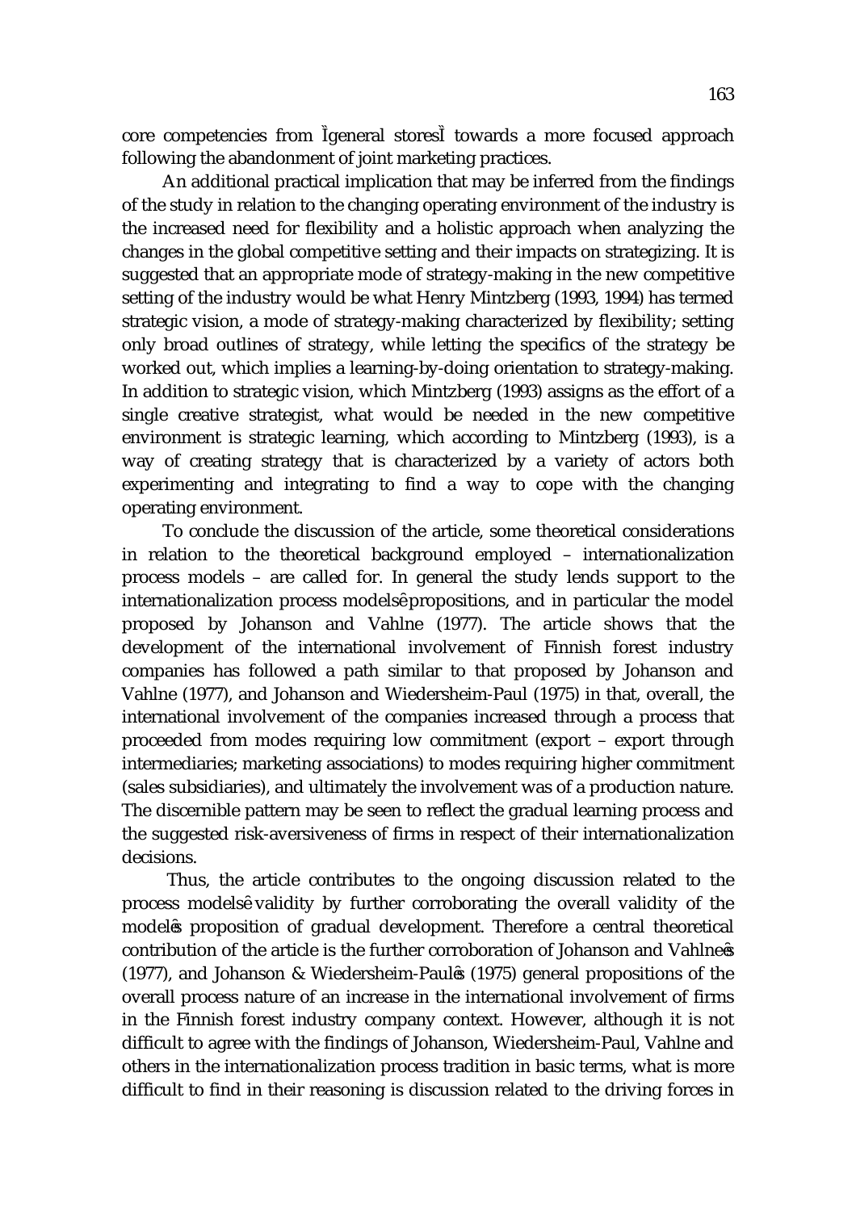core competencies from Ìgeneral storesÌ towards a more focused approach following the abandonment of joint marketing practices.

An additional practical implication that may be inferred from the findings of the study in relation to the changing operating environment of the industry is the increased need for flexibility and a holistic approach when analyzing the changes in the global competitive setting and their impacts on strategizing. It is suggested that an appropriate mode of strategy-making in the new competitive setting of the industry would be what Henry Mintzberg (1993, 1994) has termed strategic vision, a mode of strategy-making characterized by flexibility; setting only broad outlines of strategy, while letting the specifics of the strategy be worked out, which implies a learning-by-doing orientation to strategy-making. In addition to strategic vision, which Mintzberg (1993) assigns as the effort of a single creative strategist, what would be needed in the new competitive environment is strategic learning, which according to Mintzberg (1993), is a way of creating strategy that is characterized by a variety of actors both experimenting and integrating to find a way to cope with the changing operating environment.

To conclude the discussion of the article, some theoretical considerations in relation to the theoretical background employed – internationalization process models – are called for. In general the study lends support to the internationalization process modelsê propositions, and in particular the model proposed by Johanson and Vahlne (1977). The article shows that the development of the international involvement of Finnish forest industry companies has followed a path similar to that proposed by Johanson and Vahlne (1977), and Johanson and Wiedersheim-Paul (1975) in that, overall, the international involvement of the companies increased through a process that proceeded from modes requiring low commitment (export – export through intermediaries; marketing associations) to modes requiring higher commitment (sales subsidiaries), and ultimately the involvement was of a production nature. The discernible pattern may be seen to reflect the gradual learning process and the suggested risk-aversiveness of firms in respect of their internationalization decisions.

Thus, the article contributes to the ongoing discussion related to the process modelsê validity by further corroborating the overall validity of the modelês proposition of gradual development. Therefore a central theoretical contribution of the article is the further corroboration of Johanson and Vahlneês (1977), and Johanson & Wiedersheim-Paulês (1975) general propositions of the overall process nature of an increase in the international involvement of firms in the Finnish forest industry company context. However, although it is not difficult to agree with the findings of Johanson, Wiedersheim-Paul, Vahlne and others in the internationalization process tradition in basic terms, what is more difficult to find in their reasoning is discussion related to the driving forces in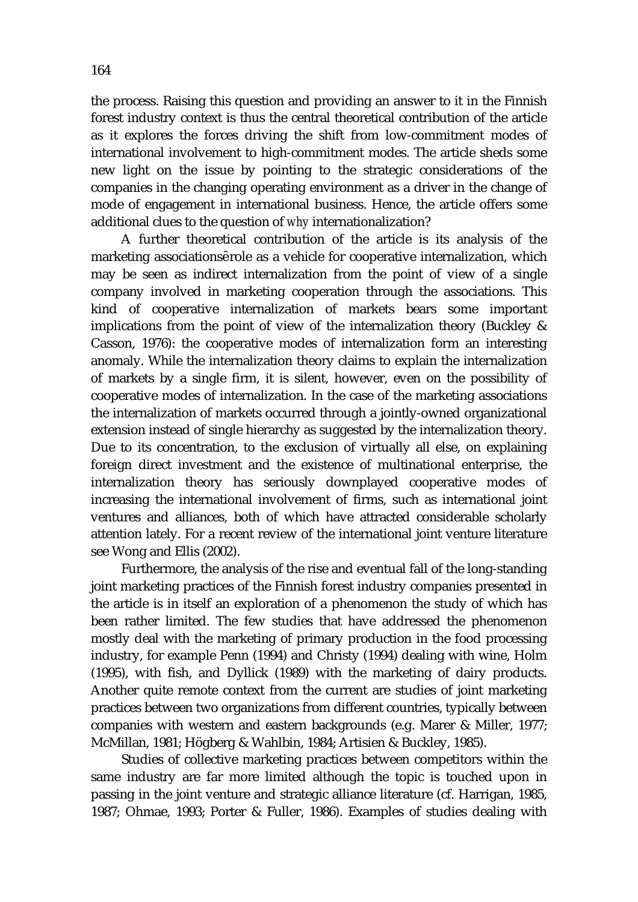the process. Raising this question and providing an answer to it in the Finnish forest industry context is thus the central theoretical contribution of the article as it explores the forces driving the shift from low-commitment modes of international involvement to high-commitment modes. The article sheds some new light on the issue by pointing to the strategic considerations of the companies in the changing operating environment as a driver in the change of mode of engagement in international business. Hence, the article offers some additional clues to the question of *why* internationalization?

A further theoretical contribution of the article is its analysis of the marketing associationsêrole as a vehicle for cooperative internalization, which may be seen as indirect internalization from the point of view of a single company involved in marketing cooperation through the associations. This kind of cooperative internalization of markets bears some important implications from the point of view of the internalization theory (Buckley & Casson, 1976): the cooperative modes of internalization form an interesting anomaly. While the internalization theory claims to explain the internalization of markets by a single firm, it is silent, however, even on the possibility of cooperative modes of internalization. In the case of the marketing associations the internalization of markets occurred through a jointly-owned organizational extension instead of single hierarchy as suggested by the internalization theory. Due to its concentration, to the exclusion of virtually all else, on explaining foreign direct investment and the existence of multinational enterprise, the internalization theory has seriously downplayed cooperative modes of increasing the international involvement of firms, such as international joint ventures and alliances, both of which have attracted considerable scholarly attention lately. For a recent review of the international joint venture literature see Wong and Ellis (2002).

Furthermore, the analysis of the rise and eventual fall of the long-standing joint marketing practices of the Finnish forest industry companies presented in the article is in itself an exploration of a phenomenon the study of which has been rather limited. The few studies that have addressed the phenomenon mostly deal with the marketing of primary production in the food processing industry, for example Penn (1994) and Christy (1994) dealing with wine, Holm (1995), with fish, and Dyllick (1989) with the marketing of dairy products. Another quite remote context from the current are studies of joint marketing practices between two organizations from different countries, typically between companies with western and eastern backgrounds (e.g. Marer & Miller, 1977; McMillan, 1981; Högberg & Wahlbin, 1984; Artisien & Buckley, 1985).

Studies of collective marketing practices between competitors within the same industry are far more limited although the topic is touched upon in passing in the joint venture and strategic alliance literature (cf. Harrigan, 1985, 1987; Ohmae, 1993; Porter & Fuller, 1986). Examples of studies dealing with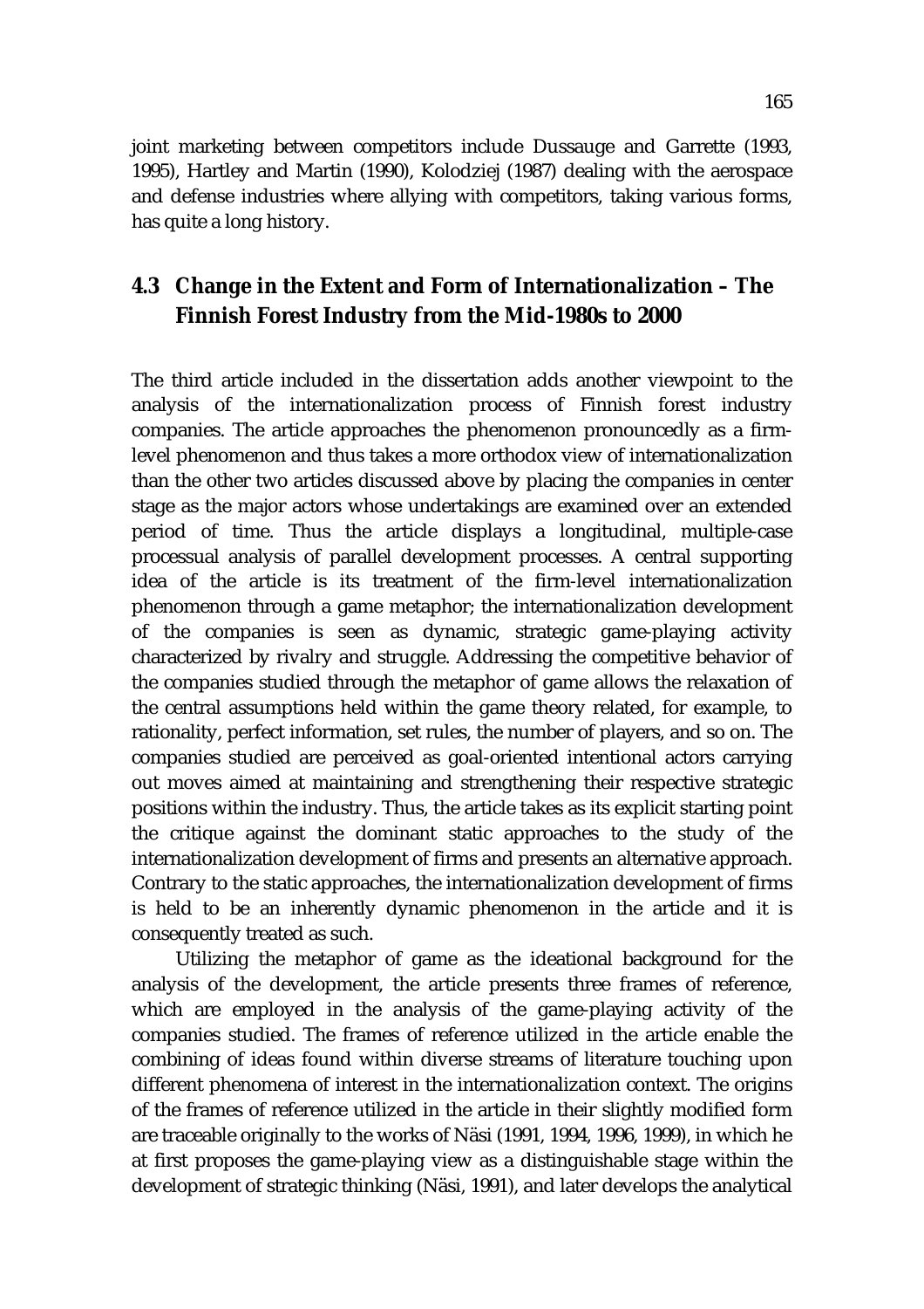joint marketing between competitors include Dussauge and Garrette (1993, 1995), Hartley and Martin (1990), Kolodziej (1987) dealing with the aerospace and defense industries where allying with competitors, taking various forms, has quite a long history.

## 4.3 Change in the Extent and Form of Internationalization – The Finnish Forest Industry from the Mid-1980s to 2000

The third article included in the dissertation adds another viewpoint to the analysis of the internationalization process of Finnish forest industry companies. The article approaches the phenomenon pronouncedly as a firm-level phenomenon and thus takes a more orthodox view of internationalization than the other two articles discussed above by placing the companies in center stage as the major actors whose undertakings are examined over an extended period of time. Thus the article displays a longitudinal, multiple-case processual analysis of parallel development processes. A central supporting idea of the article is its treatment of the firm-level internationalization phenomenon through a game metaphor; the internationalization development of the companies is seen as dynamic, strategic game-playing activity characterized by rivalry and struggle. Addressing the competitive behavior of the companies studied through the metaphor of game allows the relaxation of the central assumptions held within the game theory related, for example, to rationality, perfect information, set rules, the number of players, and so on. The companies studied are perceived as goal-oriented intentional actors carrying out moves aimed at maintaining and strengthening their respective strategic positions within the industry. Thus, the article takes as its explicit starting point the critique against the dominant static approaches to the study of the internationalization development of firms and presents an alternative approach. Contrary to the static approaches, the internationalization development of firms is held to be an inherently dynamic phenomenon in the article and it is consequently treated as such.

Utilizing the metaphor of game as the ideational background for the analysis of the development, the article presents three frames of reference, which are employed in the analysis of the game-playing activity of the companies studied. The frames of reference utilized in the article enable the combining of ideas found within diverse streams of literature touching upon different phenomena of interest in the internationalization context. The origins of the frames of reference utilized in the article in their slightly modified form are traceable originally to the works of Näsi (1991, 1994, 1996, 1999), in which he at first proposes the game-playing view as a distinguishable stage within the development of strategic thinking (Näsi, 1991), and later develops the analytical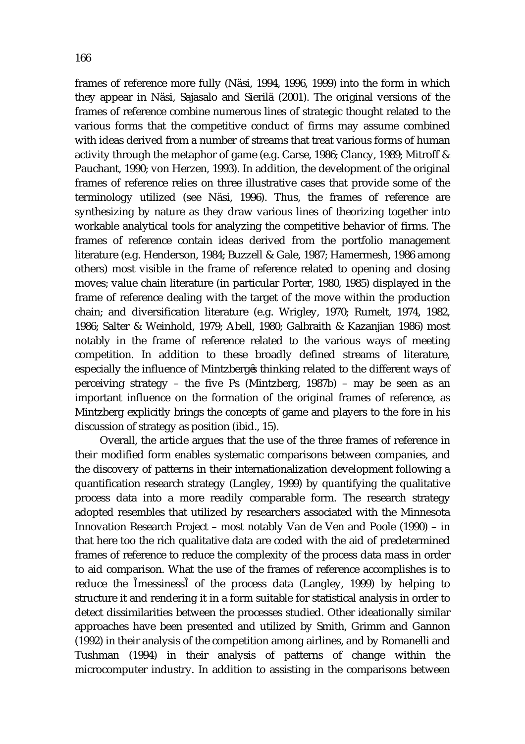frames of reference more fully (Näsi, 1994, 1996, 1999) into the form in which they appear in Näsi, Sajasalo and Sierilä (2001). The original versions of the frames of reference combine numerous lines of strategic thought related to the various forms that the competitive conduct of firms may assume combined with ideas derived from a number of streams that treat various forms of human activity through the metaphor of game (e.g. Carse, 1986; Clancy, 1989; Mitroff & Pauchant, 1990; von Herzen, 1993). In addition, the development of the original frames of reference relies on three illustrative cases that provide some of the terminology utilized (see Näsi, 1996). Thus, the frames of reference are synthesizing by nature as they draw various lines of theorizing together into workable analytical tools for analyzing the competitive behavior of firms. The frames of reference contain ideas derived from the portfolio management literature (e.g. Henderson, 1984; Buzzell & Gale, 1987; Hamermesh, 1986 among others) most visible in the frame of reference related to opening and closing moves; value chain literature (in particular Porter, 1980, 1985) displayed in the frame of reference dealing with the target of the move within the production chain; and diversification literature (e.g. Wrigley, 1970; Rumelt, 1974, 1982, 1986; Salter & Weinhold, 1979; Abell, 1980; Galbraith & Kazanjian 1986) most notably in the frame of reference related to the various ways of meeting competition. In addition to these broadly defined streams of literature, especially the influence of Mintzberg's thinking related to the different ways of perceiving strategy – the five Ps (Mintzberg, 1987b) – may be seen as an important influence on the formation of the original frames of reference, as Mintzberg explicitly brings the concepts of game and players to the fore in his discussion of strategy as position (ibid., 15).

Overall, the article argues that the use of the three frames of reference in their modified form enables systematic comparisons between companies, and the discovery of patterns in their internationalization development following a quantification research strategy (Langley, 1999) by quantifying the qualitative process data into a more readily comparable form. The research strategy adopted resembles that utilized by researchers associated with the Minnesota Innovation Research Project – most notably Van de Ven and Poole (1990) – in that here too the rich qualitative data are coded with the aid of predetermined frames of reference to reduce the complexity of the process data mass in order to aid comparison. What the use of the frames of reference accomplishes is to reduce the "messiness" of the process data (Langley, 1999) by helping to structure it and rendering it in a form suitable for statistical analysis in order to detect dissimilarities between the processes studied. Other ideationally similar approaches have been presented and utilized by Smith, Grimm and Gannon (1992) in their analysis of the competition among airlines, and by Romanelli and Tushman (1994) in their analysis of patterns of change within the microcomputer industry. In addition to assisting in the comparisons between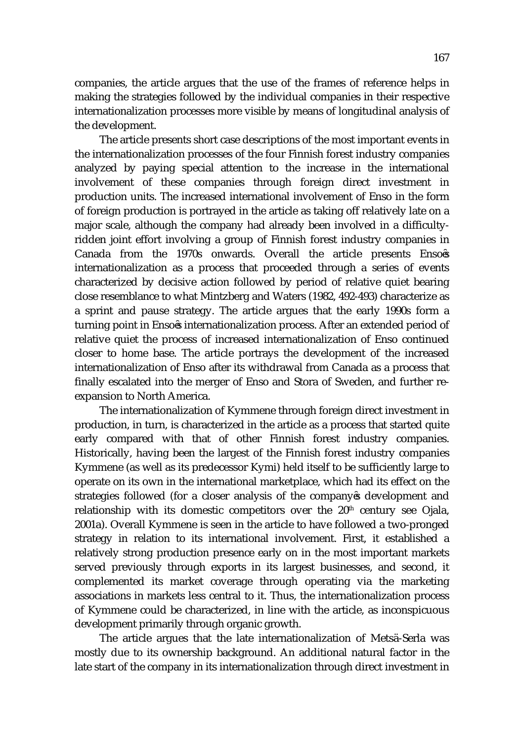companies, the article argues that the use of the frames of reference helps in making the strategies followed by the individual companies in their respective internationalization processes more visible by means of longitudinal analysis of the development.

The article presents short case descriptions of the most important events in the internationalization processes of the four Finnish forest industry companies analyzed by paying special attention to the increase in the international involvement of these companies through foreign direct investment in production units. The increased international involvement of Enso in the form of foreign production is portrayed in the article as taking off relatively late on a major scale, although the company had already been involved in a difficulty-ridden joint effort involving a group of Finnish forest industry companies in Canada from the 1970s onwards. Overall the article presents Enso's internationalization as a process that proceeded through a series of events characterized by decisive action followed by period of relative quiet bearing close resemblance to what Mintzberg and Waters (1982, 492-493) characterize as a sprint and pause strategy. The article argues that the early 1990s form a turning point in Enso's internationalization process. After an extended period of relative quiet the process of increased internationalization of Enso continued closer to home base. The article portrays the development of the increased internationalization of Enso after its withdrawal from Canada as a process that finally escalated into the merger of Enso and Stora of Sweden, and further re-expansion to North America.

The internationalization of Kymmene through foreign direct investment in production, in turn, is characterized in the article as a process that started quite early compared with that of other Finnish forest industry companies. Historically, having been the largest of the Finnish forest industry companies Kymmene (as well as its predecessor Kymi) held itself to be sufficiently large to operate on its own in the international marketplace, which had its effect on the strategies followed (for a closer analysis of the company's development and relationship with its domestic competitors over the 20th century see Ojala, 2001a). Overall Kymmene is seen in the article to have followed a two-pronged strategy in relation to its international involvement. First, it established a relatively strong production presence early on in the most important markets served previously through exports in its largest businesses, and second, it complemented its market coverage through operating via the marketing associations in markets less central to it. Thus, the internationalization process of Kymmene could be characterized, in line with the article, as inconspicuous development primarily through organic growth.

The article argues that the late internationalization of Metsä-Serla was mostly due to its ownership background. An additional natural factor in the late start of the company in its internationalization through direct investment in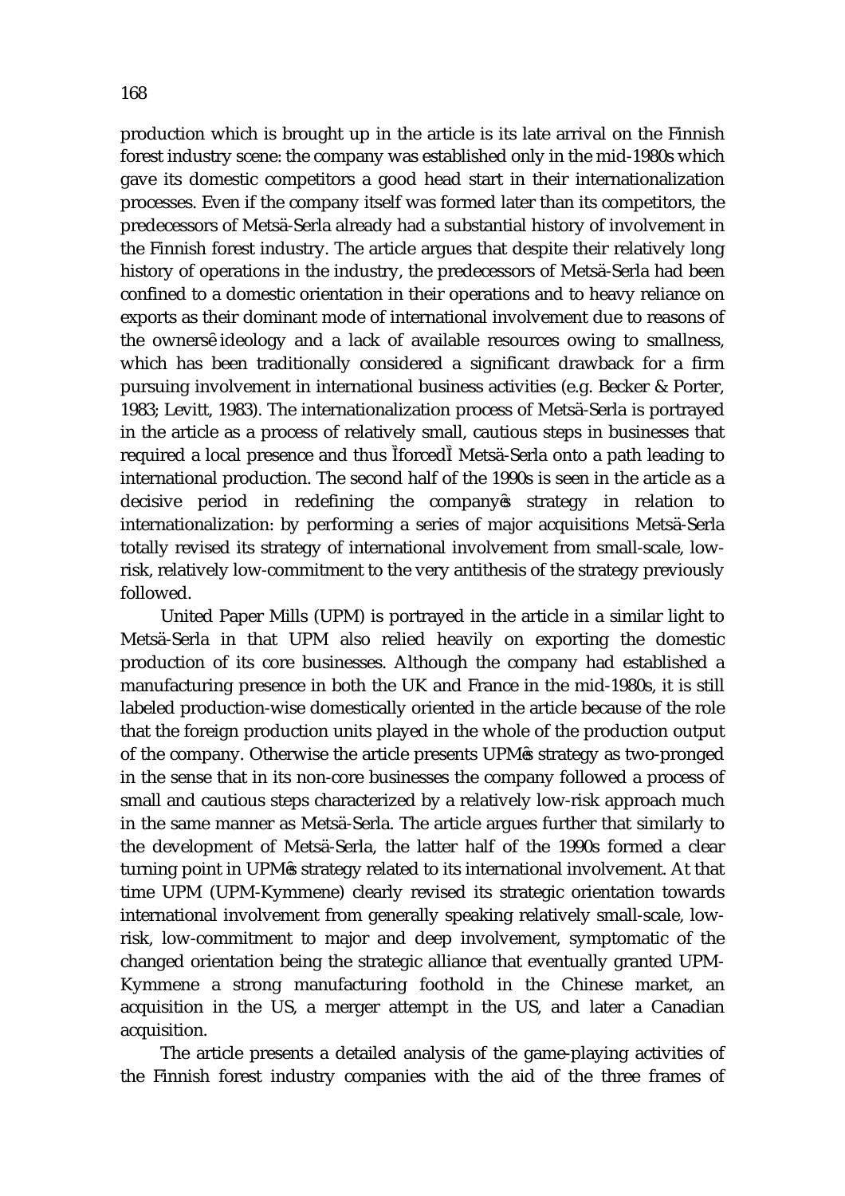production which is brought up in the article is its late arrival on the Finnish forest industry scene: the company was established only in the mid-1980s which gave its domestic competitors a good head start in their internationalization processes. Even if the company itself was formed later than its competitors, the predecessors of Metsä-Serla already had a substantial history of involvement in the Finnish forest industry. The article argues that despite their relatively long history of operations in the industry, the predecessors of Metsä-Serla had been confined to a domestic orientation in their operations and to heavy reliance on exports as their dominant mode of international involvement due to reasons of the ownersê ideology and a lack of available resources owing to smallness, which has been traditionally considered a significant drawback for a firm pursuing involvement in international business activities (e.g. Becker & Porter, 1983; Levitt, 1983). The internationalization process of Metsä-Serla is portrayed in the article as a process of relatively small, cautious steps in businesses that required a local presence and thus ÌforcedÌ Metsä-Serla onto a path leading to international production. The second half of the 1990s is seen in the article as a decisive period in redefining the companyês strategy in relation to internationalization: by performing a series of major acquisitions Metsä-Serla totally revised its strategy of international involvement from small-scale, low-risk, relatively low-commitment to the very antithesis of the strategy previously followed.

United Paper Mills (UPM) is portrayed in the article in a similar light to Metsä-Serla in that UPM also relied heavily on exporting the domestic production of its core businesses. Although the company had established a manufacturing presence in both the UK and France in the mid-1980s, it is still labeled production-wise domestically oriented in the article because of the role that the foreign production units played in the whole of the production output of the company. Otherwise the article presents UPMês strategy as two-pronged in the sense that in its non-core businesses the company followed a process of small and cautious steps characterized by a relatively low-risk approach much in the same manner as Metsä-Serla. The article argues further that similarly to the development of Metsä-Serla, the latter half of the 1990s formed a clear turning point in UPMês strategy related to its international involvement. At that time UPM (UPM-Kymmene) clearly revised its strategic orientation towards international involvement from generally speaking relatively small-scale, low-risk, low-commitment to major and deep involvement, symptomatic of the changed orientation being the strategic alliance that eventually granted UPM-Kymmene a strong manufacturing foothold in the Chinese market, an acquisition in the US, a merger attempt in the US, and later a Canadian acquisition.

The article presents a detailed analysis of the game-playing activities of the Finnish forest industry companies with the aid of the three frames of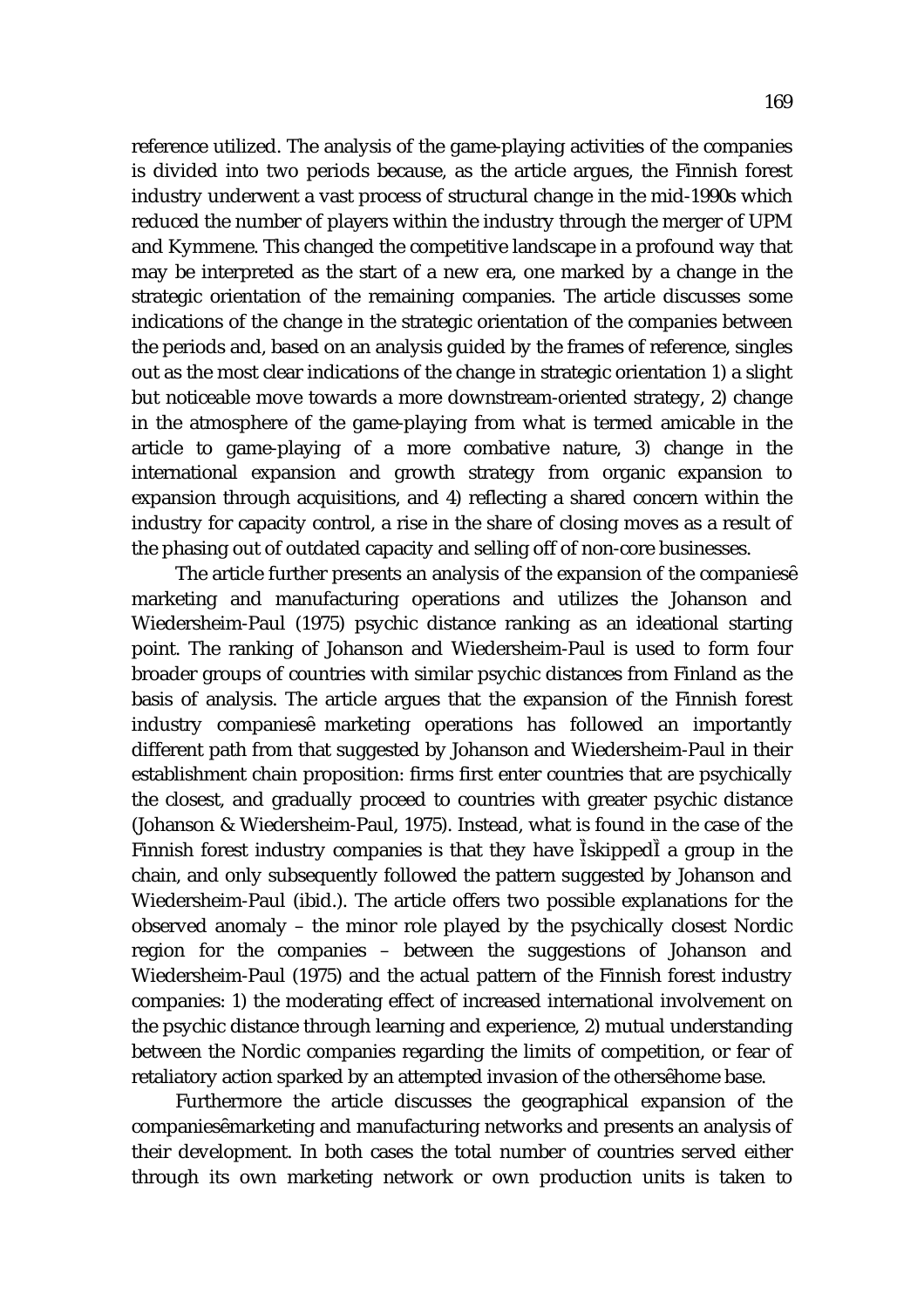reference utilized. The analysis of the game-playing activities of the companies is divided into two periods because, as the article argues, the Finnish forest industry underwent a vast process of structural change in the mid-1990s which reduced the number of players within the industry through the merger of UPM and Kymmene. This changed the competitive landscape in a profound way that may be interpreted as the start of a new era, one marked by a change in the strategic orientation of the remaining companies. The article discusses some indications of the change in the strategic orientation of the companies between the periods and, based on an analysis guided by the frames of reference, singles out as the most clear indications of the change in strategic orientation 1) a slight but noticeable move towards a more downstream-oriented strategy, 2) change in the atmosphere of the game-playing from what is termed amicable in the article to game-playing of a more combative nature, 3) change in the international expansion and growth strategy from organic expansion to expansion through acquisitions, and 4) reflecting a shared concern within the industry for capacity control, a rise in the share of closing moves as a result of the phasing out of outdated capacity and selling off of non-core businesses.

The article further presents an analysis of the expansion of the companiesê marketing and manufacturing operations and utilizes the Johanson and Wiedersheim-Paul (1975) psychic distance ranking as an ideational starting point. The ranking of Johanson and Wiedersheim-Paul is used to form four broader groups of countries with similar psychic distances from Finland as the basis of analysis. The article argues that the expansion of the Finnish forest industry companiesê marketing operations has followed an importantly different path from that suggested by Johanson and Wiedersheim-Paul in their establishment chain proposition: firms first enter countries that are psychically the closest, and gradually proceed to countries with greater psychic distance (Johanson & Wiedersheim-Paul, 1975). Instead, what is found in the case of the Finnish forest industry companies is that they have ÌskippedÌ a group in the chain, and only subsequently followed the pattern suggested by Johanson and Wiedersheim-Paul (ibid.). The article offers two possible explanations for the observed anomaly – the minor role played by the psychically closest Nordic region for the companies – between the suggestions of Johanson and Wiedersheim-Paul (1975) and the actual pattern of the Finnish forest industry companies: 1) the moderating effect of increased international involvement on the psychic distance through learning and experience, 2) mutual understanding between the Nordic companies regarding the limits of competition, or fear of retaliatory action sparked by an attempted invasion of the othersêhome base.

Furthermore the article discusses the geographical expansion of the companiesêmarketing and manufacturing networks and presents an analysis of their development. In both cases the total number of countries served either through its own marketing network or own production units is taken to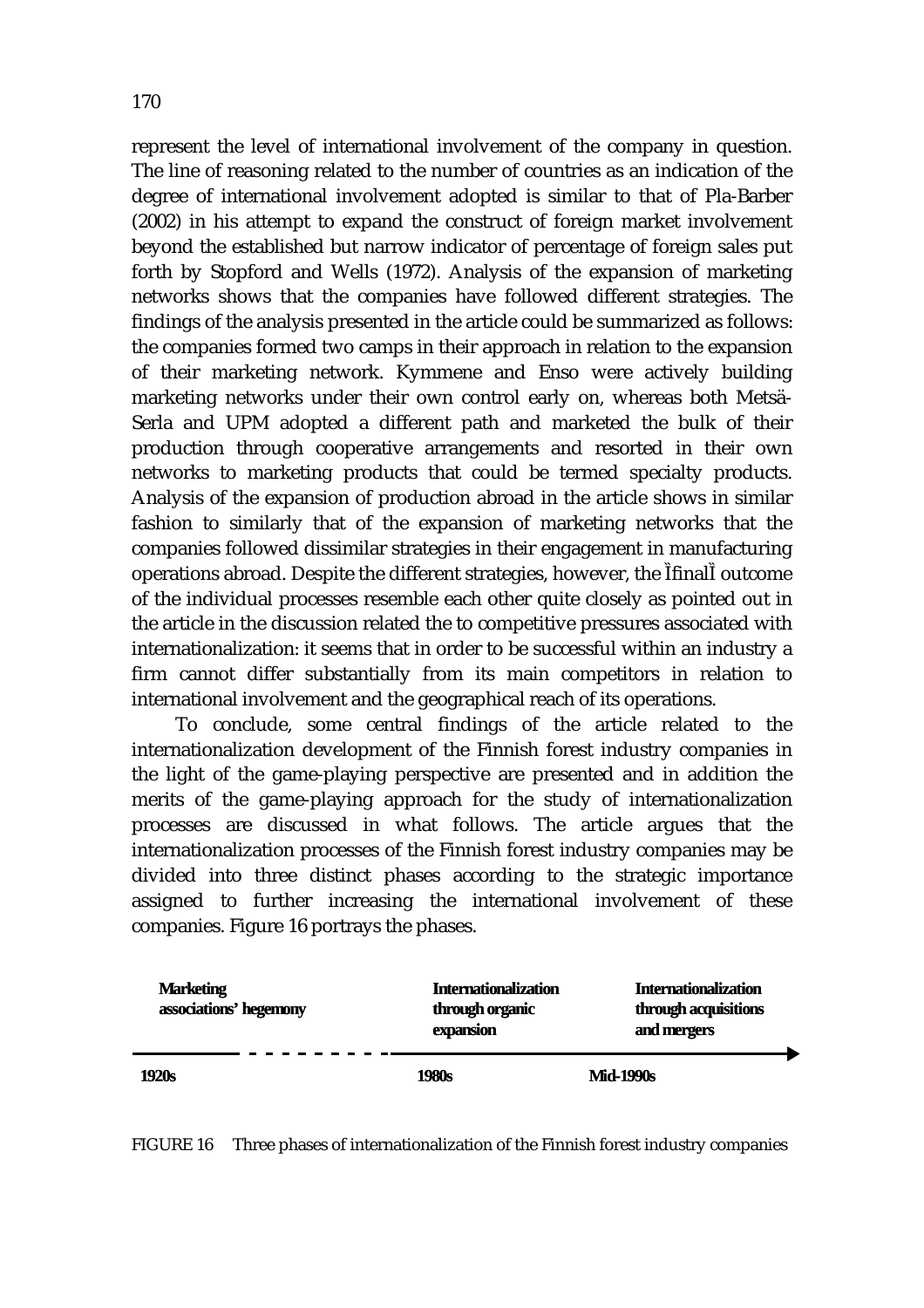represent the level of international involvement of the company in question. The line of reasoning related to the number of countries as an indication of the degree of international involvement adopted is similar to that of Pla-Barber (2002) in his attempt to expand the construct of foreign market involvement beyond the established but narrow indicator of percentage of foreign sales put forth by Stopford and Wells (1972). Analysis of the expansion of marketing networks shows that the companies have followed different strategies. The findings of the analysis presented in the article could be summarized as follows: the companies formed two camps in their approach in relation to the expansion of their marketing network. Kymmene and Enso were actively building marketing networks under their own control early on, whereas both Metsä-Serla and UPM adopted a different path and marketed the bulk of their production through cooperative arrangements and resorted in their own networks to marketing products that could be termed specialty products. Analysis of the expansion of production abroad in the article shows in similar fashion to similarly that of the expansion of marketing networks that the companies followed dissimilar strategies in their engagement in manufacturing operations abroad. Despite the different strategies, however, the ÌfinalÌ outcome of the individual processes resemble each other quite closely as pointed out in the article in the discussion related the to competitive pressures associated with internationalization: it seems that in order to be successful within an industry a firm cannot differ substantially from its main competitors in relation to international involvement and the geographical reach of its operations.

To conclude, some central findings of the article related to the internationalization development of the Finnish forest industry companies in the light of the game-playing perspective are presented and in addition the merits of the game-playing approach for the study of internationalization processes are discussed in what follows. The article argues that the internationalization processes of the Finnish forest industry companies may be divided into three distinct phases according to the strategic importance assigned to further increasing the international involvement of these companies. Figure 16 portrays the phases.

| **Marketing associations' hegemony** | **Internationalization through organic expansion** | **Internationalization through acquisitions and mergers** |
|---|---|---|
| **1920s** | **1980s** | **Mid-1990s** |

FIGURE 16 Three phases of internationalization of the Finnish forest industry companies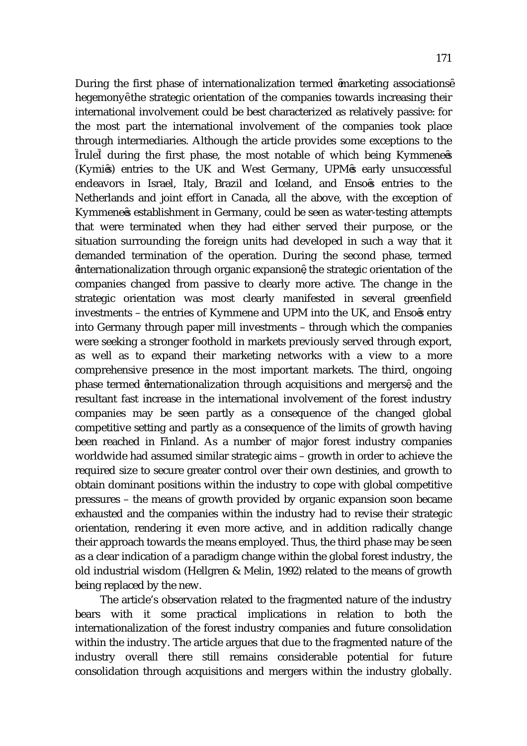During the first phase of internationalization termed ‘marketing associations’ hegemony’ the strategic orientation of the companies towards increasing their international involvement could be best characterized as relatively passive: for the most part the international involvement of the companies took place through intermediaries. Although the article provides some exceptions to the “rule” during the first phase, the most notable of which being Kymmene’s (Kymi’s) entries to the UK and West Germany, UPM’s early unsuccessful endeavors in Israel, Italy, Brazil and Iceland, and Enso’s entries to the Netherlands and joint effort in Canada, all the above, with the exception of Kymmene’s establishment in Germany, could be seen as water-testing attempts that were terminated when they had either served their purpose, or the situation surrounding the foreign units had developed in such a way that it demanded termination of the operation. During the second phase, termed ‘internationalization through organic expansion’, the strategic orientation of the companies changed from passive to clearly more active. The change in the strategic orientation was most clearly manifested in several greenfield investments – the entries of Kymmene and UPM into the UK, and Enso’s entry into Germany through paper mill investments – through which the companies were seeking a stronger foothold in markets previously served through export, as well as to expand their marketing networks with a view to a more comprehensive presence in the most important markets. The third, ongoing phase termed ‘internationalization through acquisitions and mergers’, and the resultant fast increase in the international involvement of the forest industry companies may be seen partly as a consequence of the changed global competitive setting and partly as a consequence of the limits of growth having been reached in Finland. As a number of major forest industry companies worldwide had assumed similar strategic aims – growth in order to achieve the required size to secure greater control over their own destinies, and growth to obtain dominant positions within the industry to cope with global competitive pressures – the means of growth provided by organic expansion soon became exhausted and the companies within the industry had to revise their strategic orientation, rendering it even more active, and in addition radically change their approach towards the means employed. Thus, the third phase may be seen as a clear indication of a paradigm change within the global forest industry, the old industrial wisdom (Hellgren & Melin, 1992) related to the means of growth being replaced by the new.

The article’s observation related to the fragmented nature of the industry bears with it some practical implications in relation to both the internationalization of the forest industry companies and future consolidation within the industry. The article argues that due to the fragmented nature of the industry overall there still remains considerable potential for future consolidation through acquisitions and mergers within the industry globally.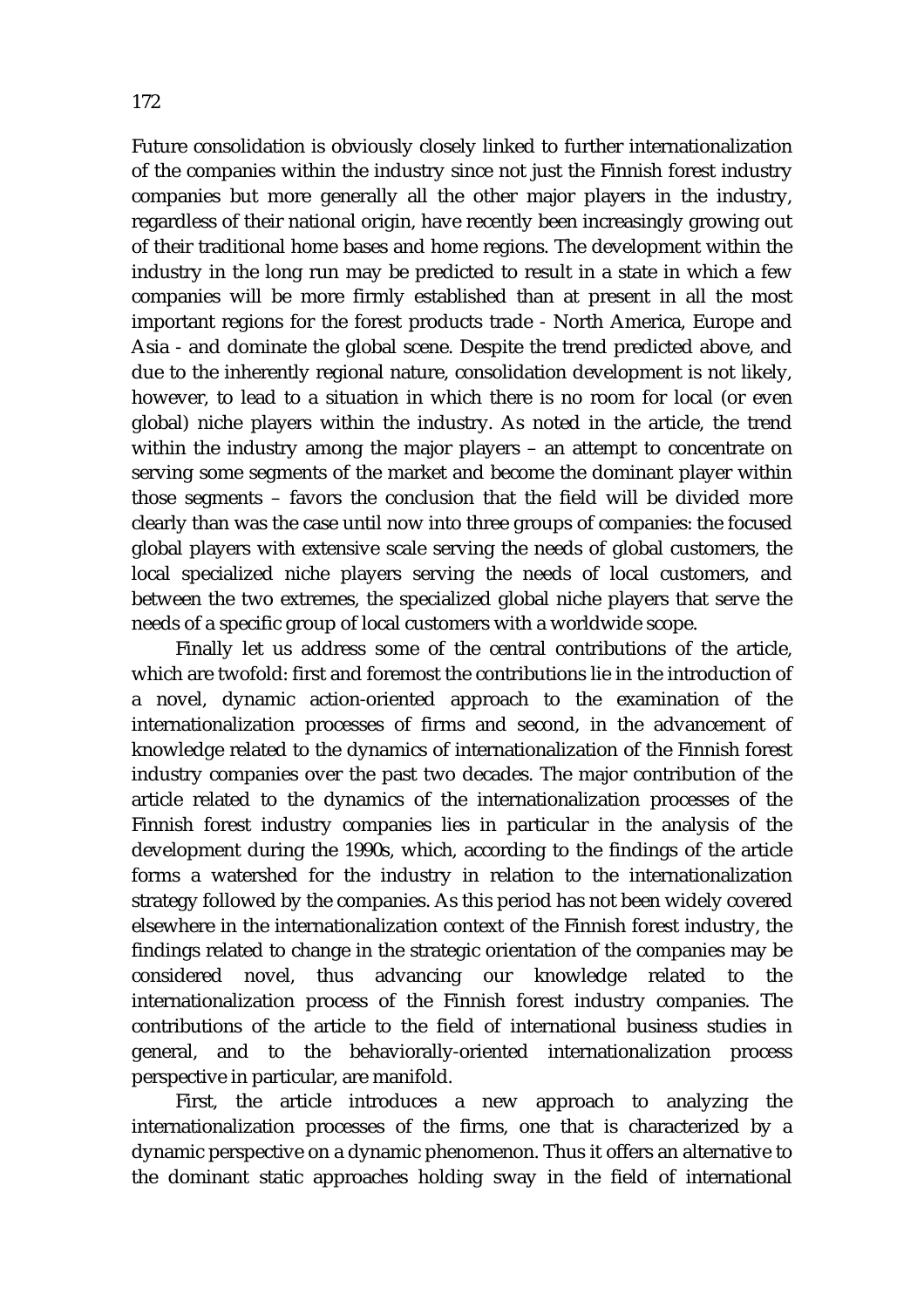Future consolidation is obviously closely linked to further internationalization of the companies within the industry since not just the Finnish forest industry companies but more generally all the other major players in the industry, regardless of their national origin, have recently been increasingly growing out of their traditional home bases and home regions. The development within the industry in the long run may be predicted to result in a state in which a few companies will be more firmly established than at present in all the most important regions for the forest products trade - North America, Europe and Asia - and dominate the global scene. Despite the trend predicted above, and due to the inherently regional nature, consolidation development is not likely, however, to lead to a situation in which there is no room for local (or even global) niche players within the industry. As noted in the article, the trend within the industry among the major players – an attempt to concentrate on serving some segments of the market and become the dominant player within those segments – favors the conclusion that the field will be divided more clearly than was the case until now into three groups of companies: the focused global players with extensive scale serving the needs of global customers, the local specialized niche players serving the needs of local customers, and between the two extremes, the specialized global niche players that serve the needs of a specific group of local customers with a worldwide scope.

Finally let us address some of the central contributions of the article, which are twofold: first and foremost the contributions lie in the introduction of a novel, dynamic action-oriented approach to the examination of the internationalization processes of firms and second, in the advancement of knowledge related to the dynamics of internationalization of the Finnish forest industry companies over the past two decades. The major contribution of the article related to the dynamics of the internationalization processes of the Finnish forest industry companies lies in particular in the analysis of the development during the 1990s, which, according to the findings of the article forms a watershed for the industry in relation to the internationalization strategy followed by the companies. As this period has not been widely covered elsewhere in the internationalization context of the Finnish forest industry, the findings related to change in the strategic orientation of the companies may be considered novel, thus advancing our knowledge related to the internationalization process of the Finnish forest industry companies. The contributions of the article to the field of international business studies in general, and to the behaviorally-oriented internationalization process perspective in particular, are manifold.

First, the article introduces a new approach to analyzing the internationalization processes of the firms, one that is characterized by a dynamic perspective on a dynamic phenomenon. Thus it offers an alternative to the dominant static approaches holding sway in the field of international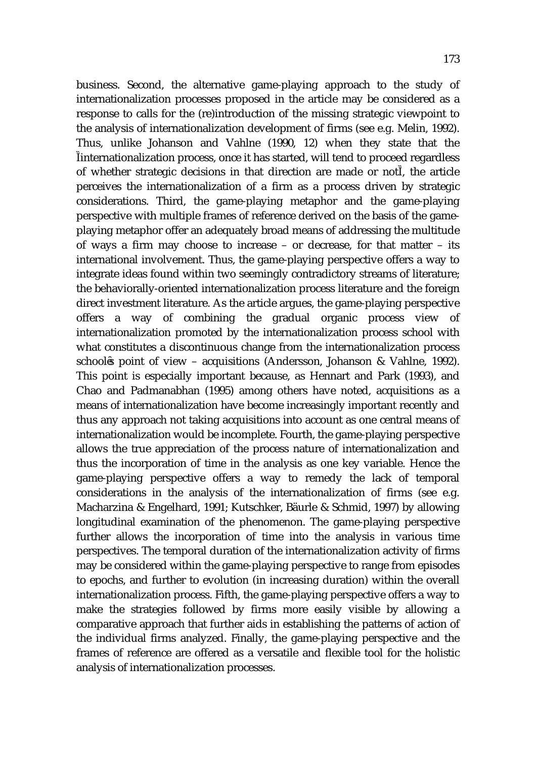business. Second, the alternative game-playing approach to the study of internationalization processes proposed in the article may be considered as a response to calls for the (re)introduction of the missing strategic viewpoint to the analysis of internationalization development of firms (see e.g. Melin, 1992). Thus, unlike Johanson and Vahlne (1990, 12) when they state that the Ìinternationalization process, once it has started, will tend to proceed regardless of whether strategic decisions in that direction are made or notÌ, the article perceives the internationalization of a firm as a process driven by strategic considerations. Third, the game-playing metaphor and the game-playing perspective with multiple frames of reference derived on the basis of the game-playing metaphor offer an adequately broad means of addressing the multitude of ways a firm may choose to increase – or decrease, for that matter – its international involvement. Thus, the game-playing perspective offers a way to integrate ideas found within two seemingly contradictory streams of literature; the behaviorally-oriented internationalization process literature and the foreign direct investment literature. As the article argues, the game-playing perspective offers a way of combining the gradual organic process view of internationalization promoted by the internationalization process school with what constitutes a discontinuous change from the internationalization process schoolês point of view – acquisitions (Andersson, Johanson & Vahlne, 1992). This point is especially important because, as Hennart and Park (1993), and Chao and Padmanabhan (1995) among others have noted, acquisitions as a means of internationalization have become increasingly important recently and thus any approach not taking acquisitions into account as one central means of internationalization would be incomplete. Fourth, the game-playing perspective allows the true appreciation of the process nature of internationalization and thus the incorporation of time in the analysis as one key variable. Hence the game-playing perspective offers a way to remedy the lack of temporal considerations in the analysis of the internationalization of firms (see e.g. Macharzina & Engelhard, 1991; Kutschker, Bäurle & Schmid, 1997) by allowing longitudinal examination of the phenomenon. The game-playing perspective further allows the incorporation of time into the analysis in various time perspectives. The temporal duration of the internationalization activity of firms may be considered within the game-playing perspective to range from episodes to epochs, and further to evolution (in increasing duration) within the overall internationalization process. Fifth, the game-playing perspective offers a way to make the strategies followed by firms more easily visible by allowing a comparative approach that further aids in establishing the patterns of action of the individual firms analyzed. Finally, the game-playing perspective and the frames of reference are offered as a versatile and flexible tool for the holistic analysis of internationalization processes.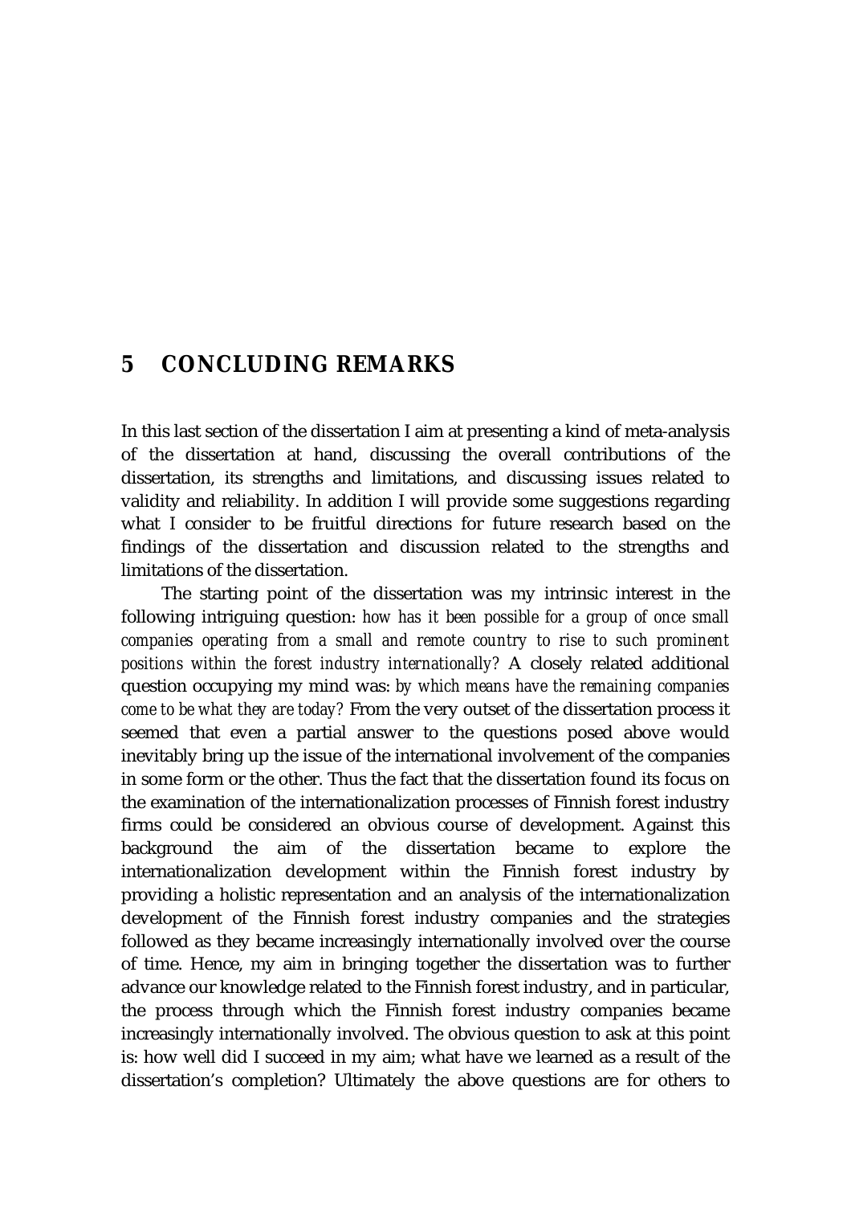# 5 CONCLUDING REMARKS

In this last section of the dissertation I aim at presenting a kind of meta-analysis of the dissertation at hand, discussing the overall contributions of the dissertation, its strengths and limitations, and discussing issues related to validity and reliability. In addition I will provide some suggestions regarding what I consider to be fruitful directions for future research based on the findings of the dissertation and discussion related to the strengths and limitations of the dissertation.

The starting point of the dissertation was my intrinsic interest in the following intriguing question: *how has it been possible for a group of once small companies operating from a small and remote country to rise to such prominent positions within the forest industry internationally?* A closely related additional question occupying my mind was: *by which means have the remaining companies come to be what they are today?* From the very outset of the dissertation process it seemed that even a partial answer to the questions posed above would inevitably bring up the issue of the international involvement of the companies in some form or the other. Thus the fact that the dissertation found its focus on the examination of the internationalization processes of Finnish forest industry firms could be considered an obvious course of development. Against this background the aim of the dissertation became to explore the internationalization development within the Finnish forest industry by providing a holistic representation and an analysis of the internationalization development of the Finnish forest industry companies and the strategies followed as they became increasingly internationally involved over the course of time. Hence, my aim in bringing together the dissertation was to further advance our knowledge related to the Finnish forest industry, and in particular, the process through which the Finnish forest industry companies became increasingly internationally involved. The obvious question to ask at this point is: how well did I succeed in my aim; what have we learned as a result of the dissertation's completion? Ultimately the above questions are for others to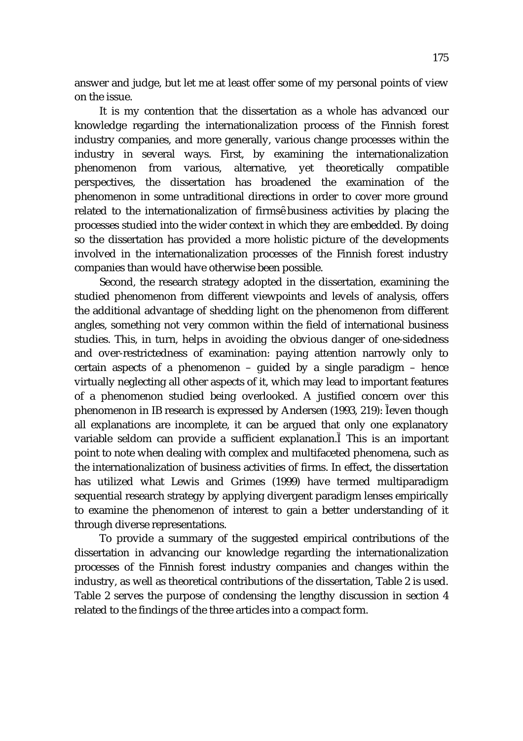answer and judge, but let me at least offer some of my personal points of view on the issue.

It is my contention that the dissertation as a whole has advanced our knowledge regarding the internationalization process of the Finnish forest industry companies, and more generally, various change processes within the industry in several ways. First, by examining the internationalization phenomenon from various, alternative, yet theoretically compatible perspectives, the dissertation has broadened the examination of the phenomenon in some untraditional directions in order to cover more ground related to the internationalization of firmsê business activities by placing the processes studied into the wider context in which they are embedded. By doing so the dissertation has provided a more holistic picture of the developments involved in the internationalization processes of the Finnish forest industry companies than would have otherwise been possible.

Second, the research strategy adopted in the dissertation, examining the studied phenomenon from different viewpoints and levels of analysis, offers the additional advantage of shedding light on the phenomenon from different angles, something not very common within the field of international business studies. This, in turn, helps in avoiding the obvious danger of one-sidedness and over-restrictedness of examination: paying attention narrowly only to certain aspects of a phenomenon – guided by a single paradigm – hence virtually neglecting all other aspects of it, which may lead to important features of a phenomenon studied being overlooked. A justified concern over this phenomenon in IB research is expressed by Andersen (1993, 219): Ìeven though all explanations are incomplete, it can be argued that only one explanatory variable seldom can provide a sufficient explanation.Ì This is an important point to note when dealing with complex and multifaceted phenomena, such as the internationalization of business activities of firms. In effect, the dissertation has utilized what Lewis and Grimes (1999) have termed multiparadigm sequential research strategy by applying divergent paradigm lenses empirically to examine the phenomenon of interest to gain a better understanding of it through diverse representations.

To provide a summary of the suggested empirical contributions of the dissertation in advancing our knowledge regarding the internationalization processes of the Finnish forest industry companies and changes within the industry, as well as theoretical contributions of the dissertation, Table 2 is used. Table 2 serves the purpose of condensing the lengthy discussion in section 4 related to the findings of the three articles into a compact form.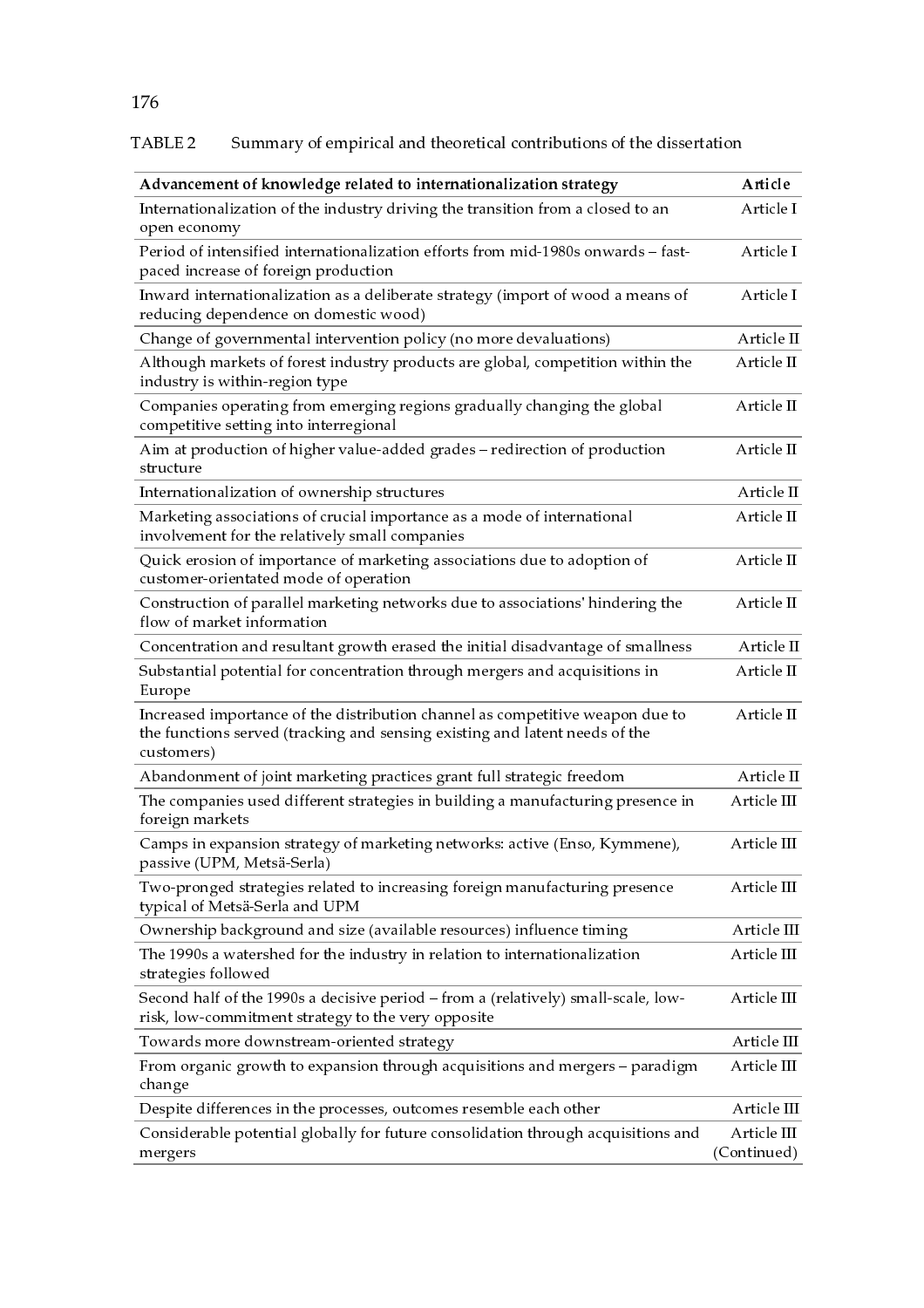TABLE 2 Summary of empirical and theoretical contributions of the dissertation

| Advancement of knowledge related to internationalization strategy | Article |
|---|---|
| Internationalization of the industry driving the transition from a closed to an open economy | Article I |
| Period of intensified internationalization efforts from mid-1980s onwards – fast-paced increase of foreign production | Article I |
| Inward internationalization as a deliberate strategy (import of wood a means of reducing dependence on domestic wood) | Article I |
| Change of governmental intervention policy (no more devaluations) | Article II |
| Although markets of forest industry products are global, competition within the industry is within-region type | Article II |
| Companies operating from emerging regions gradually changing the global competitive setting into interregional | Article II |
| Aim at production of higher value-added grades – redirection of production structure | Article II |
| Internationalization of ownership structures | Article II |
| Marketing associations of crucial importance as a mode of international involvement for the relatively small companies | Article II |
| Quick erosion of importance of marketing associations due to adoption of customer-orientated mode of operation | Article II |
| Construction of parallel marketing networks due to associations' hindering the flow of market information | Article II |
| Concentration and resultant growth erased the initial disadvantage of smallness | Article II |
| Substantial potential for concentration through mergers and acquisitions in Europe | Article II |
| Increased importance of the distribution channel as competitive weapon due to the functions served (tracking and sensing existing and latent needs of the customers) | Article II |
| Abandonment of joint marketing practices grant full strategic freedom | Article II |
| The companies used different strategies in building a manufacturing presence in foreign markets | Article III |
| Camps in expansion strategy of marketing networks: active (Enso, Kymmene), passive (UPM, Metsä-Serla) | Article III |
| Two-pronged strategies related to increasing foreign manufacturing presence typical of Metsä-Serla and UPM | Article III |
| Ownership background and size (available resources) influence timing | Article III |
| The 1990s a watershed for the industry in relation to internationalization strategies followed | Article III |
| Second half of the 1990s a decisive period – from a (relatively) small-scale, low-risk, low-commitment strategy to the very opposite | Article III |
| Towards more downstream-oriented strategy | Article III |
| From organic growth to expansion through acquisitions and mergers – paradigm change | Article III |
| Despite differences in the processes, outcomes resemble each other | Article III |
| Considerable potential globally for future consolidation through acquisitions and mergers | Article III (Continued) |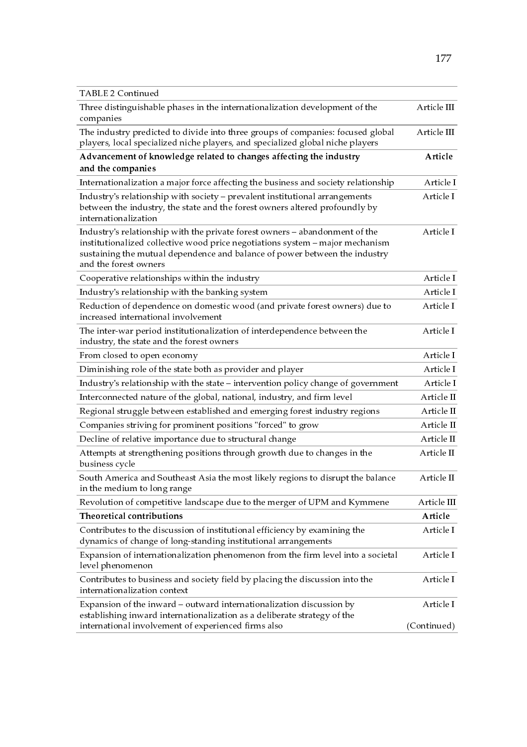TABLE 2 Continued

| | |
|---|---|
| Three distinguishable phases in the internationalization development of the companies | Article III |
| The industry predicted to divide into three groups of companies: focused global players, local specialized niche players, and specialized global niche players | Article III |
| **Advancement of knowledge related to changes affecting the industry and the companies** | **Article** |
| Internationalization a major force affecting the business and society relationship | Article I |
| Industry's relationship with society – prevalent institutional arrangements between the industry, the state and the forest owners altered profoundly by internationalization | Article I |
| Industry's relationship with the private forest owners – abandonment of the institutionalized collective wood price negotiations system – major mechanism sustaining the mutual dependence and balance of power between the industry and the forest owners | Article I |
| Cooperative relationships within the industry | Article I |
| Industry's relationship with the banking system | Article I |
| Reduction of dependence on domestic wood (and private forest owners) due to increased international involvement | Article I |
| The inter-war period institutionalization of interdependence between the industry, the state and the forest owners | Article I |
| From closed to open economy | Article I |
| Diminishing role of the state both as provider and player | Article I |
| Industry's relationship with the state – intervention policy change of government | Article I |
| Interconnected nature of the global, national, industry, and firm level | Article II |
| Regional struggle between established and emerging forest industry regions | Article II |
| Companies striving for prominent positions "forced" to grow | Article II |
| Decline of relative importance due to structural change | Article II |
| Attempts at strengthening positions through growth due to changes in the business cycle | Article II |
| South America and Southeast Asia the most likely regions to disrupt the balance in the medium to long range | Article II |
| Revolution of competitive landscape due to the merger of UPM and Kymmene | Article III |
| **Theoretical contributions** | **Article** |
| Contributes to the discussion of institutional efficiency by examining the dynamics of change of long-standing institutional arrangements | Article I |
| Expansion of internationalization phenomenon from the firm level into a societal level phenomenon | Article I |
| Contributes to business and society field by placing the discussion into the internationalization context | Article I |
| Expansion of the inward – outward internationalization discussion by establishing inward internationalization as a deliberate strategy of the international involvement of experienced firms also | Article I |

(Continued)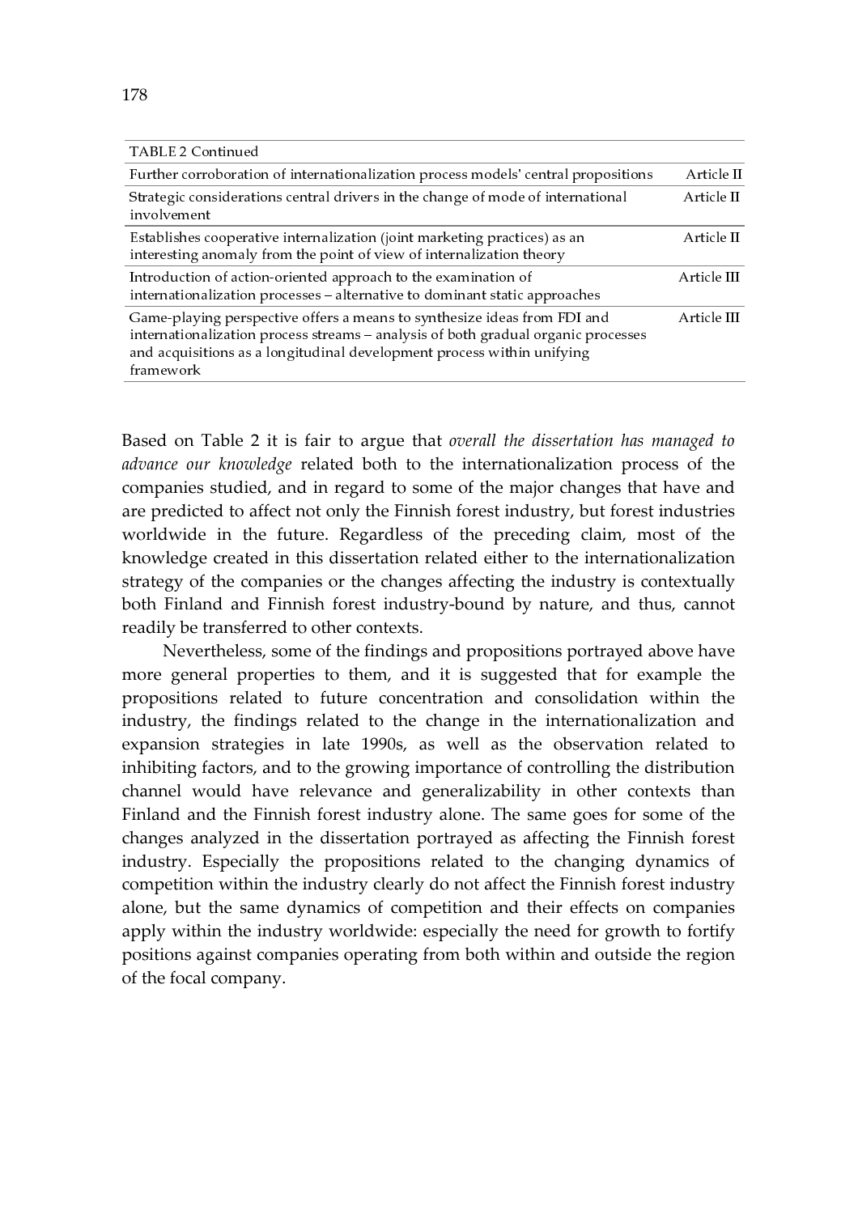| TABLE 2 Continued | |
|---|---|
| Further corroboration of internationalization process models' central propositions | Article II |
| Strategic considerations central drivers in the change of mode of international involvement | Article II |
| Establishes cooperative internalization (joint marketing practices) as an interesting anomaly from the point of view of internalization theory | Article II |
| Introduction of action-oriented approach to the examination of internationalization processes – alternative to dominant static approaches | Article III |
| Game-playing perspective offers a means to synthesize ideas from FDI and internationalization process streams – analysis of both gradual organic processes and acquisitions as a longitudinal development process within unifying framework | Article III |

Based on Table 2 it is fair to argue that *overall the dissertation has managed to advance our knowledge* related both to the internationalization process of the companies studied, and in regard to some of the major changes that have and are predicted to affect not only the Finnish forest industry, but forest industries worldwide in the future. Regardless of the preceding claim, most of the knowledge created in this dissertation related either to the internationalization strategy of the companies or the changes affecting the industry is contextually both Finland and Finnish forest industry-bound by nature, and thus, cannot readily be transferred to other contexts.

Nevertheless, some of the findings and propositions portrayed above have more general properties to them, and it is suggested that for example the propositions related to future concentration and consolidation within the industry, the findings related to the change in the internationalization and expansion strategies in late 1990s, as well as the observation related to inhibiting factors, and to the growing importance of controlling the distribution channel would have relevance and generalizability in other contexts than Finland and the Finnish forest industry alone. The same goes for some of the changes analyzed in the dissertation portrayed as affecting the Finnish forest industry. Especially the propositions related to the changing dynamics of competition within the industry clearly do not affect the Finnish forest industry alone, but the same dynamics of competition and their effects on companies apply within the industry worldwide: especially the need for growth to fortify positions against companies operating from both within and outside the region of the focal company.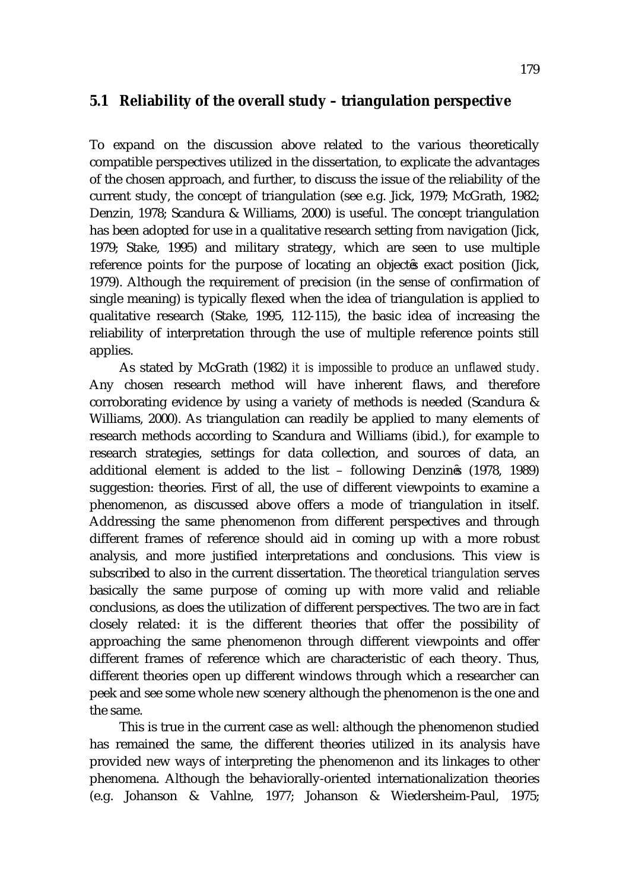## 5.1 Reliability of the overall study – triangulation perspective

To expand on the discussion above related to the various theoretically compatible perspectives utilized in the dissertation, to explicate the advantages of the chosen approach, and further, to discuss the issue of the reliability of the current study, the concept of triangulation (see e.g. Jick, 1979; McGrath, 1982; Denzin, 1978; Scandura & Williams, 2000) is useful. The concept triangulation has been adopted for use in a qualitative research setting from navigation (Jick, 1979; Stake, 1995) and military strategy, which are seen to use multiple reference points for the purpose of locating an object's exact position (Jick, 1979). Although the requirement of precision (in the sense of confirmation of single meaning) is typically flexed when the idea of triangulation is applied to qualitative research (Stake, 1995, 112-115), the basic idea of increasing the reliability of interpretation through the use of multiple reference points still applies.

As stated by McGrath (1982) *it is impossible to produce an unflawed study*. Any chosen research method will have inherent flaws, and therefore corroborating evidence by using a variety of methods is needed (Scandura & Williams, 2000). As triangulation can readily be applied to many elements of research methods according to Scandura and Williams (ibid.), for example to research strategies, settings for data collection, and sources of data, an additional element is added to the list – following Denzin's (1978, 1989) suggestion: theories. First of all, the use of different viewpoints to examine a phenomenon, as discussed above offers a mode of triangulation in itself. Addressing the same phenomenon from different perspectives and through different frames of reference should aid in coming up with a more robust analysis, and more justified interpretations and conclusions. This view is subscribed to also in the current dissertation. The *theoretical triangulation* serves basically the same purpose of coming up with more valid and reliable conclusions, as does the utilization of different perspectives. The two are in fact closely related: it is the different theories that offer the possibility of approaching the same phenomenon through different viewpoints and offer different frames of reference which are characteristic of each theory. Thus, different theories open up different windows through which a researcher can peek and see some whole new scenery although the phenomenon is the one and the same.

This is true in the current case as well: although the phenomenon studied has remained the same, the different theories utilized in its analysis have provided new ways of interpreting the phenomenon and its linkages to other phenomena. Although the behaviorally-oriented internationalization theories (e.g. Johanson & Vahlne, 1977; Johanson & Wiedersheim-Paul, 1975;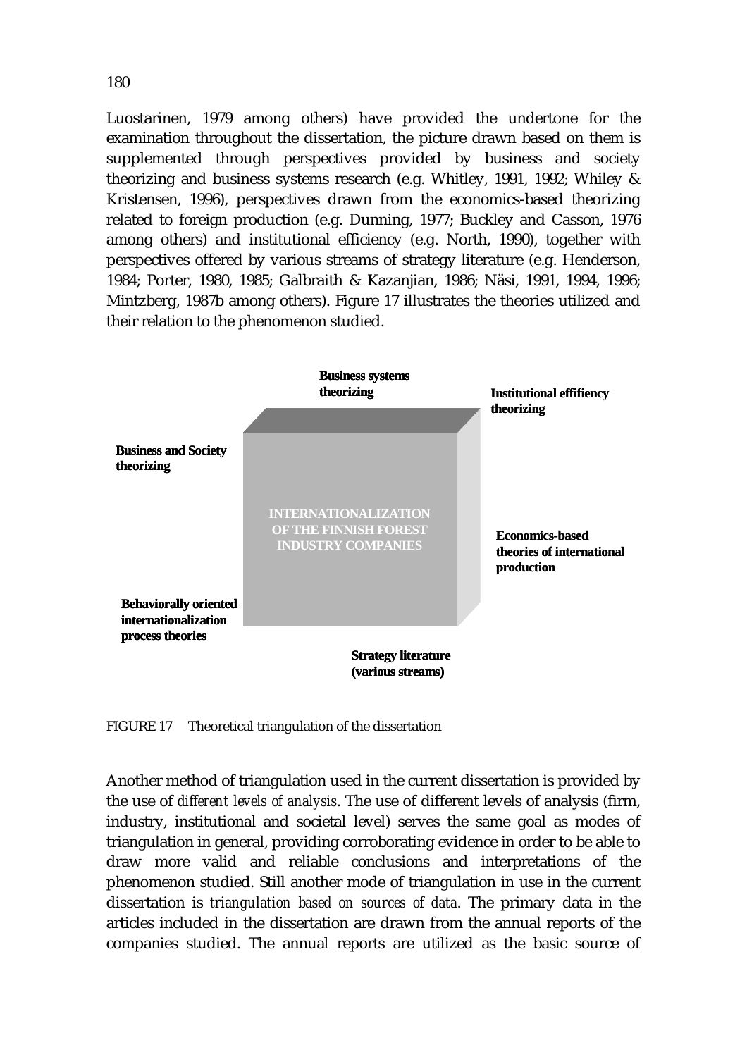Luostarinen, 1979 among others) have provided the undertone for the examination throughout the dissertation, the picture drawn based on them is supplemented through perspectives provided by business and society theorizing and business systems research (e.g. Whitley, 1991, 1992; Whiley & Kristensen, 1996), perspectives drawn from the economics-based theorizing related to foreign production (e.g. Dunning, 1977; Buckley and Casson, 1976 among others) and institutional efficiency (e.g. North, 1990), together with perspectives offered by various streams of strategy literature (e.g. Henderson, 1984; Porter, 1980, 1985; Galbraith & Kazanjian, 1986; Näsi, 1991, 1994, 1996; Mintzberg, 1987b among others). Figure 17 illustrates the theories utilized and their relation to the phenomenon studied.

**Business systems theorizing**

**Institutional effifiency theorizing**

**Business and Society theorizing**

**INTERNATIONALIZATION OF THE FINNISH FOREST INDUSTRY COMPANIES**

**Economics-based theories of international production**

**Behaviorally oriented internationalization process theories**

**Strategy literature (various streams)**

FIGURE 17 Theoretical triangulation of the dissertation

Another method of triangulation used in the current dissertation is provided by the use of *different levels of analysis*. The use of different levels of analysis (firm, industry, institutional and societal level) serves the same goal as modes of triangulation in general, providing corroborating evidence in order to be able to draw more valid and reliable conclusions and interpretations of the phenomenon studied. Still another mode of triangulation in use in the current dissertation is *triangulation based on sources of data*. The primary data in the articles included in the dissertation are drawn from the annual reports of the companies studied. The annual reports are utilized as the basic source of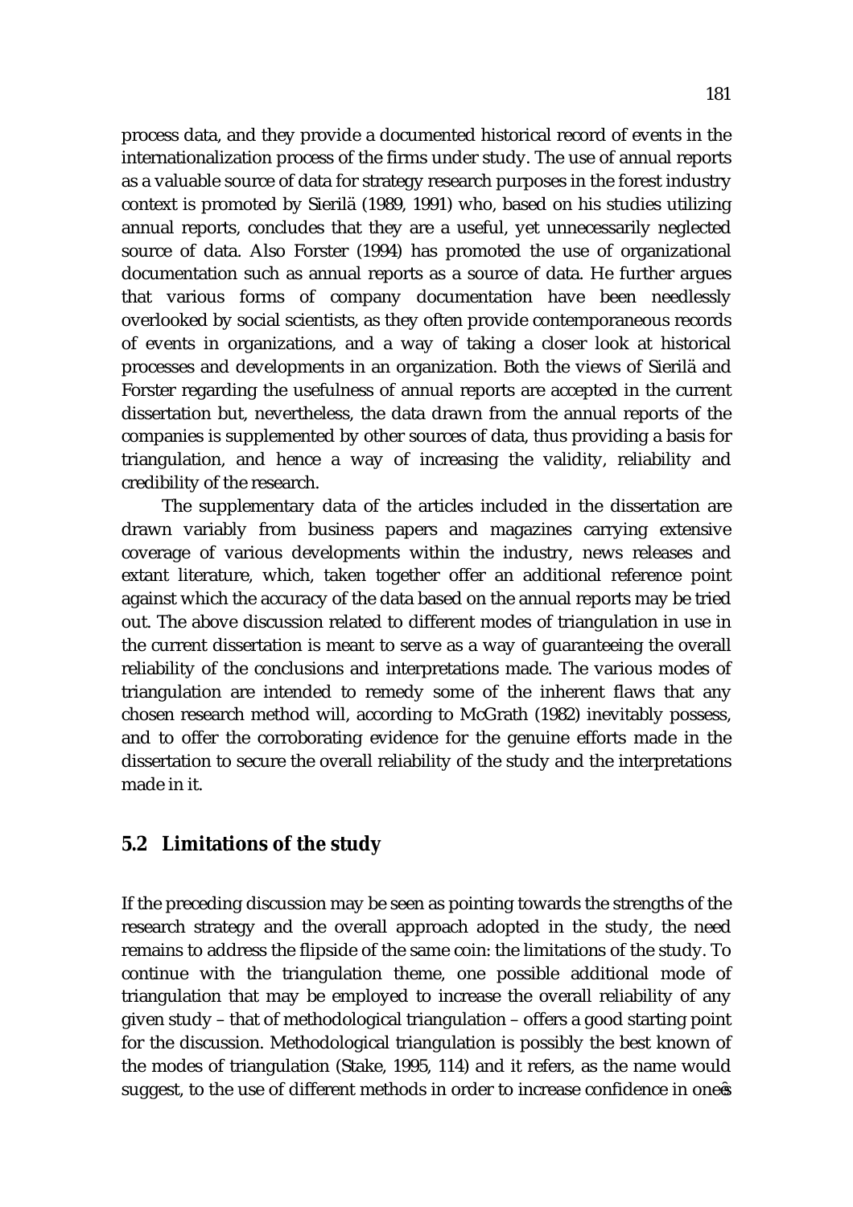process data, and they provide a documented historical record of events in the internationalization process of the firms under study. The use of annual reports as a valuable source of data for strategy research purposes in the forest industry context is promoted by Sierilä (1989, 1991) who, based on his studies utilizing annual reports, concludes that they are a useful, yet unnecessarily neglected source of data. Also Forster (1994) has promoted the use of organizational documentation such as annual reports as a source of data. He further argues that various forms of company documentation have been needlessly overlooked by social scientists, as they often provide contemporaneous records of events in organizations, and a way of taking a closer look at historical processes and developments in an organization. Both the views of Sierilä and Forster regarding the usefulness of annual reports are accepted in the current dissertation but, nevertheless, the data drawn from the annual reports of the companies is supplemented by other sources of data, thus providing a basis for triangulation, and hence a way of increasing the validity, reliability and credibility of the research.

The supplementary data of the articles included in the dissertation are drawn variably from business papers and magazines carrying extensive coverage of various developments within the industry, news releases and extant literature, which, taken together offer an additional reference point against which the accuracy of the data based on the annual reports may be tried out. The above discussion related to different modes of triangulation in use in the current dissertation is meant to serve as a way of guaranteeing the overall reliability of the conclusions and interpretations made. The various modes of triangulation are intended to remedy some of the inherent flaws that any chosen research method will, according to McGrath (1982) inevitably possess, and to offer the corroborating evidence for the genuine efforts made in the dissertation to secure the overall reliability of the study and the interpretations made in it.

## 5.2 Limitations of the study

If the preceding discussion may be seen as pointing towards the strengths of the research strategy and the overall approach adopted in the study, the need remains to address the flipside of the same coin: the limitations of the study. To continue with the triangulation theme, one possible additional mode of triangulation that may be employed to increase the overall reliability of any given study – that of methodological triangulation – offers a good starting point for the discussion. Methodological triangulation is possibly the best known of the modes of triangulation (Stake, 1995, 114) and it refers, as the name would suggest, to the use of different methods in order to increase confidence in one's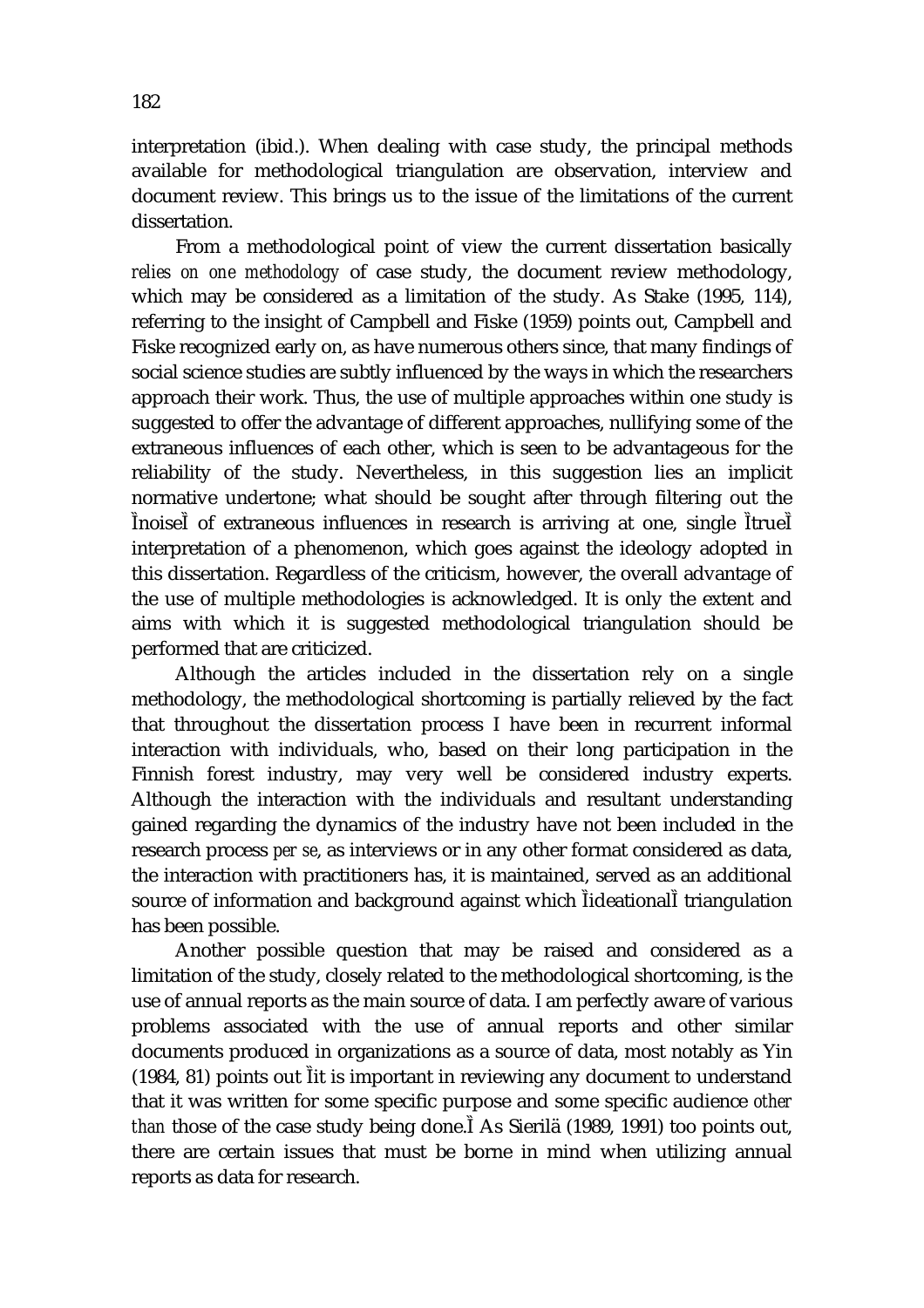interpretation (ibid.). When dealing with case study, the principal methods available for methodological triangulation are observation, interview and document review. This brings us to the issue of the limitations of the current dissertation.

From a methodological point of view the current dissertation basically *relies on one methodology* of case study, the document review methodology, which may be considered as a limitation of the study. As Stake (1995, 114), referring to the insight of Campbell and Fiske (1959) points out, Campbell and Fiske recognized early on, as have numerous others since, that many findings of social science studies are subtly influenced by the ways in which the researchers approach their work. Thus, the use of multiple approaches within one study is suggested to offer the advantage of different approaches, nullifying some of the extraneous influences of each other, which is seen to be advantageous for the reliability of the study. Nevertheless, in this suggestion lies an implicit normative undertone; what should be sought after through filtering out the ÌnoiseÌ of extraneous influences in research is arriving at one, single ÌtrueÌ interpretation of a phenomenon, which goes against the ideology adopted in this dissertation. Regardless of the criticism, however, the overall advantage of the use of multiple methodologies is acknowledged. It is only the extent and aims with which it is suggested methodological triangulation should be performed that are criticized.

Although the articles included in the dissertation rely on a single methodology, the methodological shortcoming is partially relieved by the fact that throughout the dissertation process I have been in recurrent informal interaction with individuals, who, based on their long participation in the Finnish forest industry, may very well be considered industry experts. Although the interaction with the individuals and resultant understanding gained regarding the dynamics of the industry have not been included in the research process *per se*, as interviews or in any other format considered as data, the interaction with practitioners has, it is maintained, served as an additional source of information and background against which ÌideationalÌ triangulation has been possible.

Another possible question that may be raised and considered as a limitation of the study, closely related to the methodological shortcoming, is the use of annual reports as the main source of data. I am perfectly aware of various problems associated with the use of annual reports and other similar documents produced in organizations as a source of data, most notably as Yin (1984, 81) points out Ìit is important in reviewing any document to understand that it was written for some specific purpose and some specific audience *other than* those of the case study being done.Ì As Sierilä (1989, 1991) too points out, there are certain issues that must be borne in mind when utilizing annual reports as data for research.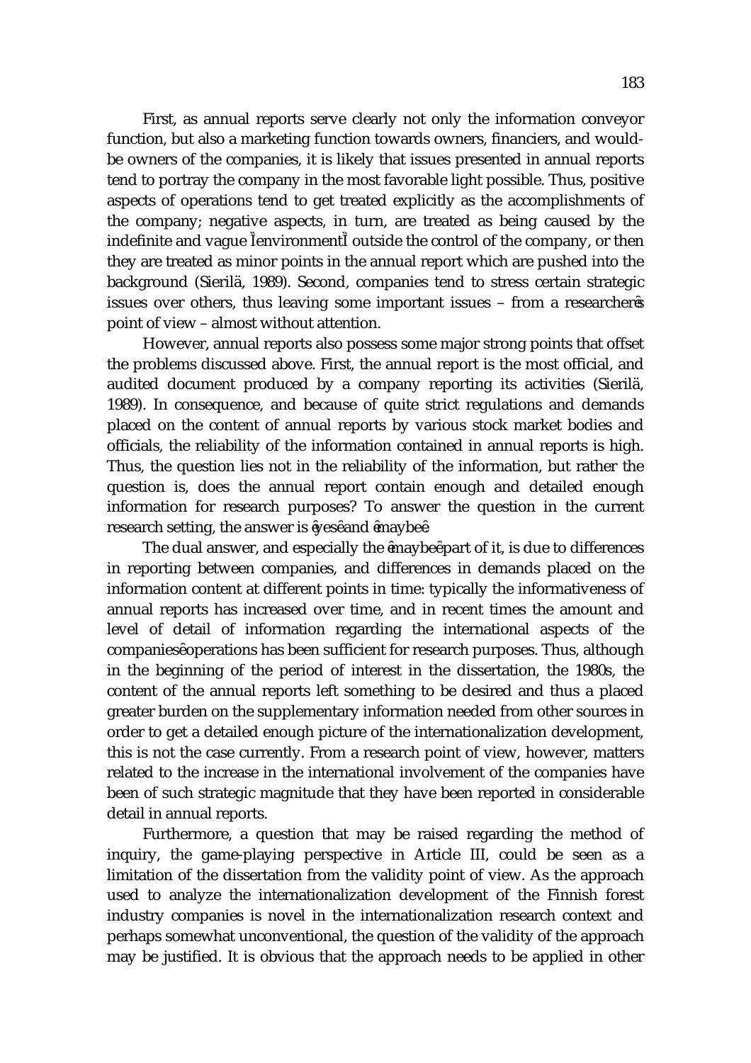First, as annual reports serve clearly not only the information conveyor function, but also a marketing function towards owners, financiers, and would-be owners of the companies, it is likely that issues presented in annual reports tend to portray the company in the most favorable light possible. Thus, positive aspects of operations tend to get treated explicitly as the accomplishments of the company; negative aspects, in turn, are treated as being caused by the indefinite and vague "environment" outside the control of the company, or then they are treated as minor points in the annual report which are pushed into the background (Sierilä, 1989). Second, companies tend to stress certain strategic issues over others, thus leaving some important issues – from a researcher's point of view – almost without attention.

However, annual reports also possess some major strong points that offset the problems discussed above. First, the annual report is the most official, and audited document produced by a company reporting its activities (Sierilä, 1989). In consequence, and because of quite strict regulations and demands placed on the content of annual reports by various stock market bodies and officials, the reliability of the information contained in annual reports is high. Thus, the question lies not in the reliability of the information, but rather the question is, does the annual report contain enough and detailed enough information for research purposes? To answer the question in the current research setting, the answer is "yes" and "maybe".

The dual answer, and especially the "maybe" part of it, is due to differences in reporting between companies, and differences in demands placed on the information content at different points in time: typically the informativeness of annual reports has increased over time, and in recent times the amount and level of detail of information regarding the international aspects of the companies' operations has been sufficient for research purposes. Thus, although in the beginning of the period of interest in the dissertation, the 1980s, the content of the annual reports left something to be desired and thus a placed greater burden on the supplementary information needed from other sources in order to get a detailed enough picture of the internationalization development, this is not the case currently. From a research point of view, however, matters related to the increase in the international involvement of the companies have been of such strategic magnitude that they have been reported in considerable detail in annual reports.

Furthermore, a question that may be raised regarding the method of inquiry, the game-playing perspective in Article III, could be seen as a limitation of the dissertation from the validity point of view. As the approach used to analyze the internationalization development of the Finnish forest industry companies is novel in the internationalization research context and perhaps somewhat unconventional, the question of the validity of the approach may be justified. It is obvious that the approach needs to be applied in other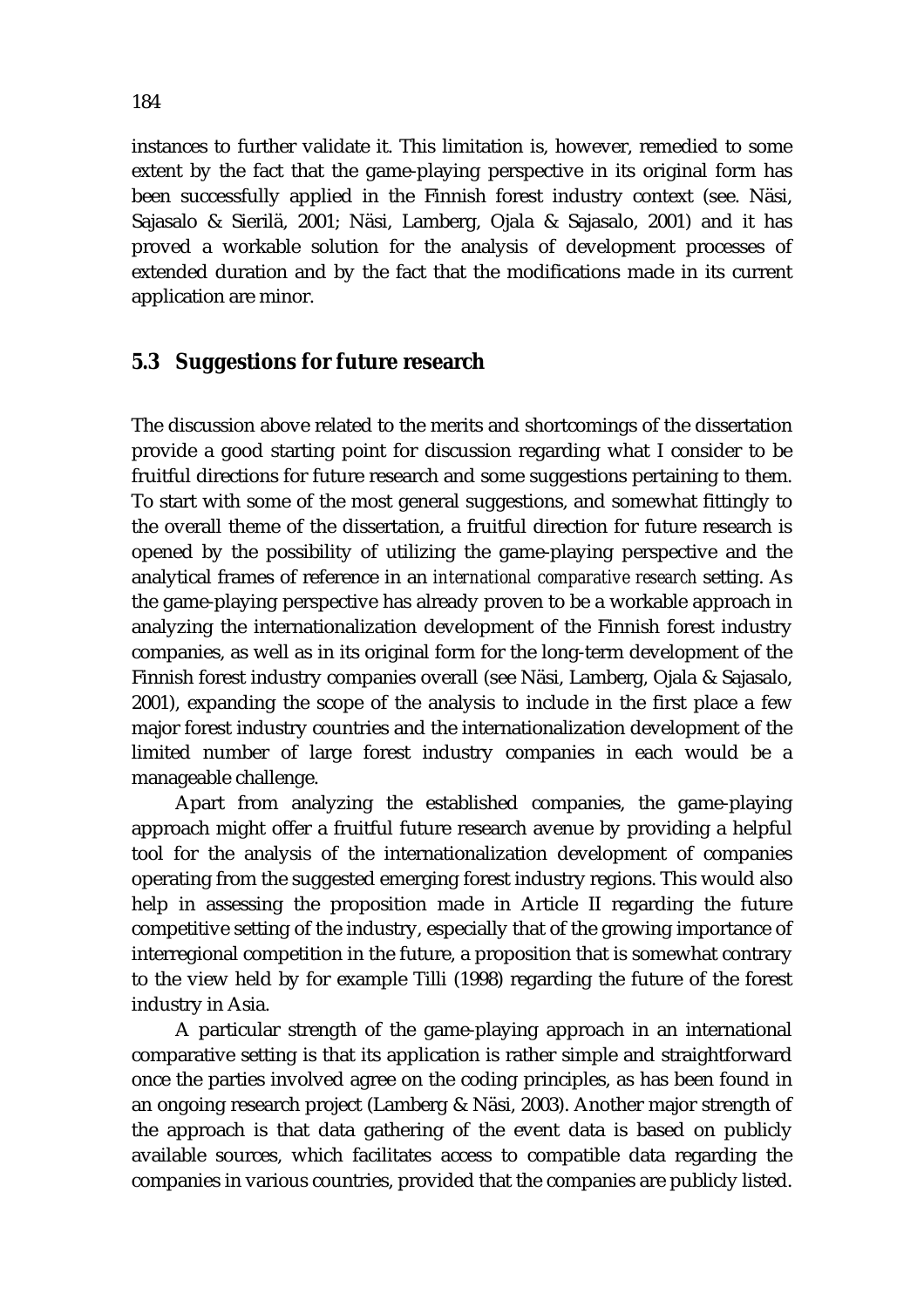instances to further validate it. This limitation is, however, remedied to some extent by the fact that the game-playing perspective in its original form has been successfully applied in the Finnish forest industry context (see. Näsi, Sajasalo & Sierilä, 2001; Näsi, Lamberg, Ojala & Sajasalo, 2001) and it has proved a workable solution for the analysis of development processes of extended duration and by the fact that the modifications made in its current application are minor.

## 5.3 Suggestions for future research

The discussion above related to the merits and shortcomings of the dissertation provide a good starting point for discussion regarding what I consider to be fruitful directions for future research and some suggestions pertaining to them. To start with some of the most general suggestions, and somewhat fittingly to the overall theme of the dissertation, a fruitful direction for future research is opened by the possibility of utilizing the game-playing perspective and the analytical frames of reference in an *international comparative research* setting. As the game-playing perspective has already proven to be a workable approach in analyzing the internationalization development of the Finnish forest industry companies, as well as in its original form for the long-term development of the Finnish forest industry companies overall (see Näsi, Lamberg, Ojala & Sajasalo, 2001), expanding the scope of the analysis to include in the first place a few major forest industry countries and the internationalization development of the limited number of large forest industry companies in each would be a manageable challenge.

Apart from analyzing the established companies, the game-playing approach might offer a fruitful future research avenue by providing a helpful tool for the analysis of the internationalization development of companies operating from the suggested emerging forest industry regions. This would also help in assessing the proposition made in Article II regarding the future competitive setting of the industry, especially that of the growing importance of interregional competition in the future, a proposition that is somewhat contrary to the view held by for example Tilli (1998) regarding the future of the forest industry in Asia.

A particular strength of the game-playing approach in an international comparative setting is that its application is rather simple and straightforward once the parties involved agree on the coding principles, as has been found in an ongoing research project (Lamberg & Näsi, 2003). Another major strength of the approach is that data gathering of the event data is based on publicly available sources, which facilitates access to compatible data regarding the companies in various countries, provided that the companies are publicly listed.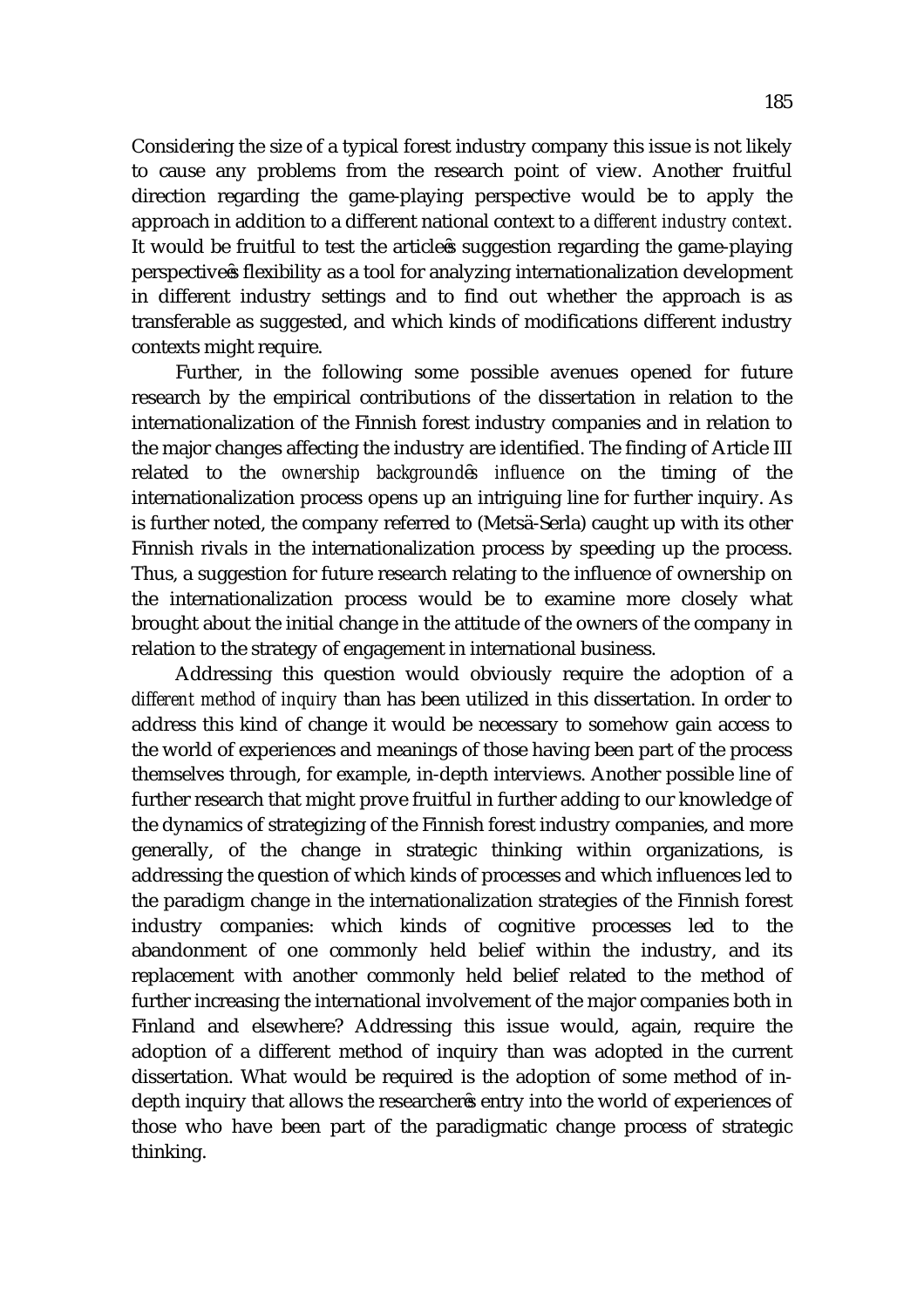Considering the size of a typical forest industry company this issue is not likely to cause any problems from the research point of view. Another fruitful direction regarding the game-playing perspective would be to apply the approach in addition to a different national context to a *different industry context*. It would be fruitful to test the article's suggestion regarding the game-playing perspective's flexibility as a tool for analyzing internationalization development in different industry settings and to find out whether the approach is as transferable as suggested, and which kinds of modifications different industry contexts might require.

Further, in the following some possible avenues opened for future research by the empirical contributions of the dissertation in relation to the internationalization of the Finnish forest industry companies and in relation to the major changes affecting the industry are identified. The finding of Article III related to the *ownership background's influence* on the timing of the internationalization process opens up an intriguing line for further inquiry. As is further noted, the company referred to (Metsä-Serla) caught up with its other Finnish rivals in the internationalization process by speeding up the process. Thus, a suggestion for future research relating to the influence of ownership on the internationalization process would be to examine more closely what brought about the initial change in the attitude of the owners of the company in relation to the strategy of engagement in international business.

Addressing this question would obviously require the adoption of a *different method of inquiry* than has been utilized in this dissertation. In order to address this kind of change it would be necessary to somehow gain access to the world of experiences and meanings of those having been part of the process themselves through, for example, in-depth interviews. Another possible line of further research that might prove fruitful in further adding to our knowledge of the dynamics of strategizing of the Finnish forest industry companies, and more generally, of the change in strategic thinking within organizations, is addressing the question of which kinds of processes and which influences led to the paradigm change in the internationalization strategies of the Finnish forest industry companies: which kinds of cognitive processes led to the abandonment of one commonly held belief within the industry, and its replacement with another commonly held belief related to the method of further increasing the international involvement of the major companies both in Finland and elsewhere? Addressing this issue would, again, require the adoption of a different method of inquiry than was adopted in the current dissertation. What would be required is the adoption of some method of in-depth inquiry that allows the researcher's entry into the world of experiences of those who have been part of the paradigmatic change process of strategic thinking.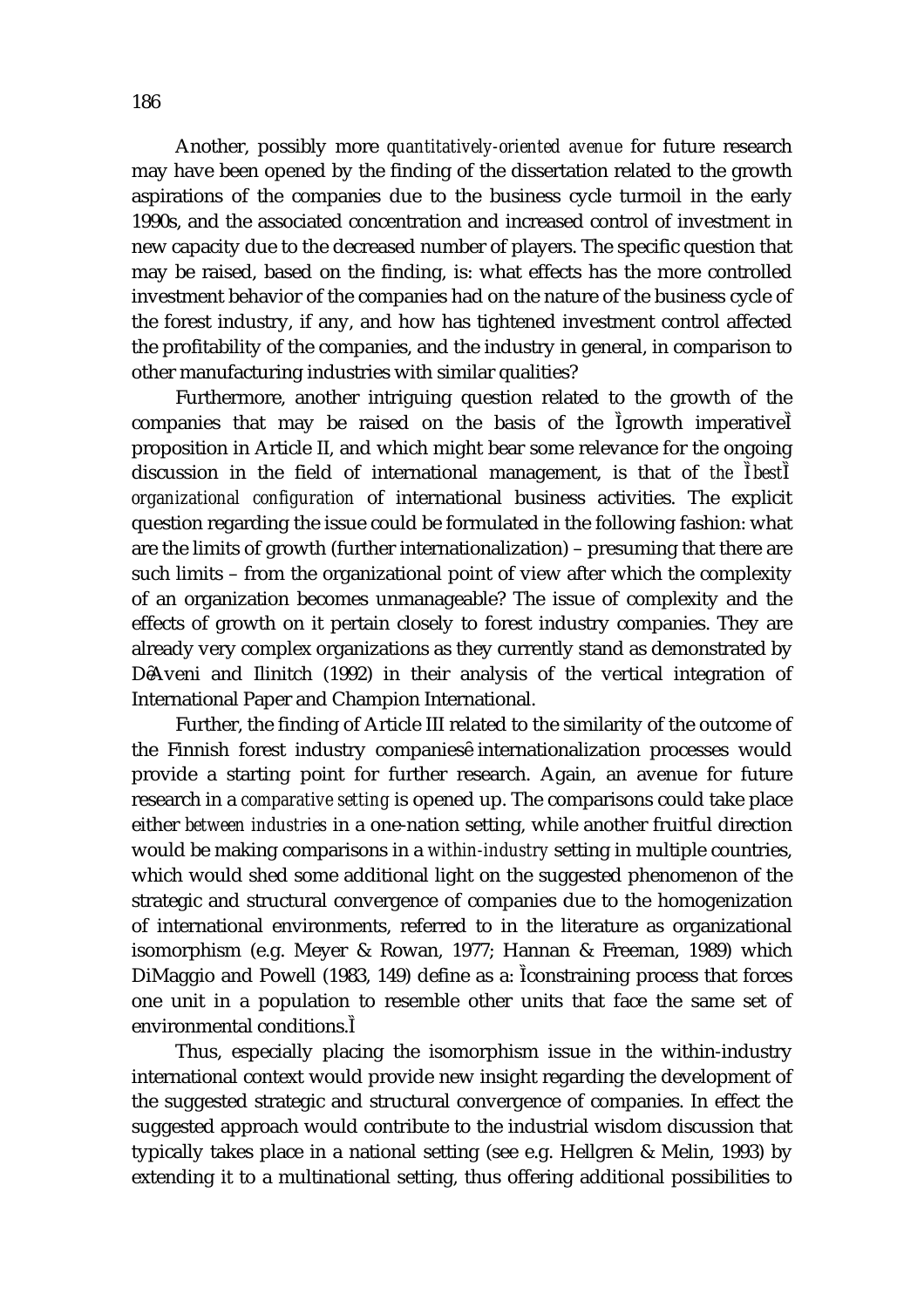Another, possibly more *quantitatively-oriented avenue* for future research may have been opened by the finding of the dissertation related to the growth aspirations of the companies due to the business cycle turmoil in the early 1990s, and the associated concentration and increased control of investment in new capacity due to the decreased number of players. The specific question that may be raised, based on the finding, is: what effects has the more controlled investment behavior of the companies had on the nature of the business cycle of the forest industry, if any, and how has tightened investment control affected the profitability of the companies, and the industry in general, in comparison to other manufacturing industries with similar qualities?

Furthermore, another intriguing question related to the growth of the companies that may be raised on the basis of the "growth imperative" proposition in Article II, and which might bear some relevance for the ongoing discussion in the field of international management, is that of *the "best" organizational configuration* of international business activities. The explicit question regarding the issue could be formulated in the following fashion: what are the limits of growth (further internationalization) – presuming that there are such limits – from the organizational point of view after which the complexity of an organization becomes unmanageable? The issue of complexity and the effects of growth on it pertain closely to forest industry companies. They are already very complex organizations as they currently stand as demonstrated by D'Aveni and Ilinitch (1992) in their analysis of the vertical integration of International Paper and Champion International.

Further, the finding of Article III related to the similarity of the outcome of the Finnish forest industry companies' internationalization processes would provide a starting point for further research. Again, an avenue for future research in a *comparative setting* is opened up. The comparisons could take place either *between industries* in a one-nation setting, while another fruitful direction would be making comparisons in a *within-industry* setting in multiple countries, which would shed some additional light on the suggested phenomenon of the strategic and structural convergence of companies due to the homogenization of international environments, referred to in the literature as organizational isomorphism (e.g. Meyer & Rowan, 1977; Hannan & Freeman, 1989) which DiMaggio and Powell (1983, 149) define as a: "constraining process that forces one unit in a population to resemble other units that face the same set of environmental conditions."

Thus, especially placing the isomorphism issue in the within-industry international context would provide new insight regarding the development of the suggested strategic and structural convergence of companies. In effect the suggested approach would contribute to the industrial wisdom discussion that typically takes place in a national setting (see e.g. Hellgren & Melin, 1993) by extending it to a multinational setting, thus offering additional possibilities to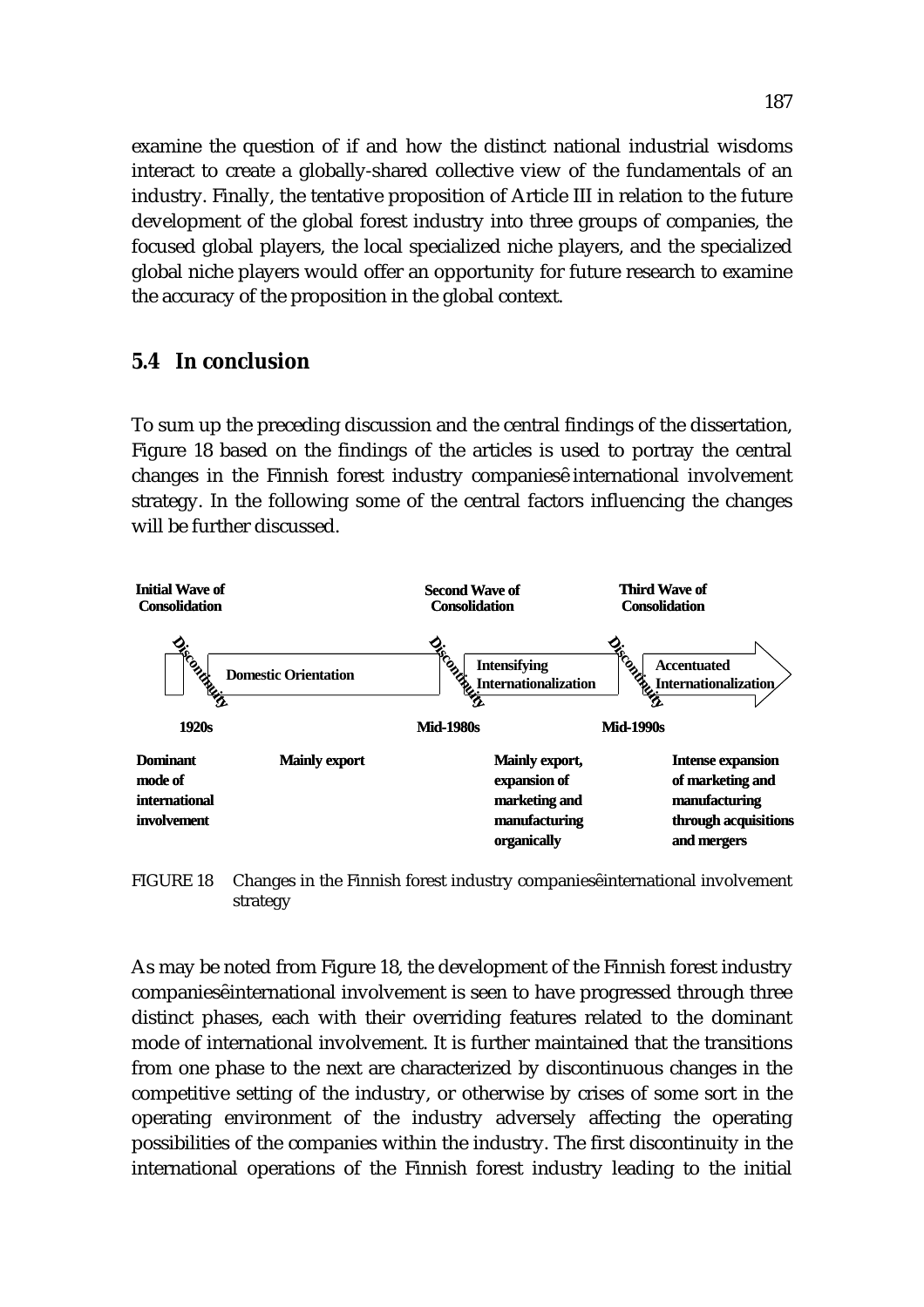examine the question of if and how the distinct national industrial wisdoms interact to create a globally-shared collective view of the fundamentals of an industry. Finally, the tentative proposition of Article III in relation to the future development of the global forest industry into three groups of companies, the focused global players, the local specialized niche players, and the specialized global niche players would offer an opportunity for future research to examine the accuracy of the proposition in the global context.

## 5.4 In conclusion

To sum up the preceding discussion and the central findings of the dissertation, Figure 18 based on the findings of the articles is used to portray the central changes in the Finnish forest industry companiesê international involvement strategy. In the following some of the central factors influencing the changes will be further discussed.

| | Initial Wave of Consolidation | | Second Wave of Consolidation | | Third Wave of Consolidation | |
|---|---|---|---|---|---|---|
| | Discontinuity | Domestic Orientation | Discontinuity | Intensifying Internationalization | Discontinuity | Accentuated Internationalization |
| | 1920s | | Mid-1980s | | Mid-1990s | |
| **Dominant mode of international involvement** | | **Mainly export** | | **Mainly export, expansion of marketing and manufacturing organically** | | **Intense expansion of marketing and manufacturing through acquisitions and mergers** |

FIGURE 18 Changes in the Finnish forest industry companiesêinternational involvement strategy

As may be noted from Figure 18, the development of the Finnish forest industry companiesêinternational involvement is seen to have progressed through three distinct phases, each with their overriding features related to the dominant mode of international involvement. It is further maintained that the transitions from one phase to the next are characterized by discontinuous changes in the competitive setting of the industry, or otherwise by crises of some sort in the operating environment of the industry adversely affecting the operating possibilities of the companies within the industry. The first discontinuity in the international operations of the Finnish forest industry leading to the initial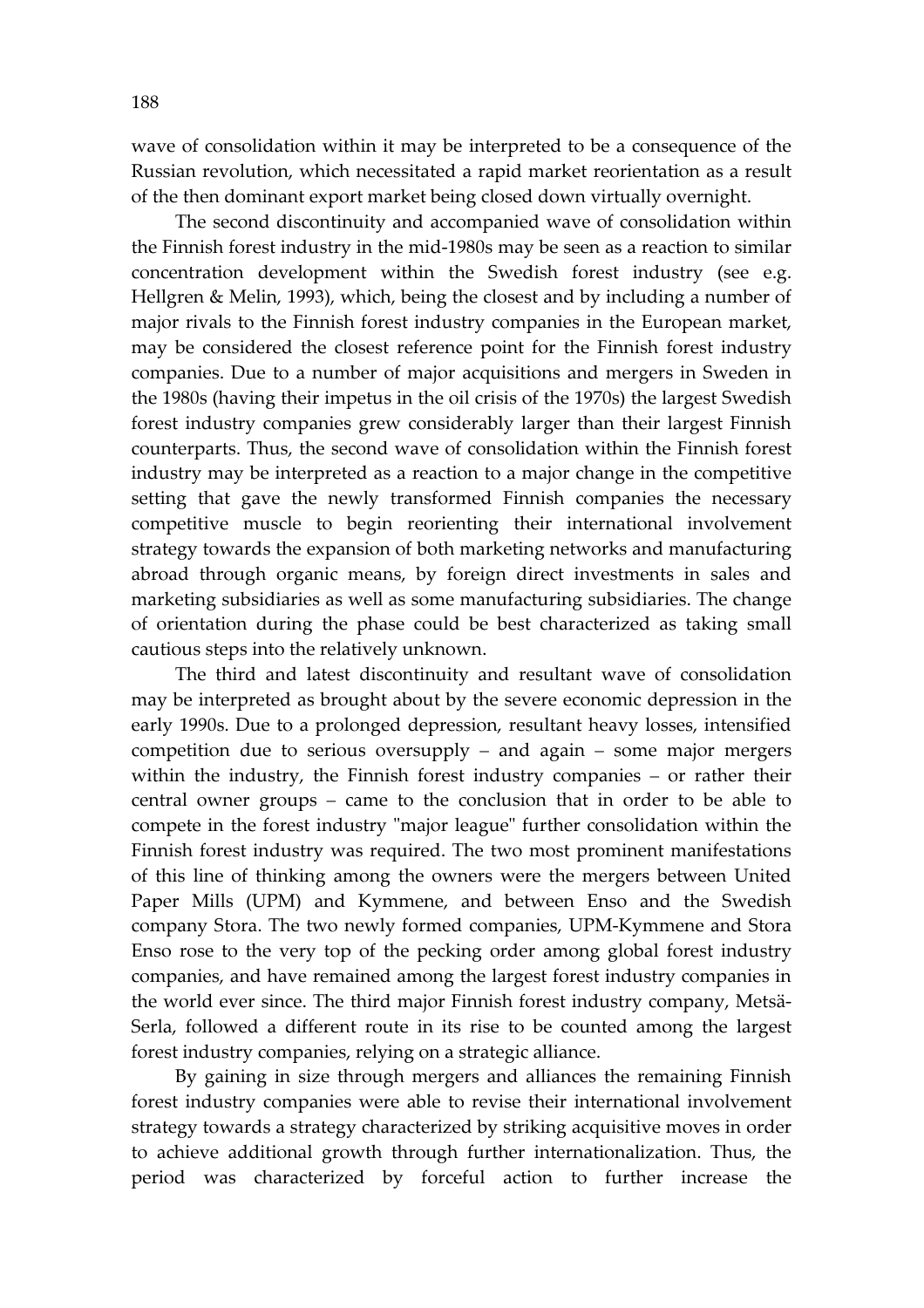wave of consolidation within it may be interpreted to be a consequence of the Russian revolution, which necessitated a rapid market reorientation as a result of the then dominant export market being closed down virtually overnight.

The second discontinuity and accompanied wave of consolidation within the Finnish forest industry in the mid-1980s may be seen as a reaction to similar concentration development within the Swedish forest industry (see e.g. Hellgren & Melin, 1993), which, being the closest and by including a number of major rivals to the Finnish forest industry companies in the European market, may be considered the closest reference point for the Finnish forest industry companies. Due to a number of major acquisitions and mergers in Sweden in the 1980s (having their impetus in the oil crisis of the 1970s) the largest Swedish forest industry companies grew considerably larger than their largest Finnish counterparts. Thus, the second wave of consolidation within the Finnish forest industry may be interpreted as a reaction to a major change in the competitive setting that gave the newly transformed Finnish companies the necessary competitive muscle to begin reorienting their international involvement strategy towards the expansion of both marketing networks and manufacturing abroad through organic means, by foreign direct investments in sales and marketing subsidiaries as well as some manufacturing subsidiaries. The change of orientation during the phase could be best characterized as taking small cautious steps into the relatively unknown.

The third and latest discontinuity and resultant wave of consolidation may be interpreted as brought about by the severe economic depression in the early 1990s. Due to a prolonged depression, resultant heavy losses, intensified competition due to serious oversupply – and again – some major mergers within the industry, the Finnish forest industry companies – or rather their central owner groups – came to the conclusion that in order to be able to compete in the forest industry "major league" further consolidation within the Finnish forest industry was required. The two most prominent manifestations of this line of thinking among the owners were the mergers between United Paper Mills (UPM) and Kymmene, and between Enso and the Swedish company Stora. The two newly formed companies, UPM-Kymmene and Stora Enso rose to the very top of the pecking order among global forest industry companies, and have remained among the largest forest industry companies in the world ever since. The third major Finnish forest industry company, Metsä-Serla, followed a different route in its rise to be counted among the largest forest industry companies, relying on a strategic alliance.

By gaining in size through mergers and alliances the remaining Finnish forest industry companies were able to revise their international involvement strategy towards a strategy characterized by striking acquisitive moves in order to achieve additional growth through further internationalization. Thus, the period was characterized by forceful action to further increase the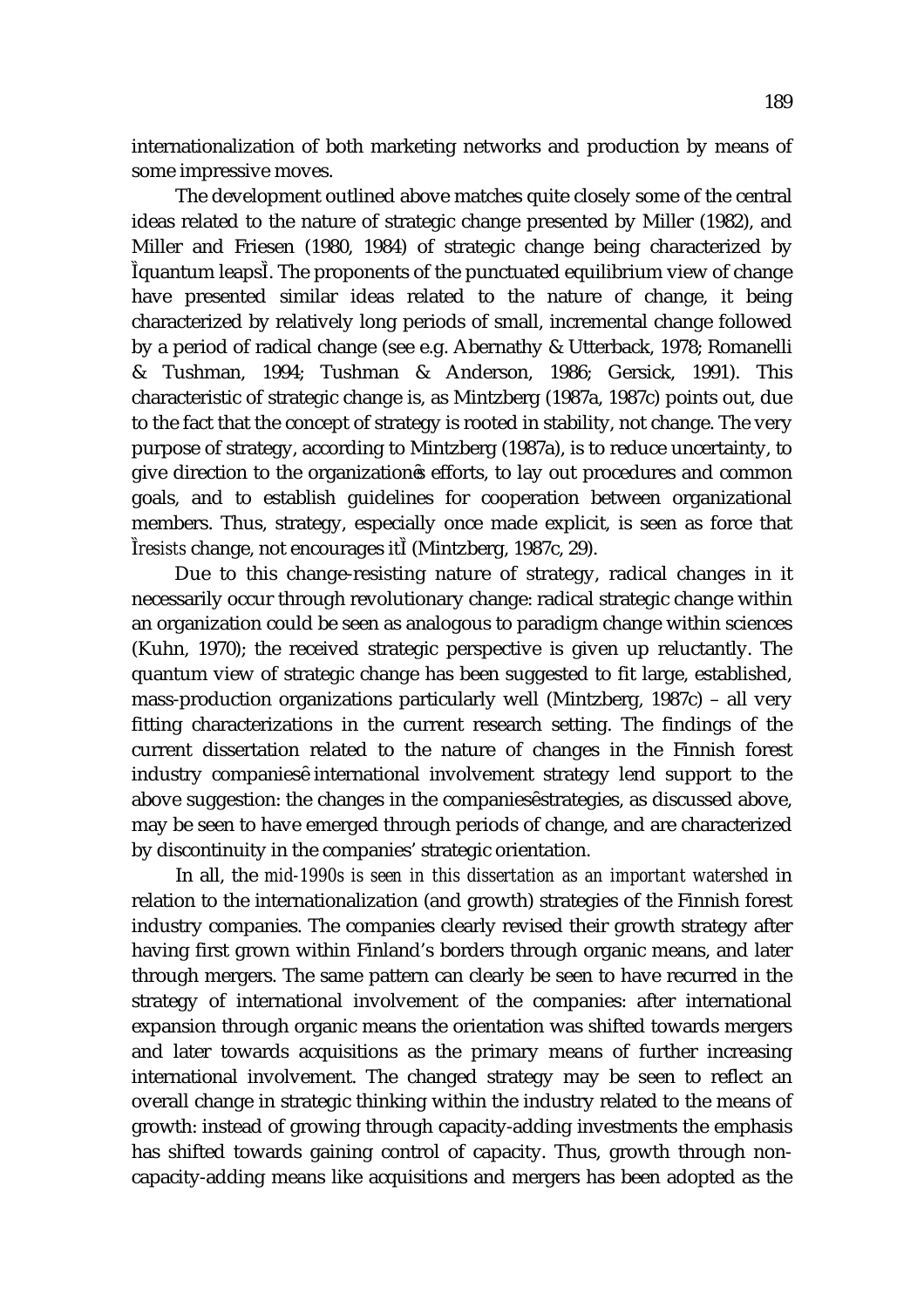internationalization of both marketing networks and production by means of some impressive moves.

The development outlined above matches quite closely some of the central ideas related to the nature of strategic change presented by Miller (1982), and Miller and Friesen (1980, 1984) of strategic change being characterized by "quantum leaps". The proponents of the punctuated equilibrium view of change have presented similar ideas related to the nature of change, it being characterized by relatively long periods of small, incremental change followed by a period of radical change (see e.g. Abernathy & Utterback, 1978; Romanelli & Tushman, 1994; Tushman & Anderson, 1986; Gersick, 1991). This characteristic of strategic change is, as Mintzberg (1987a, 1987c) points out, due to the fact that the concept of strategy is rooted in stability, not change. The very purpose of strategy, according to Mintzberg (1987a), is to reduce uncertainty, to give direction to the organization's efforts, to lay out procedures and common goals, and to establish guidelines for cooperation between organizational members. Thus, strategy, especially once made explicit, is seen as force that "*resists* change, not encourages it" (Mintzberg, 1987c, 29).

Due to this change-resisting nature of strategy, radical changes in it necessarily occur through revolutionary change: radical strategic change within an organization could be seen as analogous to paradigm change within sciences (Kuhn, 1970); the received strategic perspective is given up reluctantly. The quantum view of strategic change has been suggested to fit large, established, mass-production organizations particularly well (Mintzberg, 1987c) – all very fitting characterizations in the current research setting. The findings of the current dissertation related to the nature of changes in the Finnish forest industry companies' international involvement strategy lend support to the above suggestion: the changes in the companies' strategies, as discussed above, may be seen to have emerged through periods of change, and are characterized by discontinuity in the companies' strategic orientation.

In all, the *mid-1990s is seen in this dissertation as an important watershed* in relation to the internationalization (and growth) strategies of the Finnish forest industry companies. The companies clearly revised their growth strategy after having first grown within Finland's borders through organic means, and later through mergers. The same pattern can clearly be seen to have recurred in the strategy of international involvement of the companies: after international expansion through organic means the orientation was shifted towards mergers and later towards acquisitions as the primary means of further increasing international involvement. The changed strategy may be seen to reflect an overall change in strategic thinking within the industry related to the means of growth: instead of growing through capacity-adding investments the emphasis has shifted towards gaining control of capacity. Thus, growth through non-capacity-adding means like acquisitions and mergers has been adopted as the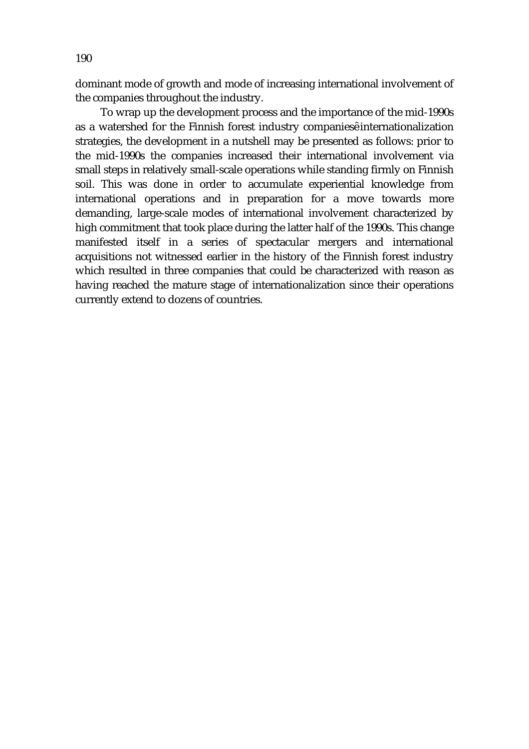dominant mode of growth and mode of increasing international involvement of the companies throughout the industry.

To wrap up the development process and the importance of the mid-1990s as a watershed for the Finnish forest industry companiesê internationalization strategies, the development in a nutshell may be presented as follows: prior to the mid-1990s the companies increased their international involvement via small steps in relatively small-scale operations while standing firmly on Finnish soil. This was done in order to accumulate experiential knowledge from international operations and in preparation for a move towards more demanding, large-scale modes of international involvement characterized by high commitment that took place during the latter half of the 1990s. This change manifested itself in a series of spectacular mergers and international acquisitions not witnessed earlier in the history of the Finnish forest industry which resulted in three companies that could be characterized with reason as having reached the mature stage of internationalization since their operations currently extend to dozens of countries.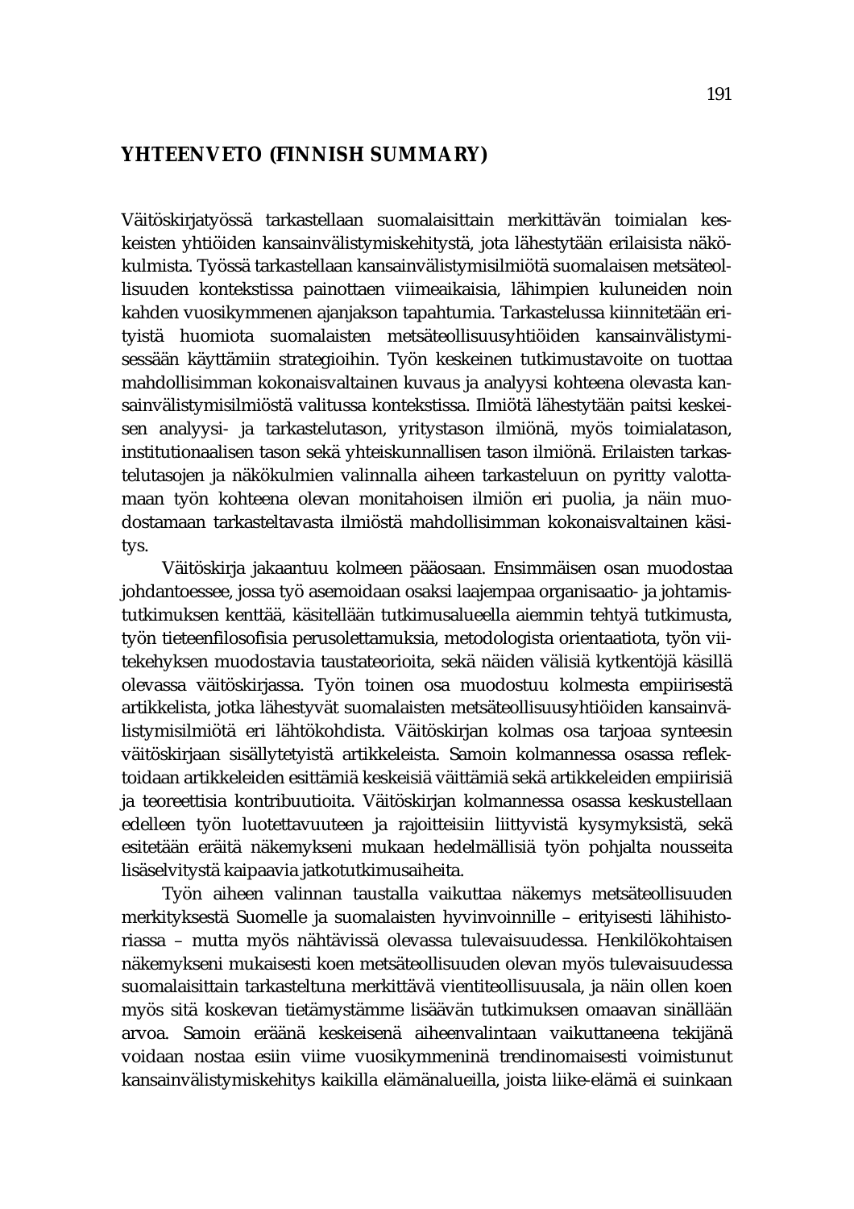# YHTEENVETO (FINNISH SUMMARY)

Väitöskirjatyössä tarkastellaan suomalaisittain merkittävän toimialan keskeisten yhtiöiden kansainvälistymiskehitystä, jota lähestytään erilaisista näkökulmista. Työssä tarkastellaan kansainvälistymisilmiötä suomalaisen metsäteollisuuden kontekstissa painottaen viimeaikaisia, lähimpien kuluneiden noin kahden vuosikymmenen ajanjakson tapahtumia. Tarkastelussa kiinnitetään erityistä huomiota suomalaisten metsäteollisuusyhtiöiden kansainvälistymisessään käyttämiin strategioihin. Työn keskeinen tutkimustavoite on tuottaa mahdollisimman kokonaisvaltainen kuvaus ja analyysi kohteena olevasta kansainvälistymisilmiöstä valitussa kontekstissa. Ilmiötä lähestytään paitsi keskeisen analyysi- ja tarkastelutason, yritystason ilmiönä, myös toimialatason, institutionaalisen tason sekä yhteiskunnallisen tason ilmiönä. Erilaisten tarkastelutasojen ja näkökulmien valinnalla aiheen tarkasteluun on pyritty valottamaan työn kohteena olevan monitahoisen ilmiön eri puolia, ja näin muodostamaan tarkasteltavasta ilmiöstä mahdollisimman kokonaisvaltainen käsitys.

Väitöskirja jakaantuu kolmeen pääosaan. Ensimmäisen osan muodostaa johdantoessee, jossa työ asemoidaan osaksi laajempaa organisaatio- ja johtamistutkimuksen kenttää, käsitellään tutkimusalueella aiemmin tehtyä tutkimusta, työn tieteenfilosofisia perusolettamuksia, metodologista orientaatiota, työn viitekehyksen muodostavia taustateorioita, sekä näiden välisiä kytkentöjä käsillä olevassa väitöskirjassa. Työn toinen osa muodostuu kolmesta empiirisestä artikkelista, jotka lähestyvät suomalaisten metsäteollisuusyhtiöiden kansainvälistymisilmiötä eri lähtökohdista. Väitöskirjan kolmas osa tarjoaa synteesin väitöskirjaan sisällytetyistä artikkeleista. Samoin kolmannessa osassa reflektoidaan artikkeleiden esittämiä keskeisiä väittämiä sekä artikkeleiden empiirisiä ja teoreettisia kontribuutioita. Väitöskirjan kolmannessa osassa keskustellaan edelleen työn luotettavuuteen ja rajoitteisiin liittyvistä kysymyksistä, sekä esitetään eräitä näkemykseni mukaan hedelmällisiä työn pohjalta nousseita lisäselvitystä kaipaavia jatkotutkimusaiheita.

Työn aiheen valinnan taustalla vaikuttaa näkemys metsäteollisuuden merkityksestä Suomelle ja suomalaisten hyvinvoinnille – erityisesti lähihistoriassa – mutta myös nähtävissä olevassa tulevaisuudessa. Henkilökohtaisen näkemykseni mukaisesti koen metsäteollisuuden olevan myös tulevaisuudessa suomalaisittain tarkasteltuna merkittävä vientiteollisuusala, ja näin ollen koen myös sitä koskevan tietämystämme lisäävän tutkimuksen omaavan sinällään arvoa. Samoin eräänä keskeisenä aiheenvalintaan vaikuttaneena tekijänä voidaan nostaa esiin viime vuosikymmeninä trendinomaisesti voimistunut kansainvälistymiskehitys kaikilla elämänalueilla, joista liike-elämä ei suinkaan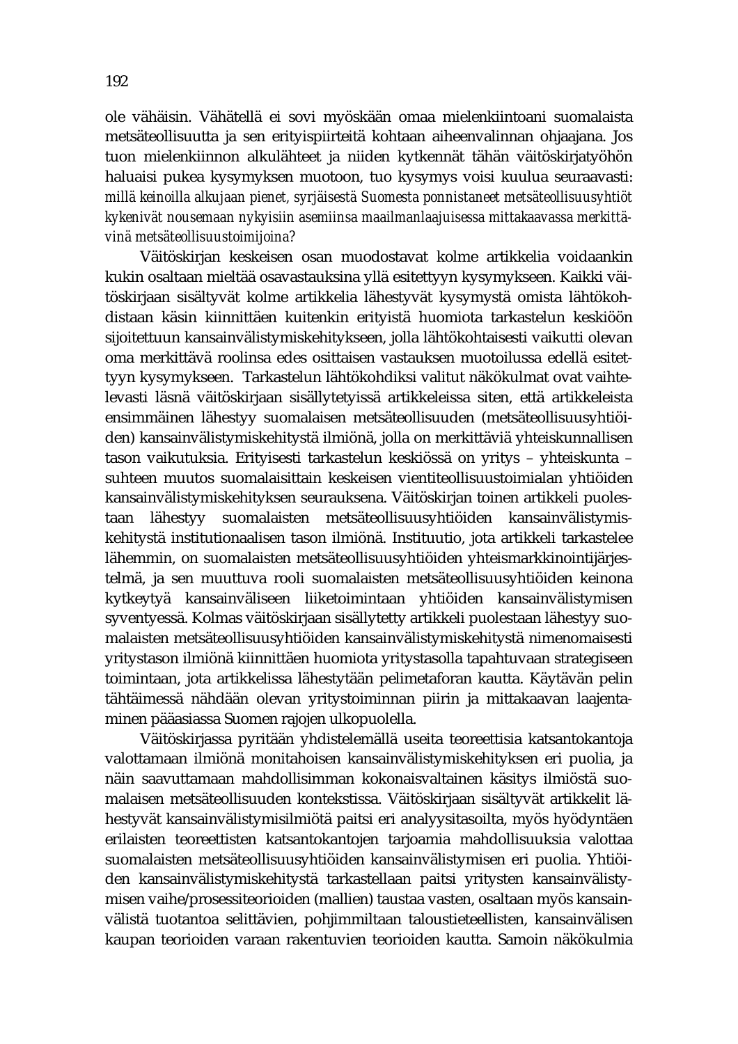ole vähäisin. Vähätellä ei sovi myöskään omaa mielenkiintoani suomalaista metsäteollisuutta ja sen erityispiirteitä kohtaan aiheenvalinnan ohjaajana. Jos tuon mielenkiinnon alkulähteet ja niiden kytkennät tähän väitöskirjatyöhön haluaisi pukea kysymyksen muotoon, tuo kysymys voisi kuulua seuraavasti: *millä keinoilla alkujaan pienet, syrjäisestä Suomesta ponnistaneet metsäteollisuusyhtiöt kykenivät nousemaan nykyisiin asemiinsa maailmanlaajuisessa mittakaavassa merkittävinä metsäteollisuustoimijoina?*

Väitöskirjan keskeisen osan muodostavat kolme artikkelia voidaankin kukin osaltaan mieltää osavastauksina yllä esitettyyn kysymykseen. Kaikki väitöskirjaan sisältyvät kolme artikkelia lähestyvät kysymystä omista lähtökohdistaan käsin kiinnittäen kuitenkin erityistä huomiota tarkastelun keskiöön sijoitettuun kansainvälistymiskehitykseen, jolla lähtökohtaisesti vaikutti olevan oma merkittävä roolinsa edes osittaisen vastauksen muotoilussa edellä esitettyyn kysymykseen. Tarkastelun lähtökohdiksi valitut näkökulmat ovat vaihtelevasti läsnä väitöskirjaan sisällytetyissä artikkeleissa siten, että artikkeleista ensimmäinen lähestyy suomalaisen metsäteollisuuden (metsäteollisuusyhtiöiden) kansainvälistymiskehitystä ilmiönä, jolla on merkittäviä yhteiskunnallisen tason vaikutuksia. Erityisesti tarkastelun keskiössä on yritys – yhteiskunta – suhteen muutos suomalaisittain keskeisen vientiteollisuustoimialan yhtiöiden kansainvälistymiskehityksen seurauksena. Väitöskirjan toinen artikkeli puolestaan lähestyy suomalaisten metsäteollisuusyhtiöiden kansainvälistymiskehitystä institutionaalisen tason ilmiönä. Instituutio, jota artikkeli tarkastelee lähemmin, on suomalaisten metsäteollisuusyhtiöiden yhteismarkkinointijärjestelmä, ja sen muuttuva rooli suomalaisten metsäteollisuusyhtiöiden keinona kytkeytyä kansainväliseen liiketoimintaan yhtiöiden kansainvälistymisen syventyessä. Kolmas väitöskirjaan sisällytetty artikkeli puolestaan lähestyy suomalaisten metsäteollisuusyhtiöiden kansainvälistymiskehitystä nimenomaisesti yritystason ilmiönä kiinnittäen huomiota yritystasolla tapahtuvaan strategiseen toimintaan, jota artikkelissa lähestytään pelimetaforan kautta. Käytävän pelin tähtäimessä nähdään olevan yritystoiminnan piirin ja mittakaavan laajentaminen pääasiassa Suomen rajojen ulkopuolella.

Väitöskirjassa pyritään yhdistelemällä useita teoreettisia katsantokantoja valottamaan ilmiönä monitahoisen kansainvälistymiskehityksen eri puolia, ja näin saavuttamaan mahdollisimman kokonaisvaltainen käsitys ilmiöstä suomalaisen metsäteollisuuden kontekstissa. Väitöskirjaan sisältyvät artikkelit lähestyvät kansainvälistymisilmiötä paitsi eri analyysitasoilta, myös hyödyntäen erilaisten teoreettisten katsantokantojen tarjoamia mahdollisuuksia valottaa suomalaisten metsäteollisuusyhtiöiden kansainvälistymisen eri puolia. Yhtiöiden kansainvälistymiskehitystä tarkastellaan paitsi yritysten kansainvälistymisen vaihe/prosessiteorioiden (mallien) taustaa vasten, osaltaan myös kansainvälistä tuotantoa selittävien, pohjimmiltaan taloustieteellisten, kansainvälisen kaupan teorioiden varaan rakentuvien teorioiden kautta. Samoin näkökulmia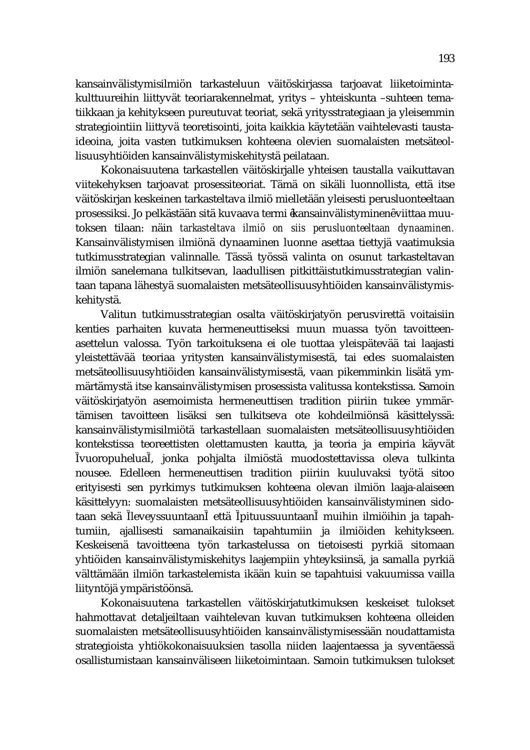kansainvälistymisilmiön tarkasteluun väitöskirjassa tarjoavat liiketoimintakulttuureihin liittyvät teoriarakennelmat, yritys – yhteiskunta –suhteen tematiikkaan ja kehitykseen pureutuvat teoriat, sekä yritysstrategiaan ja yleisemmin strategiointiin liittyvä teoretisointi, joita kaikkia käytetään vaihtelevasti taustaideoina, joita vasten tutkimuksen kohteena olevien suomalaisten metsäteollisuusyhtiöiden kansainvälistymiskehitystä peilataan.

Kokonaisuutena tarkastellen väitöskirjalle yhteisen taustalla vaikuttavan viitekehyksen tarjoavat prosessiteoriat. Tämä on sikäli luonnollista, että itse väitöskirjan keskeinen tarkasteltava ilmiö mielletään yleisesti perusluonteeltaan prosessiksi. Jo pelkästään sitä kuvaava termi "kansainvälistyminen" viittaa muutoksen tilaan: näin *tarkasteltava ilmiö on siis perusluonteeltaan dynaaminen.* Kansainvälistymisen ilmiönä dynaaminen luonne asettaa tiettyjä vaatimuksia tutkimusstrategian valinnalle. Tässä työssä valinta on osunut tarkasteltavan ilmiön sanelemana tulkitsevan, laadullisen pitkittäistutkimusstrategian valintaan tapana lähestyä suomalaisten metsäteollisuusyhtiöiden kansainvälistymiskehitystä.

Valitun tutkimusstrategian osalta väitöskirjatyön perusvirettä voitaisiin kenties parhaiten kuvata hermeneuttiseksi muun muassa työn tavoitteenasettelun valossa. Työn tarkoituksena ei ole tuottaa yleispätevää tai laajasti yleistettävää teoriaa yritysten kansainvälistymisestä, tai edes suomalaisten metsäteollisuusyhtiöiden kansainvälistymisestä, vaan pikemminkin lisätä ymmärtämystä itse kansainvälistymisen prosessista valitussa kontekstissa. Samoin väitöskirjatyön asemoimista hermeneuttisen tradition piiriin tukee ymmärtämisen tavoitteen lisäksi sen tulkitseva ote kohdeilmiönsä käsittelyssä: kansainvälistymisilmiötä tarkastellaan suomalaisten metsäteollisuusyhtiöiden kontekstissa teoreettisten olettamusten kautta, ja teoria ja empiria käyvät "vuoropuhelua", jonka pohjalta ilmiöstä muodostettavissa oleva tulkinta nousee. Edelleen hermeneuttisen tradition piiriin kuuluvaksi työtä sitoo erityisesti sen pyrkimys tutkimuksen kohteena olevan ilmiön laaja-alaiseen käsittelyyn: suomalaisten metsäteollisuusyhtiöiden kansainvälistyminen sidotaan sekä "leveyssuuntaan" että "pituussuuntaan" muihin ilmiöihin ja tapahtumiin, ajallisesti samanaikaisiin tapahtumiin ja ilmiöiden kehitykseen. Keskeisenä tavoitteena työn tarkastelussa on tietoisesti pyrkiä sitomaan yhtiöiden kansainvälistymiskehitys laajempiin yhteyksiinsä, ja samalla pyrkiä välttämään ilmiön tarkastelemista ikään kuin se tapahtuisi vakuumissa vailla liityntöjä ympäristöönsä.

Kokonaisuutena tarkastellen väitöskirjatutkimuksen keskeiset tulokset hahmottavat detaljeiltaan vaihtelevan kuvan tutkimuksen kohteena olleiden suomalaisten metsäteollisuusyhtiöiden kansainvälistymisessään noudattamista strategioista yhtiökokonaisuuksien tasolla niiden laajentaessa ja syventäessä osallistumistaan kansainväliseen liiketoimintaan. Samoin tutkimuksen tulokset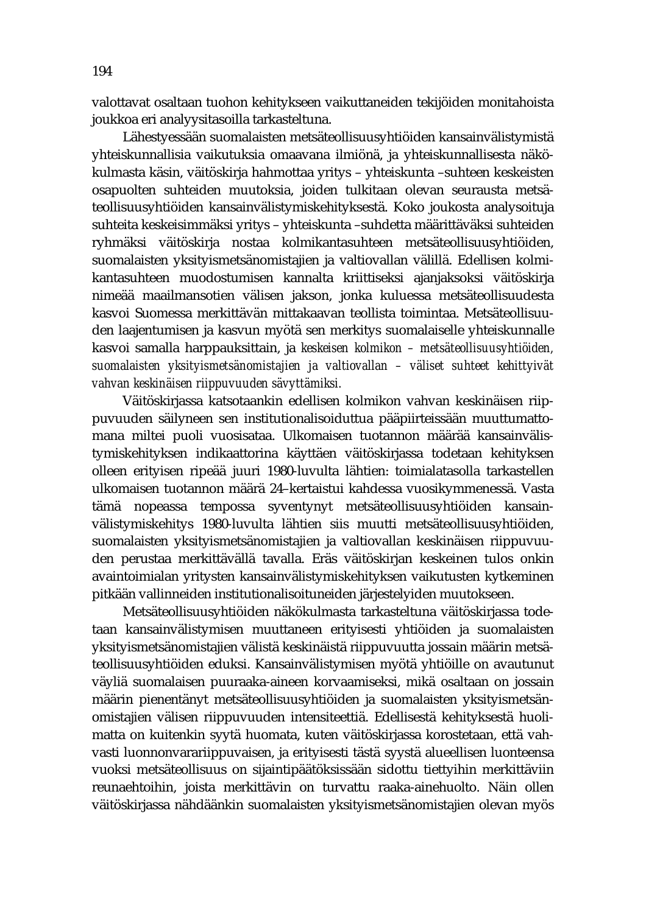valottavat osaltaan tuohon kehitykseen vaikuttaneiden tekijöiden monitahoista joukkoa eri analyysitasoilla tarkasteltuna.

Lähestyessään suomalaisten metsäteollisuusyhtiöiden kansainvälistymistä yhteiskunnallisia vaikutuksia omaavana ilmiönä, ja yhteiskunnallisesta näkökulmasta käsin, väitöskirja hahmottaa yritys – yhteiskunta –suhteen keskeisten osapuolten suhteiden muutoksia, joiden tulkitaan olevan seurausta metsäteollisuusyhtiöiden kansainvälistymiskehityksestä. Koko joukosta analysoituja suhteita keskeisimmäksi yritys – yhteiskunta –suhdetta määrittäväksi suhteiden ryhmäksi väitöskirja nostaa kolmikantasuhteen metsäteollisuusyhtiöiden, suomalaisten yksityismetsänomistajien ja valtiovallan välillä. Edellisen kolmikantasuhteen muodostumisen kannalta kriittiseksi ajanjaksoksi väitöskirja nimeää maailmansotien välisen jakson, jonka kuluessa metsäteollisuudesta kasvoi Suomessa merkittävän mittakaavan teollista toimintaa. Metsäteollisuuden laajentumisen ja kasvun myötä sen merkitys suomalaiselle yhteiskunnalle kasvoi samalla harppauksittain, ja *keskeisen kolmikon – metsäteollisuusyhtiöiden, suomalaisten yksityismetsänomistajien ja valtiovallan – väliset suhteet kehittyivät vahvan keskinäisen riippuvuuden sävyttämiksi.*

Väitöskirjassa katsotaankin edellisen kolmikon vahvan keskinäisen riippuvuuden säilyneen sen institutionalisoiduttua pääpiirteissään muuttumattomana miltei puoli vuosisataa. Ulkomaisen tuotannon määrää kansainvälistymiskehityksen indikaattorina käyttäen väitöskirjassa todetaan kehityksen olleen erityisen ripeää juuri 1980-luvulta lähtien: toimialatasolla tarkastellen ulkomaisen tuotannon määrä 24–kertaistui kahdessa vuosikymmenessä. Vasta tämä nopeassa tempossa syventynyt metsäteollisuusyhtiöiden kansainvälistymiskehitys 1980-luvulta lähtien siis muutti metsäteollisuusyhtiöiden, suomalaisten yksityismetsänomistajien ja valtiovallan keskinäisen riippuvuuden perustaa merkittävällä tavalla. Eräs väitöskirjan keskeinen tulos onkin avaintoimialan yritysten kansainvälistymiskehityksen vaikutusten kytkeminen pitkään vallinneiden institutionalisoituneiden järjestelyiden muutokseen.

Metsäteollisuusyhtiöiden näkökulmasta tarkasteltuna väitöskirjassa todetaan kansainvälistymisen muuttaneen erityisesti yhtiöiden ja suomalaisten yksityismetsänomistajien välistä keskinäistä riippuvuutta jossain määrin metsäteollisuusyhtiöiden eduksi. Kansainvälistymisen myötä yhtiöille on avautunut väyliä suomalaisen puuraaka-aineen korvaamiseksi, mikä osaltaan on jossain määrin pienentänyt metsäteollisuusyhtiöiden ja suomalaisten yksityismetsänomistajien välisen riippuvuuden intensiteettiä. Edellisestä kehityksestä huolimatta on kuitenkin syytä huomata, kuten väitöskirjassa korostetaan, että vahvasti luonnonvarariippuvaisen, ja erityisesti tästä syystä alueellisen luonteensa vuoksi metsäteollisuus on sijaintipäätöksissään sidottu tiettyihin merkittäviin reunaehtoihin, joista merkittävin on turvattu raaka-ainehuolto. Näin ollen väitöskirjassa nähdäänkin suomalaisten yksityismetsänomistajien olevan myös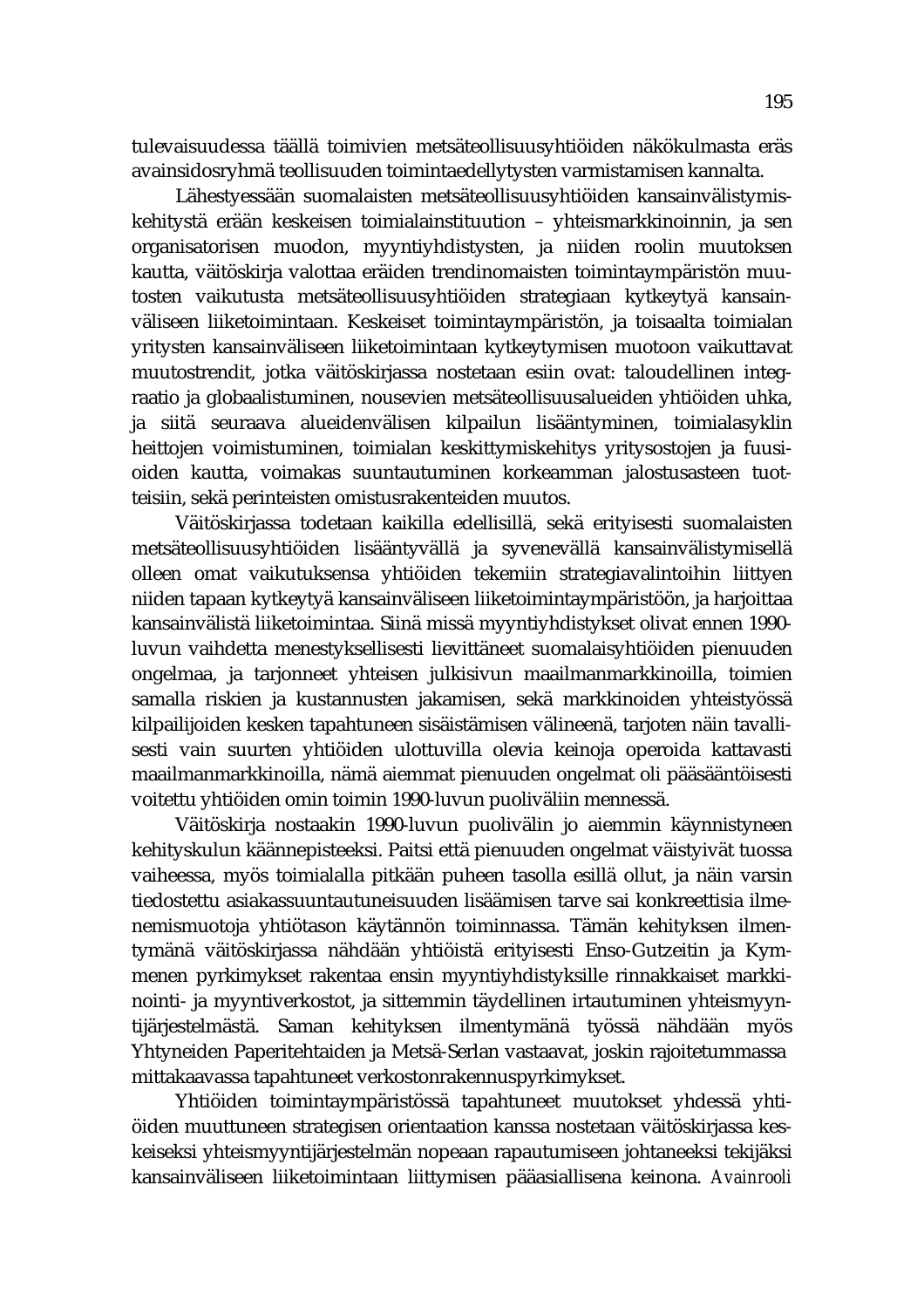tulevaisuudessa täällä toimivien metsäteollisuusyhtiöiden näkökulmasta eräs avainsidosryhmä teollisuuden toimintaedellytysten varmistamisen kannalta.

Lähestyessään suomalaisten metsäteollisuusyhtiöiden kansainvälistymiskehitystä erään keskeisen toimialainstituution – yhteismarkkinoinnin, ja sen organisatorisen muodon, myyntiyhdistysten, ja niiden roolin muutoksen kautta, väitöskirja valottaa eräiden trendinomaisten toimintaympäristön muutosten vaikutusta metsäteollisuusyhtiöiden strategiaan kytkeytyä kansainväliseen liiketoimintaan. Keskeiset toimintaympäristön, ja toisaalta toimialan yritysten kansainväliseen liiketoimintaan kytkeytymisen muotoon vaikuttavat muutostrendit, jotka väitöskirjassa nostetaan esiin ovat: taloudellinen integraatio ja globaalistuminen, nousevien metsäteollisuusalueiden yhtiöiden uhka, ja siitä seuraava alueidenvälisen kilpailun lisääntyminen, toimialasyklin heittojen voimistuminen, toimialan keskittymiskehitys yritysostojen ja fuusioiden kautta, voimakas suuntautuminen korkeamman jalostusasteen tuotteisiin, sekä perinteisten omistusrakenteiden muutos.

Väitöskirjassa todetaan kaikilla edellisillä, sekä erityisesti suomalaisten metsäteollisuusyhtiöiden lisääntyvällä ja syvenevällä kansainvälistymisellä olleen omat vaikutuksensa yhtiöiden tekemiin strategiavalintoihin liittyen niiden tapaan kytkeytyä kansainväliseen liiketoimintaympäristöön, ja harjoittaa kansainvälistä liiketoimintaa. Siinä missä myyntiyhdistykset olivat ennen 1990-luvun vaihdetta menestyksellisesti lievittäneet suomalaisyhtiöiden pienuuden ongelmaa, ja tarjonneet yhteisen julkisivun maailmanmarkkinoilla, toimien samalla riskien ja kustannusten jakamisen, sekä markkinoiden yhteistyössä kilpailijoiden kesken tapahtuneen sisäistämisen välineenä, tarjoten näin tavallisesti vain suurten yhtiöiden ulottuvilla olevia keinoja operoida kattavasti maailmanmarkkinoilla, nämä aiemmat pienuuden ongelmat oli pääsääntöisesti voitettu yhtiöiden omin toimin 1990-luvun puoliväliin mennessä.

Väitöskirja nostaakin 1990-luvun puolivälin jo aiemmin käynnistyneen kehityskulun käännepisteeksi. Paitsi että pienuuden ongelmat väistyivät tuossa vaiheessa, myös toimialalla pitkään puheen tasolla esillä ollut, ja näin varsin tiedostettu asiakassuuntautuneisuuden lisäämisen tarve sai konkreettisia ilmenemismuotoja yhtiötason käytännön toiminnassa. Tämän kehityksen ilmentymänä väitöskirjassa nähdään yhtiöistä erityisesti Enso-Gutzeitin ja Kymmenen pyrkimykset rakentaa ensin myyntiyhdistyksille rinnakkaiset markkinointi- ja myyntiverkostot, ja sittemmin täydellinen irtautuminen yhteismyyntijärjestelmästä. Saman kehityksen ilmentymänä työssä nähdään myös Yhtyneiden Paperitehtaiden ja Metsä-Serlan vastaavat, joskin rajoitetummassa mittakaavassa tapahtuneet verkostonrakennuspyrkimykset.

Yhtiöiden toimintaympäristössä tapahtuneet muutokset yhdessä yhtiöiden muuttuneen strategisen orientaation kanssa nostetaan väitöskirjassa keskeiseksi yhteismyyntijärjestelmän nopeaan rapautumiseen johtaneeksi tekijäksi kansainväliseen liiketoimintaan liittymisen pääasiallisena keinona. *Avainrooli*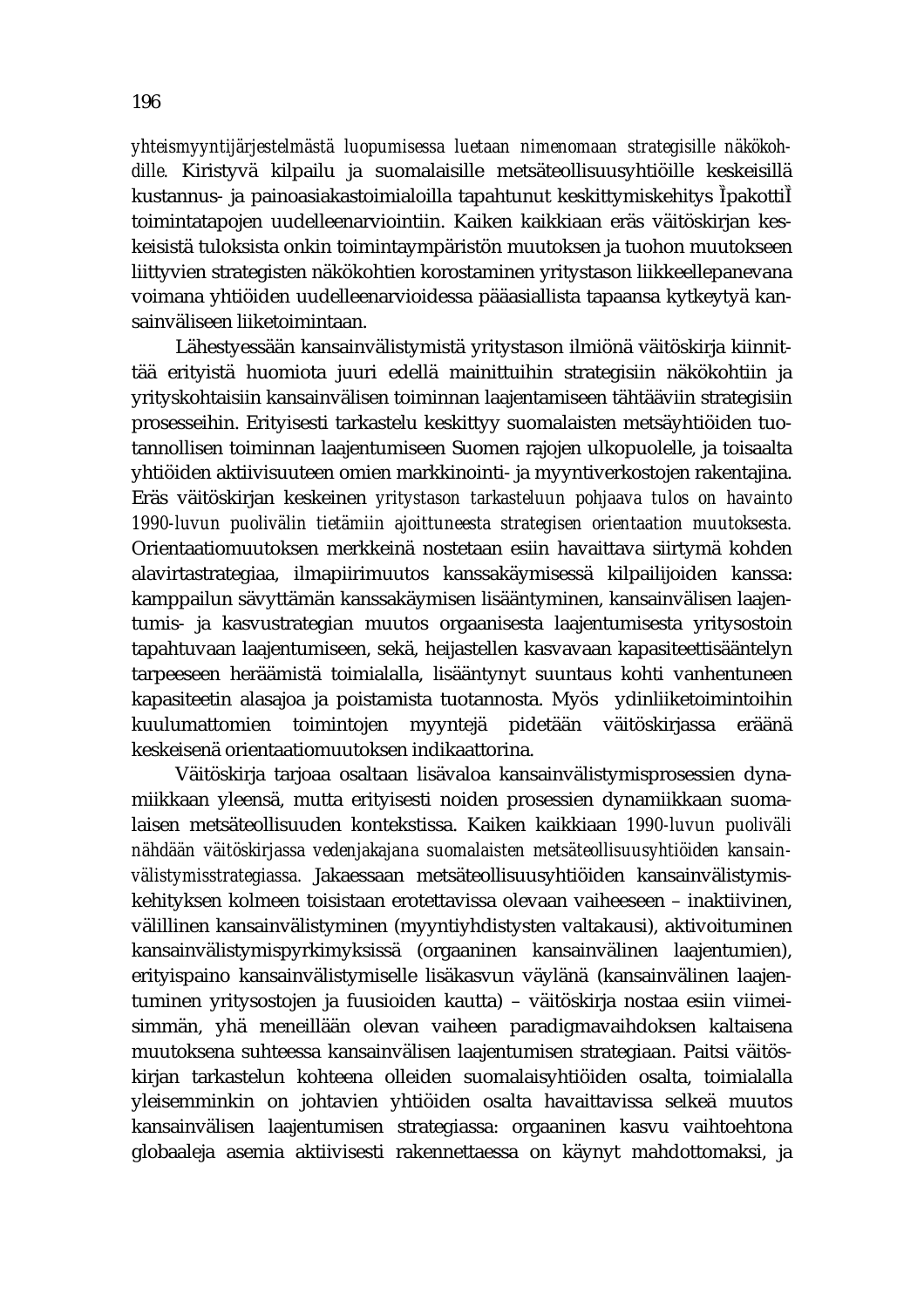*yhteismyyntijärjestelmästä luopumisessa luetaan nimenomaan strategisille näkökohdille.* Kiristyvä kilpailu ja suomalaisille metsäteollisuusyhtiöille keskeisillä kustannus- ja painoasiakastoimialoilla tapahtunut keskittymiskehitys ÌpakottiÌ toimintatapojen uudelleenarviointiin. Kaiken kaikkiaan eräs väitöskirjan keskeisistä tuloksista onkin toimintaympäristön muutoksen ja tuohon muutokseen liittyvien strategisten näkökohtien korostaminen yritystason liikkeellepanevana voimana yhtiöiden uudelleenarvioidessa pääasiallista tapaansa kytkeytyä kansainväliseen liiketoimintaan.

Lähestyessään kansainvälistymistä yritystason ilmiönä väitöskirja kiinnittää erityistä huomiota juuri edellä mainittuihin strategisiin näkökohtiin ja yrityskohtaisiin kansainvälisen toiminnan laajentamiseen tähtääviin strategisiin prosesseihin. Erityisesti tarkastelu keskittyy suomalaisten metsäyhtiöiden tuotannollisen toiminnan laajentumiseen Suomen rajojen ulkopuolelle, ja toisaalta yhtiöiden aktiivisuuteen omien markkinointi- ja myyntiverkostojen rakentajina. Eräs väitöskirjan keskeinen *yritystason tarkasteluun pohjaava tulos on havainto 1990-luvun puolivälin tietämiin ajoittuneesta strategisen orientaation muutoksesta.* Orientaatiomuutoksen merkkeinä nostetaan esiin havaittava siirtymä kohden alavirtastrategiaa, ilmapiirimuutos kanssakäymisessä kilpailijoiden kanssa: kamppailun sävyttämän kanssakäymisen lisääntyminen, kansainvälisen laajentumis- ja kasvustrategian muutos orgaanisesta laajentumisesta yritysostoin tapahtuvaan laajentumiseen, sekä, heijastellen kasvavaan kapasiteettisääntelyn tarpeeseen heräämistä toimialalla, lisääntynyt suuntaus kohti vanhentuneen kapasiteetin alasajoa ja poistamista tuotannosta. Myös ydinliiketoimintoihin kuulumattomien toimintojen myyntejä pidetään väitöskirjassa eräänä keskeisenä orientaatiomuutoksen indikaattorina.

Väitöskirja tarjoaa osaltaan lisävaloa kansainvälistymisprosessien dynamiikkaan yleensä, mutta erityisesti noiden prosessien dynamiikkaan suomalaisen metsäteollisuuden kontekstissa. Kaiken kaikkiaan *1990-luvun puoliväli nähdään väitöskirjassa vedenjakajana suomalaisten metsäteollisuusyhtiöiden kansainvälistymisstrategiassa.* Jakaessaan metsäteollisuusyhtiöiden kansainvälistymiskehityksen kolmeen toisistaan erotettavissa olevaan vaiheeseen – inaktiivinen, välillinen kansainvälistyminen (myyntiyhdistysten valtakausi), aktivoituminen kansainvälistymispyrkimyksissä (orgaaninen kansainvälinen laajentumien), erityispaino kansainvälistymiselle lisäkasvun väylänä (kansainvälinen laajentuminen yritysostojen ja fuusioiden kautta) – väitöskirja nostaa esiin viimeisimmän, yhä meneillään olevan vaiheen paradigmavaihdoksen kaltaisena muutoksena suhteessa kansainvälisen laajentumisen strategiaan. Paitsi väitöskirjan tarkastelun kohteena olleiden suomalaisyhtiöiden osalta, toimialalla yleisemminkin on johtavien yhtiöiden osalta havaittavissa selkeä muutos kansainvälisen laajentumisen strategiassa: orgaaninen kasvu vaihtoehtona globaaleja asemia aktiivisesti rakennettaessa on käynyt mahdottomaksi, ja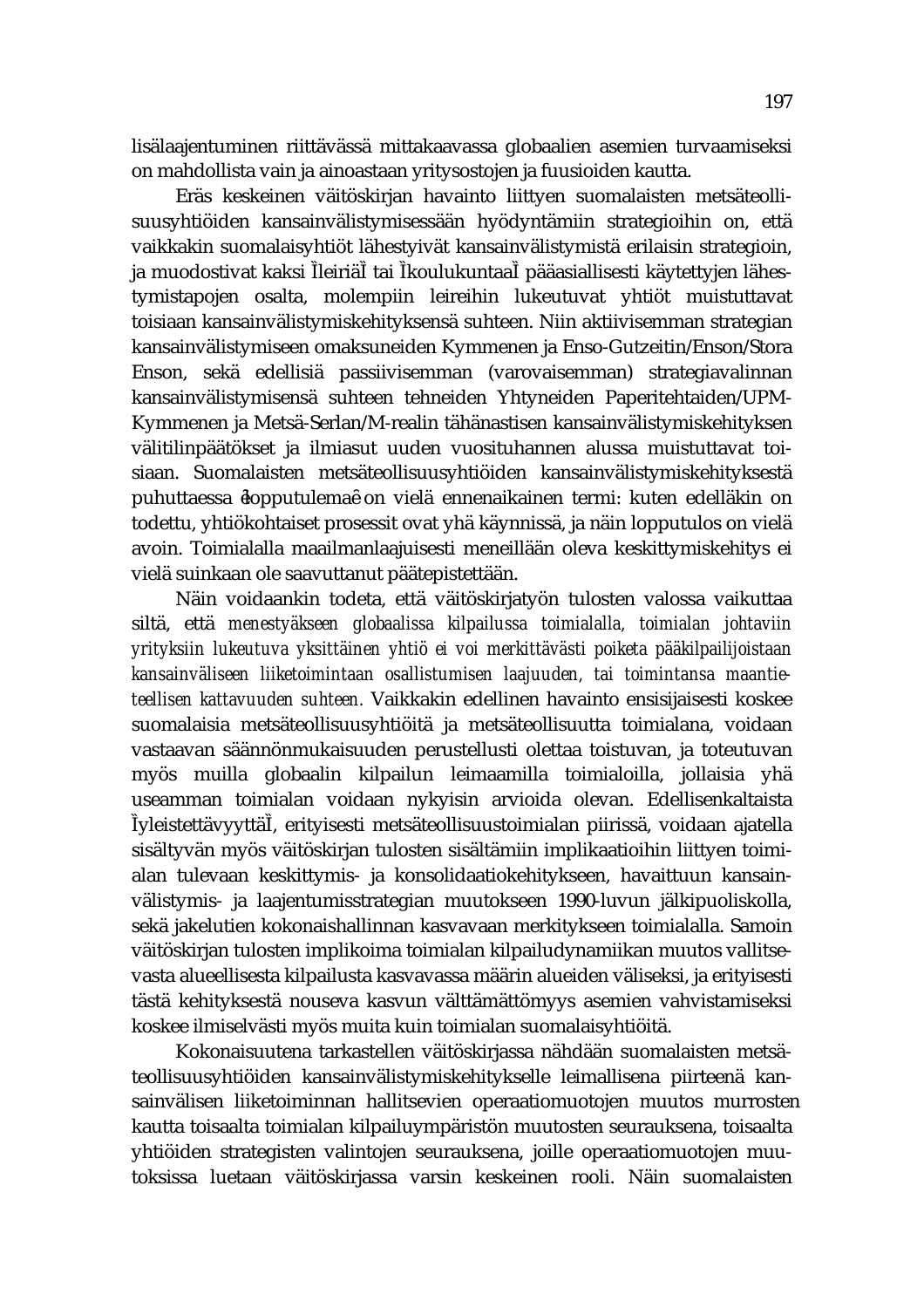lisälaajentuminen riittävässä mittakaavassa globaalien asemien turvaamiseksi on mahdollista vain ja ainoastaan yritysostojen ja fuusioiden kautta.

Eräs keskeinen väitöskirjan havainto liittyen suomalaisten metsäteollisuusyhtiöiden kansainvälistymisessään hyödyntämiin strategioihin on, että vaikkakin suomalaisyhtiöt lähestyivät kansainvälistymistä erilaisin strategioin, ja muodostivat kaksi "leiriä" tai "koulukuntaa" pääasiallisesti käytettyjen lähestymistapojen osalta, molempiin leireihin lukeutuvat yhtiöt muistuttavat toisiaan kansainvälistymiskehityksensä suhteen. Niin aktiivisemman strategian kansainvälistymiseen omaksuneiden Kymmenen ja Enso-Gutzeitin/Enson/Stora Enson, sekä edellisiä passiivisemman (varovaisemman) strategiavalinnan kansainvälistymisensä suhteen tehneiden Yhtyneiden Paperitehtaiden/UPM-Kymmenen ja Metsä-Serlan/M-realin tähänastisen kansainvälistymiskehityksen välitilinpäätökset ja ilmiasut uuden vuosituhannen alussa muistuttavat toisiaan. Suomalaisten metsäteollisuusyhtiöiden kansainvälistymiskehityksestä puhuttaessa "lopputulema" on vielä ennenaikainen termi: kuten edelläkin on todettu, yhtiökohtaiset prosessit ovat yhä käynnissä, ja näin lopputulos on vielä avoin. Toimialalla maailmanlaajuisesti meneillään oleva keskittymiskehitys ei vielä suinkaan ole saavuttanut päätepistettään.

Näin voidaankin todeta, että väitöskirjatyön tulosten valossa vaikuttaa siltä, että *menestyäkseen globaalissa kilpailussa toimialalla, toimialan johtaviin yrityksiin lukeutuva yksittäinen yhtiö ei voi merkittävästi poiketa pääkilpailijoistaan kansainväliseen liiketoimintaan osallistumisen laajuuden, tai toimintansa maantieteellisen kattavuuden suhteen.* Vaikkakin edellinen havainto ensisijaisesti koskee suomalaisia metsäteollisuusyhtiöitä ja metsäteollisuutta toimialana, voidaan vastaavan säännönmukaisuuden perustellusti olettaa toistuvan, ja toteutuvan myös muilla globaalin kilpailun leimaamilla toimialoilla, jollaisia yhä useamman toimialan voidaan nykyisin arvioida olevan. Edellisenkaltaista "yleistettävyyttä", erityisesti metsäteollisuustoimialan piirissä, voidaan ajatella sisältyvän myös väitöskirjan tulosten sisältämiin implikaatioihin liittyen toimialan tulevaan keskittymis- ja konsolidaatiokehitykseen, havaittuun kansainvälistymis- ja laajentumisstrategian muutokseen 1990-luvun jälkipuoliskolla, sekä jakelutien kokonaishallinnan kasvavaan merkitykseen toimialalla. Samoin väitöskirjan tulosten implikoima toimialan kilpailudynamiikan muutos vallitsevasta alueellisesta kilpailusta kasvavassa määrin alueiden väliseksi, ja erityisesti tästä kehityksestä nouseva kasvun välttämättömyys asemien vahvistamiseksi koskee ilmiselvästi myös muita kuin toimialan suomalaisyhtiöitä.

Kokonaisuutena tarkastellen väitöskirjassa nähdään suomalaisten metsäteollisuusyhtiöiden kansainvälistymiskehitykselle leimallisena piirteenä kansainvälisen liiketoiminnan hallitsevien operaatiomuotojen muutos murrosten kautta toisaalta toimialan kilpailuympäristön muutosten seurauksena, toisaalta yhtiöiden strategisten valintojen seurauksena, joille operaatiomuotojen muutoksissa luetaan väitöskirjassa varsin keskeinen rooli. Näin suomalaisten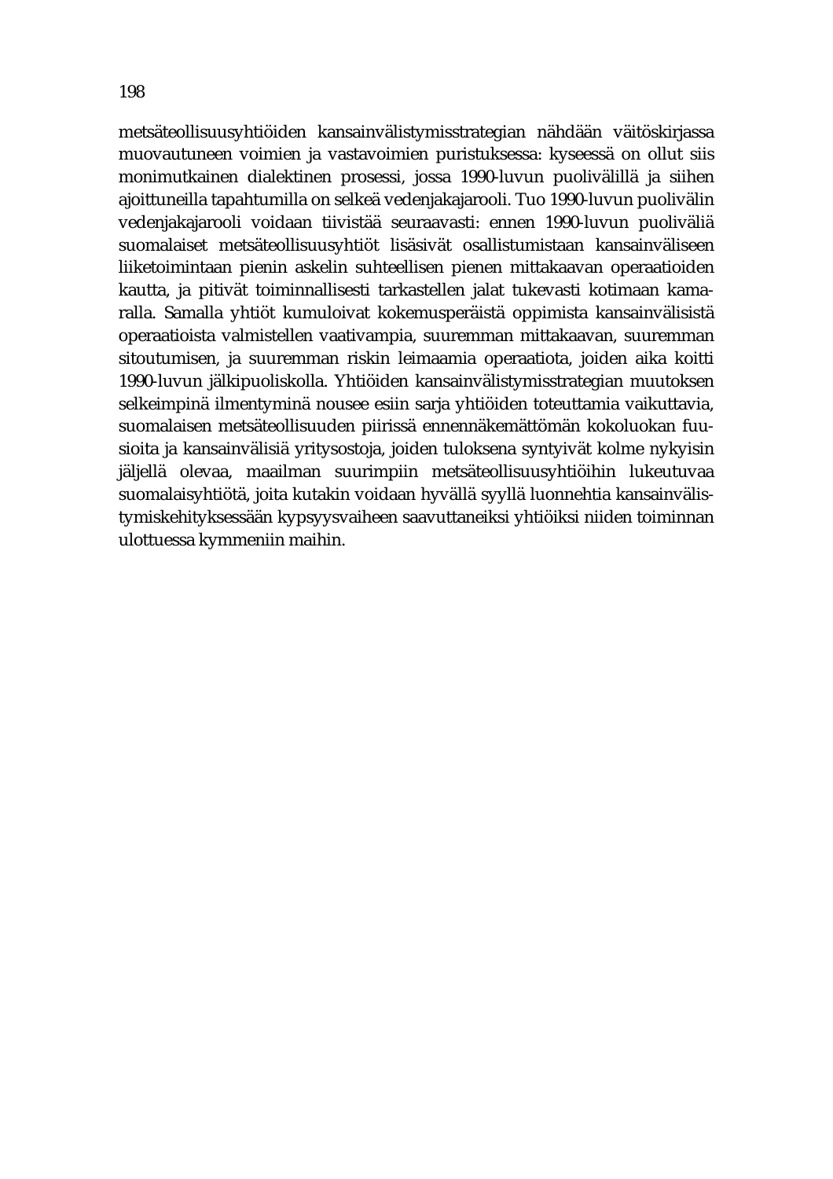metsäteollisuusyhtiöiden kansainvälistymisstrategian nähdään väitöskirjassa muovautuneen voimien ja vastavoimien puristuksessa: kyseessä on ollut siis monimutkainen dialektinen prosessi, jossa 1990-luvun puolivälillä ja siihen ajoittuneilla tapahtumilla on selkeä vedenjakajarooli. Tuo 1990-luvun puolivälin vedenjakajarooli voidaan tiivistää seuraavasti: ennen 1990-luvun puoliväliä suomalaiset metsäteollisuusyhtiöt lisäsivät osallistumistaan kansainväliseen liiketoimintaan pienin askelin suhteellisen pienen mittakaavan operaatioiden kautta, ja pitivät toiminnallisesti tarkastellen jalat tukevasti kotimaan kamaralla. Samalla yhtiöt kumuloivat kokemusperäistä oppimista kansainvälisistä operaatioista valmistellen vaativampia, suuremman mittakaavan, suuremman sitoutumisen, ja suuremman riskin leimaamia operaatiota, joiden aika koitti 1990-luvun jälkipuoliskolla. Yhtiöiden kansainvälistymisstrategian muutoksen selkeimpinä ilmentyminä nousee esiin sarja yhtiöiden toteuttamia vaikuttavia, suomalaisen metsäteollisuuden piirissä ennennäkemättömän kokoluokan fuusioita ja kansainvälisiä yritysostoja, joiden tuloksena syntyivät kolme nykyisin jäljellä olevaa, maailman suurimpiin metsäteollisuusyhtiöihin lukeutuvaa suomalaisyhtiötä, joita kutakin voidaan hyvällä syyllä luonnehtia kansainvälistymiskehityksessään kypsyysvaiheen saavuttaneiksi yhtiöiksi niiden toiminnan ulottuessa kymmeniin maihin.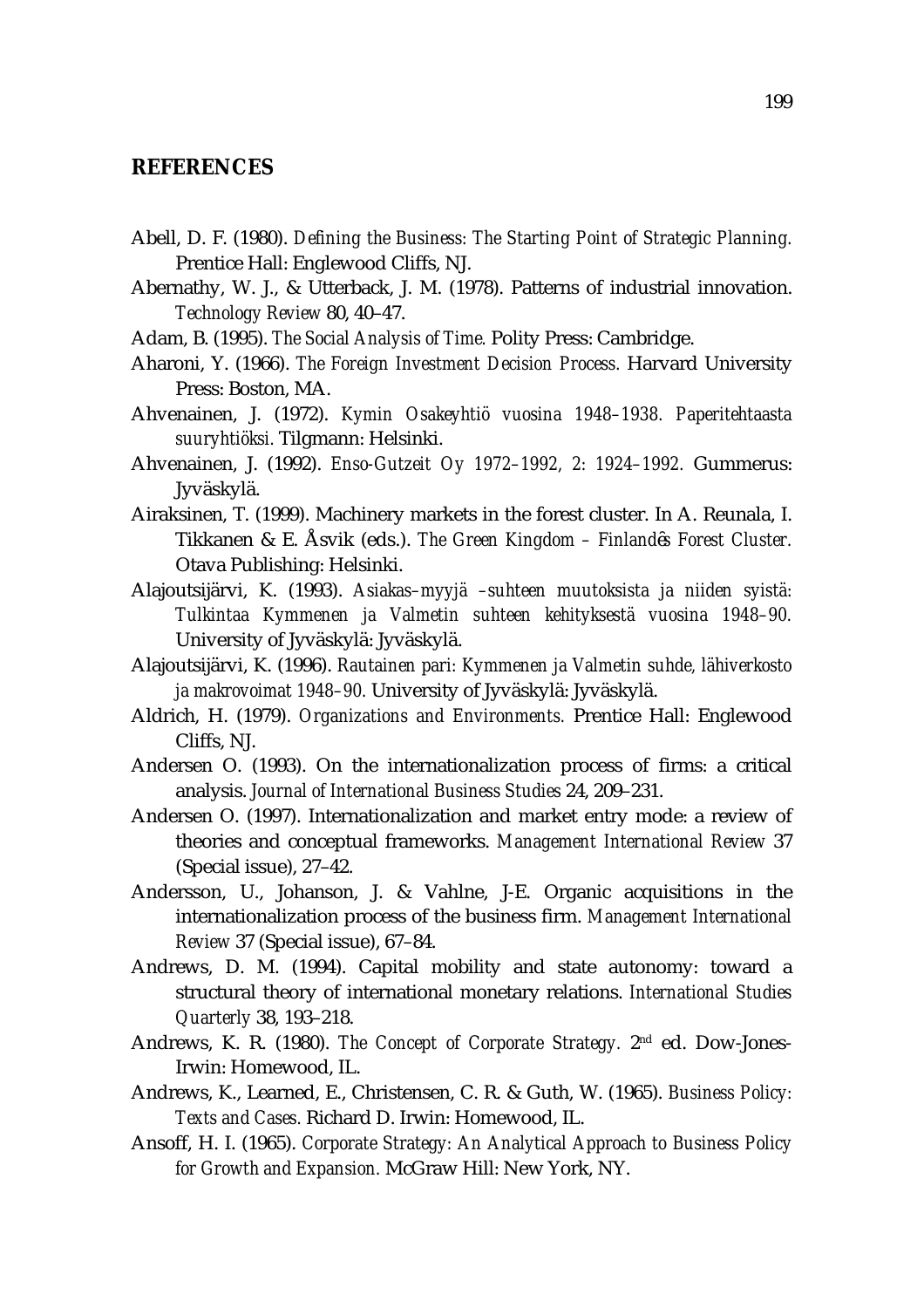## REFERENCES

Abell, D. F. (1980). *Defining the Business: The Starting Point of Strategic Planning.* Prentice Hall: Englewood Cliffs, NJ.

Abernathy, W. J., & Utterback, J. M. (1978). Patterns of industrial innovation. *Technology Review* 80, 40–47.

Adam, B. (1995). *The Social Analysis of Time.* Polity Press: Cambridge.

Aharoni, Y. (1966). *The Foreign Investment Decision Process.* Harvard University Press: Boston, MA.

Ahvenainen, J. (1972). *Kymin Osakeyhtiö vuosina 1948–1938. Paperitehtaasta suuryhtiöksi.* Tilgmann: Helsinki.

Ahvenainen, J. (1992). *Enso-Gutzeit Oy 1972–1992, 2: 1924–1992.* Gummerus: Jyväskylä.

Airaksinen, T. (1999). Machinery markets in the forest cluster. In A. Reunala, I. Tikkanen & E. Åsvik (eds.). *The Green Kingdom – Finlandȇs Forest Cluster.* Otava Publishing: Helsinki.

Alajoutsijärvi, K. (1993). *Asiakas–myyjä –suhteen muutoksista ja niiden syistä: Tulkintaa Kymmenen ja Valmetin suhteen kehityksestä vuosina 1948–90.* University of Jyväskylä: Jyväskylä.

Alajoutsijärvi, K. (1996). *Rautainen pari: Kymmenen ja Valmetin suhde, lähiverkosto ja makrovoimat 1948–90.* University of Jyväskylä: Jyväskylä.

Aldrich, H. (1979). *Organizations and Environments.* Prentice Hall: Englewood Cliffs, NJ.

Andersen O. (1993). On the internationalization process of firms: a critical analysis. *Journal of International Business Studies* 24, 209–231.

Andersen O. (1997). Internationalization and market entry mode: a review of theories and conceptual frameworks. *Management International Review* 37 (Special issue), 27–42.

Andersson, U., Johanson, J. & Vahlne, J-E. Organic acquisitions in the internationalization process of the business firm. *Management International Review* 37 (Special issue), 67–84.

Andrews, D. M. (1994). Capital mobility and state autonomy: toward a structural theory of international monetary relations. *International Studies Quarterly* 38, 193–218.

Andrews, K. R. (1980). *The Concept of Corporate Strategy.* 2nd ed. Dow-Jones-Irwin: Homewood, IL.

Andrews, K., Learned, E., Christensen, C. R. & Guth, W. (1965). *Business Policy: Texts and Cases.* Richard D. Irwin: Homewood, IL.

Ansoff, H. I. (1965). *Corporate Strategy: An Analytical Approach to Business Policy for Growth and Expansion.* McGraw Hill: New York, NY.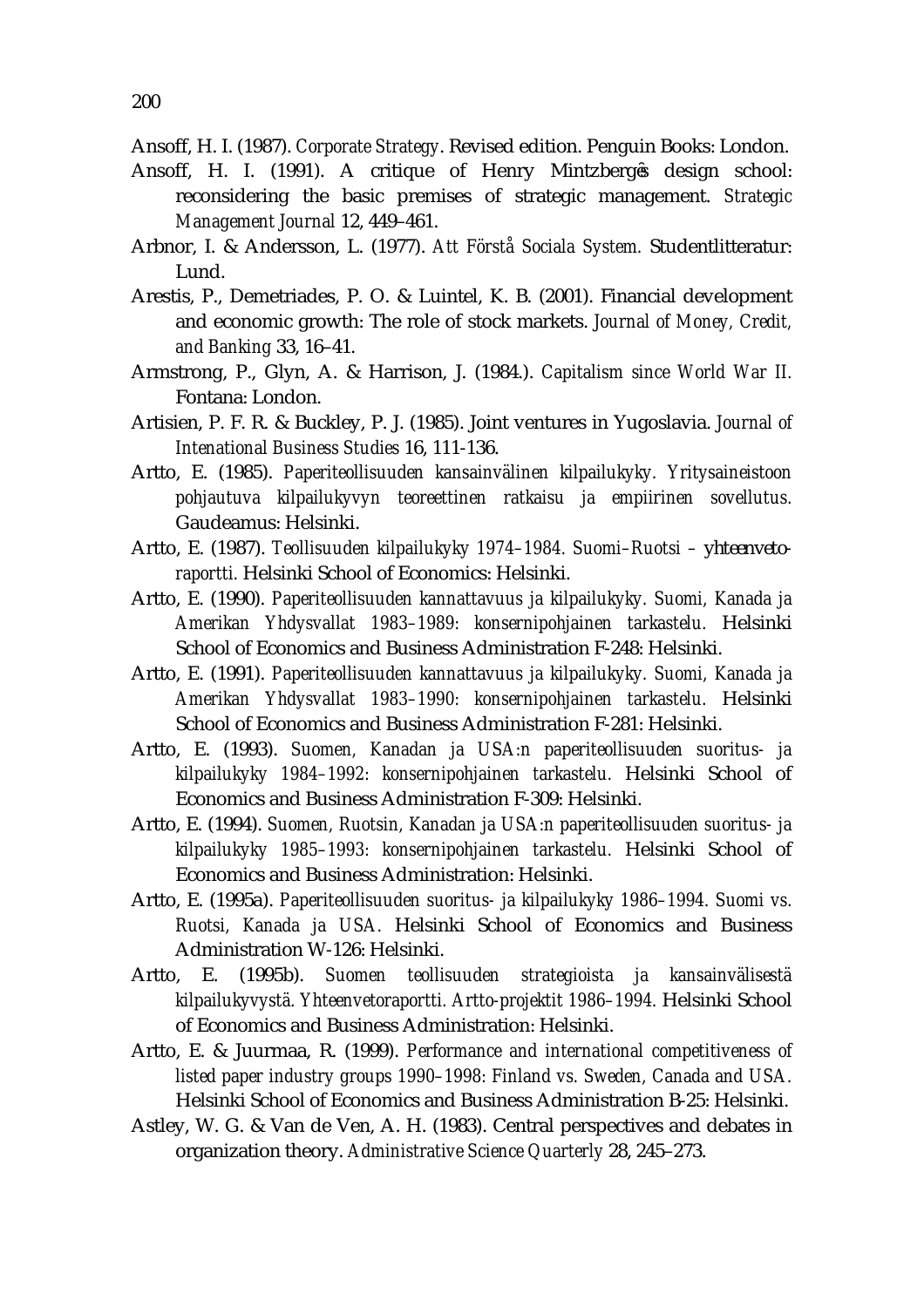Ansoff, H. I. (1987). *Corporate Strategy*. Revised edition. Penguin Books: London.

Ansoff, H. I. (1991). A critique of Henry Mintzberg's design school: reconsidering the basic premises of strategic management. *Strategic Management Journal* 12, 449–461.

Arbnor, I. & Andersson, L. (1977). *Att Förstå Sociala System.* Studentlitteratur: Lund.

Arestis, P., Demetriades, P. O. & Luintel, K. B. (2001). Financial development and economic growth: The role of stock markets. *Journal of Money, Credit, and Banking* 33, 16–41.

Armstrong, P., Glyn, A. & Harrison, J. (1984.). *Capitalism since World War II.* Fontana: London.

Artisien, P. F. R. & Buckley, P. J. (1985). Joint ventures in Yugoslavia. *Journal of Intenational Business Studies* 16, 111-136.

Artto, E. (1985). *Paperiteollisuuden kansainvälinen kilpailukyky. Yritysaineistoon pohjautuva kilpailukyvyn teoreettinen ratkaisu ja empiirinen sovellutus.* Gaudeamus: Helsinki.

Artto, E. (1987). *Teollisuuden kilpailukyky 1974–1984. Suomi–Ruotsi –* yhteenveto*raportti.* Helsinki School of Economics: Helsinki.

Artto, E. (1990). *Paperiteollisuuden kannattavuus ja kilpailukyky. Suomi, Kanada ja Amerikan Yhdysvallat 1983–1989: konsernipohjainen tarkastelu.* Helsinki School of Economics and Business Administration F-248: Helsinki.

Artto, E. (1991). *Paperiteollisuuden kannattavuus ja kilpailukyky. Suomi, Kanada ja Amerikan Yhdysvallat 1983–1990: konsernipohjainen tarkastelu.* Helsinki School of Economics and Business Administration F-281: Helsinki.

Artto, E. (1993). *Suomen, Kanadan ja USA:n paperiteollisuuden suoritus- ja kilpailukyky 1984–1992: konsernipohjainen tarkastelu.* Helsinki School of Economics and Business Administration F-309: Helsinki.

Artto, E. (1994). *Suomen, Ruotsin, Kanadan ja USA:n paperiteollisuuden suoritus- ja kilpailukyky 1985–1993: konsernipohjainen tarkastelu.* Helsinki School of Economics and Business Administration: Helsinki.

Artto, E. (1995a). *Paperiteollisuuden suoritus- ja kilpailukyky 1986–1994. Suomi vs. Ruotsi, Kanada ja USA.* Helsinki School of Economics and Business Administration W-126: Helsinki.

Artto, E. (1995b). *Suomen teollisuuden strategioista ja kansainvälisestä kilpailukyvystä. Yhteenvetoraportti. Artto-projektit 1986–1994.* Helsinki School of Economics and Business Administration: Helsinki.

Artto, E. & Juurmaa, R. (1999). *Performance and international competitiveness of listed paper industry groups 1990–1998: Finland vs. Sweden, Canada and USA.* Helsinki School of Economics and Business Administration B-25: Helsinki.

Astley, W. G. & Van de Ven, A. H. (1983). Central perspectives and debates in organization theory. *Administrative Science Quarterly* 28, 245–273.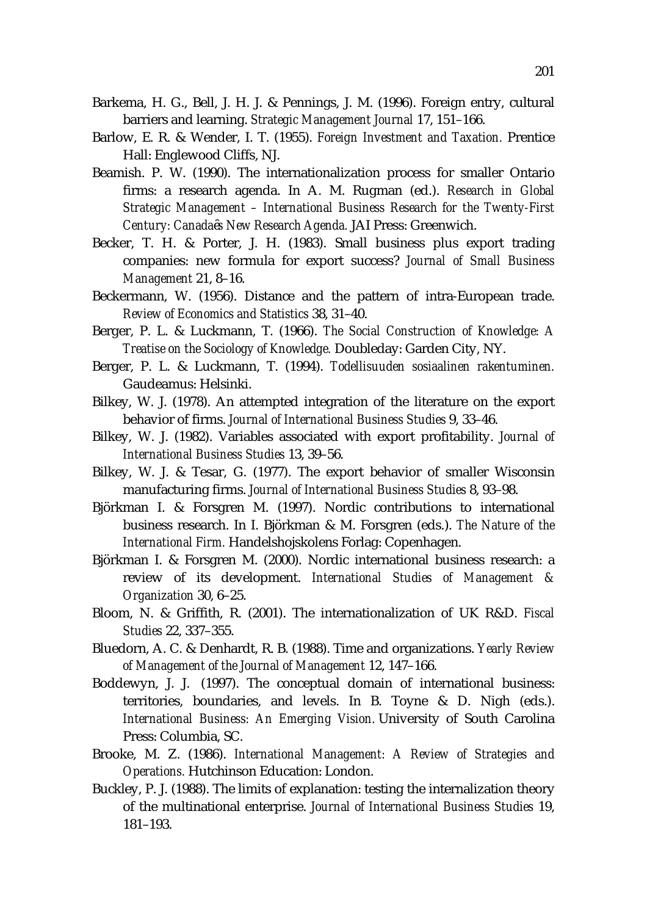Barkema, H. G., Bell, J. H. J. & Pennings, J. M. (1996). Foreign entry, cultural barriers and learning. *Strategic Management Journal* 17, 151–166.

Barlow, E. R. & Wender, I. T. (1955). *Foreign Investment and Taxation.* Prentice Hall: Englewood Cliffs, NJ.

Beamish. P. W. (1990). The internationalization process for smaller Ontario firms: a research agenda. In A. M. Rugman (ed.). *Research in Global Strategic Management – International Business Research for the Twenty-First Century: Canadaês New Research Agenda.* JAI Press: Greenwich.

Becker, T. H. & Porter, J. H. (1983). Small business plus export trading companies: new formula for export success? *Journal of Small Business Management* 21, 8–16.

Beckermann, W. (1956). Distance and the pattern of intra-European trade. *Review of Economics and Statistics* 38, 31–40.

Berger, P. L. & Luckmann, T. (1966). *The Social Construction of Knowledge: A Treatise on the Sociology of Knowledge.* Doubleday: Garden City, NY.

Berger, P. L. & Luckmann, T. (1994). *Todellisuuden sosiaalinen rakentuminen.* Gaudeamus: Helsinki.

Bilkey, W. J. (1978). An attempted integration of the literature on the export behavior of firms. *Journal of International Business Studies* 9, 33–46.

Bilkey, W. J. (1982). Variables associated with export profitability. *Journal of International Business Studies* 13, 39–56.

Bilkey, W. J. & Tesar, G. (1977). The export behavior of smaller Wisconsin manufacturing firms. *Journal of International Business Studies* 8, 93–98.

Björkman I. & Forsgren M. (1997). Nordic contributions to international business research. In I. Björkman & M. Forsgren (eds.). *The Nature of the International Firm.* Handelshojskolens Forlag: Copenhagen.

Björkman I. & Forsgren M. (2000). Nordic international business research: a review of its development. *International Studies of Management & Organization* 30, 6–25.

Bloom, N. & Griffith, R. (2001). The internationalization of UK R&D. *Fiscal Studies* 22, 337–355.

Bluedorn, A. C. & Denhardt, R. B. (1988). Time and organizations. *Yearly Review of Management of the Journal of Management* 12, 147–166.

Boddewyn, J. J. (1997). The conceptual domain of international business: territories, boundaries, and levels. In B. Toyne & D. Nigh (eds.). *International Business: An Emerging Vision.* University of South Carolina Press: Columbia, SC.

Brooke, M. Z. (1986). *International Management: A Review of Strategies and Operations.* Hutchinson Education: London.

Buckley, P. J. (1988). The limits of explanation: testing the internalization theory of the multinational enterprise. *Journal of International Business Studies* 19, 181–193.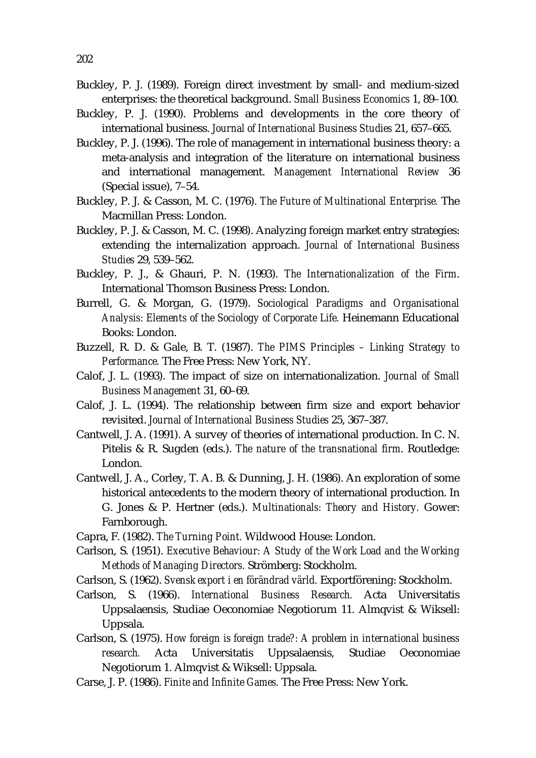Buckley, P. J. (1989). Foreign direct investment by small- and medium-sized enterprises: the theoretical background. *Small Business Economics* 1, 89–100.

Buckley, P. J. (1990). Problems and developments in the core theory of international business. *Journal of International Business Studies* 21, 657–665.

Buckley, P. J. (1996). The role of management in international business theory: a meta-analysis and integration of the literature on international business and international management. *Management International Review* 36 (Special issue), 7–54.

Buckley, P. J. & Casson, M. C. (1976). *The Future of Multinational Enterprise.* The Macmillan Press: London.

Buckley, P. J. & Casson, M. C. (1998). Analyzing foreign market entry strategies: extending the internalization approach. *Journal of International Business Studies* 29, 539–562.

Buckley, P. J., & Ghauri, P. N. (1993). *The Internationalization of the Firm.* International Thomson Business Press: London.

Burrell, G. & Morgan, G. (1979). *Sociological Paradigms and Organisational Analysis: Elements of the Sociology of Corporate Life.* Heinemann Educational Books: London.

Buzzell, R. D. & Gale, B. T. (1987). *The PIMS Principles – Linking Strategy to Performance.* The Free Press: New York, NY.

Calof, J. L. (1993). The impact of size on internationalization. *Journal of Small Business Management* 31, 60–69.

Calof, J. L. (1994). The relationship between firm size and export behavior revisited. *Journal of International Business Studies* 25, 367–387.

Cantwell, J. A. (1991). A survey of theories of international production. In C. N. Pitelis & R. Sugden (eds.). *The nature of the transnational firm.* Routledge: London.

Cantwell, J. A., Corley, T. A. B. & Dunning, J. H. (1986). An exploration of some historical antecedents to the modern theory of international production. In G. Jones & P. Hertner (eds.). *Multinationals: Theory and History.* Gower: Farnborough.

Capra, F. (1982). *The Turning Point.* Wildwood House: London.

Carlson, S. (1951). *Executive Behaviour: A Study of the Work Load and the Working Methods of Managing Directors.* Strömberg: Stockholm.

Carlson, S. (1962). *Svensk export i en förändrad värld.* Exportförening: Stockholm.

Carlson, S. (1966). *International Business Research.* Acta Universitatis Uppsalaensis, Studiae Oeconomiae Negotiorum 11. Almqvist & Wiksell: Uppsala.

Carlson, S. (1975). *How foreign is foreign trade?: A problem in international business research.* Acta Universitatis Uppsalaensis, Studiae Oeconomiae Negotiorum 1. Almqvist & Wiksell: Uppsala.

Carse, J. P. (1986). *Finite and Infinite Games.* The Free Press: New York.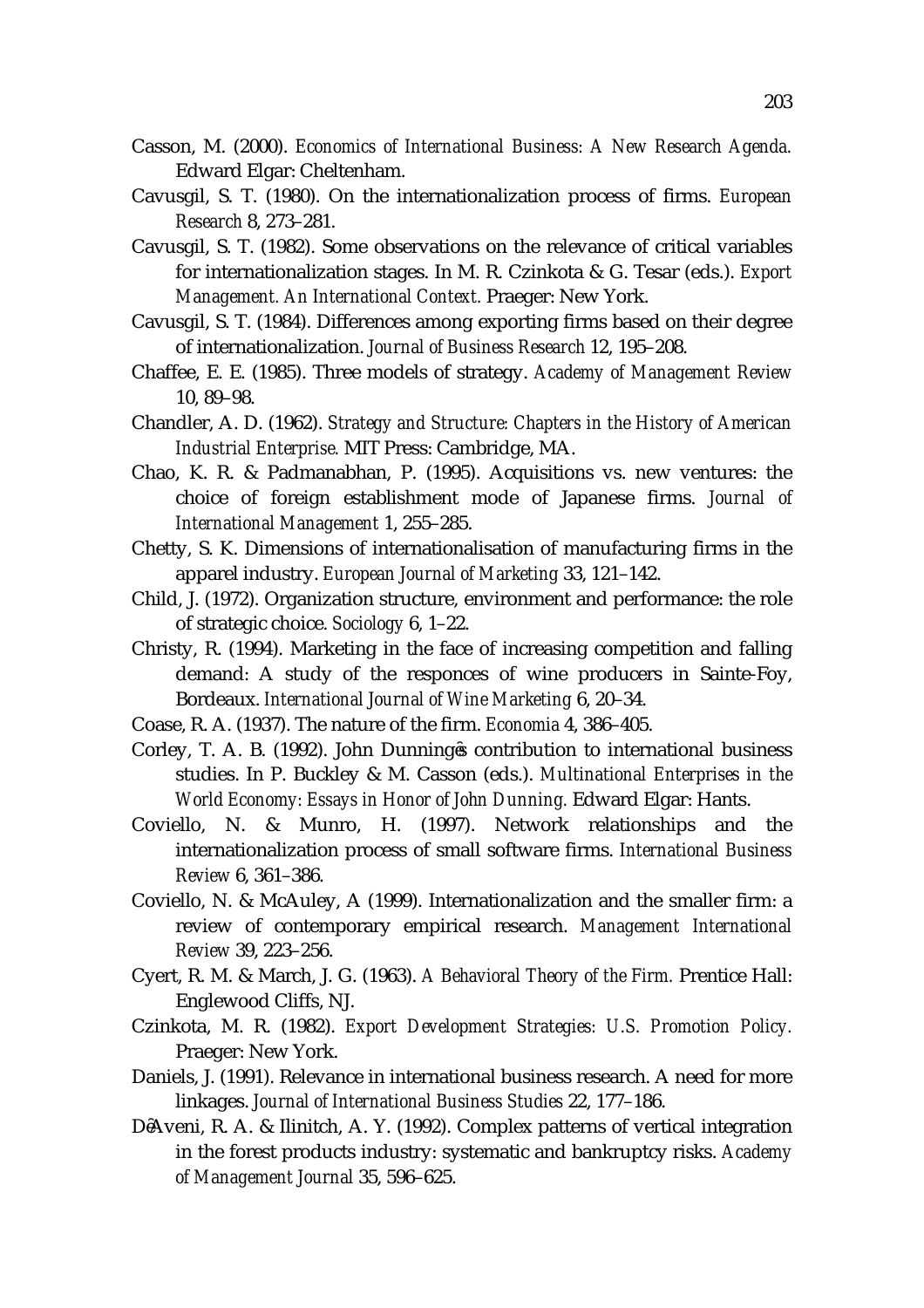Casson, M. (2000). *Economics of International Business: A New Research Agenda.* Edward Elgar: Cheltenham.

Cavusgil, S. T. (1980). On the internationalization process of firms. *European Research* 8, 273–281.

Cavusgil, S. T. (1982). Some observations on the relevance of critical variables for internationalization stages. In M. R. Czinkota & G. Tesar (eds.). *Export Management. An International Context.* Praeger: New York.

Cavusgil, S. T. (1984). Differences among exporting firms based on their degree of internationalization. *Journal of Business Research* 12, 195–208.

Chaffee, E. E. (1985). Three models of strategy. *Academy of Management Review* 10, 89–98.

Chandler, A. D. (1962). *Strategy and Structure: Chapters in the History of American Industrial Enterprise.* MIT Press: Cambridge, MA.

Chao, K. R. & Padmanabhan, P. (1995). Acquisitions vs. new ventures: the choice of foreign establishment mode of Japanese firms. *Journal of International Management* 1, 255–285.

Chetty, S. K. Dimensions of internationalisation of manufacturing firms in the apparel industry. *European Journal of Marketing* 33, 121–142.

Child, J. (1972). Organization structure, environment and performance: the role of strategic choice. *Sociology* 6, 1–22.

Christy, R. (1994). Marketing in the face of increasing competition and falling demand: A study of the responces of wine producers in Sainte-Foy, Bordeaux. *International Journal of Wine Marketing* 6, 20–34.

Coase, R. A. (1937). The nature of the firm. *Economia* 4, 386–405.

Corley, T. A. B. (1992). John Dunningęs contribution to international business studies. In P. Buckley & M. Casson (eds.). *Multinational Enterprises in the World Economy: Essays in Honor of John Dunning.* Edward Elgar: Hants.

Coviello, N. & Munro, H. (1997). Network relationships and the internationalization process of small software firms. *International Business Review* 6, 361–386.

Coviello, N. & McAuley, A (1999). Internationalization and the smaller firm: a review of contemporary empirical research. *Management International Review* 39, 223–256.

Cyert, R. M. & March, J. G. (1963). *A Behavioral Theory of the Firm.* Prentice Hall: Englewood Cliffs, NJ.

Czinkota, M. R. (1982). *Export Development Strategies: U.S. Promotion Policy.* Praeger: New York.

Daniels, J. (1991). Relevance in international business research. A need for more linkages. *Journal of International Business Studies* 22, 177–186.

DęAveni, R. A. & Ilinitch, A. Y. (1992). Complex patterns of vertical integration in the forest products industry: systematic and bankruptcy risks. *Academy of Management Journal* 35, 596–625.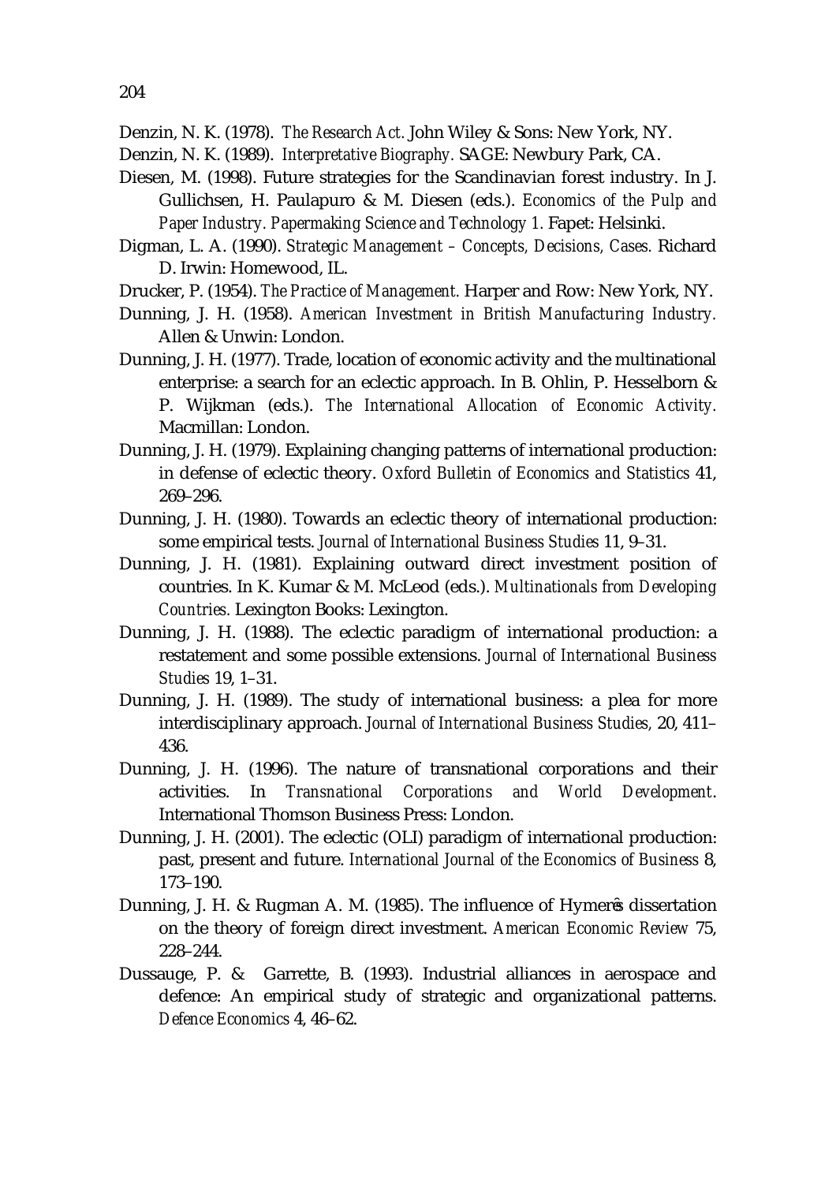Denzin, N. K. (1978). *The Research Act.* John Wiley & Sons: New York, NY.

Denzin, N. K. (1989). *Interpretative Biography.* SAGE: Newbury Park, CA.

Diesen, M. (1998). Future strategies for the Scandinavian forest industry. In J. Gullichsen, H. Paulapuro & M. Diesen (eds.). *Economics of the Pulp and Paper Industry. Papermaking Science and Technology 1.* Fapet: Helsinki.

Digman, L. A. (1990). *Strategic Management – Concepts, Decisions, Cases.* Richard D. Irwin: Homewood, IL.

Drucker, P. (1954). *The Practice of Management.* Harper and Row: New York, NY.

Dunning, J. H. (1958). *American Investment in British Manufacturing Industry.* Allen & Unwin: London.

Dunning, J. H. (1977). Trade, location of economic activity and the multinational enterprise: a search for an eclectic approach. In B. Ohlin, P. Hesselborn & P. Wijkman (eds.). *The International Allocation of Economic Activity.* Macmillan: London.

Dunning, J. H. (1979). Explaining changing patterns of international production: in defense of eclectic theory. *Oxford Bulletin of Economics and Statistics* 41, 269–296.

Dunning, J. H. (1980). Towards an eclectic theory of international production: some empirical tests. *Journal of International Business Studies* 11, 9–31.

Dunning, J. H. (1981). Explaining outward direct investment position of countries. In K. Kumar & M. McLeod (eds.). *Multinationals from Developing Countries.* Lexington Books: Lexington.

Dunning, J. H. (1988). The eclectic paradigm of international production: a restatement and some possible extensions. *Journal of International Business Studies* 19, 1–31.

Dunning, J. H. (1989). The study of international business: a plea for more interdisciplinary approach. *Journal of International Business Studies,* 20, 411–436.

Dunning, J. H. (1996). The nature of transnational corporations and their activities. In *Transnational Corporations and World Development*. International Thomson Business Press: London.

Dunning, J. H. (2001). The eclectic (OLI) paradigm of international production: past, present and future. *International Journal of the Economics of Business* 8, 173–190.

Dunning, J. H. & Rugman A. M. (1985). The influence of Hymerȇs dissertation on the theory of foreign direct investment. *American Economic Review* 75, 228–244.

Dussauge, P. & Garrette, B. (1993). Industrial alliances in aerospace and defence: An empirical study of strategic and organizational patterns. *Defence Economics* 4, 46–62.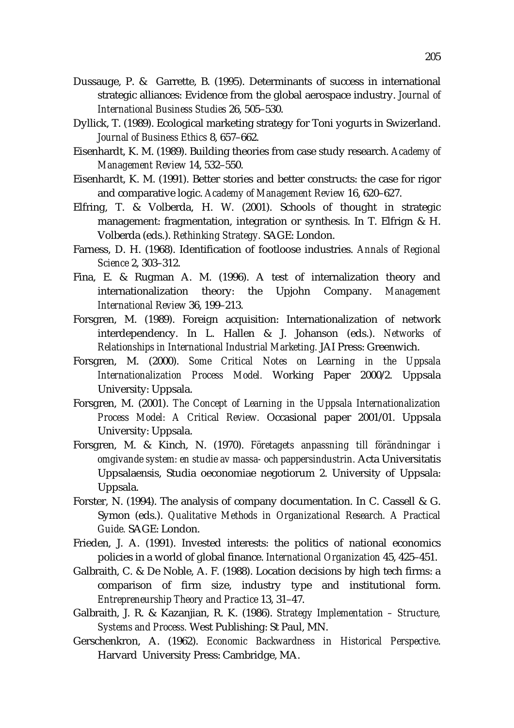Dussauge, P. & Garrette, B. (1995). Determinants of success in international strategic alliances: Evidence from the global aerospace industry. *Journal of International Business Studies* 26, 505–530.

Dyllick, T. (1989). Ecological marketing strategy for Toni yogurts in Swizerland. *Journal of Business Ethics* 8, 657–662.

Eisenhardt, K. M. (1989). Building theories from case study research. *Academy of Management Review* 14, 532–550.

Eisenhardt, K. M. (1991). Better stories and better constructs: the case for rigor and comparative logic. *Academy of Management Review* 16, 620–627.

Elfring, T. & Volberda, H. W. (2001). Schools of thought in strategic management: fragmentation, integration or synthesis. In T. Elfrign & H. Volberda (eds.). *Rethinking Strategy.* SAGE: London.

Farness, D. H. (1968). Identification of footloose industries. *Annals of Regional Science* 2, 303–312.

Fina, E. & Rugman A. M. (1996). A test of internalization theory and internationalization theory: the Upjohn Company. *Management International Review* 36, 199–213.

Forsgren, M. (1989). Foreign acquisition: Internationalization of network interdependency. In L. Hallen & J. Johanson (eds.). *Networks of Relationships in International Industrial Marketing.* JAI Press: Greenwich.

Forsgren, M. (2000). *Some Critical Notes on Learning in the Uppsala Internationalization Process Model.* Working Paper 2000/2. Uppsala University: Uppsala.

Forsgren, M. (2001). *The Concept of Learning in the Uppsala Internationalization Process Model: A Critical Review.* Occasional paper 2001/01. Uppsala University: Uppsala.

Forsgren, M. & Kinch, N. (1970). *Företagets anpassning till förändningar i omgivande system: en studie av massa- och pappersindustrin.* Acta Universitatis Uppsalaensis, Studia oeconomiae negotiorum 2. University of Uppsala: Uppsala.

Forster, N. (1994). The analysis of company documentation. In C. Cassell & G. Symon (eds.). *Qualitative Methods in Organizational Research. A Practical Guide.* SAGE: London.

Frieden, J. A. (1991). Invested interests: the politics of national economics policies in a world of global finance. *International Organization* 45, 425–451.

Galbraith, C. & De Noble, A. F. (1988). Location decisions by high tech firms: a comparison of firm size, industry type and institutional form. *Entrepreneurship Theory and Practice* 13, 31–47.

Galbraith, J. R. & Kazanjian, R. K. (1986). *Strategy Implementation – Structure, Systems and Process.* West Publishing: St Paul, MN.

Gerschenkron, A. (1962). *Economic Backwardness in Historical Perspective*. Harvard University Press: Cambridge, MA.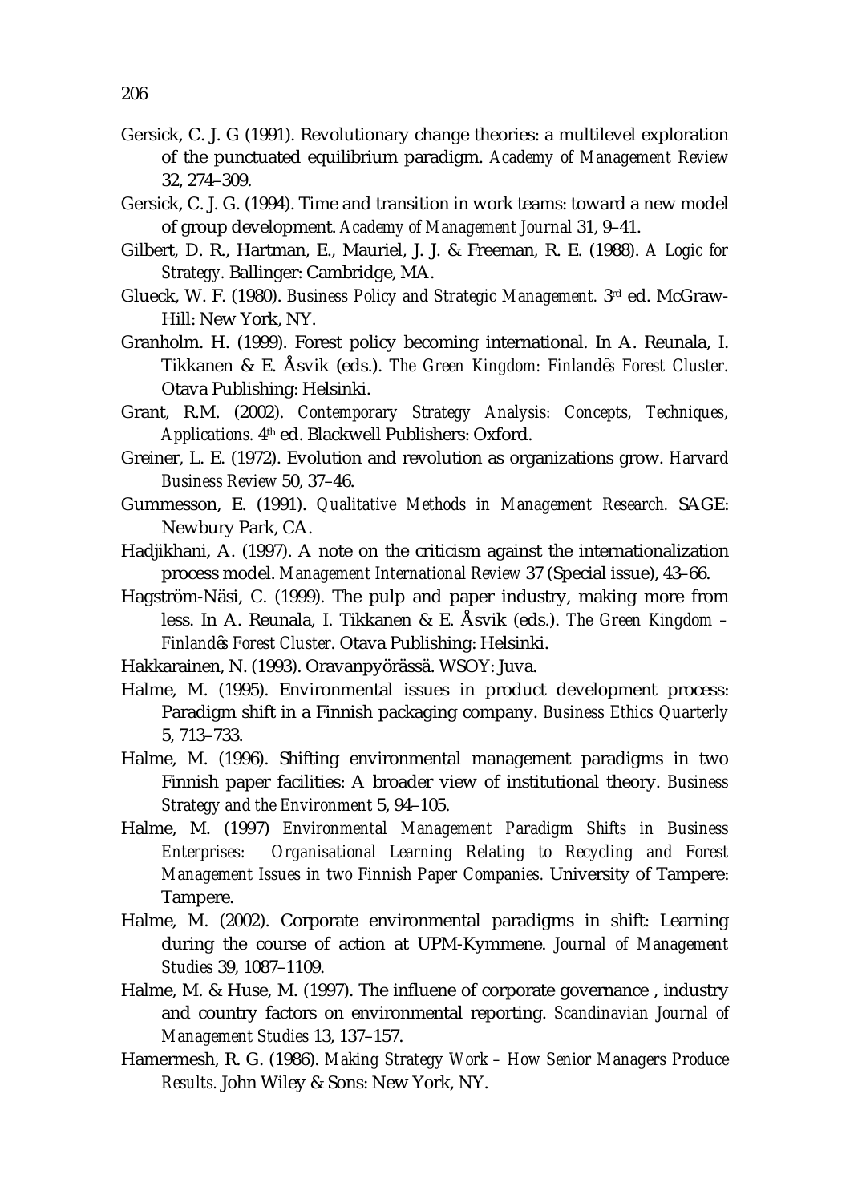Gersick, C. J. G (1991). Revolutionary change theories: a multilevel exploration of the punctuated equilibrium paradigm. *Academy of Management Review* 32, 274–309.

Gersick, C. J. G. (1994). Time and transition in work teams: toward a new model of group development. *Academy of Management Journal* 31, 9–41.

Gilbert, D. R., Hartman, E., Mauriel, J. J. & Freeman, R. E. (1988). *A Logic for Strategy.* Ballinger: Cambridge, MA.

Glueck, W. F. (1980). *Business Policy and Strategic Management.* 3rd ed. McGraw-Hill: New York, NY.

Granholm. H. (1999). Forest policy becoming international. In A. Reunala, I. Tikkanen & E. Åsvik (eds.). *The Green Kingdom: Finlandés Forest Cluster.* Otava Publishing: Helsinki.

Grant, R.M. (2002). *Contemporary Strategy Analysis: Concepts, Techniques, Applications.* 4th ed. Blackwell Publishers: Oxford.

Greiner, L. E. (1972). Evolution and revolution as organizations grow. *Harvard Business Review* 50, 37–46.

Gummesson, E. (1991). *Qualitative Methods in Management Research.* SAGE: Newbury Park, CA.

Hadjikhani, A. (1997). A note on the criticism against the internationalization process model. *Management International Review* 37 (Special issue), 43–66.

Hagström-Näsi, C. (1999). The pulp and paper industry, making more from less. In A. Reunala, I. Tikkanen & E. Åsvik (eds.). *The Green Kingdom – Finlandés Forest Cluster.* Otava Publishing: Helsinki.

Hakkarainen, N. (1993). Oravanpyörässä. WSOY: Juva.

Halme, M. (1995). Environmental issues in product development process: Paradigm shift in a Finnish packaging company. *Business Ethics Quarterly* 5, 713–733.

Halme, M. (1996). Shifting environmental management paradigms in two Finnish paper facilities: A broader view of institutional theory. *Business Strategy and the Environment* 5, 94–105.

Halme, M. (1997) *Environmental Management Paradigm Shifts in Business Enterprises: Organisational Learning Relating to Recycling and Forest Management Issues in two Finnish Paper Companies.* University of Tampere: Tampere.

Halme, M. (2002). Corporate environmental paradigms in shift: Learning during the course of action at UPM-Kymmene. *Journal of Management Studies* 39, 1087–1109.

Halme, M. & Huse, M. (1997). The influene of corporate governance , industry and country factors on environmental reporting. *Scandinavian Journal of Management Studies* 13, 137–157.

Hamermesh, R. G. (1986). *Making Strategy Work – How Senior Managers Produce Results.* John Wiley & Sons: New York, NY.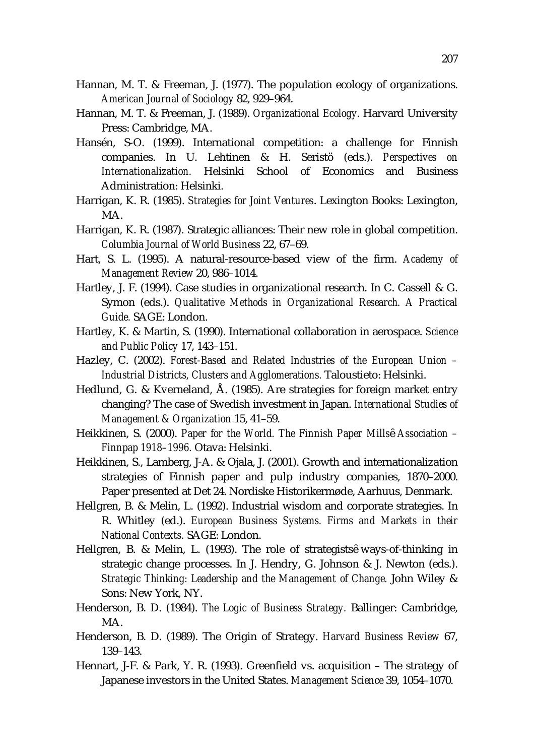Hannan, M. T. & Freeman, J. (1977). The population ecology of organizations. *American Journal of Sociology* 82, 929–964.

Hannan, M. T. & Freeman, J. (1989). *Organizational Ecology.* Harvard University Press: Cambridge, MA.

Hansén, S-O. (1999). International competition: a challenge for Finnish companies. In U. Lehtinen & H. Seristö (eds.). *Perspectives on Internationalization.* Helsinki School of Economics and Business Administration: Helsinki.

Harrigan, K. R. (1985). *Strategies for Joint Ventures*. Lexington Books: Lexington, MA.

Harrigan, K. R. (1987). Strategic alliances: Their new role in global competition. *Columbia Journal of World Business* 22, 67–69.

Hart, S. L. (1995). A natural-resource-based view of the firm. *Academy of Management Review* 20, 986–1014.

Hartley, J. F. (1994). Case studies in organizational research. In C. Cassell & G. Symon (eds.). *Qualitative Methods in Organizational Research. A Practical Guide.* SAGE: London.

Hartley, K. & Martin, S. (1990). International collaboration in aerospace. *Science and Public Policy* 17, 143–151.

Hazley, C. (2002). *Forest-Based and Related Industries of the European Union – Industrial Districts, Clusters and Agglomerations.* Taloustieto: Helsinki.

Hedlund, G. & Kverneland, Å. (1985). Are strategies for foreign market entry changing? The case of Swedish investment in Japan. *International Studies of Management & Organization* 15, 41–59.

Heikkinen, S. (2000). *Paper for the World. The Finnish Paper Millsê Association – Finnpap 1918–1996.* Otava: Helsinki.

Heikkinen, S., Lamberg, J-A. & Ojala, J. (2001). Growth and internationalization strategies of Finnish paper and pulp industry companies, 1870–2000. Paper presented at Det 24. Nordiske Historikermøde, Aarhuus, Denmark.

Hellgren, B. & Melin, L. (1992). Industrial wisdom and corporate strategies. In R. Whitley (ed.). *European Business Systems. Firms and Markets in their National Contexts.* SAGE: London.

Hellgren, B. & Melin, L. (1993). The role of strategistsê ways-of-thinking in strategic change processes. In J. Hendry, G. Johnson & J. Newton (eds.). *Strategic Thinking: Leadership and the Management of Change.* John Wiley & Sons: New York, NY.

Henderson, B. D. (1984). *The Logic of Business Strategy.* Ballinger: Cambridge, MA.

Henderson, B. D. (1989). The Origin of Strategy. *Harvard Business Review* 67, 139–143.

Hennart, J-F. & Park, Y. R. (1993). Greenfield vs. acquisition – The strategy of Japanese investors in the United States. *Management Science* 39, 1054–1070.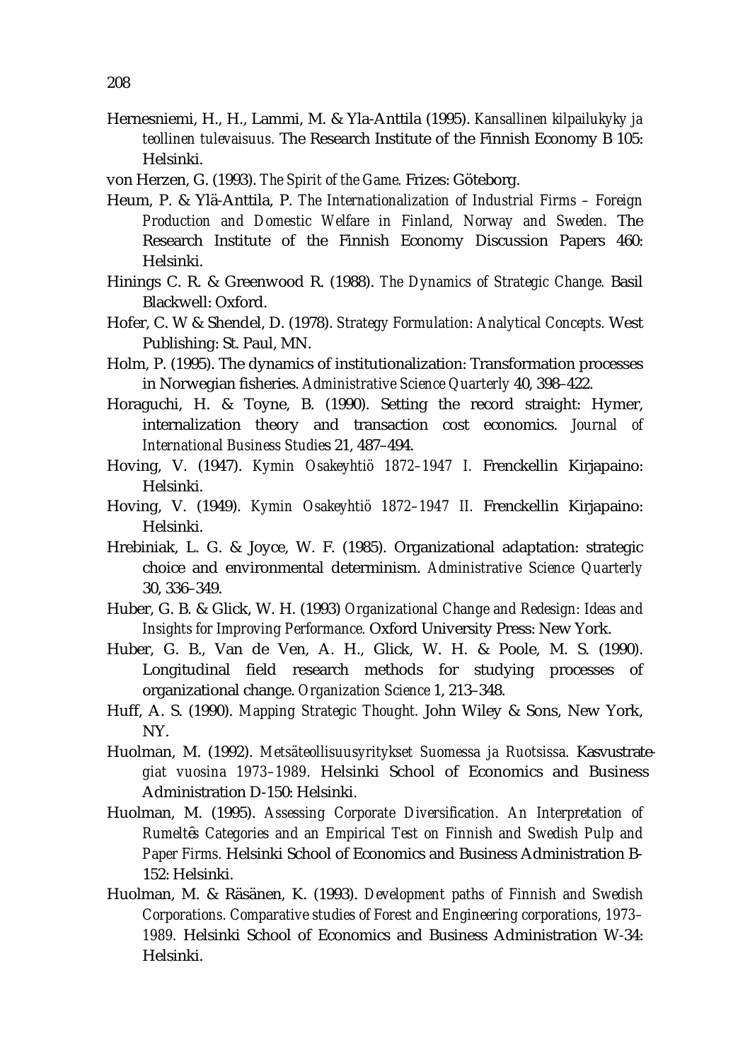Hernesniemi, H., H., Lammi, M. & Yla-Anttila (1995). *Kansallinen kilpailukyky ja teollinen tulevaisuus.* The Research Institute of the Finnish Economy B 105: Helsinki.

von Herzen, G. (1993). *The Spirit of the Game.* Frizes: Göteborg.

Heum, P. & Ylä-Anttila, P. *The Internationalization of Industrial Firms – Foreign Production and Domestic Welfare in Finland, Norway and Sweden.* The Research Institute of the Finnish Economy Discussion Papers 460: Helsinki.

Hinings C. R. & Greenwood R. (1988). *The Dynamics of Strategic Change.* Basil Blackwell: Oxford.

Hofer, C. W & Shendel, D. (1978). *Strategy Formulation: Analytical Concepts.* West Publishing: St. Paul, MN.

Holm, P. (1995). The dynamics of institutionalization: Transformation processes in Norwegian fisheries. *Administrative Science Quarterly* 40, 398–422.

Horaguchi, H. & Toyne, B. (1990). Setting the record straight: Hymer, internalization theory and transaction cost economics. *Journal of International Business Studies* 21, 487–494.

Hoving, V. (1947). *Kymin Osakeyhtiö 1872–1947 I.* Frenckellin Kirjapaino: Helsinki.

Hoving, V. (1949). *Kymin Osakeyhtiö 1872–1947 II.* Frenckellin Kirjapaino: Helsinki.

Hrebiniak, L. G. & Joyce, W. F. (1985). Organizational adaptation: strategic choice and environmental determinism. *Administrative Science Quarterly* 30, 336–349.

Huber, G. B. & Glick, W. H. (1993) *Organizational Change and Redesign: Ideas and Insights for Improving Performance.* Oxford University Press: New York.

Huber, G. B., Van de Ven, A. H., Glick, W. H. & Poole, M. S. (1990). Longitudinal field research methods for studying processes of organizational change. *Organization Science* 1, 213–348.

Huff, A. S. (1990). *Mapping Strategic Thought.* John Wiley & Sons, New York, NY.

Huolman, M. (1992). *Metsäteollisuusyritykset Suomessa ja Ruotsissa.* Kasvustrate-*giat vuosina 1973–1989.* Helsinki School of Economics and Business Administration D-150: Helsinki.

Huolman, M. (1995). *Assessing Corporate Diversification. An Interpretation of Rumeltês Categories and an Empirical Test on Finnish and Swedish Pulp and Paper Firms.* Helsinki School of Economics and Business Administration B-152: Helsinki.

Huolman, M. & Räsänen, K. (1993). *Development paths of Finnish and Swedish Corporations. Comparative studies of Forest and Engineering corporations, 1973–1989.* Helsinki School of Economics and Business Administration W-34: Helsinki.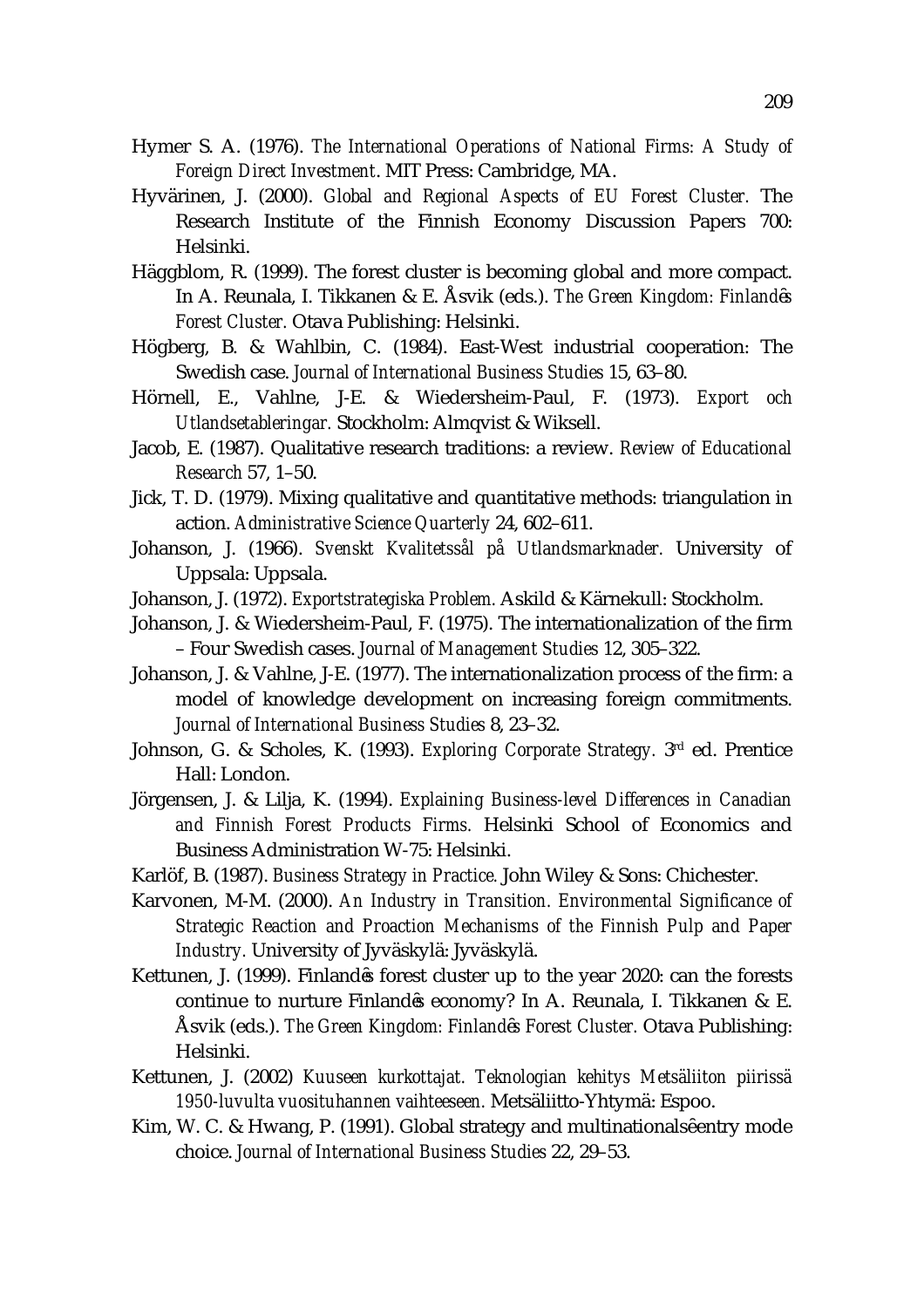Hymer S. A. (1976). *The International Operations of National Firms: A Study of Foreign Direct Investment*. MIT Press: Cambridge, MA.

Hyvärinen, J. (2000). *Global and Regional Aspects of EU Forest Cluster*. The Research Institute of the Finnish Economy Discussion Papers 700: Helsinki.

Häggblom, R. (1999). The forest cluster is becoming global and more compact. In A. Reunala, I. Tikkanen & E. Åsvik (eds.). *The Green Kingdom: Finlandҫs Forest Cluster*. Otava Publishing: Helsinki.

Högberg, B. & Wahlbin, C. (1984). East-West industrial cooperation: The Swedish case. *Journal of International Business Studies* 15, 63–80.

Hörnell, E., Vahlne, J-E. & Wiedersheim-Paul, F. (1973). *Export och Utlandsetableringar*. Stockholm: Almqvist & Wiksell.

Jacob, E. (1987). Qualitative research traditions: a review. *Review of Educational Research* 57, 1–50.

Jick, T. D. (1979). Mixing qualitative and quantitative methods: triangulation in action. *Administrative Science Quarterly* 24, 602–611.

Johanson, J. (1966). *Svenskt Kvalitetsstål på Utlandsmarknader*. University of Uppsala: Uppsala.

Johanson, J. (1972). *Exportstrategiska Problem*. Askild & Kärnekull: Stockholm.

Johanson, J. & Wiedersheim-Paul, F. (1975). The internationalization of the firm – Four Swedish cases. *Journal of Management Studies* 12, 305–322.

Johanson, J. & Vahlne, J-E. (1977). The internationalization process of the firm: a model of knowledge development on increasing foreign commitments. *Journal of International Business Studies* 8, 23–32.

Johnson, G. & Scholes, K. (1993). *Exploring Corporate Strategy*. 3rd ed. Prentice Hall: London.

Jörgensen, J. & Lilja, K. (1994). *Explaining Business-level Differences in Canadian and Finnish Forest Products Firms*. Helsinki School of Economics and Business Administration W-75: Helsinki.

Karlöf, B. (1987). *Business Strategy in Practice*. John Wiley & Sons: Chichester.

Karvonen, M-M. (2000). *An Industry in Transition. Environmental Significance of Strategic Reaction and Proaction Mechanisms of the Finnish Pulp and Paper Industry*. University of Jyväskylä: Jyväskylä.

Kettunen, J. (1999). Finlandҫs forest cluster up to the year 2020: can the forests continue to nurture Finlandҫs economy? In A. Reunala, I. Tikkanen & E. Åsvik (eds.). *The Green Kingdom: Finlandҫs Forest Cluster*. Otava Publishing: Helsinki.

Kettunen, J. (2002) *Kuuseen kurkottajat. Teknologian kehitys Metsäliiton piirissä 1950-luvulta vuosituhannen vaihteeseen*. Metsäliitto-Yhtymä: Espoo.

Kim, W. C. & Hwang, P. (1991). Global strategy and multinationalsȇentry mode choice. *Journal of International Business Studies* 22, 29–53.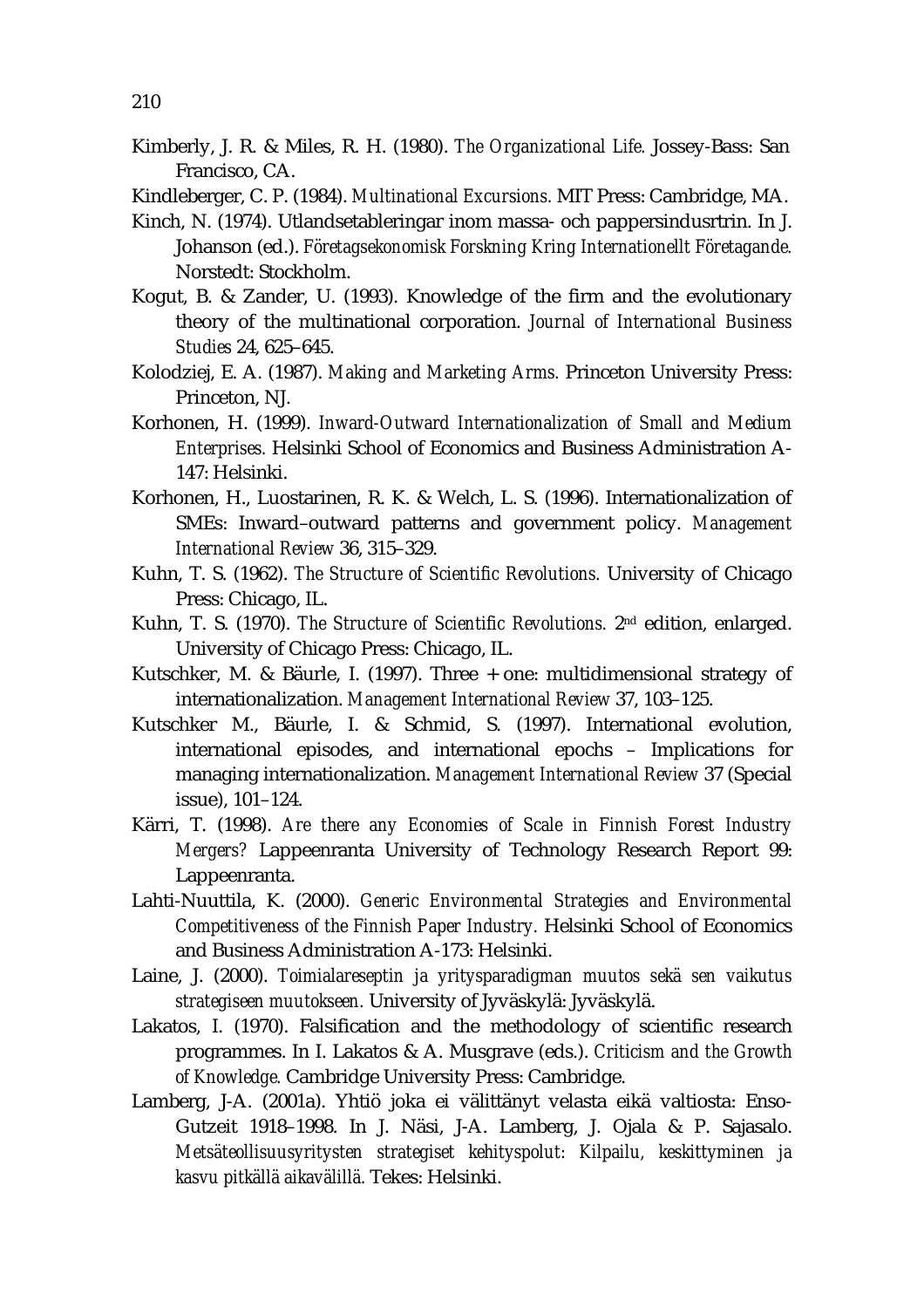Kimberly, J. R. & Miles, R. H. (1980). *The Organizational Life.* Jossey-Bass: San Francisco, CA.

Kindleberger, C. P. (1984). *Multinational Excursions.* MIT Press: Cambridge, MA.

Kinch, N. (1974). Utlandsetableringar inom massa- och pappersindusrtrin. In J. Johanson (ed.). *Företagsekonomisk Forskning Kring Internationellt Företagande.* Norstedt: Stockholm.

Kogut, B. & Zander, U. (1993). Knowledge of the firm and the evolutionary theory of the multinational corporation. *Journal of International Business Studies* 24, 625–645.

Kolodziej, E. A. (1987). *Making and Marketing Arms.* Princeton University Press: Princeton, NJ.

Korhonen, H. (1999). *Inward-Outward Internationalization of Small and Medium Enterprises.* Helsinki School of Economics and Business Administration A-147: Helsinki.

Korhonen, H., Luostarinen, R. K. & Welch, L. S. (1996). Internationalization of SMEs: Inward–outward patterns and government policy. *Management International Review* 36, 315–329.

Kuhn, T. S. (1962). *The Structure of Scientific Revolutions.* University of Chicago Press: Chicago, IL.

Kuhn, T. S. (1970). *The Structure of Scientific Revolutions.* 2nd edition, enlarged. University of Chicago Press: Chicago, IL.

Kutschker, M. & Bäurle, I. (1997). Three + one: multidimensional strategy of internationalization. *Management International Review* 37, 103–125.

Kutschker M., Bäurle, I. & Schmid, S. (1997). International evolution, international episodes, and international epochs – Implications for managing internationalization. *Management International Review* 37 (Special issue), 101–124.

Kärri, T. (1998). *Are there any Economies of Scale in Finnish Forest Industry Mergers?* Lappeenranta University of Technology Research Report 99: Lappeenranta.

Lahti-Nuuttila, K. (2000). *Generic Environmental Strategies and Environmental Competitiveness of the Finnish Paper Industry.* Helsinki School of Economics and Business Administration A-173: Helsinki.

Laine, J. (2000). *Toimialareseptin ja yritysparadigman muutos sekä sen vaikutus strategiseen muutokseen.* University of Jyväskylä: Jyväskylä.

Lakatos, I. (1970). Falsification and the methodology of scientific research programmes. In I. Lakatos & A. Musgrave (eds.). *Criticism and the Growth of Knowledge.* Cambridge University Press: Cambridge.

Lamberg, J-A. (2001a). Yhtiö joka ei välittänyt velasta eikä valtiosta: Enso-Gutzeit 1918–1998. In J. Näsi, J-A. Lamberg, J. Ojala & P. Sajasalo. *Metsäteollisuusyritysten strategiset kehityspolut: Kilpailu, keskittyminen ja kasvu pitkällä aikavälillä.* Tekes: Helsinki.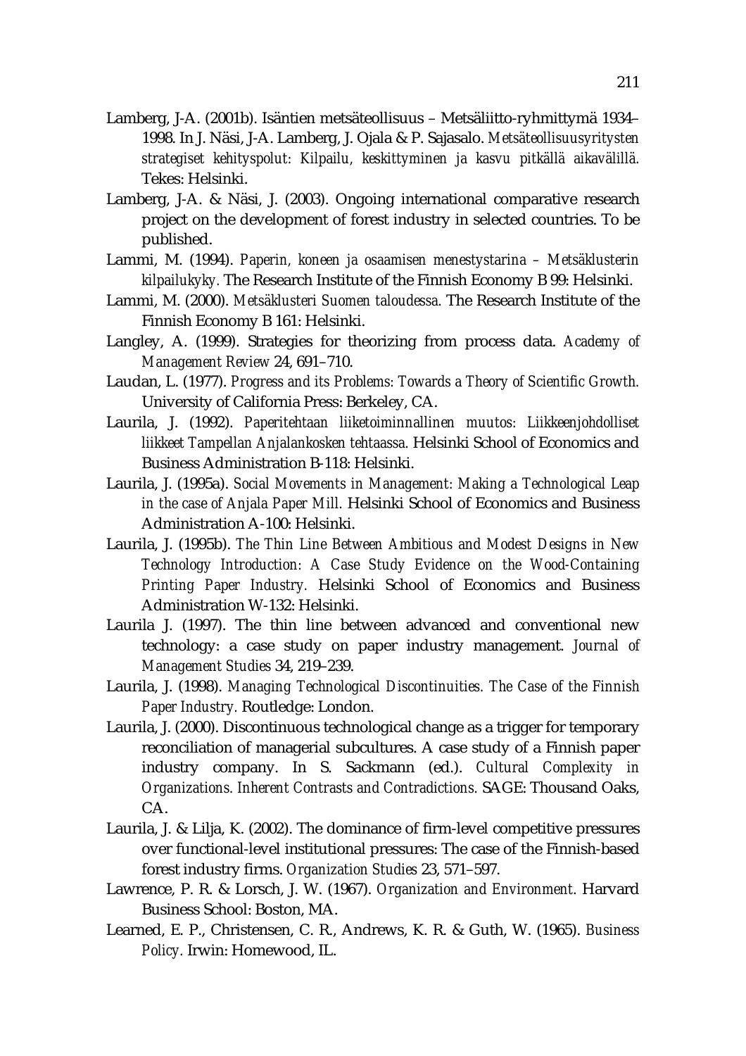Lamberg, J-A. (2001b). Isäntien metsäteollisuus – Metsäliitto-ryhmittymä 1934–1998. In J. Näsi, J-A. Lamberg, J. Ojala & P. Sajasalo. *Metsäteollisuusyritysten strategiset kehityspolut: Kilpailu, keskittyminen ja kasvu pitkällä aikavälillä.* Tekes: Helsinki.

Lamberg, J-A. & Näsi, J. (2003). Ongoing international comparative research project on the development of forest industry in selected countries. To be published.

Lammi, M. (1994). *Paperin, koneen ja osaamisen menestystarina – Metsäklusterin kilpailukyky.* The Research Institute of the Finnish Economy B 99: Helsinki.

Lammi, M. (2000). *Metsäklusteri Suomen taloudessa.* The Research Institute of the Finnish Economy B 161: Helsinki.

Langley, A. (1999). Strategies for theorizing from process data. *Academy of Management Review* 24, 691–710.

Laudan, L. (1977). *Progress and its Problems: Towards a Theory of Scientific Growth.* University of California Press: Berkeley, CA.

Laurila, J. (1992). *Paperitehtaan liiketoiminnallinen muutos: Liikkeenjohdolliset liikkeet Tampellan Anjalankosken tehtaassa.* Helsinki School of Economics and Business Administration B-118: Helsinki.

Laurila, J. (1995a). *Social Movements in Management: Making a Technological Leap in the case of Anjala Paper Mill.* Helsinki School of Economics and Business Administration A-100: Helsinki.

Laurila, J. (1995b). *The Thin Line Between Ambitious and Modest Designs in New Technology Introduction: A Case Study Evidence on the Wood-Containing Printing Paper Industry.* Helsinki School of Economics and Business Administration W-132: Helsinki.

Laurila J. (1997). The thin line between advanced and conventional new technology: a case study on paper industry management. *Journal of Management Studies* 34, 219–239.

Laurila, J. (1998). *Managing Technological Discontinuities. The Case of the Finnish Paper Industry.* Routledge: London.

Laurila, J. (2000). Discontinuous technological change as a trigger for temporary reconciliation of managerial subcultures. A case study of a Finnish paper industry company. In S. Sackmann (ed.). *Cultural Complexity in Organizations. Inherent Contrasts and Contradictions.* SAGE: Thousand Oaks, CA.

Laurila, J. & Lilja, K. (2002). The dominance of firm-level competitive pressures over functional-level institutional pressures: The case of the Finnish-based forest industry firms. *Organization Studies* 23, 571–597.

Lawrence, P. R. & Lorsch, J. W. (1967). *Organization and Environment.* Harvard Business School: Boston, MA.

Learned, E. P., Christensen, C. R., Andrews, K. R. & Guth, W. (1965). *Business Policy.* Irwin: Homewood, IL.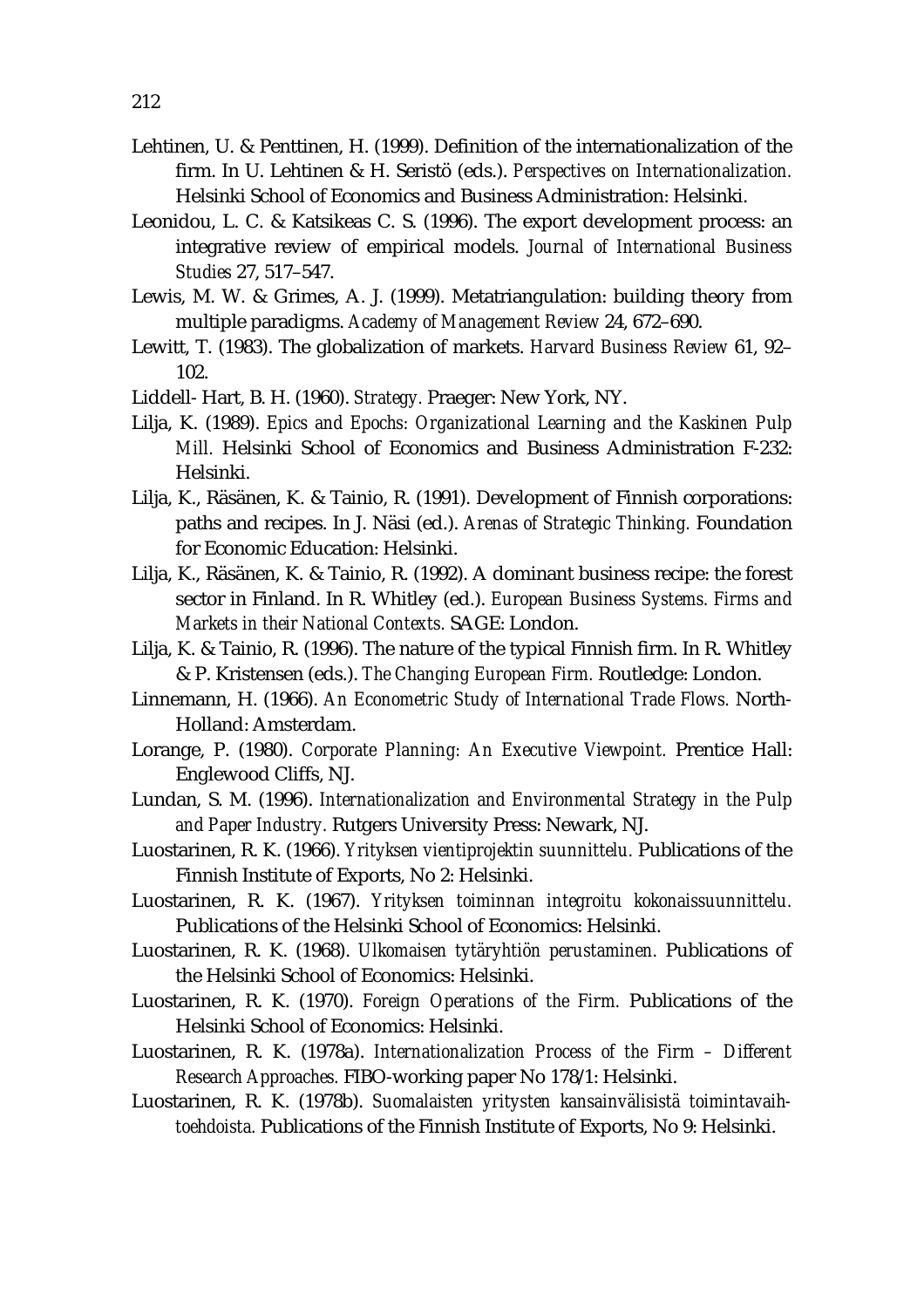Lehtinen, U. & Penttinen, H. (1999). Definition of the internationalization of the firm. In U. Lehtinen & H. Seristö (eds.). *Perspectives on Internationalization.* Helsinki School of Economics and Business Administration: Helsinki.

Leonidou, L. C. & Katsikeas C. S. (1996). The export development process: an integrative review of empirical models. *Journal of International Business Studies* 27, 517–547.

Lewis, M. W. & Grimes, A. J. (1999). Metatriangulation: building theory from multiple paradigms. *Academy of Management Review* 24, 672–690.

Lewitt, T. (1983). The globalization of markets. *Harvard Business Review* 61, 92–102.

Liddell- Hart, B. H. (1960). *Strategy.* Praeger: New York, NY.

Lilja, K. (1989). *Epics and Epochs: Organizational Learning and the Kaskinen Pulp Mill.* Helsinki School of Economics and Business Administration F-232: Helsinki.

Lilja, K., Räsänen, K. & Tainio, R. (1991). Development of Finnish corporations: paths and recipes. In J. Näsi (ed.). *Arenas of Strategic Thinking.* Foundation for Economic Education: Helsinki.

Lilja, K., Räsänen, K. & Tainio, R. (1992). A dominant business recipe: the forest sector in Finland. In R. Whitley (ed.). *European Business Systems. Firms and Markets in their National Contexts.* SAGE: London.

Lilja, K. & Tainio, R. (1996). The nature of the typical Finnish firm. In R. Whitley & P. Kristensen (eds.). *The Changing European Firm.* Routledge: London.

Linnemann, H. (1966). *An Econometric Study of International Trade Flows.* North-Holland: Amsterdam.

Lorange, P. (1980). *Corporate Planning: An Executive Viewpoint.* Prentice Hall: Englewood Cliffs, NJ.

Lundan, S. M. (1996). *Internationalization and Environmental Strategy in the Pulp and Paper Industry.* Rutgers University Press: Newark, NJ.

Luostarinen, R. K. (1966). *Yrityksen vientiprojektin suunnittelu.* Publications of the Finnish Institute of Exports, No 2: Helsinki.

Luostarinen, R. K. (1967). *Yrityksen toiminnan integroitu kokonaissuunnittelu.* Publications of the Helsinki School of Economics: Helsinki.

Luostarinen, R. K. (1968). *Ulkomaisen tytäryhtiön perustaminen.* Publications of the Helsinki School of Economics: Helsinki.

Luostarinen, R. K. (1970). *Foreign Operations of the Firm.* Publications of the Helsinki School of Economics: Helsinki.

Luostarinen, R. K. (1978a). *Internationalization Process of the Firm – Different Research Approaches.* FIBO-working paper No 178/1: Helsinki.

Luostarinen, R. K. (1978b). *Suomalaisten yritysten kansainvälisistä toimintavaihtoehdoista.* Publications of the Finnish Institute of Exports, No 9: Helsinki.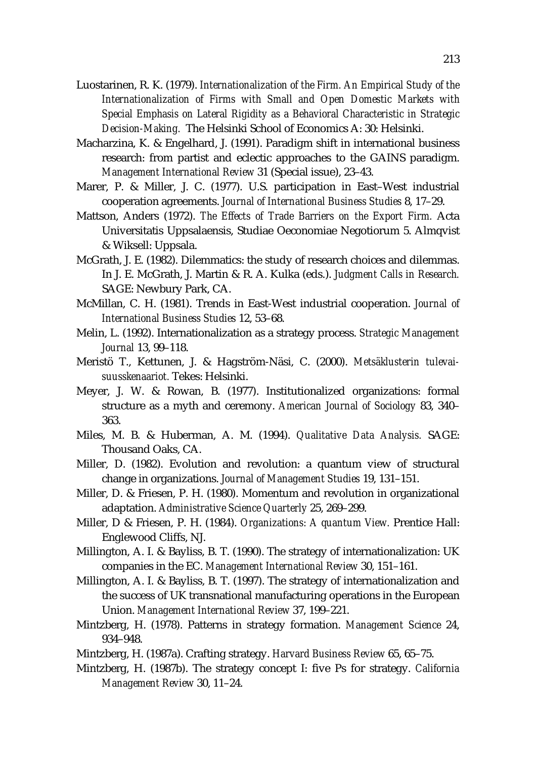Luostarinen, R. K. (1979). *Internationalization of the Firm. An Empirical Study of the Internationalization of Firms with Small and Open Domestic Markets with Special Emphasis on Lateral Rigidity as a Behavioral Characteristic in Strategic Decision-Making.* The Helsinki School of Economics A: 30: Helsinki.

Macharzina, K. & Engelhard, J. (1991). Paradigm shift in international business research: from partist and eclectic approaches to the GAINS paradigm. *Management International Review* 31 (Special issue), 23–43.

Marer, P. & Miller, J. C. (1977). U.S. participation in East–West industrial cooperation agreements. *Journal of International Business Studies* 8, 17–29.

Mattson, Anders (1972). *The Effects of Trade Barriers on the Export Firm.* Acta Universitatis Uppsalaensis, Studiae Oeconomiae Negotiorum 5. Almqvist & Wiksell: Uppsala.

McGrath, J. E. (1982). Dilemmatics: the study of research choices and dilemmas. In J. E. McGrath, J. Martin & R. A. Kulka (eds.). *Judgment Calls in Research.* SAGE: Newbury Park, CA.

McMillan, C. H. (1981). Trends in East-West industrial cooperation. *Journal of International Business Studies* 12, 53–68.

Melin, L. (1992). Internationalization as a strategy process. *Strategic Management Journal* 13, 99–118.

Meristö T., Kettunen, J. & Hagström-Näsi, C. (2000). *Metsäklusterin tulevaisuusskenaariot.* Tekes: Helsinki.

Meyer, J. W. & Rowan, B. (1977). Institutionalized organizations: formal structure as a myth and ceremony. *American Journal of Sociology* 83, 340–363.

Miles, M. B. & Huberman, A. M. (1994). *Qualitative Data Analysis.* SAGE: Thousand Oaks, CA.

Miller, D. (1982). Evolution and revolution: a quantum view of structural change in organizations. *Journal of Management Studies* 19, 131–151.

Miller, D. & Friesen, P. H. (1980). Momentum and revolution in organizational adaptation. *Administrative Science Quarterly* 25, 269–299.

Miller, D & Friesen, P. H. (1984). *Organizations: A quantum View.* Prentice Hall: Englewood Cliffs, NJ.

Millington, A. I. & Bayliss, B. T. (1990). The strategy of internationalization: UK companies in the EC. *Management International Review* 30, 151–161.

Millington, A. I. & Bayliss, B. T. (1997). The strategy of internationalization and the success of UK transnational manufacturing operations in the European Union. *Management International Review* 37, 199–221.

Mintzberg, H. (1978). Patterns in strategy formation. *Management Science* 24, 934–948.

Mintzberg, H. (1987a). Crafting strategy. *Harvard Business Review* 65, 65–75.

Mintzberg, H. (1987b). The strategy concept I: five Ps for strategy. *California Management Review* 30, 11–24.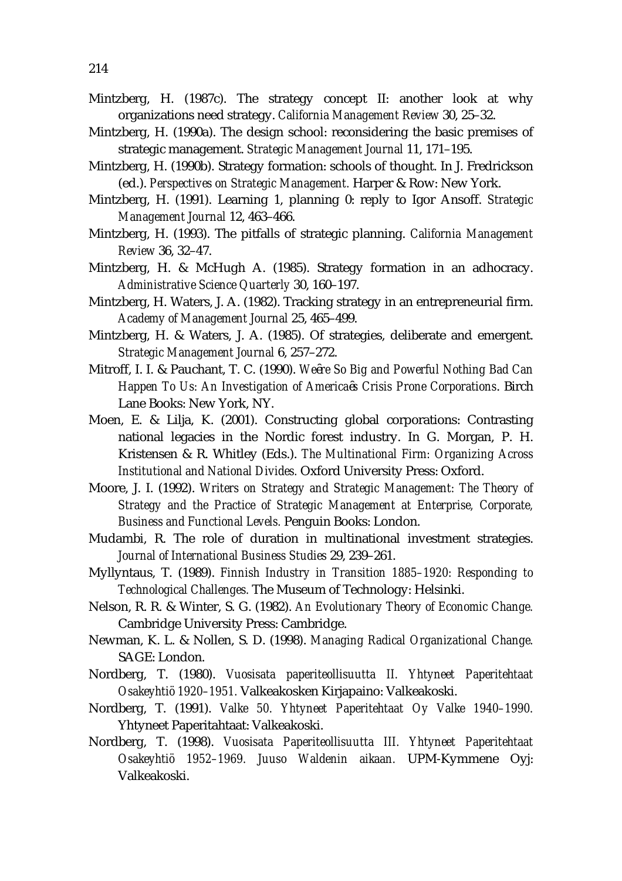Mintzberg, H. (1987c). The strategy concept II: another look at why organizations need strategy. *California Management Review* 30, 25–32.

Mintzberg, H. (1990a). The design school: reconsidering the basic premises of strategic management. *Strategic Management Journal* 11, 171–195.

Mintzberg, H. (1990b). Strategy formation: schools of thought. In J. Fredrickson (ed.). *Perspectives on Strategic Management.* Harper & Row: New York.

Mintzberg, H. (1991). Learning 1, planning 0: reply to Igor Ansoff. *Strategic Management Journal* 12, 463–466.

Mintzberg, H. (1993). The pitfalls of strategic planning. *California Management Review* 36, 32–47.

Mintzberg, H. & McHugh A. (1985). Strategy formation in an adhocracy. *Administrative Science Quarterly* 30, 160–197.

Mintzberg, H. Waters, J. A. (1982). Tracking strategy in an entrepreneurial firm. *Academy of Management Journal* 25, 465–499.

Mintzberg, H. & Waters, J. A. (1985). Of strategies, deliberate and emergent. *Strategic Management Journal* 6, 257–272.

Mitroff, I. I. & Pauchant, T. C. (1990). *Weĉre So Big and Powerful Nothing Bad Can Happen To Us: An Investigation of Americaĉs Crisis Prone Corporations*. Birch Lane Books: New York, NY.

Moen, E. & Lilja, K. (2001). Constructing global corporations: Contrasting national legacies in the Nordic forest industry. In G. Morgan, P. H. Kristensen & R. Whitley (Eds.). *The Multinational Firm: Organizing Across Institutional and National Divides.* Oxford University Press: Oxford.

Moore, J. I. (1992). *Writers on Strategy and Strategic Management: The Theory of Strategy and the Practice of Strategic Management at Enterprise, Corporate, Business and Functional Levels.* Penguin Books: London.

Mudambi, R. The role of duration in multinational investment strategies. *Journal of International Business Studies* 29, 239–261.

Myllyntaus, T. (1989). *Finnish Industry in Transition 1885–1920: Responding to Technological Challenges.* The Museum of Technology: Helsinki.

Nelson, R. R. & Winter, S. G. (1982). *An Evolutionary Theory of Economic Change.* Cambridge University Press: Cambridge.

Newman, K. L. & Nollen, S. D. (1998). *Managing Radical Organizational Change.* SAGE: London.

Nordberg, T. (1980). *Vuosisata paperiteollisuutta II. Yhtyneet Paperitehtaat Osakeyhtiö 1920–1951.* Valkeakosken Kirjapaino: Valkeakoski.

Nordberg, T. (1991). *Valke 50. Yhtyneet Paperitehtaat Oy Valke 1940–1990.* Yhtyneet Paperitahtaat: Valkeakoski.

Nordberg, T. (1998). *Vuosisata Paperiteollisuutta III. Yhtyneet Paperitehtaat Osakeyhtiö 1952–1969. Juuso Waldenin aikaan.* UPM-Kymmene Oyj: Valkeakoski.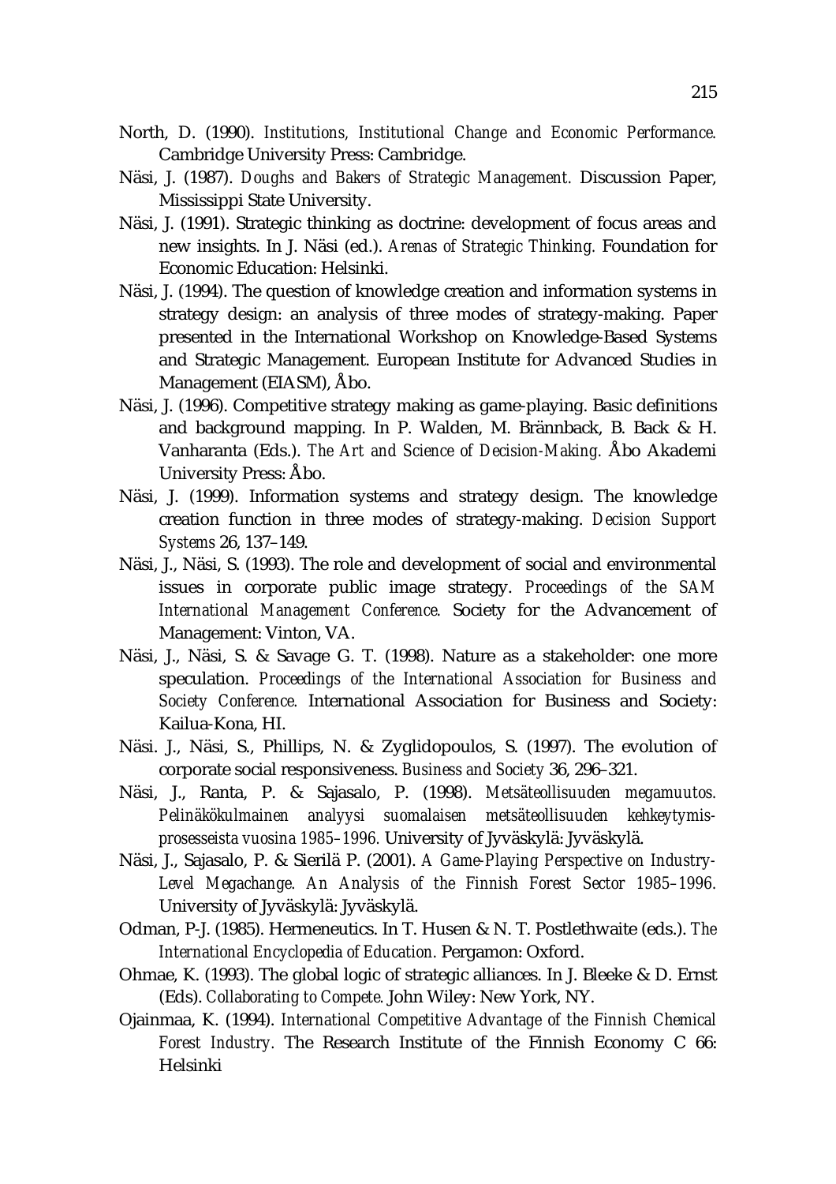North, D. (1990). *Institutions, Institutional Change and Economic Performance.* Cambridge University Press: Cambridge.

Näsi, J. (1987). *Doughs and Bakers of Strategic Management.* Discussion Paper, Mississippi State University.

Näsi, J. (1991). Strategic thinking as doctrine: development of focus areas and new insights. In J. Näsi (ed.). *Arenas of Strategic Thinking.* Foundation for Economic Education: Helsinki.

Näsi, J. (1994). The question of knowledge creation and information systems in strategy design: an analysis of three modes of strategy-making. Paper presented in the International Workshop on Knowledge-Based Systems and Strategic Management. European Institute for Advanced Studies in Management (EIASM), Åbo.

Näsi, J. (1996). Competitive strategy making as game-playing. Basic definitions and background mapping. In P. Walden, M. Brännback, B. Back & H. Vanharanta (Eds.). *The Art and Science of Decision-Making.* Åbo Akademi University Press: Åbo.

Näsi, J. (1999). Information systems and strategy design. The knowledge creation function in three modes of strategy-making. *Decision Support Systems* 26, 137–149.

Näsi, J., Näsi, S. (1993). The role and development of social and environmental issues in corporate public image strategy. *Proceedings of the SAM International Management Conference.* Society for the Advancement of Management: Vinton, VA.

Näsi, J., Näsi, S. & Savage G. T. (1998). Nature as a stakeholder: one more speculation. *Proceedings of the International Association for Business and Society Conference.* International Association for Business and Society: Kailua-Kona, HI.

Näsi. J., Näsi, S., Phillips, N. & Zyglidopoulos, S. (1997). The evolution of corporate social responsiveness. *Business and Society* 36, 296–321.

Näsi, J., Ranta, P. & Sajasalo, P. (1998). *Metsäteollisuuden megamuutos. Pelinäkökulmainen analyysi suomalaisen metsäteollisuuden kehkeytymisprosesseista vuosina 1985–1996.* University of Jyväskylä: Jyväskylä.

Näsi, J., Sajasalo, P. & Sierilä P. (2001). *A Game-Playing Perspective on Industry-Level Megachange. An Analysis of the Finnish Forest Sector 1985–1996.* University of Jyväskylä: Jyväskylä.

Odman, P-J. (1985). Hermeneutics. In T. Husen & N. T. Postlethwaite (eds.). *The International Encyclopedia of Education.* Pergamon: Oxford.

Ohmae, K. (1993). The global logic of strategic alliances. In J. Bleeke & D. Ernst (Eds). *Collaborating to Compete.* John Wiley: New York, NY.

Ojainmaa, K. (1994). *International Competitive Advantage of the Finnish Chemical Forest Industry.* The Research Institute of the Finnish Economy C 66: Helsinki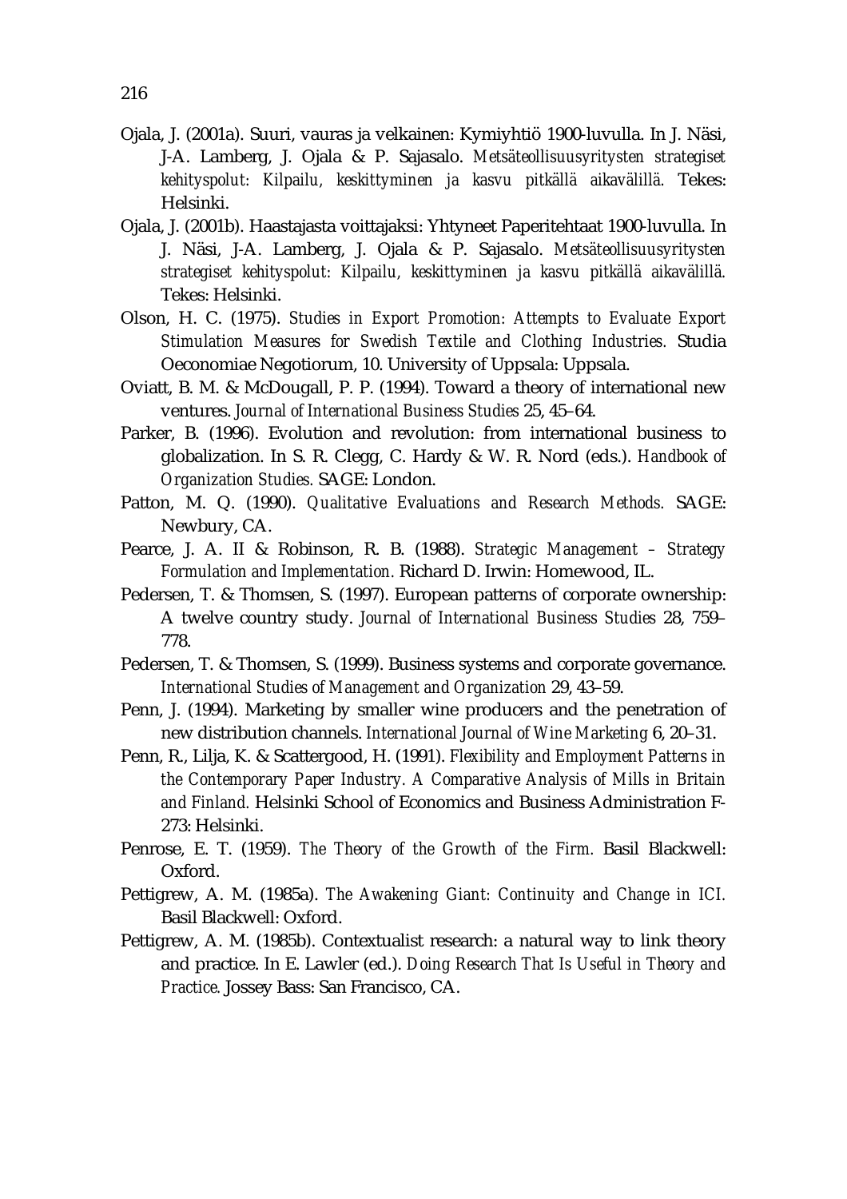Ojala, J. (2001a). Suuri, vauras ja velkainen: Kymiyhtiö 1900-luvulla. In J. Näsi, J-A. Lamberg, J. Ojala & P. Sajasalo. *Metsäteollisuusyritysten strategiset kehityspolut: Kilpailu, keskittyminen ja kasvu pitkällä aikavälillä.* Tekes: Helsinki.

Ojala, J. (2001b). Haastajasta voittajaksi: Yhtyneet Paperitehtaat 1900-luvulla. In J. Näsi, J-A. Lamberg, J. Ojala & P. Sajasalo. *Metsäteollisuusyritysten strategiset kehityspolut: Kilpailu, keskittyminen ja kasvu pitkällä aikavälillä.* Tekes: Helsinki.

Olson, H. C. (1975). *Studies in Export Promotion: Attempts to Evaluate Export Stimulation Measures for Swedish Textile and Clothing Industries.* Studia Oeconomiae Negotiorum, 10. University of Uppsala: Uppsala.

Oviatt, B. M. & McDougall, P. P. (1994). Toward a theory of international new ventures. *Journal of International Business Studies* 25, 45–64.

Parker, B. (1996). Evolution and revolution: from international business to globalization. In S. R. Clegg, C. Hardy & W. R. Nord (eds.). *Handbook of Organization Studies.* SAGE: London.

Patton, M. Q. (1990). *Qualitative Evaluations and Research Methods.* SAGE: Newbury, CA.

Pearce, J. A. II & Robinson, R. B. (1988). *Strategic Management – Strategy Formulation and Implementation.* Richard D. Irwin: Homewood, IL.

Pedersen, T. & Thomsen, S. (1997). European patterns of corporate ownership: A twelve country study. *Journal of International Business Studies* 28, 759–778.

Pedersen, T. & Thomsen, S. (1999). Business systems and corporate governance. *International Studies of Management and Organization* 29, 43–59.

Penn, J. (1994). Marketing by smaller wine producers and the penetration of new distribution channels. *International Journal of Wine Marketing* 6, 20–31.

Penn, R., Lilja, K. & Scattergood, H. (1991). *Flexibility and Employment Patterns in the Contemporary Paper Industry. A Comparative Analysis of Mills in Britain and Finland.* Helsinki School of Economics and Business Administration F-273: Helsinki.

Penrose, E. T. (1959). *The Theory of the Growth of the Firm.* Basil Blackwell: Oxford.

Pettigrew, A. M. (1985a). *The Awakening Giant: Continuity and Change in ICI.* Basil Blackwell: Oxford.

Pettigrew, A. M. (1985b). Contextualist research: a natural way to link theory and practice. In E. Lawler (ed.). *Doing Research That Is Useful in Theory and Practice.* Jossey Bass: San Francisco, CA.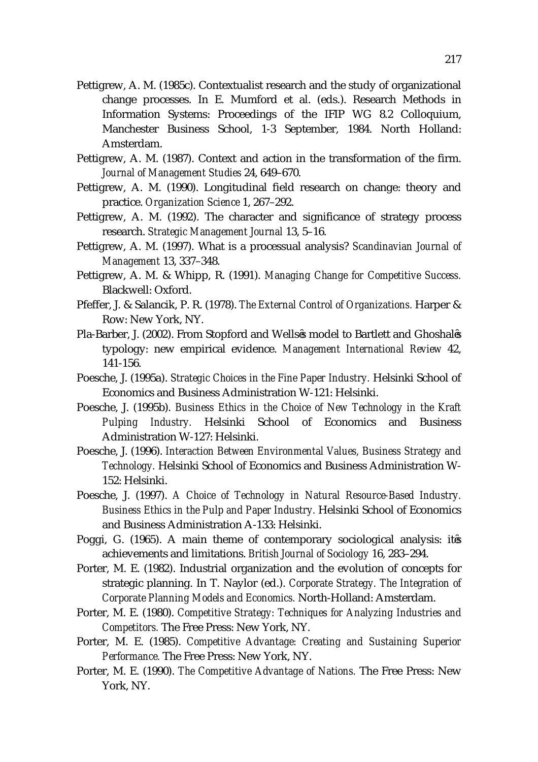Pettigrew, A. M. (1985c). Contextualist research and the study of organizational change processes. In E. Mumford et al. (eds.). Research Methods in Information Systems: Proceedings of the IFIP WG 8.2 Colloquium, Manchester Business School, 1-3 September, 1984. North Holland: Amsterdam.

Pettigrew, A. M. (1987). Context and action in the transformation of the firm. *Journal of Management Studies* 24, 649–670.

Pettigrew, A. M. (1990). Longitudinal field research on change: theory and practice. *Organization Science* 1, 267–292.

Pettigrew, A. M. (1992). The character and significance of strategy process research. *Strategic Management Journal* 13, 5–16.

Pettigrew, A. M. (1997). What is a processual analysis? *Scandinavian Journal of Management* 13, 337–348.

Pettigrew, A. M. & Whipp, R. (1991). *Managing Change for Competitive Success.* Blackwell: Oxford.

Pfeffer, J. & Salancik, P. R. (1978). *The External Control of Organizations.* Harper & Row: New York, NY.

Pla-Barber, J. (2002). From Stopford and Wells's model to Bartlett and Ghoshal's typology: new empirical evidence. *Management International Review* 42, 141-156.

Poesche, J. (1995a). *Strategic Choices in the Fine Paper Industry.* Helsinki School of Economics and Business Administration W-121: Helsinki.

Poesche, J. (1995b). *Business Ethics in the Choice of New Technology in the Kraft Pulping Industry.* Helsinki School of Economics and Business Administration W-127: Helsinki.

Poesche, J. (1996). *Interaction Between Environmental Values, Business Strategy and Technology.* Helsinki School of Economics and Business Administration W-152: Helsinki.

Poesche, J. (1997). *A Choice of Technology in Natural Resource-Based Industry. Business Ethics in the Pulp and Paper Industry.* Helsinki School of Economics and Business Administration A-133: Helsinki.

Poggi, G. (1965). A main theme of contemporary sociological analysis: it's achievements and limitations. *British Journal of Sociology* 16, 283–294.

Porter, M. E. (1982). Industrial organization and the evolution of concepts for strategic planning. In T. Naylor (ed.). *Corporate Strategy. The Integration of Corporate Planning Models and Economics.* North-Holland: Amsterdam.

Porter, M. E. (1980). *Competitive Strategy: Techniques for Analyzing Industries and Competitors.* The Free Press: New York, NY.

Porter, M. E. (1985). *Competitive Advantage: Creating and Sustaining Superior Performance.* The Free Press: New York, NY.

Porter, M. E. (1990). *The Competitive Advantage of Nations.* The Free Press: New York, NY.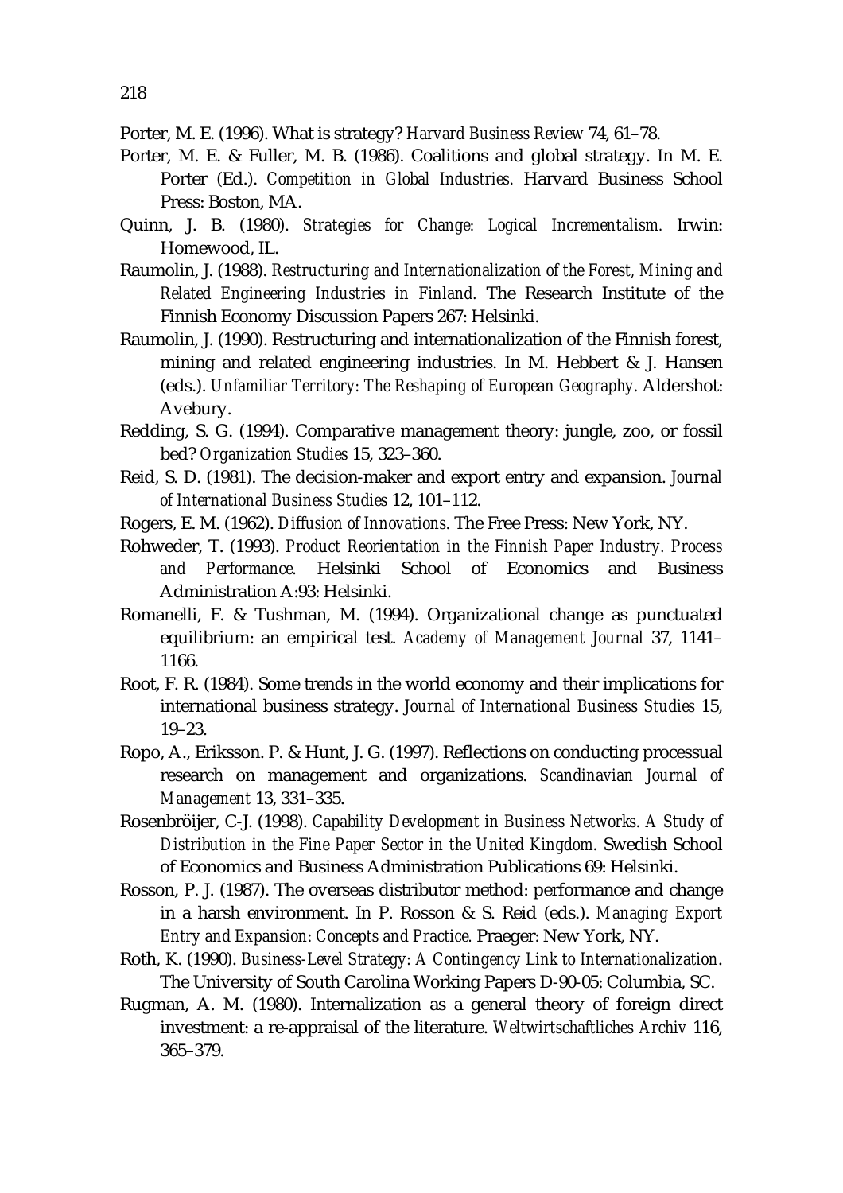Porter, M. E. (1996). What is strategy? *Harvard Business Review* 74, 61–78.

Porter, M. E. & Fuller, M. B. (1986). Coalitions and global strategy. In M. E. Porter (Ed.). *Competition in Global Industries.* Harvard Business School Press: Boston, MA.

Quinn, J. B. (1980). *Strategies for Change: Logical Incrementalism.* Irwin: Homewood, IL.

Raumolin, J. (1988). *Restructuring and Internationalization of the Forest, Mining and Related Engineering Industries in Finland.* The Research Institute of the Finnish Economy Discussion Papers 267: Helsinki.

Raumolin, J. (1990). Restructuring and internationalization of the Finnish forest, mining and related engineering industries. In M. Hebbert & J. Hansen (eds.). *Unfamiliar Territory: The Reshaping of European Geography.* Aldershot: Avebury.

Redding, S. G. (1994). Comparative management theory: jungle, zoo, or fossil bed? *Organization Studies* 15, 323–360.

Reid, S. D. (1981). The decision-maker and export entry and expansion. *Journal of International Business Studies* 12, 101–112.

Rogers, E. M. (1962). *Diffusion of Innovations.* The Free Press: New York, NY.

Rohweder, T. (1993). *Product Reorientation in the Finnish Paper Industry. Process and Performance.* Helsinki School of Economics and Business Administration A:93: Helsinki.

Romanelli, F. & Tushman, M. (1994). Organizational change as punctuated equilibrium: an empirical test. *Academy of Management Journal* 37, 1141–1166.

Root, F. R. (1984). Some trends in the world economy and their implications for international business strategy. *Journal of International Business Studies* 15, 19–23.

Ropo, A., Eriksson. P. & Hunt, J. G. (1997). Reflections on conducting processual research on management and organizations. *Scandinavian Journal of Management* 13, 331–335.

Rosenbröijer, C-J. (1998). *Capability Development in Business Networks. A Study of Distribution in the Fine Paper Sector in the United Kingdom.* Swedish School of Economics and Business Administration Publications 69: Helsinki.

Rosson, P. J. (1987). The overseas distributor method: performance and change in a harsh environment. In P. Rosson & S. Reid (eds.). *Managing Export Entry and Expansion: Concepts and Practice.* Praeger: New York, NY.

Roth, K. (1990). *Business-Level Strategy: A Contingency Link to Internationalization*. The University of South Carolina Working Papers D-90-05: Columbia, SC.

Rugman, A. M. (1980). Internalization as a general theory of foreign direct investment: a re-appraisal of the literature. *Weltwirtschaftliches Archiv* 116, 365–379.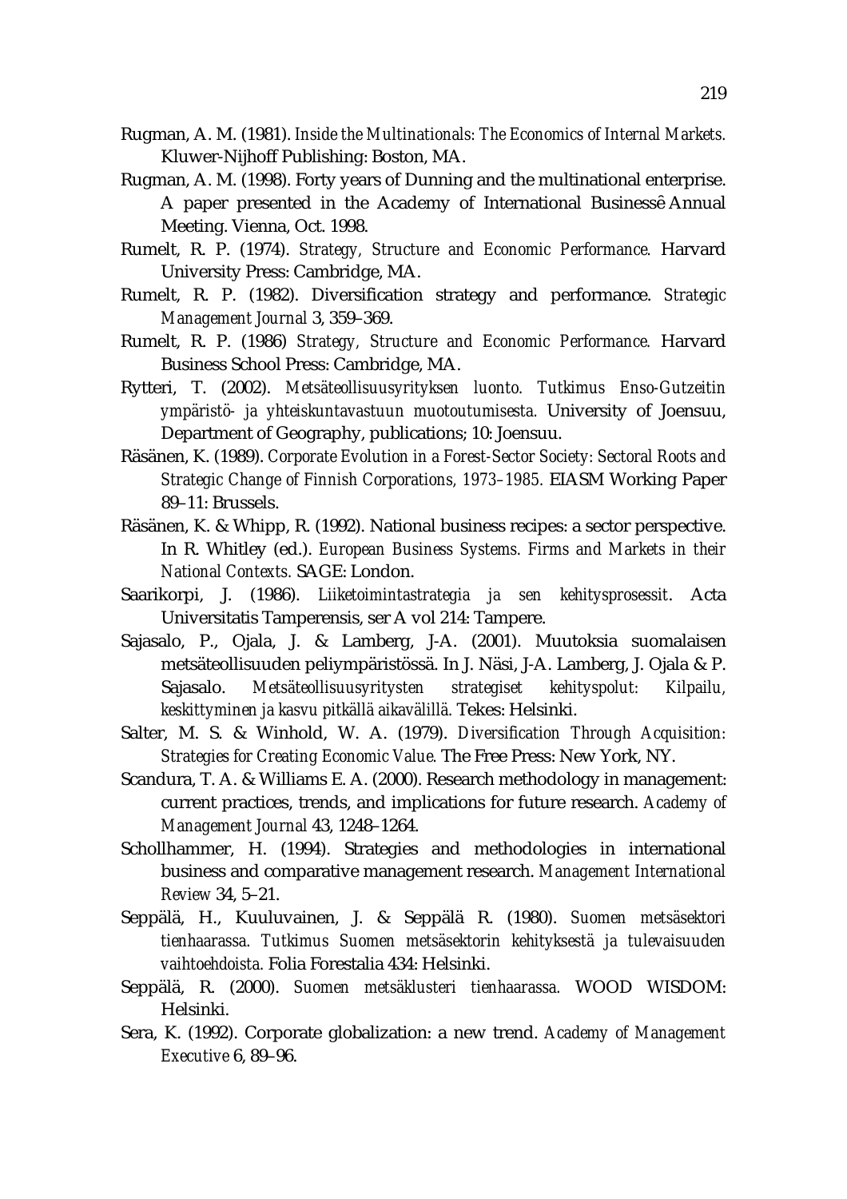Rugman, A. M. (1981). *Inside the Multinationals: The Economics of Internal Markets.* Kluwer-Nijhoff Publishing: Boston, MA.

Rugman, A. M. (1998). Forty years of Dunning and the multinational enterprise. A paper presented in the Academy of International Businessê Annual Meeting. Vienna, Oct. 1998.

Rumelt, R. P. (1974). *Strategy, Structure and Economic Performance.* Harvard University Press: Cambridge, MA.

Rumelt, R. P. (1982). Diversification strategy and performance. *Strategic Management Journal* 3, 359–369.

Rumelt, R. P. (1986) *Strategy, Structure and Economic Performance.* Harvard Business School Press: Cambridge, MA.

Rytteri, T. (2002). *Metsäteollisuusyrityksen luonto. Tutkimus Enso-Gutzeitin ympäristö- ja yhteiskuntavastuun muotoutumisesta.* University of Joensuu, Department of Geography, publications; 10: Joensuu.

Räsänen, K. (1989). *Corporate Evolution in a Forest-Sector Society: Sectoral Roots and Strategic Change of Finnish Corporations, 1973–1985.* EIASM Working Paper 89–11: Brussels.

Räsänen, K. & Whipp, R. (1992). National business recipes: a sector perspective. In R. Whitley (ed.). *European Business Systems. Firms and Markets in their National Contexts.* SAGE: London.

Saarikorpi, J. (1986). *Liiketoimintastrategia ja sen kehitysprosessit*. Acta Universitatis Tamperensis, ser A vol 214: Tampere.

Sajasalo, P., Ojala, J. & Lamberg, J-A. (2001). Muutoksia suomalaisen metsäteollisuuden peliympäristössä. In J. Näsi, J-A. Lamberg, J. Ojala & P. Sajasalo. *Metsäteollisuusyritysten strategiset kehityspolut: Kilpailu, keskittyminen ja kasvu pitkällä aikavälillä.* Tekes: Helsinki.

Salter, M. S. & Winhold, W. A. (1979). *Diversification Through Acquisition: Strategies for Creating Economic Value.* The Free Press: New York, NY.

Scandura, T. A. & Williams E. A. (2000). Research methodology in management: current practices, trends, and implications for future research. *Academy of Management Journal* 43, 1248–1264.

Schollhammer, H. (1994). Strategies and methodologies in international business and comparative management research. *Management International Review* 34, 5–21.

Seppälä, H., Kuuluvainen, J. & Seppälä R. (1980). *Suomen metsäsektori tienhaarassa. Tutkimus Suomen metsäsektorin kehityksestä ja tulevaisuuden vaihtoehdoista.* Folia Forestalia 434: Helsinki.

Seppälä, R. (2000). *Suomen metsäklusteri tienhaarassa.* WOOD WISDOM: Helsinki.

Sera, K. (1992). Corporate globalization: a new trend. *Academy of Management Executive* 6, 89–96.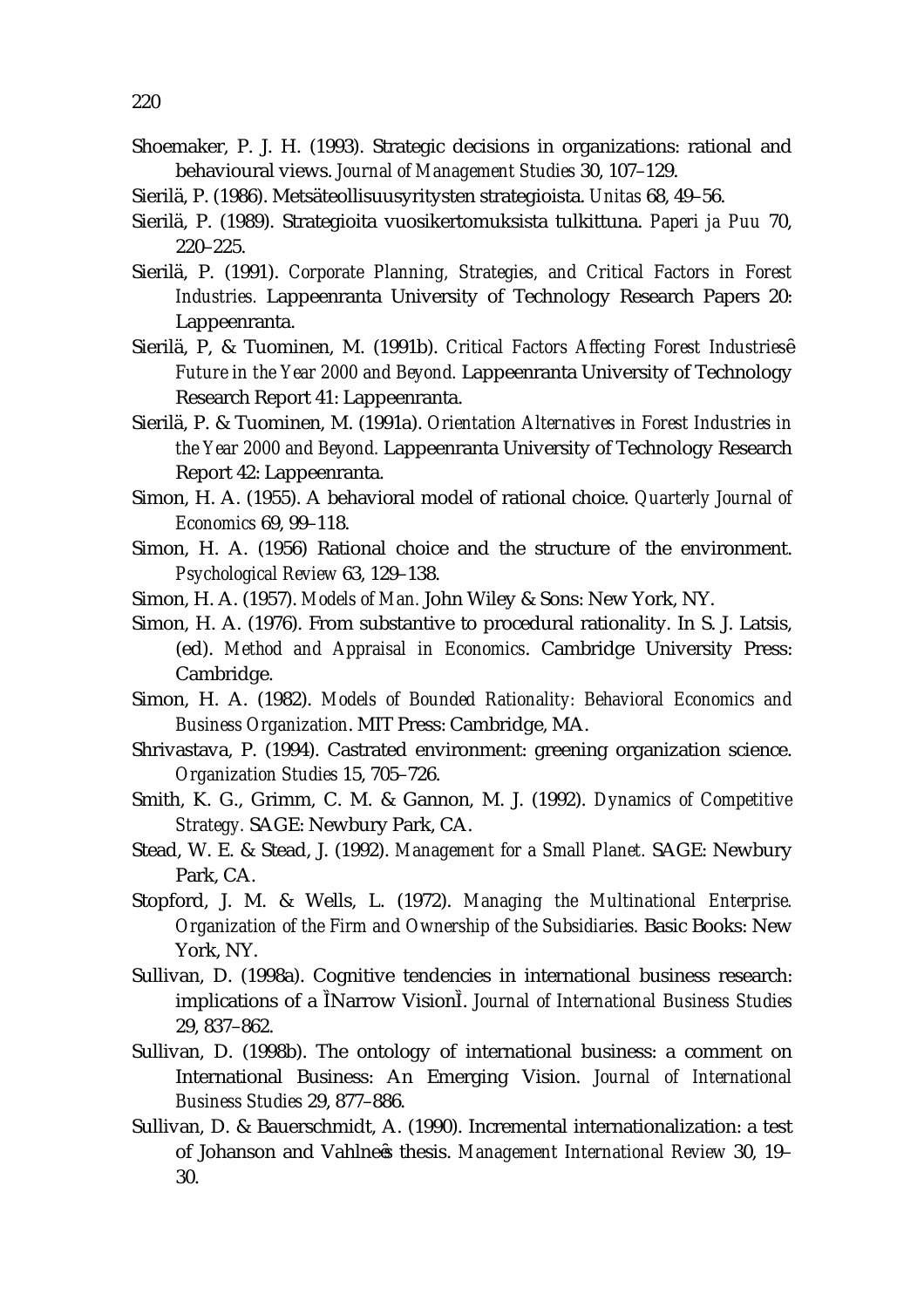Shoemaker, P. J. H. (1993). Strategic decisions in organizations: rational and behavioural views. *Journal of Management Studies* 30, 107–129.

Sierilä, P. (1986). Metsäteollisuusyritysten strategioista. *Unitas* 68, 49–56.

Sierilä, P. (1989). Strategioita vuosikertomuksista tulkittuna. *Paperi ja Puu* 70, 220–225.

Sierilä, P. (1991). *Corporate Planning, Strategies, and Critical Factors in Forest Industries.* Lappeenranta University of Technology Research Papers 20: Lappeenranta.

Sierilä, P, & Tuominen, M. (1991b). *Critical Factors Affecting Forest Industriesê Future in the Year 2000 and Beyond.* Lappeenranta University of Technology Research Report 41: Lappeenranta.

Sierilä, P. & Tuominen, M. (1991a). *Orientation Alternatives in Forest Industries in the Year 2000 and Beyond.* Lappeenranta University of Technology Research Report 42: Lappeenranta.

Simon, H. A. (1955). A behavioral model of rational choice. *Quarterly Journal of Economics* 69, 99–118.

Simon, H. A. (1956) Rational choice and the structure of the environment. *Psychological Review* 63, 129–138.

Simon, H. A. (1957). *Models of Man.* John Wiley & Sons: New York, NY.

Simon, H. A. (1976). From substantive to procedural rationality. In S. J. Latsis, (ed). *Method and Appraisal in Economics*. Cambridge University Press: Cambridge.

Simon, H. A. (1982). *Models of Bounded Rationality: Behavioral Economics and Business Organization*. MIT Press: Cambridge, MA.

Shrivastava, P. (1994). Castrated environment: greening organization science. *Organization Studies* 15, 705–726.

Smith, K. G., Grimm, C. M. & Gannon, M. J. (1992). *Dynamics of Competitive Strategy.* SAGE: Newbury Park, CA.

Stead, W. E. & Stead, J. (1992). *Management for a Small Planet.* SAGE: Newbury Park, CA.

Stopford, J. M. & Wells, L. (1972). *Managing the Multinational Enterprise. Organization of the Firm and Ownership of the Subsidiaries.* Basic Books: New York, NY.

Sullivan, D. (1998a). Cognitive tendencies in international business research: implications of a ÌNarrow VisionÌ. *Journal of International Business Studies* 29, 837–862.

Sullivan, D. (1998b). The ontology of international business: a comment on International Business: An Emerging Vision. *Journal of International Business Studies* 29, 877–886.

Sullivan, D. & Bauerschmidt, A. (1990). Incremental internationalization: a test of Johanson and Vahlneê thesis. *Management International Review* 30, 19–30.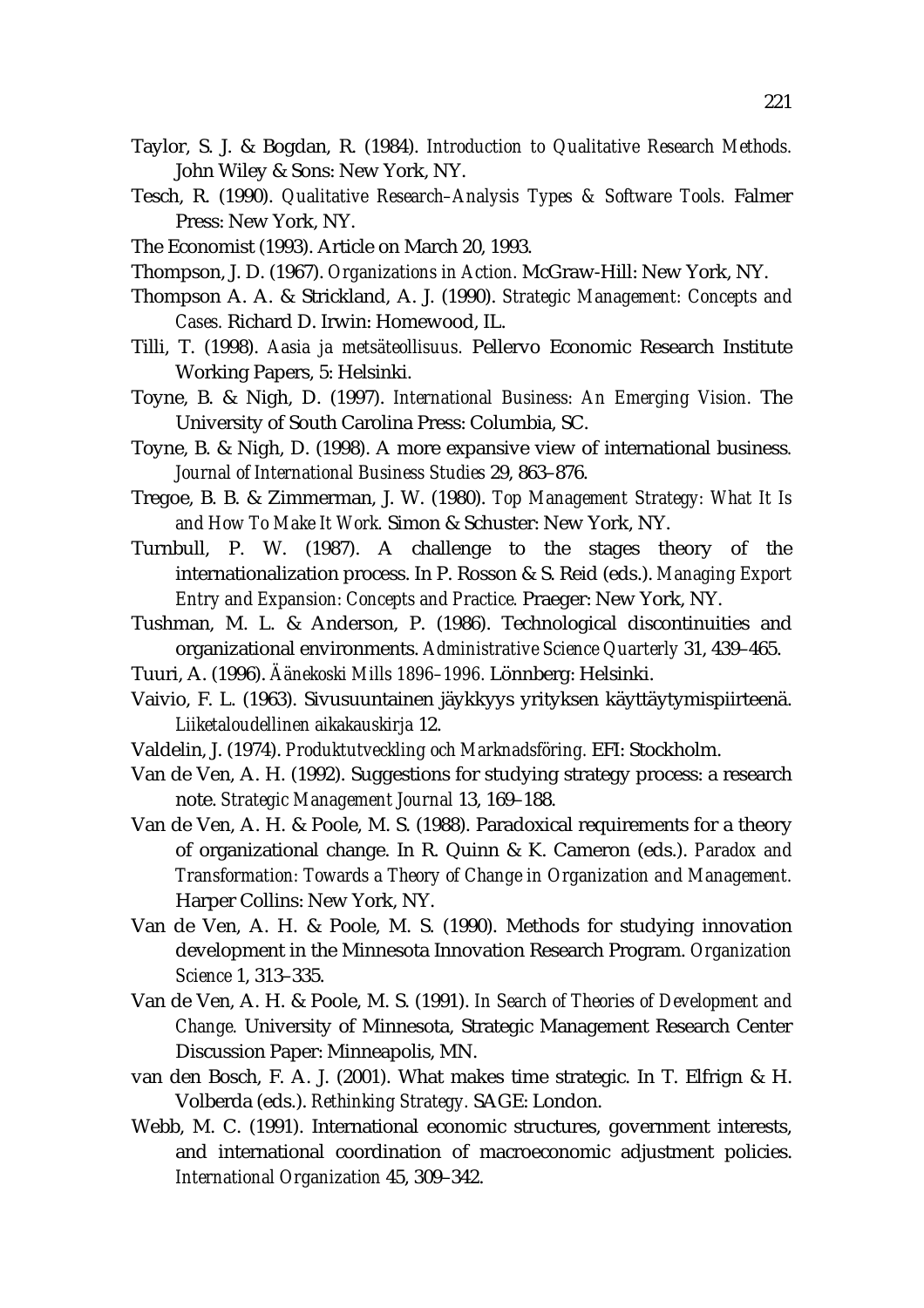Taylor, S. J. & Bogdan, R. (1984). *Introduction to Qualitative Research Methods.* John Wiley & Sons: New York, NY.

Tesch, R. (1990). *Qualitative Research–Analysis Types & Software Tools.* Falmer Press: New York, NY.

The Economist (1993). Article on March 20, 1993.

Thompson, J. D. (1967). *Organizations in Action.* McGraw-Hill: New York, NY.

Thompson A. A. & Strickland, A. J. (1990). *Strategic Management: Concepts and Cases.* Richard D. Irwin: Homewood, IL.

Tilli, T. (1998). *Aasia ja metsäteollisuus.* Pellervo Economic Research Institute Working Papers, 5: Helsinki.

Toyne, B. & Nigh, D. (1997). *International Business: An Emerging Vision.* The University of South Carolina Press: Columbia, SC.

Toyne, B. & Nigh, D. (1998). A more expansive view of international business. *Journal of International Business Studies* 29, 863–876.

Tregoe, B. B. & Zimmerman, J. W. (1980). *Top Management Strategy: What It Is and How To Make It Work.* Simon & Schuster: New York, NY.

Turnbull, P. W. (1987). A challenge to the stages theory of the internationalization process. In P. Rosson & S. Reid (eds.). *Managing Export Entry and Expansion: Concepts and Practice.* Praeger: New York, NY.

Tushman, M. L. & Anderson, P. (1986). Technological discontinuities and organizational environments. *Administrative Science Quarterly* 31, 439–465.

Tuuri, A. (1996). *Äänekoski Mills 1896–1996.* Lönnberg: Helsinki.

Vaivio, F. L. (1963). Sivusuuntainen jäykkyys yrityksen käyttäytymispiirteenä. *Liiketaloudellinen aikakauskirja* 12.

Valdelin, J. (1974). *Produktutveckling och Marknadsföring.* EFI: Stockholm.

Van de Ven, A. H. (1992). Suggestions for studying strategy process: a research note. *Strategic Management Journal* 13, 169–188.

Van de Ven, A. H. & Poole, M. S. (1988). Paradoxical requirements for a theory of organizational change. In R. Quinn & K. Cameron (eds.). *Paradox and Transformation: Towards a Theory of Change in Organization and Management.* Harper Collins: New York, NY.

Van de Ven, A. H. & Poole, M. S. (1990). Methods for studying innovation development in the Minnesota Innovation Research Program. *Organization Science* 1, 313–335.

Van de Ven, A. H. & Poole, M. S. (1991). *In Search of Theories of Development and Change.* University of Minnesota, Strategic Management Research Center Discussion Paper: Minneapolis, MN.

van den Bosch, F. A. J. (2001). What makes time strategic. In T. Elfrign & H. Volberda (eds.). *Rethinking Strategy.* SAGE: London.

Webb, M. C. (1991). International economic structures, government interests, and international coordination of macroeconomic adjustment policies. *International Organization* 45, 309–342.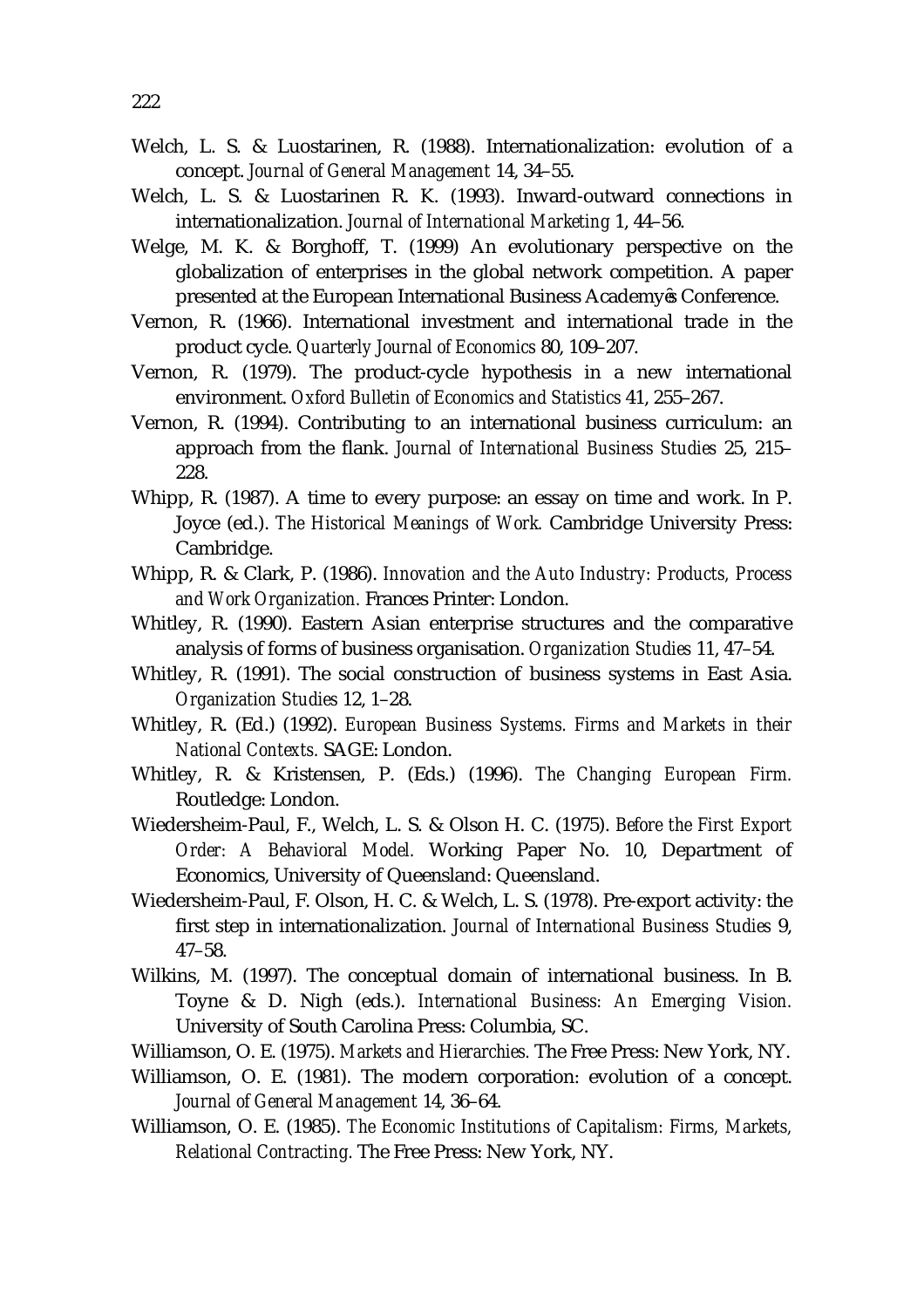Welch, L. S. & Luostarinen, R. (1988). Internationalization: evolution of a concept. *Journal of General Management* 14, 34–55.

Welch, L. S. & Luostarinen R. K. (1993). Inward-outward connections in internationalization. *Journal of International Marketing* 1, 44–56.

Welge, M. K. & Borghoff, T. (1999) An evolutionary perspective on the globalization of enterprises in the global network competition. A paper presented at the European International Business Academyȇs Conference.

Vernon, R. (1966). International investment and international trade in the product cycle. *Quarterly Journal of Economics* 80, 109–207.

Vernon, R. (1979). The product-cycle hypothesis in a new international environment. *Oxford Bulletin of Economics and Statistics* 41, 255–267.

Vernon, R. (1994). Contributing to an international business curriculum: an approach from the flank. *Journal of International Business Studies* 25, 215–228.

Whipp, R. (1987). A time to every purpose: an essay on time and work. In P. Joyce (ed.). *The Historical Meanings of Work.* Cambridge University Press: Cambridge.

Whipp, R. & Clark, P. (1986). *Innovation and the Auto Industry: Products, Process and Work Organization.* Frances Printer: London.

Whitley, R. (1990). Eastern Asian enterprise structures and the comparative analysis of forms of business organisation. *Organization Studies* 11, 47–54.

Whitley, R. (1991). The social construction of business systems in East Asia. *Organization Studies* 12, 1–28.

Whitley, R. (Ed.) (1992). *European Business Systems. Firms and Markets in their National Contexts.* SAGE: London.

Whitley, R. & Kristensen, P. (Eds.) (1996). *The Changing European Firm.* Routledge: London.

Wiedersheim-Paul, F., Welch, L. S. & Olson H. C. (1975). *Before the First Export Order: A Behavioral Model.* Working Paper No. 10, Department of Economics, University of Queensland: Queensland.

Wiedersheim-Paul, F. Olson, H. C. & Welch, L. S. (1978). Pre-export activity: the first step in internationalization. *Journal of International Business Studies* 9, 47–58.

Wilkins, M. (1997). The conceptual domain of international business. In B. Toyne & D. Nigh (eds.). *International Business: An Emerging Vision.* University of South Carolina Press: Columbia, SC.

Williamson, O. E. (1975). *Markets and Hierarchies.* The Free Press: New York, NY.

Williamson, O. E. (1981). The modern corporation: evolution of a concept. *Journal of General Management* 14, 36–64.

Williamson, O. E. (1985). *The Economic Institutions of Capitalism: Firms, Markets, Relational Contracting.* The Free Press: New York, NY.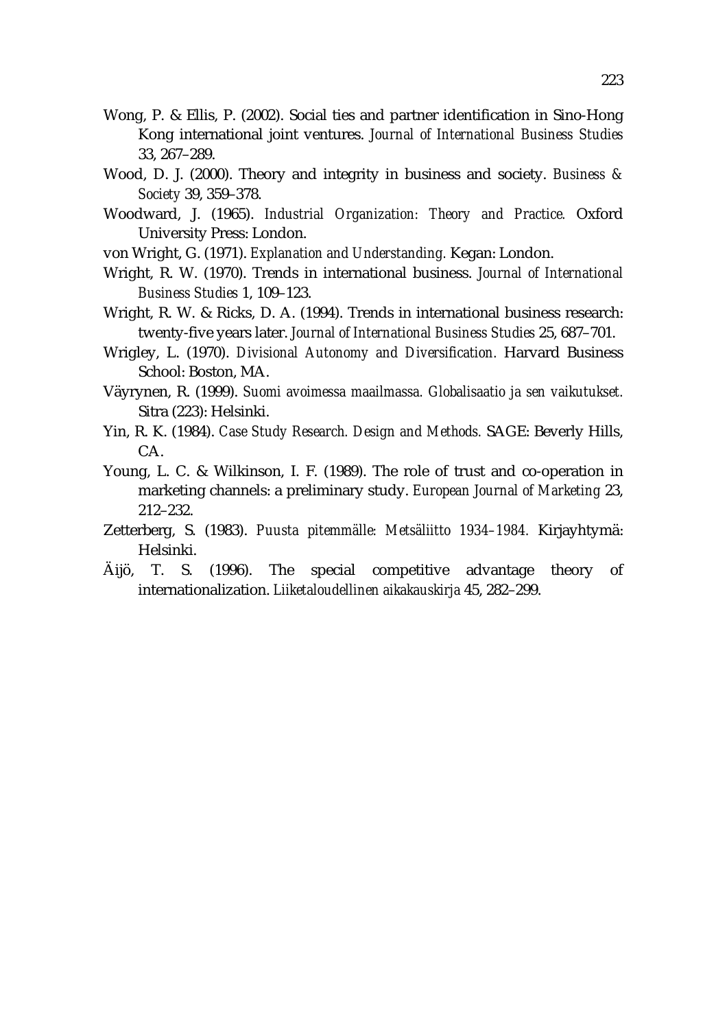Wong, P. & Ellis, P. (2002). Social ties and partner identification in Sino-Hong Kong international joint ventures. *Journal of International Business Studies* 33, 267–289.

Wood, D. J. (2000). Theory and integrity in business and society. *Business & Society* 39, 359–378.

Woodward, J. (1965). *Industrial Organization: Theory and Practice.* Oxford University Press: London.

von Wright, G. (1971). *Explanation and Understanding.* Kegan: London.

Wright, R. W. (1970). Trends in international business. *Journal of International Business Studies* 1, 109–123.

Wright, R. W. & Ricks, D. A. (1994). Trends in international business research: twenty-five years later. *Journal of International Business Studies* 25, 687–701.

Wrigley, L. (1970). *Divisional Autonomy and Diversification.* Harvard Business School: Boston, MA.

Väyrynen, R. (1999). *Suomi avoimessa maailmassa. Globalisaatio ja sen vaikutukset.* Sitra (223): Helsinki.

Yin, R. K. (1984). *Case Study Research. Design and Methods.* SAGE: Beverly Hills, CA.

Young, L. C. & Wilkinson, I. F. (1989). The role of trust and co-operation in marketing channels: a preliminary study. *European Journal of Marketing* 23, 212–232.

Zetterberg, S. (1983). *Puusta pitemmälle: Metsäliitto 1934–1984.* Kirjayhtymä: Helsinki.

Äijö, T. S. (1996). The special competitive advantage theory of internationalization. *Liiketaloudellinen aikakauskirja* 45, 282–299.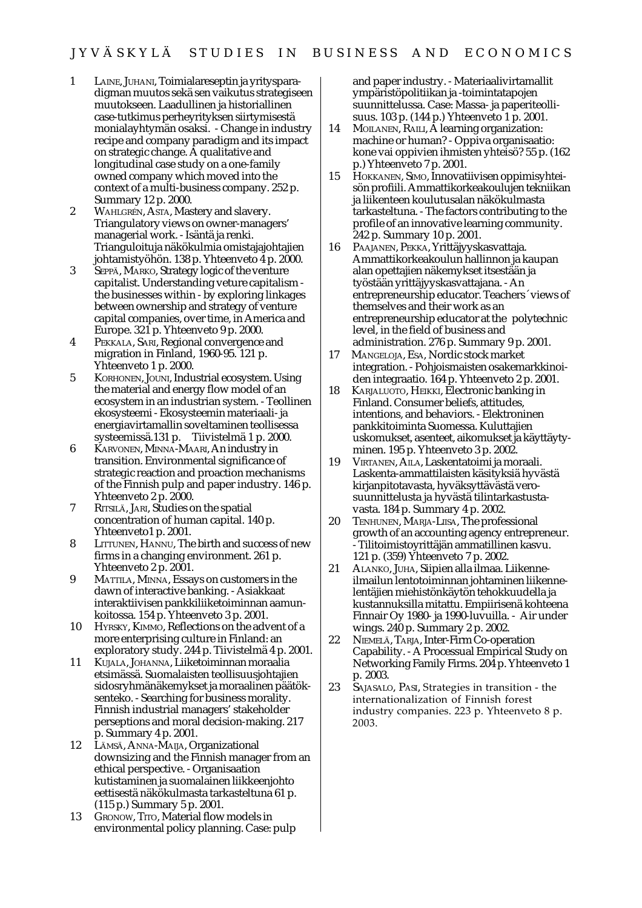# JYVÄSKYLÄ STUDIES IN BUSINESS AND ECONOMICS

1. LAINE, JUHANI, Toimialareseptin ja yritysparadigman muutos sekä sen vaikutus strategiseen muutokseen. Laadullinen ja historiallinen case-tutkimus perheyrityksen siirtymisestä monialayhtymän osaksi. - Change in industry recipe and company paradigm and its impact on strategic change. A qualitative and longitudinal case study on a one-family owned company which moved into the context of a multi-business company. 252 p. Summary 12 p. 2000.
2. WAHLGRÉN, ASTA, Mastery and slavery. Triangulatory views on owner-managers' managerial work. - Isäntä ja renki. Trianguloituja näkökulmia omistajajohtajien johtamistyöhön. 138 p. Yhteenveto 4 p. 2000.
3. SEPPÄ, MARKO, Strategy logic of the venture capitalist. Understanding veture capitalism - the businesses within - by exploring linkages between ownership and strategy of venture capital companies, over time, in America and Europe. 321 p. Yhteenveto 9 p. 2000.
4. PEKKALA, SARI, Regional convergence and migration in Finland, 1960-95. 121 p. Yhteenveto 1 p. 2000.
5. KORHONEN, JOUNI, Industrial ecosystem. Using the material and energy flow model of an ecosystem in an industrian system. - Teollinen ekosysteemi - Ekosysteemin materiaali- ja energiavirtamallin soveltaminen teollisessa systeemissä.131 p. Tiivistelmä 1 p. 2000.
6. KARVONEN, MINNA-MAARI, An industry in transition. Environmental significance of strategic reaction and proaction mechanisms of the Finnish pulp and paper industry. 146 p. Yhteenveto 2 p. 2000.
7. RITSILÄ, JARI, Studies on the spatial concentration of human capital. 140 p. Yhteenveto1 p. 2001.
8. LITTUNEN, HANNU, The birth and success of new firms in a changing environment. 261 p. Yhteenveto 2 p. 2001.
9. MATTILA, MINNA, Essays on customers in the dawn of interactive banking. - Asiakkaat interaktiivisen pankkiliiketoiminnan aamunkoitossa. 154 p. Yhteenveto 3 p. 2001.
10. HYRSKY, KIMMO, Reflections on the advent of a more enterprising culture in Finland: an exploratory study. 244 p. Tiivistelmä 4 p. 2001.
11. KUJALA, JOHANNA, Liiketoiminnan moraalia etsimässä. Suomalaisten teollisuusjohtajien sidosryhmänäkemykset ja moraalinen päätöksenteko. - Searching for business morality. Finnish industrial managers' stakeholder perseptions and moral decision-making. 217 p. Summary 4 p. 2001.
12. LÄMSÄ, ANNA-MAIJA, Organizational downsizing and the Finnish manager from an ethical perspective. - Organisaation kutistaminen ja suomalainen liikkeenjohto eettisestä näkökulmasta tarkasteltuna 61 p. (115 p.) Summary 5 p. 2001.
13. GRONOW, TITO, Material flow models in environmental policy planning. Case: pulp and paper industry. - Materiaalivirtamallit ympäristöpolitiikan ja -toimintatapojen suunnittelussa. Case: Massa- ja paperiteollisuus. 103 p. (144 p.) Yhteenveto 1 p. 2001.
14. MOILANEN, RAILI, A learning organization: machine or human? - Oppiva organisaatio: kone vai oppivien ihmisten yhteisö? 55 p. (162 p.) Yhteenveto 7 p. 2001.
15. HOKKANEN, SIMO, Innovatiivisen oppimisyhteisön profiili. Ammattikorkeakoulujen tekniikan ja liikenteen koulutusalan näkökulmasta tarkasteltuna. - The factors contributing to the profile of an innovative learning community. 242 p. Summary 10 p. 2001.
16. PAAJANEN, PEKKA, Yrittäjyyskasvattaja. Ammattikorkeakoulun hallinnon ja kaupan alan opettajien näkemykset itsestään ja työstään yrittäjyyskasvattajana. - An entrepreneurship educator. Teachers´ views of themselves and their work as an entrepreneurship educator at the polytechnic level, in the field of business and administration. 276 p. Summary 9 p. 2001.
17. MANGELOJA, ESA, Nordic stock market integration. - Pohjoismaisten osakemarkkinoiden integraatio. 164 p. Yhteenveto 2 p. 2001.
18. KARJALUOTO, HEIKKI, Electronic banking in Finland. Consumer beliefs, attitudes, intentions, and behaviors. - Elektroninen pankkitoiminta Suomessa. Kuluttajien uskomukset, asenteet, aikomukset ja käyttäytyminen. 195 p. Yhteenveto 3 p. 2002.
19. VIRTANEN, AILA, Laskentatoimi ja moraali. Laskenta-ammattilaisten käsityksiä hyvästä kirjanpitotavasta, hyväksyttävästä verosuunnittelusta ja hyvästä tilintarkastustavasta. 184 p. Summary 4 p. 2002.
20. TENHUNEN, MARJA-LIISA, The professional growth of an accounting agency entrepreneur. - Tilitoimistoyrittäjän ammatillinen kasvu. 121 p. (359) Yhteenveto 7 p. 2002.
21. ALANKO, JUHA, Siipien alla ilmaa. Liikenneilmailun lentotoiminnan johtaminen liikennelentäjien miehistönkäytön tehokkuudella ja kustannuksilla mitattu. Empiirisenä kohteena Finnair Oy 1980- ja 1990-luvuilla. - Air under wings. 240 p. Summary 2 p. 2002.
22. NIEMELÄ, TARJA, Inter-Firm Co-operation Capability. - A Processual Empirical Study on Networking Family Firms. 204 p. Yhteenveto 1 p. 2003.
23. SAJASALO, PASI, Strategies in transition - the internationalization of Finnish forest industry companies. 223 p. Yhteenveto 8 p. 2003.